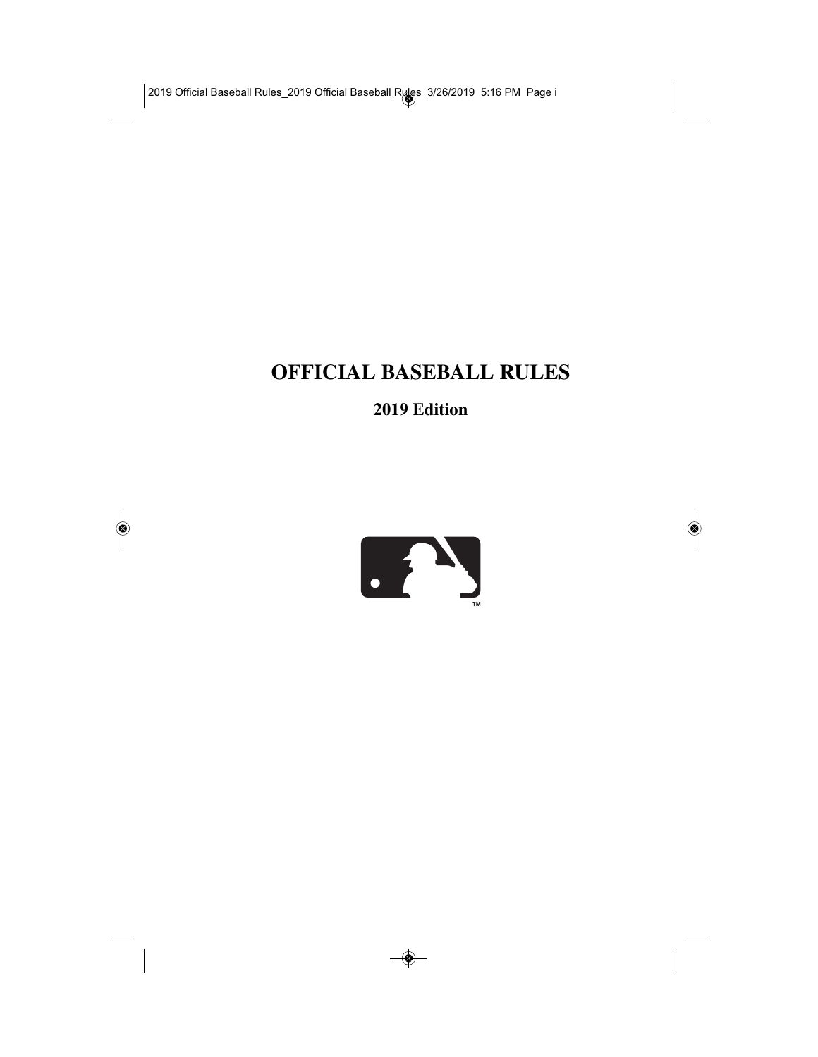# OFFICIAL BASEBALL RULES

## 2019 Edition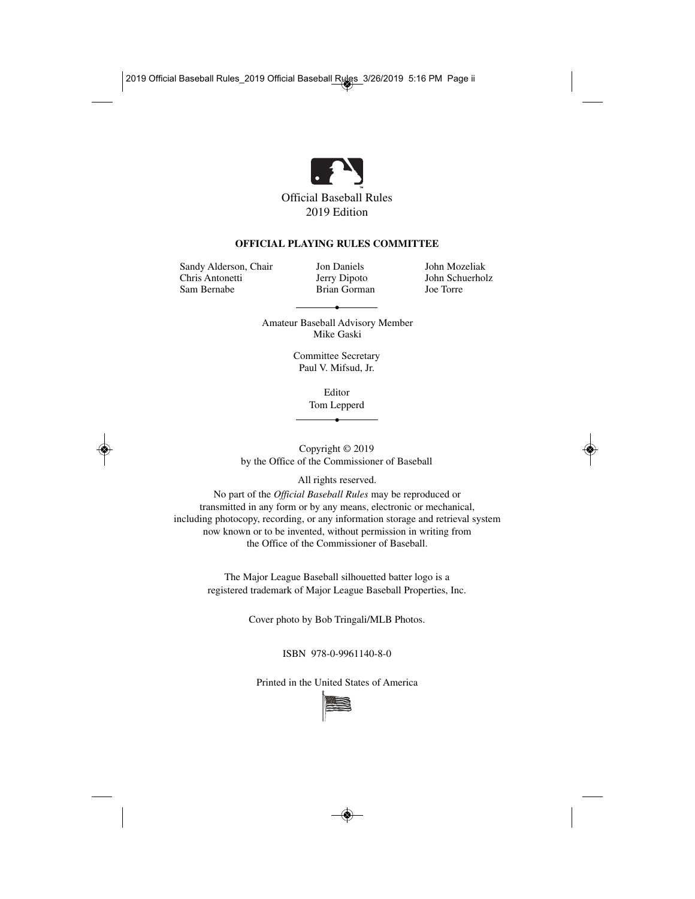Official Baseball Rules
2019 Edition

**OFFICIAL PLAYING RULES COMMITTEE**

Sandy Alderson, Chair
Chris Antonetti
Sam Bernabe
Jon Daniels
Jerry Dipoto
Brian Gorman
John Mozeliak
John Schuerholz
Joe Torre

Amateur Baseball Advisory Member
Mike Gaski

Committee Secretary
Paul V. Mifsud, Jr.

Editor
Tom Lepperd

Copyright © 2019
by the Office of the Commissioner of Baseball

All rights reserved.

No part of the *Official Baseball Rules* may be reproduced or transmitted in any form or by any means, electronic or mechanical, including photocopy, recording, or any information storage and retrieval system now known or to be invented, without permission in writing from the Office of the Commissioner of Baseball.

The Major League Baseball silhouetted batter logo is a registered trademark of Major League Baseball Properties, Inc.

Cover photo by Bob Tringali/MLB Photos.

ISBN 978-0-9961140-8-0

Printed in the United States of America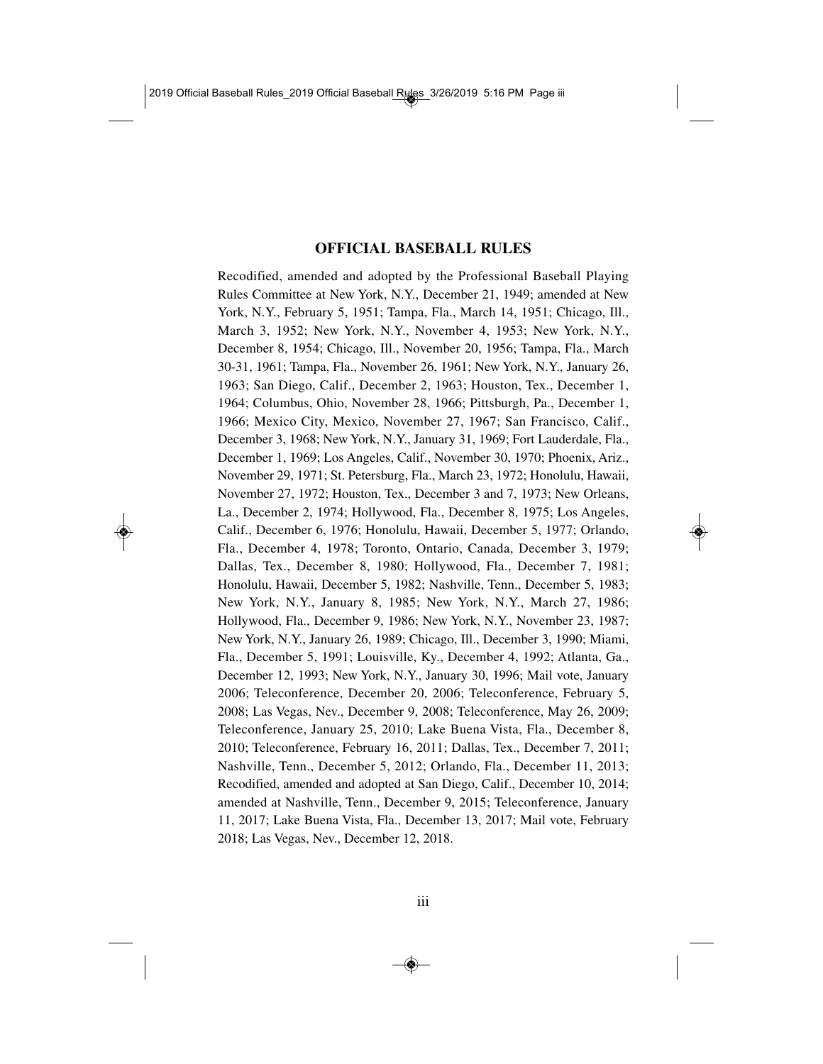## OFFICIAL BASEBALL RULES

Recodified, amended and adopted by the Professional Baseball Playing Rules Committee at New York, N.Y., December 21, 1949; amended at New York, N.Y., February 5, 1951; Tampa, Fla., March 14, 1951; Chicago, Ill., March 3, 1952; New York, N.Y., November 4, 1953; New York, N.Y., December 8, 1954; Chicago, Ill., November 20, 1956; Tampa, Fla., March 30-31, 1961; Tampa, Fla., November 26, 1961; New York, N.Y., January 26, 1963; San Diego, Calif., December 2, 1963; Houston, Tex., December 1, 1964; Columbus, Ohio, November 28, 1966; Pittsburgh, Pa., December 1, 1966; Mexico City, Mexico, November 27, 1967; San Francisco, Calif., December 3, 1968; New York, N.Y., January 31, 1969; Fort Lauderdale, Fla., December 1, 1969; Los Angeles, Calif., November 30, 1970; Phoenix, Ariz., November 29, 1971; St. Petersburg, Fla., March 23, 1972; Honolulu, Hawaii, November 27, 1972; Houston, Tex., December 3 and 7, 1973; New Orleans, La., December 2, 1974; Hollywood, Fla., December 8, 1975; Los Angeles, Calif., December 6, 1976; Honolulu, Hawaii, December 5, 1977; Orlando, Fla., December 4, 1978; Toronto, Ontario, Canada, December 3, 1979; Dallas, Tex., December 8, 1980; Hollywood, Fla., December 7, 1981; Honolulu, Hawaii, December 5, 1982; Nashville, Tenn., December 5, 1983; New York, N.Y., January 8, 1985; New York, N.Y., March 27, 1986; Hollywood, Fla., December 9, 1986; New York, N.Y., November 23, 1987; New York, N.Y., January 26, 1989; Chicago, Ill., December 3, 1990; Miami, Fla., December 5, 1991; Louisville, Ky., December 4, 1992; Atlanta, Ga., December 12, 1993; New York, N.Y., January 30, 1996; Mail vote, January 2006; Teleconference, December 20, 2006; Teleconference, February 5, 2008; Las Vegas, Nev., December 9, 2008; Teleconference, May 26, 2009; Teleconference, January 25, 2010; Lake Buena Vista, Fla., December 8, 2010; Teleconference, February 16, 2011; Dallas, Tex., December 7, 2011; Nashville, Tenn., December 5, 2012; Orlando, Fla., December 11, 2013; Recodified, amended and adopted at San Diego, Calif., December 10, 2014; amended at Nashville, Tenn., December 9, 2015; Teleconference, January 11, 2017; Lake Buena Vista, Fla., December 13, 2017; Mail vote, February 2018; Las Vegas, Nev., December 12, 2018.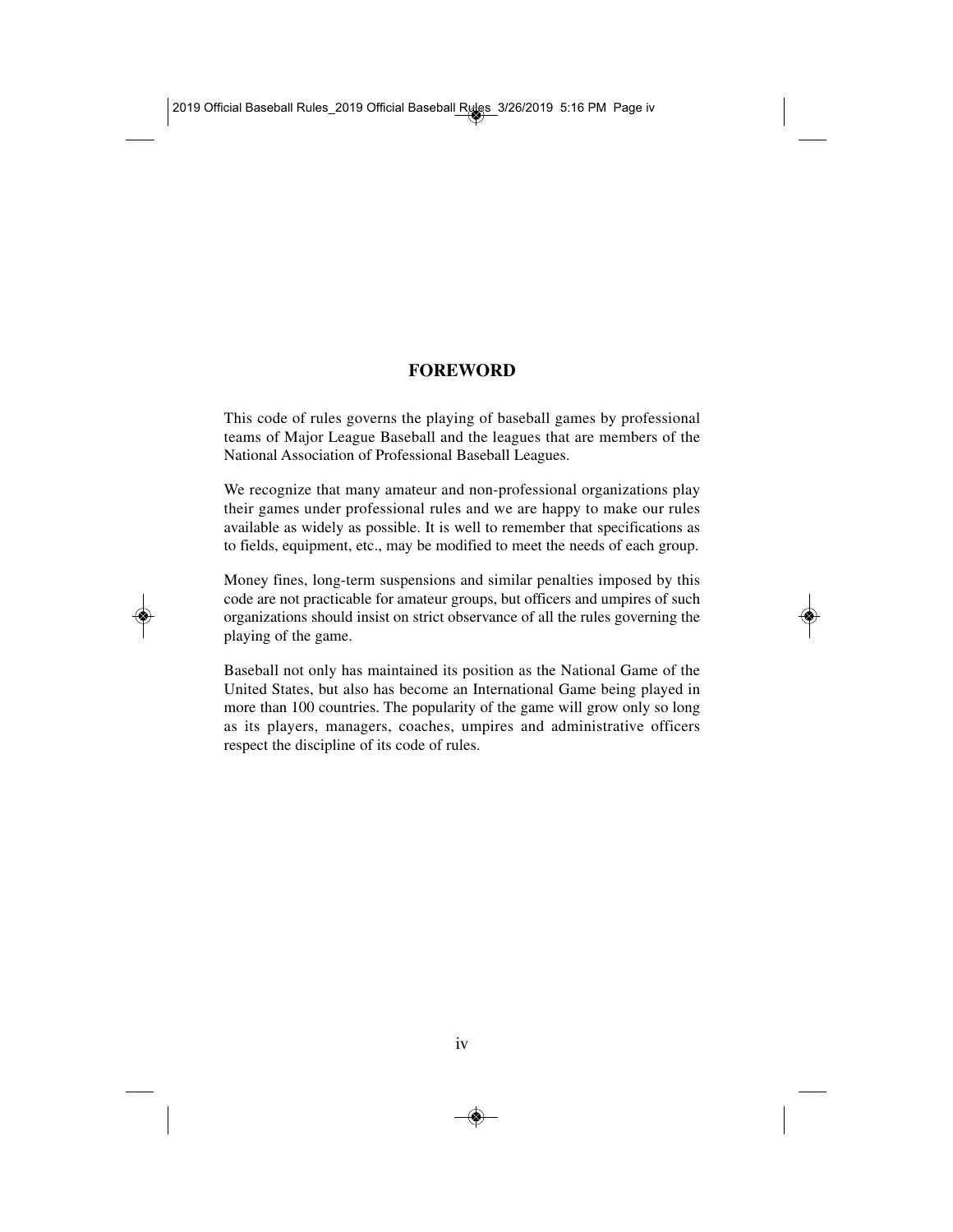# FOREWORD

This code of rules governs the playing of baseball games by professional teams of Major League Baseball and the leagues that are members of the National Association of Professional Baseball Leagues.

We recognize that many amateur and non-professional organizations play their games under professional rules and we are happy to make our rules available as widely as possible. It is well to remember that specifications as to fields, equipment, etc., may be modified to meet the needs of each group.

Money fines, long-term suspensions and similar penalties imposed by this code are not practicable for amateur groups, but officers and umpires of such organizations should insist on strict observance of all the rules governing the playing of the game.

Baseball not only has maintained its position as the National Game of the United States, but also has become an International Game being played in more than 100 countries. The popularity of the game will grow only so long as its players, managers, coaches, umpires and administrative officers respect the discipline of its code of rules.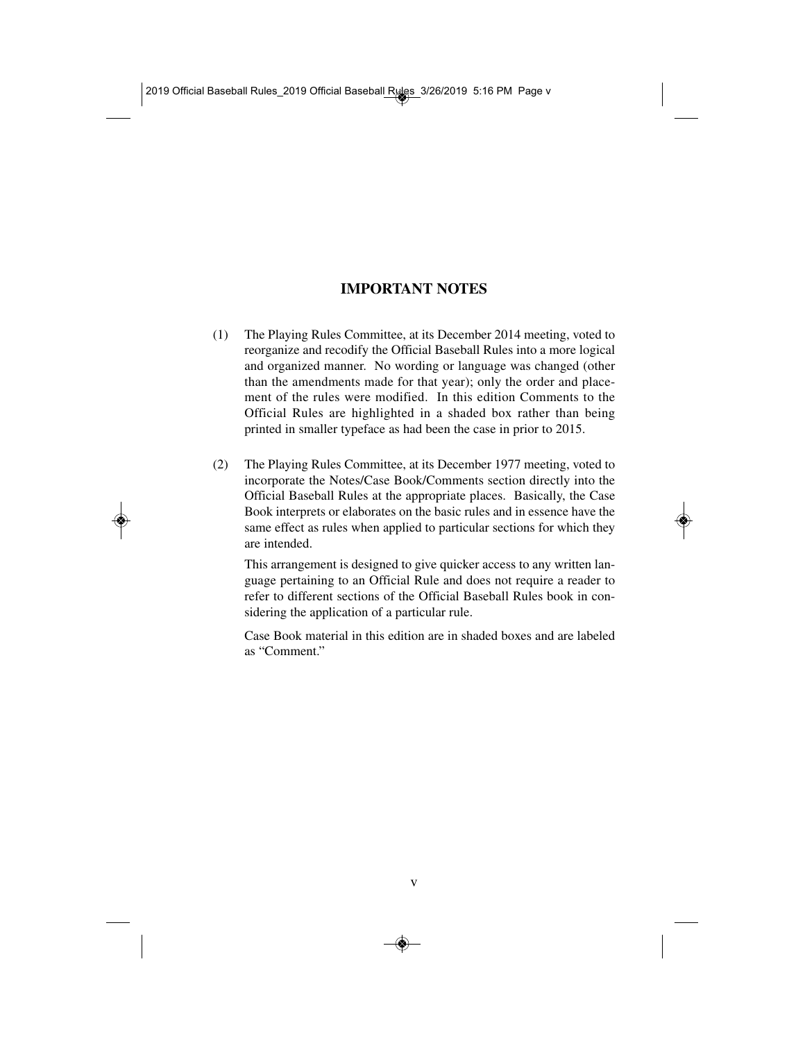# IMPORTANT NOTES

(1) The Playing Rules Committee, at its December 2014 meeting, voted to reorganize and recodify the Official Baseball Rules into a more logical and organized manner. No wording or language was changed (other than the amendments made for that year); only the order and placement of the rules were modified. In this edition Comments to the Official Rules are highlighted in a shaded box rather than being printed in smaller typeface as had been the case in prior to 2015.

(2) The Playing Rules Committee, at its December 1977 meeting, voted to incorporate the Notes/Case Book/Comments section directly into the Official Baseball Rules at the appropriate places. Basically, the Case Book interprets or elaborates on the basic rules and in essence have the same effect as rules when applied to particular sections for which they are intended.

This arrangement is designed to give quicker access to any written language pertaining to an Official Rule and does not require a reader to refer to different sections of the Official Baseball Rules book in considering the application of a particular rule.

Case Book material in this edition are in shaded boxes and are labeled as "Comment."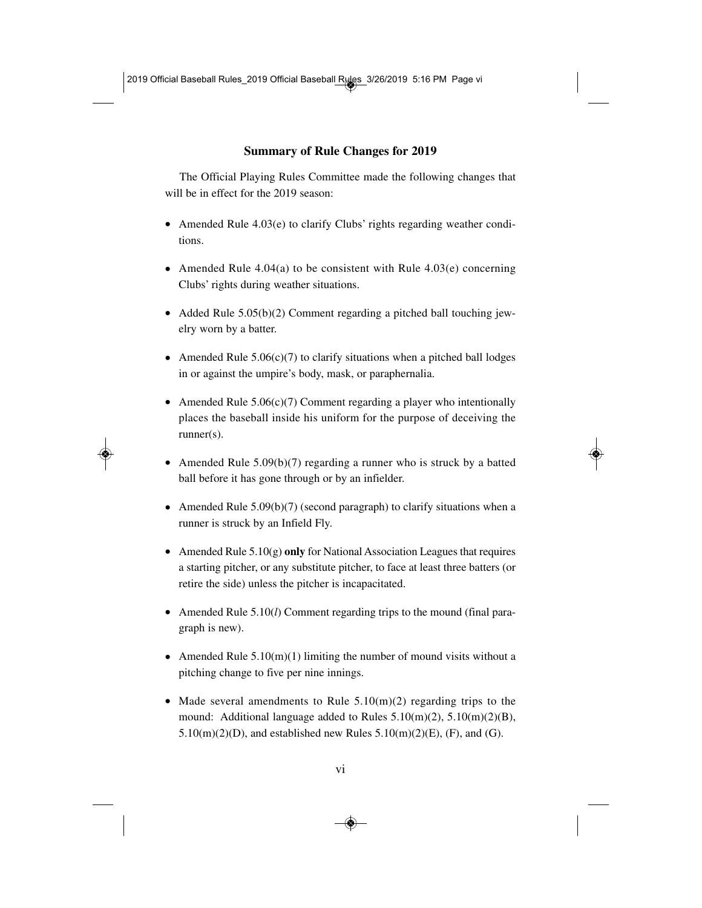## Summary of Rule Changes for 2019

The Official Playing Rules Committee made the following changes that will be in effect for the 2019 season:

- Amended Rule 4.03(e) to clarify Clubs' rights regarding weather conditions.
- Amended Rule 4.04(a) to be consistent with Rule 4.03(e) concerning Clubs' rights during weather situations.
- Added Rule 5.05(b)(2) Comment regarding a pitched ball touching jewelry worn by a batter.
- Amended Rule 5.06(c)(7) to clarify situations when a pitched ball lodges in or against the umpire's body, mask, or paraphernalia.
- Amended Rule 5.06(c)(7) Comment regarding a player who intentionally places the baseball inside his uniform for the purpose of deceiving the runner(s).
- Amended Rule 5.09(b)(7) regarding a runner who is struck by a batted ball before it has gone through or by an infielder.
- Amended Rule 5.09(b)(7) (second paragraph) to clarify situations when a runner is struck by an Infield Fly.
- Amended Rule 5.10(g) **only** for National Association Leagues that requires a starting pitcher, or any substitute pitcher, to face at least three batters (or retire the side) unless the pitcher is incapacitated.
- Amended Rule 5.10(*l*) Comment regarding trips to the mound (final paragraph is new).
- Amended Rule 5.10(m)(1) limiting the number of mound visits without a pitching change to five per nine innings.
- Made several amendments to Rule 5.10(m)(2) regarding trips to the mound: Additional language added to Rules 5.10(m)(2), 5.10(m)(2)(B), 5.10(m)(2)(D), and established new Rules 5.10(m)(2)(E), (F), and (G).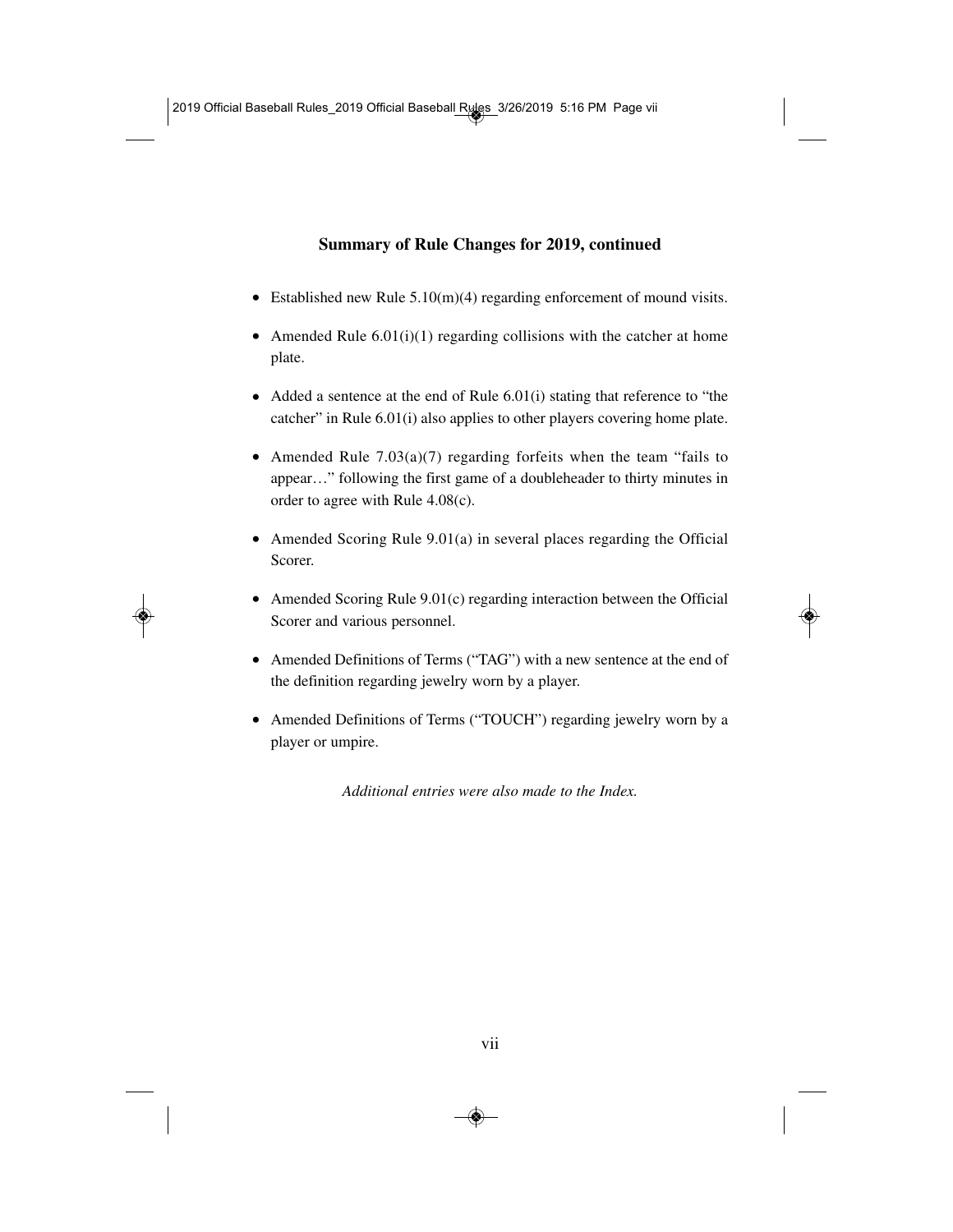## Summary of Rule Changes for 2019, continued

- Established new Rule 5.10(m)(4) regarding enforcement of mound visits.
- Amended Rule 6.01(i)(1) regarding collisions with the catcher at home plate.
- Added a sentence at the end of Rule 6.01(i) stating that reference to "the catcher" in Rule 6.01(i) also applies to other players covering home plate.
- Amended Rule 7.03(a)(7) regarding forfeits when the team "fails to appear…" following the first game of a doubleheader to thirty minutes in order to agree with Rule 4.08(c).
- Amended Scoring Rule 9.01(a) in several places regarding the Official Scorer.
- Amended Scoring Rule 9.01(c) regarding interaction between the Official Scorer and various personnel.
- Amended Definitions of Terms ("TAG") with a new sentence at the end of the definition regarding jewelry worn by a player.
- Amended Definitions of Terms ("TOUCH") regarding jewelry worn by a player or umpire.

*Additional entries were also made to the Index.*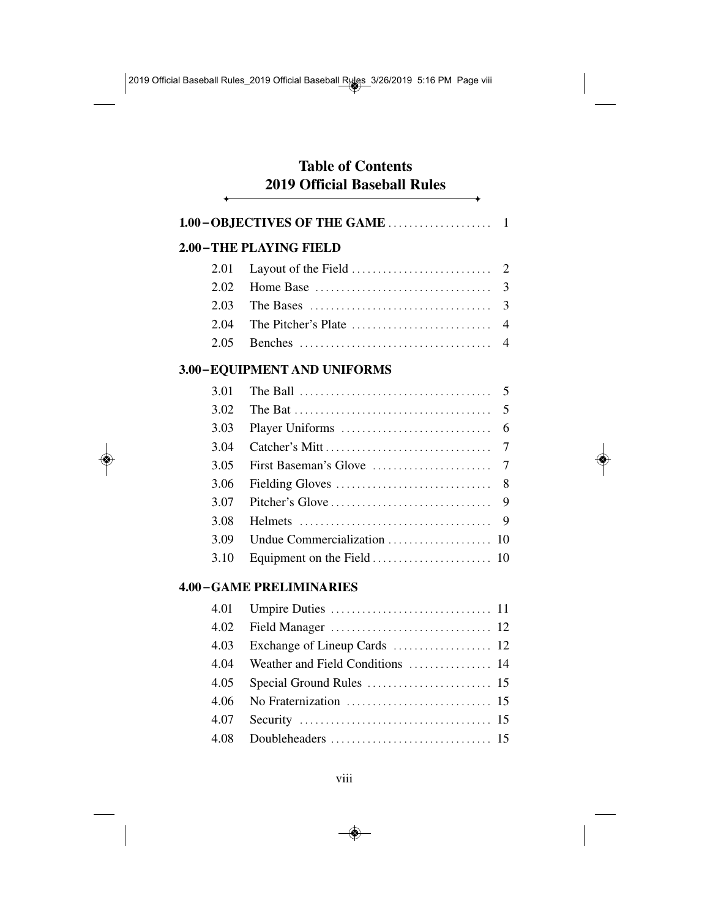# Table of Contents
# 2019 Official Baseball Rules

**1.00 – OBJECTIVES OF THE GAME** .................... 1

**2.00 – THE PLAYING FIELD**

| | | |
|---|---|---|
| 2.01 | Layout of the Field | 2 |
| 2.02 | Home Base | 3 |
| 2.03 | The Bases | 3 |
| 2.04 | The Pitcher's Plate | 4 |
| 2.05 | Benches | 4 |

**3.00 – EQUIPMENT AND UNIFORMS**

| | | |
|---|---|---|
| 3.01 | The Ball | 5 |
| 3.02 | The Bat | 5 |
| 3.03 | Player Uniforms | 6 |
| 3.04 | Catcher's Mitt | 7 |
| 3.05 | First Baseman's Glove | 7 |
| 3.06 | Fielding Gloves | 8 |
| 3.07 | Pitcher's Glove | 9 |
| 3.08 | Helmets | 9 |
| 3.09 | Undue Commercialization | 10 |
| 3.10 | Equipment on the Field | 10 |

**4.00 – GAME PRELIMINARIES**

| | | |
|---|---|---|
| 4.01 | Umpire Duties | 11 |
| 4.02 | Field Manager | 12 |
| 4.03 | Exchange of Lineup Cards | 12 |
| 4.04 | Weather and Field Conditions | 14 |
| 4.05 | Special Ground Rules | 15 |
| 4.06 | No Fraternization | 15 |
| 4.07 | Security | 15 |
| 4.08 | Doubleheaders | 15 |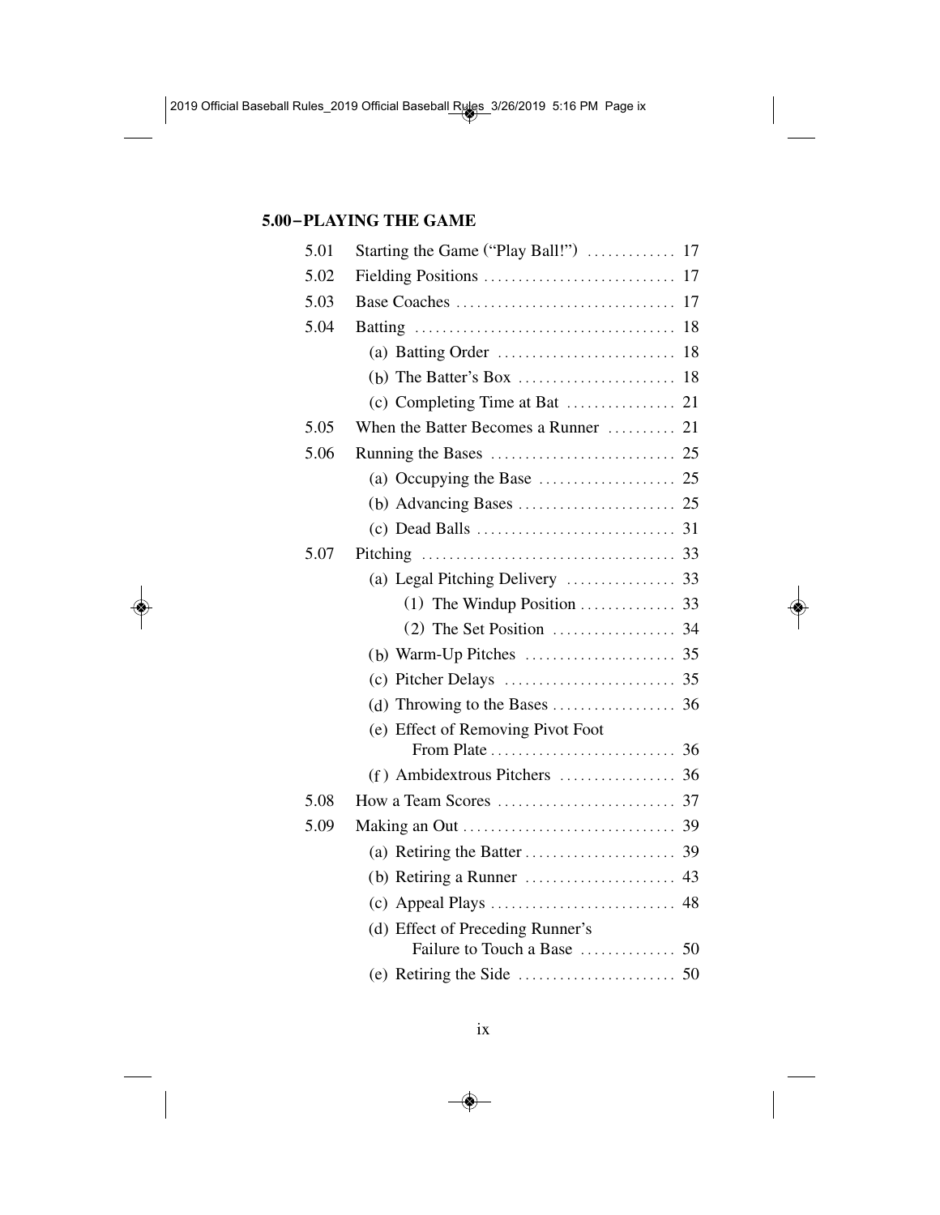## 5.00–PLAYING THE GAME

| | | |
|---|---|---|
| 5.01 | Starting the Game ("Play Ball!") | 17 |
| 5.02 | Fielding Positions | 17 |
| 5.03 | Base Coaches | 17 |
| 5.04 | Batting | 18 |
| | (a) Batting Order | 18 |
| | (b) The Batter's Box | 18 |
| | (c) Completing Time at Bat | 21 |
| 5.05 | When the Batter Becomes a Runner | 21 |
| 5.06 | Running the Bases | 25 |
| | (a) Occupying the Base | 25 |
| | (b) Advancing Bases | 25 |
| | (c) Dead Balls | 31 |
| 5.07 | Pitching | 33 |
| | (a) Legal Pitching Delivery | 33 |
| | (1) The Windup Position | 33 |
| | (2) The Set Position | 34 |
| | (b) Warm-Up Pitches | 35 |
| | (c) Pitcher Delays | 35 |
| | (d) Throwing to the Bases | 36 |
| | (e) Effect of Removing Pivot Foot From Plate | 36 |
| | (f) Ambidextrous Pitchers | 36 |
| 5.08 | How a Team Scores | 37 |
| 5.09 | Making an Out | 39 |
| | (a) Retiring the Batter | 39 |
| | (b) Retiring a Runner | 43 |
| | (c) Appeal Plays | 48 |
| | (d) Effect of Preceding Runner's Failure to Touch a Base | 50 |
| | (e) Retiring the Side | 50 |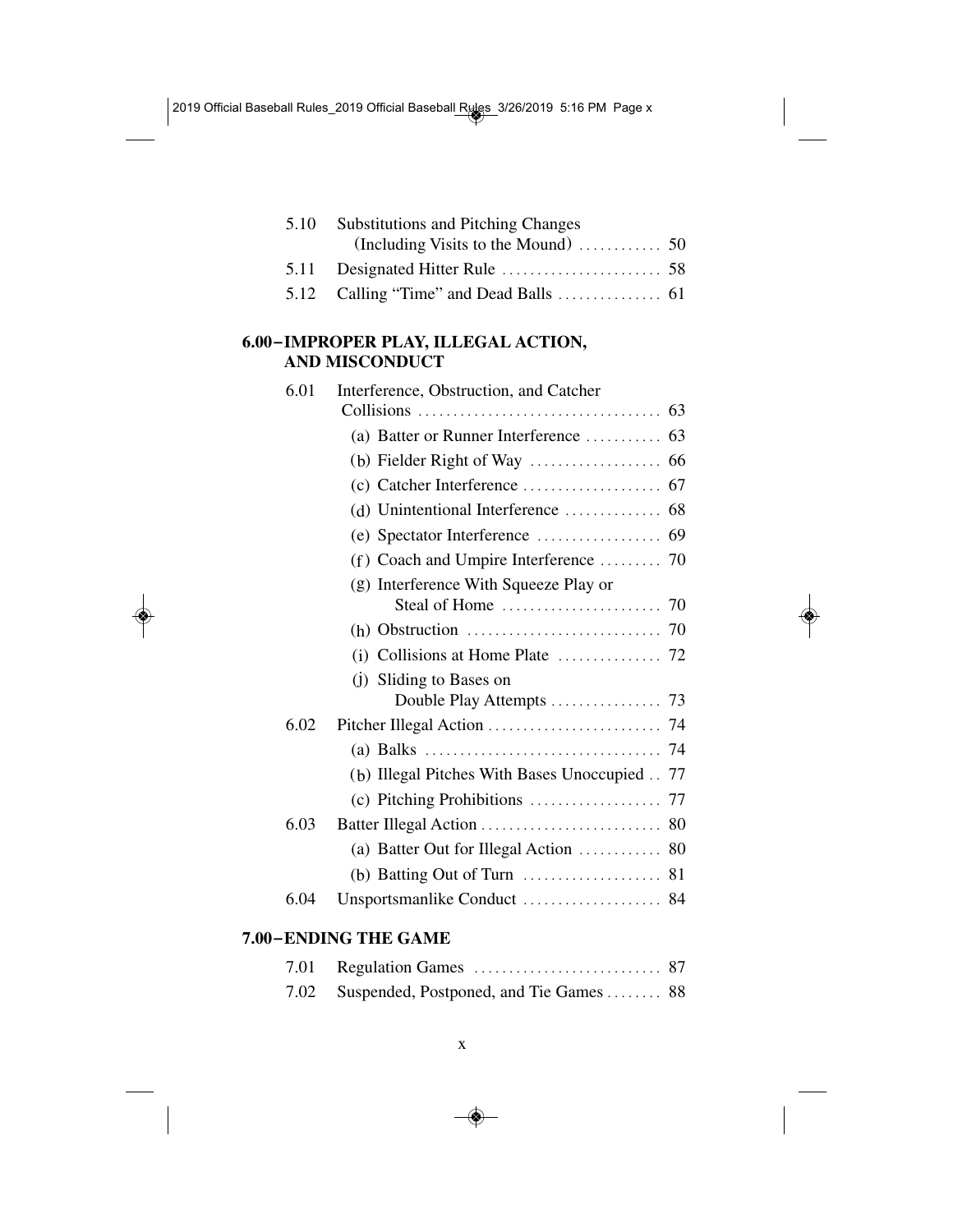| | | |
|---|---|---|
| 5.10 | Substitutions and Pitching Changes (Including Visits to the Mound) | 50 |
| 5.11 | Designated Hitter Rule | 58 |
| 5.12 | Calling "Time" and Dead Balls | 61 |

## 6.00–IMPROPER PLAY, ILLEGAL ACTION, AND MISCONDUCT

| | | |
|---|---|---|
| 6.01 | Interference, Obstruction, and Catcher Collisions | 63 |
| | (a) Batter or Runner Interference | 63 |
| | (b) Fielder Right of Way | 66 |
| | (c) Catcher Interference | 67 |
| | (d) Unintentional Interference | 68 |
| | (e) Spectator Interference | 69 |
| | (f) Coach and Umpire Interference | 70 |
| | (g) Interference With Squeeze Play or Steal of Home | 70 |
| | (h) Obstruction | 70 |
| | (i) Collisions at Home Plate | 72 |
| | (j) Sliding to Bases on Double Play Attempts | 73 |
| 6.02 | Pitcher Illegal Action | 74 |
| | (a) Balks | 74 |
| | (b) Illegal Pitches With Bases Unoccupied | 77 |
| | (c) Pitching Prohibitions | 77 |
| 6.03 | Batter Illegal Action | 80 |
| | (a) Batter Out for Illegal Action | 80 |
| | (b) Batting Out of Turn | 81 |
| 6.04 | Unsportsmanlike Conduct | 84 |

## 7.00–ENDING THE GAME

| | | |
|---|---|---|
| 7.01 | Regulation Games | 87 |
| 7.02 | Suspended, Postponed, and Tie Games | 88 |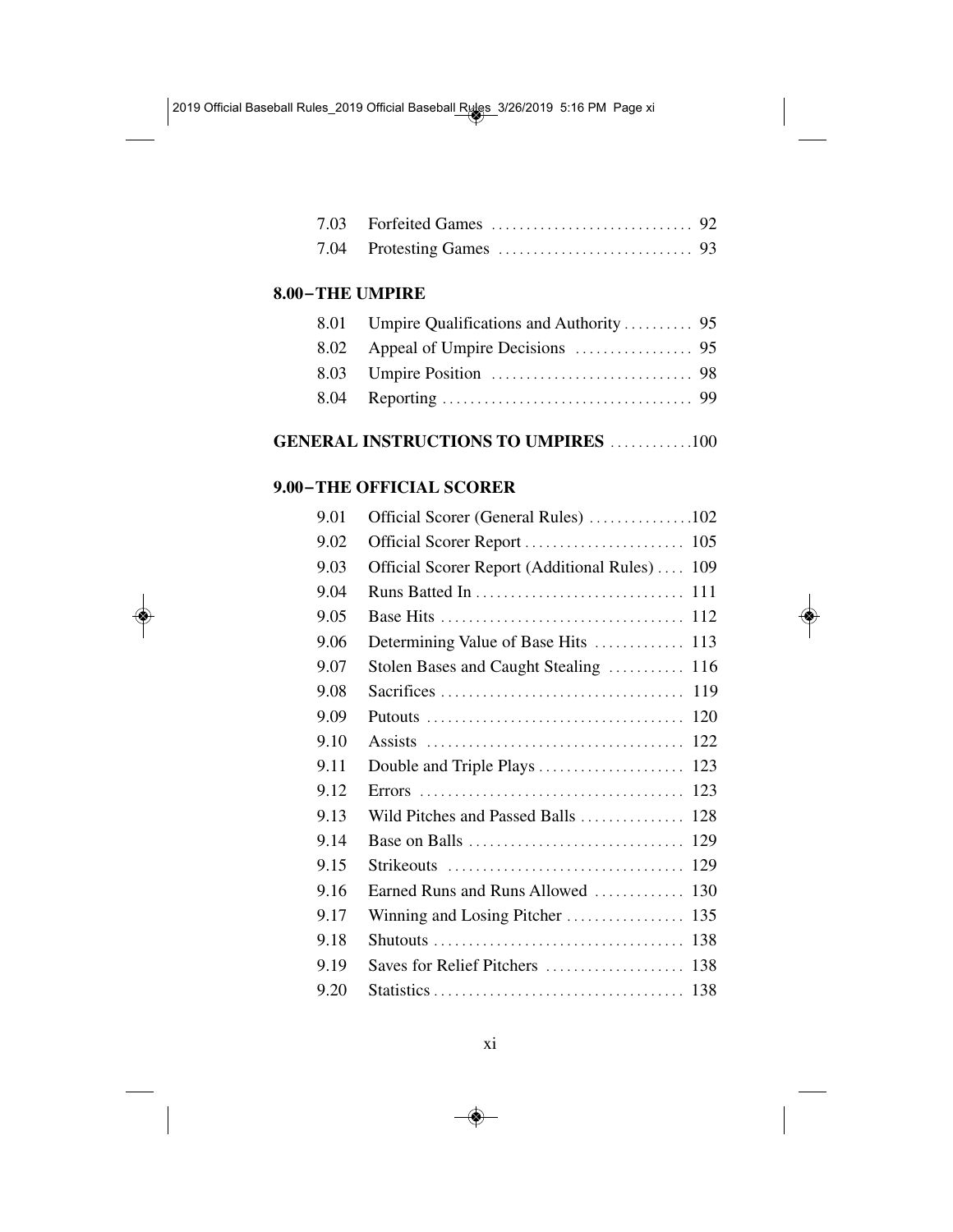| | | |
|---|---|---|
| 7.03 | Forfeited Games | 92 |
| 7.04 | Protesting Games | 93 |

**8.00–THE UMPIRE**

| | | |
|---|---|---|
| 8.01 | Umpire Qualifications and Authority | 95 |
| 8.02 | Appeal of Umpire Decisions | 95 |
| 8.03 | Umpire Position | 98 |
| 8.04 | Reporting | 99 |

**GENERAL INSTRUCTIONS TO UMPIRES** ............100

**9.00–THE OFFICIAL SCORER**

| | | |
|---|---|---|
| 9.01 | Official Scorer (General Rules) | 102 |
| 9.02 | Official Scorer Report | 105 |
| 9.03 | Official Scorer Report (Additional Rules) | 109 |
| 9.04 | Runs Batted In | 111 |
| 9.05 | Base Hits | 112 |
| 9.06 | Determining Value of Base Hits | 113 |
| 9.07 | Stolen Bases and Caught Stealing | 116 |
| 9.08 | Sacrifices | 119 |
| 9.09 | Putouts | 120 |
| 9.10 | Assists | 122 |
| 9.11 | Double and Triple Plays | 123 |
| 9.12 | Errors | 123 |
| 9.13 | Wild Pitches and Passed Balls | 128 |
| 9.14 | Base on Balls | 129 |
| 9.15 | Strikeouts | 129 |
| 9.16 | Earned Runs and Runs Allowed | 130 |
| 9.17 | Winning and Losing Pitcher | 135 |
| 9.18 | Shutouts | 138 |
| 9.19 | Saves for Relief Pitchers | 138 |
| 9.20 | Statistics | 138 |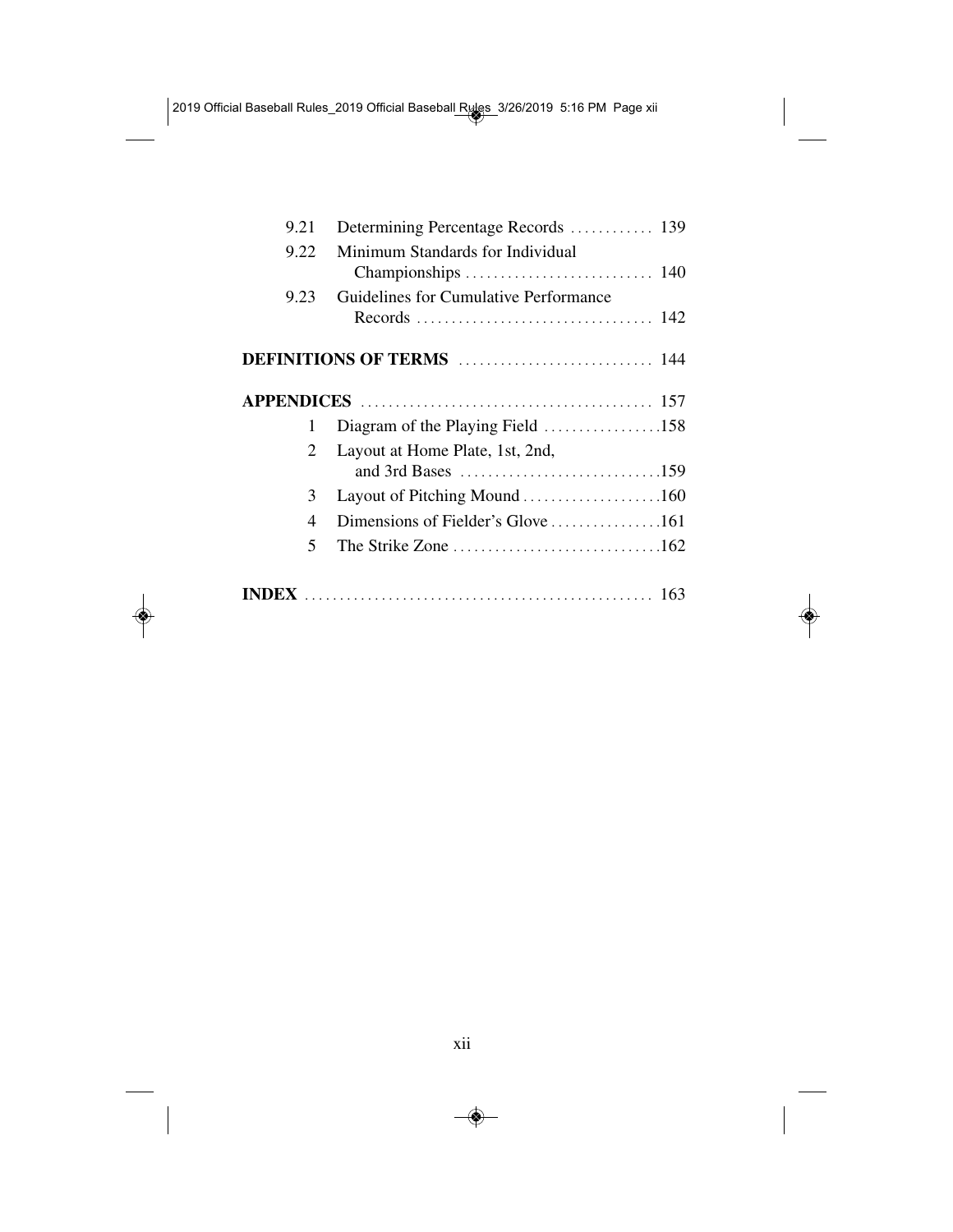| | | |
|---|---|---|
| 9.21 | Determining Percentage Records | 139 |
| 9.22 | Minimum Standards for Individual Championships | 140 |
| 9.23 | Guidelines for Cumulative Performance Records | 142 |

**DEFINITIONS OF TERMS** ........................... 144

**APPENDICES** ........................................ 157

| | | |
|---|---|---|
| 1 | Diagram of the Playing Field | 158 |
| 2 | Layout at Home Plate, 1st, 2nd, and 3rd Bases | 159 |
| 3 | Layout of Pitching Mound | 160 |
| 4 | Dimensions of Fielder's Glove | 161 |
| 5 | The Strike Zone | 162 |

**INDEX** ................................................ 163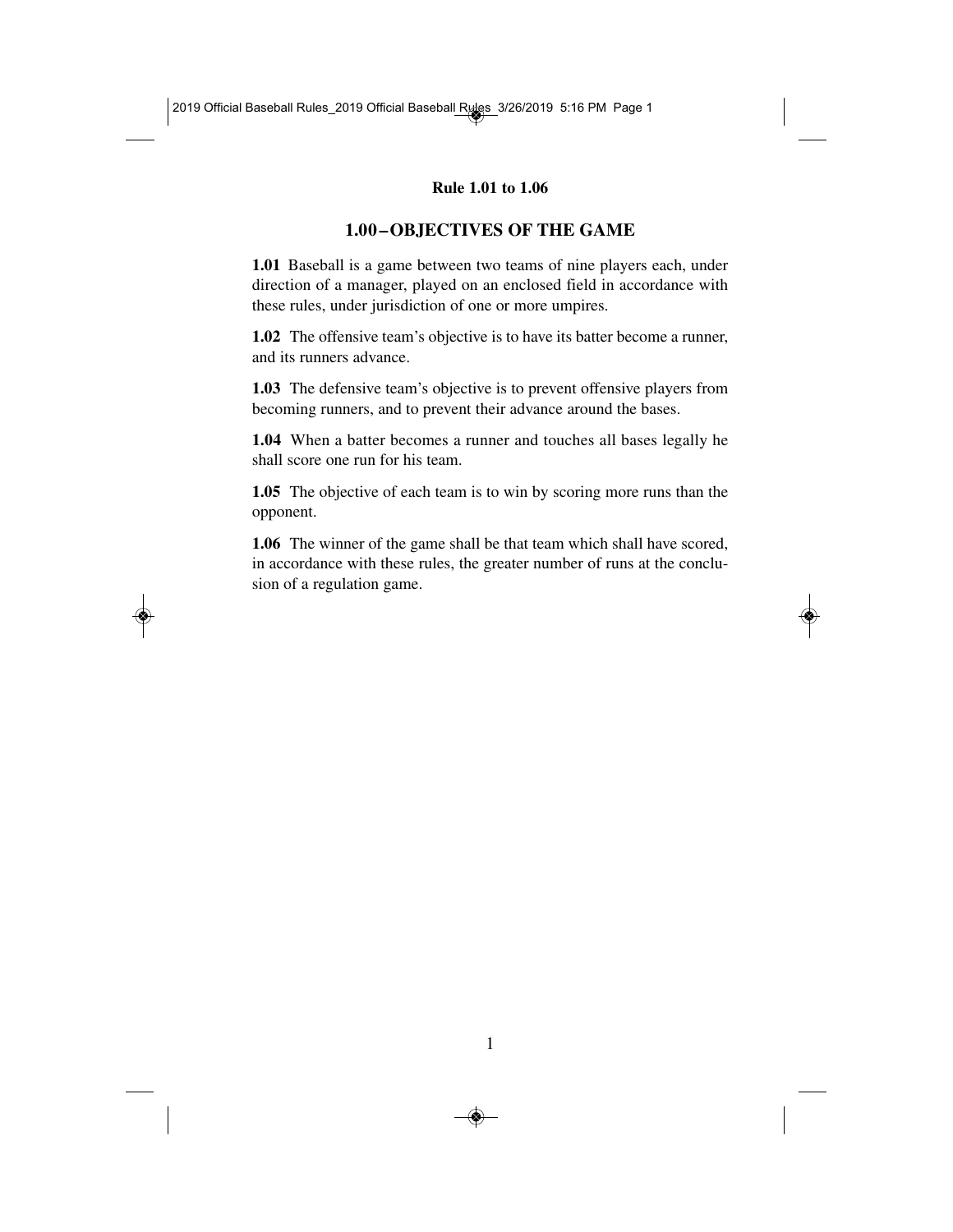## 1.00 – OBJECTIVES OF THE GAME

**1.01** Baseball is a game between two teams of nine players each, under direction of a manager, played on an enclosed field in accordance with these rules, under jurisdiction of one or more umpires.

**1.02** The offensive team's objective is to have its batter become a runner, and its runners advance.

**1.03** The defensive team's objective is to prevent offensive players from becoming runners, and to prevent their advance around the bases.

**1.04** When a batter becomes a runner and touches all bases legally he shall score one run for his team.

**1.05** The objective of each team is to win by scoring more runs than the opponent.

**1.06** The winner of the game shall be that team which shall have scored, in accordance with these rules, the greater number of runs at the conclusion of a regulation game.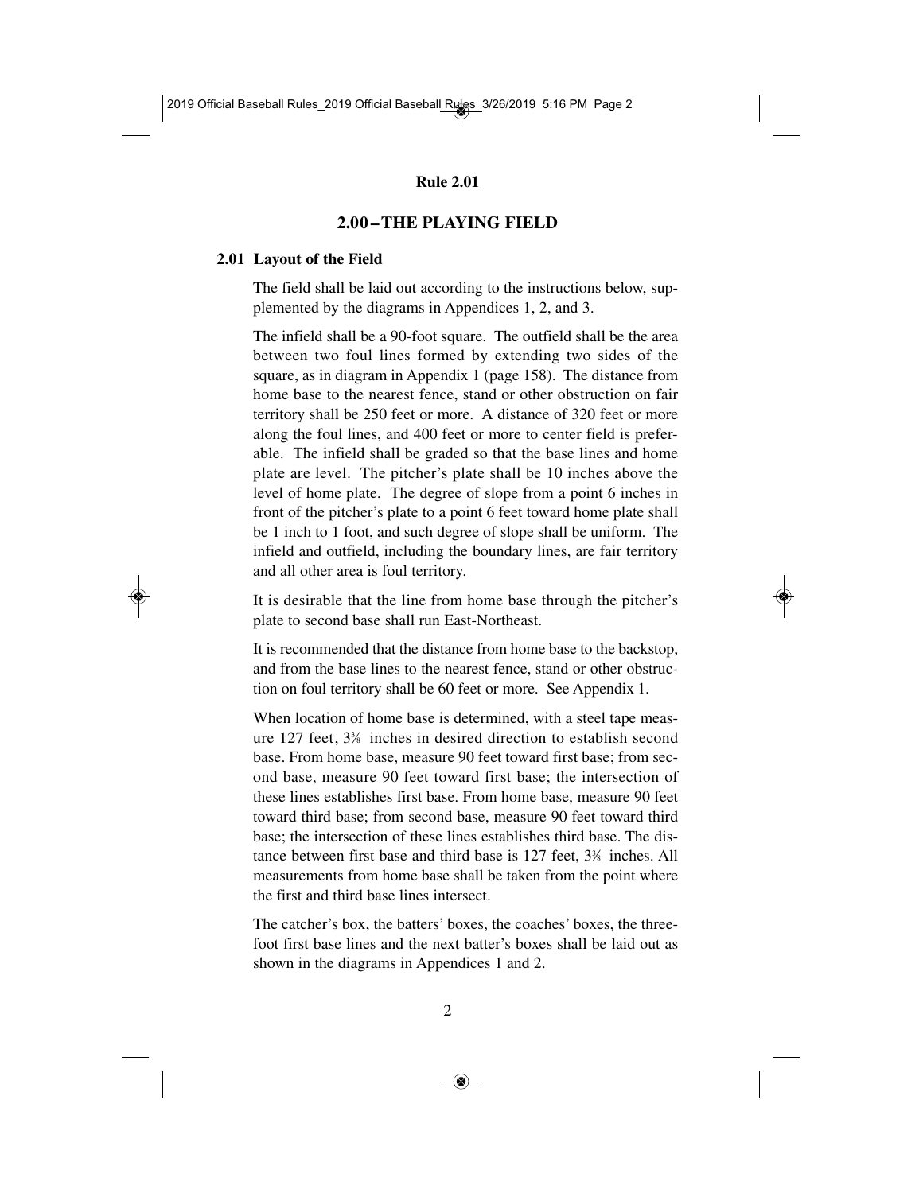## 2.00 – THE PLAYING FIELD

### 2.01 Layout of the Field

The field shall be laid out according to the instructions below, supplemented by the diagrams in Appendices 1, 2, and 3.

The infield shall be a 90-foot square. The outfield shall be the area between two foul lines formed by extending two sides of the square, as in diagram in Appendix 1 (page 158). The distance from home base to the nearest fence, stand or other obstruction on fair territory shall be 250 feet or more. A distance of 320 feet or more along the foul lines, and 400 feet or more to center field is preferable. The infield shall be graded so that the base lines and home plate are level. The pitcher's plate shall be 10 inches above the level of home plate. The degree of slope from a point 6 inches in front of the pitcher's plate to a point 6 feet toward home plate shall be 1 inch to 1 foot, and such degree of slope shall be uniform. The infield and outfield, including the boundary lines, are fair territory and all other area is foul territory.

It is desirable that the line from home base through the pitcher's plate to second base shall run East-Northeast.

It is recommended that the distance from home base to the backstop, and from the base lines to the nearest fence, stand or other obstruction on foul territory shall be 60 feet or more. See Appendix 1.

When location of home base is determined, with a steel tape measure 127 feet, 3⅜ inches in desired direction to establish second base. From home base, measure 90 feet toward first base; from second base, measure 90 feet toward first base; the intersection of these lines establishes first base. From home base, measure 90 feet toward third base; from second base, measure 90 feet toward third base; the intersection of these lines establishes third base. The distance between first base and third base is 127 feet, 3⅜ inches. All measurements from home base shall be taken from the point where the first and third base lines intersect.

The catcher's box, the batters' boxes, the coaches' boxes, the three-foot first base lines and the next batter's boxes shall be laid out as shown in the diagrams in Appendices 1 and 2.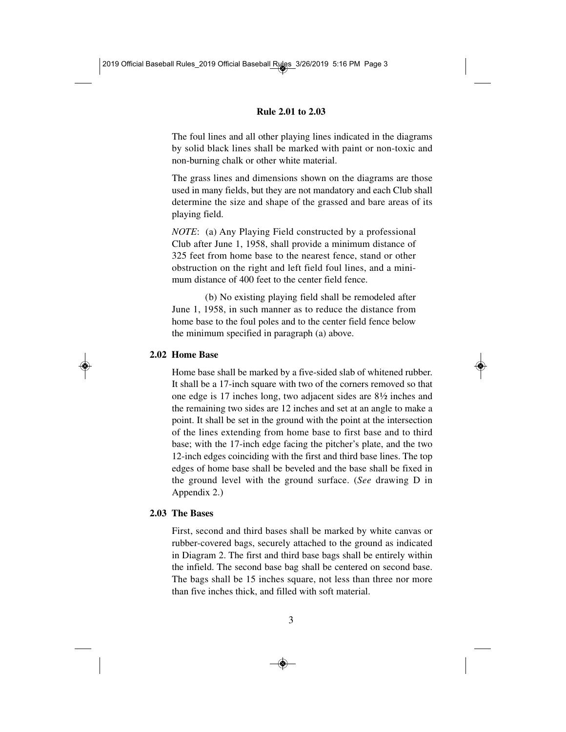The foul lines and all other playing lines indicated in the diagrams by solid black lines shall be marked with paint or non-toxic and non-burning chalk or other white material.

The grass lines and dimensions shown on the diagrams are those used in many fields, but they are not mandatory and each Club shall determine the size and shape of the grassed and bare areas of its playing field.

*NOTE*: (a) Any Playing Field constructed by a professional Club after June 1, 1958, shall provide a minimum distance of 325 feet from home base to the nearest fence, stand or other obstruction on the right and left field foul lines, and a minimum distance of 400 feet to the center field fence.

(b) No existing playing field shall be remodeled after June 1, 1958, in such manner as to reduce the distance from home base to the foul poles and to the center field fence below the minimum specified in paragraph (a) above.

## 2.02 Home Base

Home base shall be marked by a five-sided slab of whitened rubber. It shall be a 17-inch square with two of the corners removed so that one edge is 17 inches long, two adjacent sides are 8½ inches and the remaining two sides are 12 inches and set at an angle to make a point. It shall be set in the ground with the point at the intersection of the lines extending from home base to first base and to third base; with the 17-inch edge facing the pitcher's plate, and the two 12-inch edges coinciding with the first and third base lines. The top edges of home base shall be beveled and the base shall be fixed in the ground level with the ground surface. (*See* drawing D in Appendix 2.)

## 2.03 The Bases

First, second and third bases shall be marked by white canvas or rubber-covered bags, securely attached to the ground as indicated in Diagram 2. The first and third base bags shall be entirely within the infield. The second base bag shall be centered on second base. The bags shall be 15 inches square, not less than three nor more than five inches thick, and filled with soft material.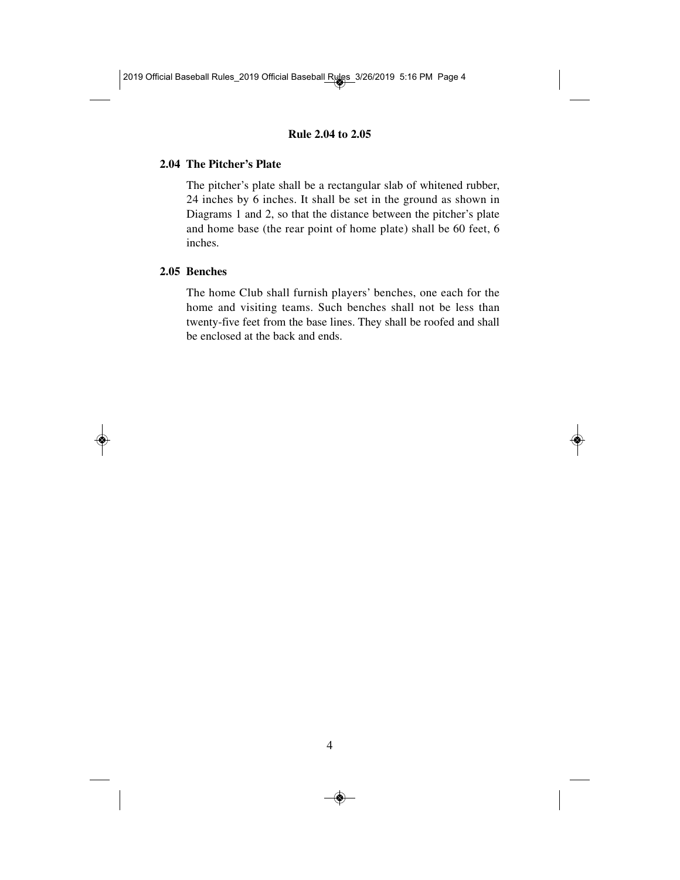## 2.04 The Pitcher's Plate

The pitcher's plate shall be a rectangular slab of whitened rubber, 24 inches by 6 inches. It shall be set in the ground as shown in Diagrams 1 and 2, so that the distance between the pitcher's plate and home base (the rear point of home plate) shall be 60 feet, 6 inches.

## 2.05 Benches

The home Club shall furnish players' benches, one each for the home and visiting teams. Such benches shall not be less than twenty-five feet from the base lines. They shall be roofed and shall be enclosed at the back and ends.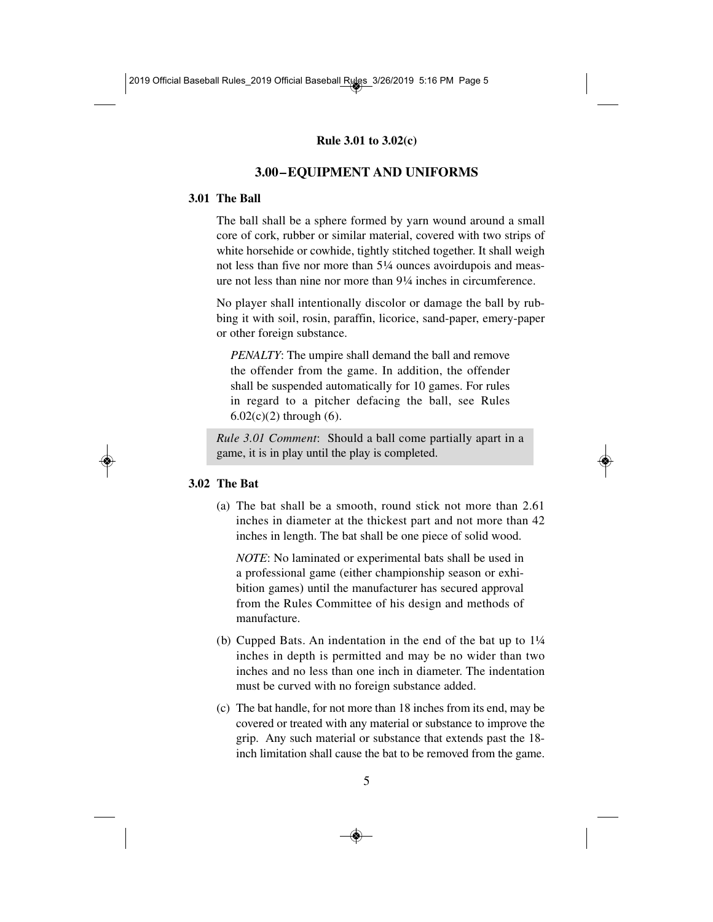## 3.00–EQUIPMENT AND UNIFORMS

### 3.01 The Ball

The ball shall be a sphere formed by yarn wound around a small core of cork, rubber or similar material, covered with two strips of white horsehide or cowhide, tightly stitched together. It shall weigh not less than five nor more than 5¼ ounces avoirdupois and measure not less than nine nor more than 9¼ inches in circumference.

No player shall intentionally discolor or damage the ball by rubbing it with soil, rosin, paraffin, licorice, sand-paper, emery-paper or other foreign substance.

> *PENALTY*: The umpire shall demand the ball and remove the offender from the game. In addition, the offender shall be suspended automatically for 10 games. For rules in regard to a pitcher defacing the ball, see Rules 6.02(c)(2) through (6).

> *Rule 3.01 Comment*: Should a ball come partially apart in a game, it is in play until the play is completed.

### 3.02 The Bat

(a) The bat shall be a smooth, round stick not more than 2.61 inches in diameter at the thickest part and not more than 42 inches in length. The bat shall be one piece of solid wood.

> *NOTE*: No laminated or experimental bats shall be used in a professional game (either championship season or exhibition games) until the manufacturer has secured approval from the Rules Committee of his design and methods of manufacture.

(b) Cupped Bats. An indentation in the end of the bat up to 1¼ inches in depth is permitted and may be no wider than two inches and no less than one inch in diameter. The indentation must be curved with no foreign substance added.

(c) The bat handle, for not more than 18 inches from its end, may be covered or treated with any material or substance to improve the grip. Any such material or substance that extends past the 18-inch limitation shall cause the bat to be removed from the game.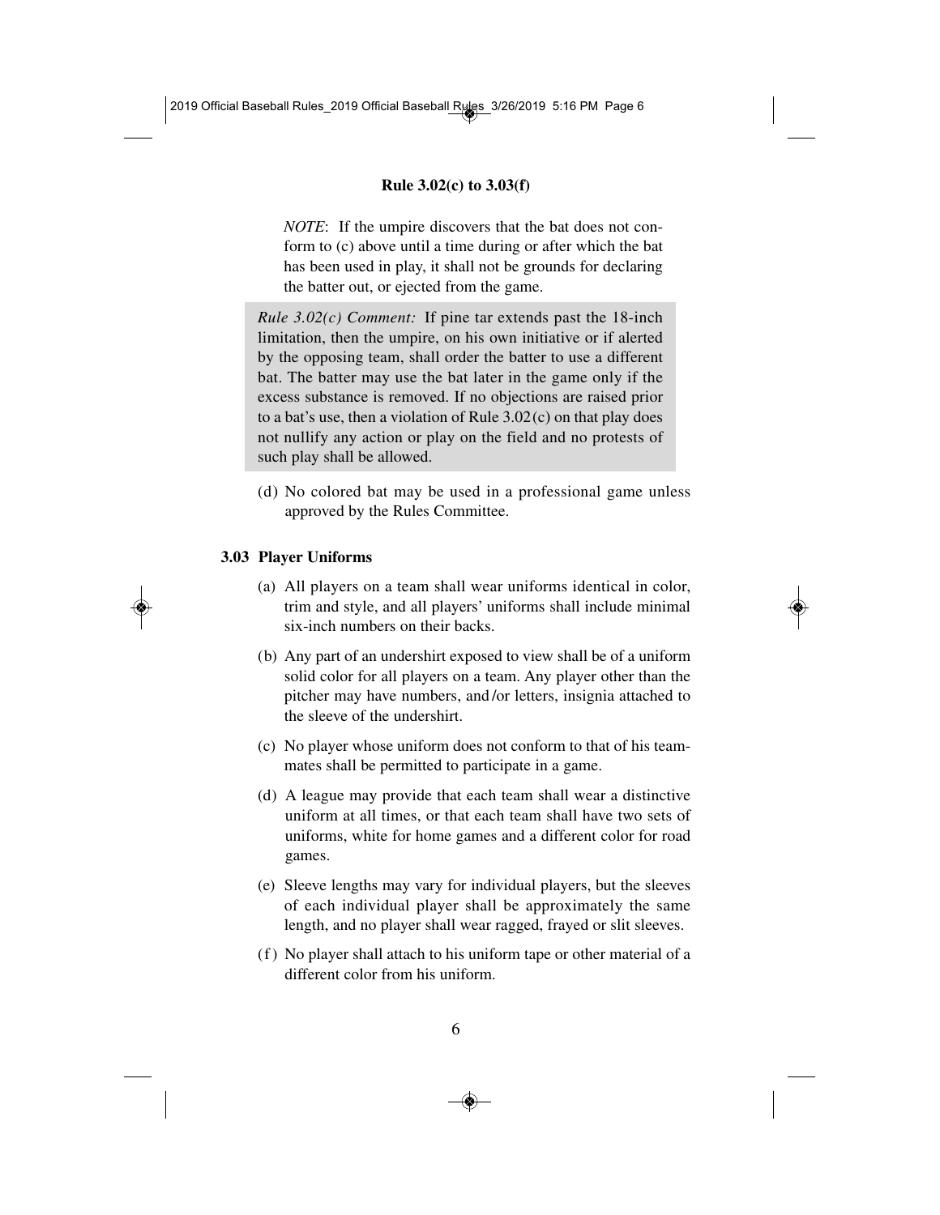*NOTE*: If the umpire discovers that the bat does not conform to (c) above until a time during or after which the bat has been used in play, it shall not be grounds for declaring the batter out, or ejected from the game.

*Rule 3.02(c) Comment:* If pine tar extends past the 18-inch limitation, then the umpire, on his own initiative or if alerted by the opposing team, shall order the batter to use a different bat. The batter may use the bat later in the game only if the excess substance is removed. If no objections are raised prior to a bat's use, then a violation of Rule 3.02(c) on that play does not nullify any action or play on the field and no protests of such play shall be allowed.

(d) No colored bat may be used in a professional game unless approved by the Rules Committee.

## 3.03 Player Uniforms

(a) All players on a team shall wear uniforms identical in color, trim and style, and all players' uniforms shall include minimal six-inch numbers on their backs.

(b) Any part of an undershirt exposed to view shall be of a uniform solid color for all players on a team. Any player other than the pitcher may have numbers, and/or letters, insignia attached to the sleeve of the undershirt.

(c) No player whose uniform does not conform to that of his teammates shall be permitted to participate in a game.

(d) A league may provide that each team shall wear a distinctive uniform at all times, or that each team shall have two sets of uniforms, white for home games and a different color for road games.

(e) Sleeve lengths may vary for individual players, but the sleeves of each individual player shall be approximately the same length, and no player shall wear ragged, frayed or slit sleeves.

(f) No player shall attach to his uniform tape or other material of a different color from his uniform.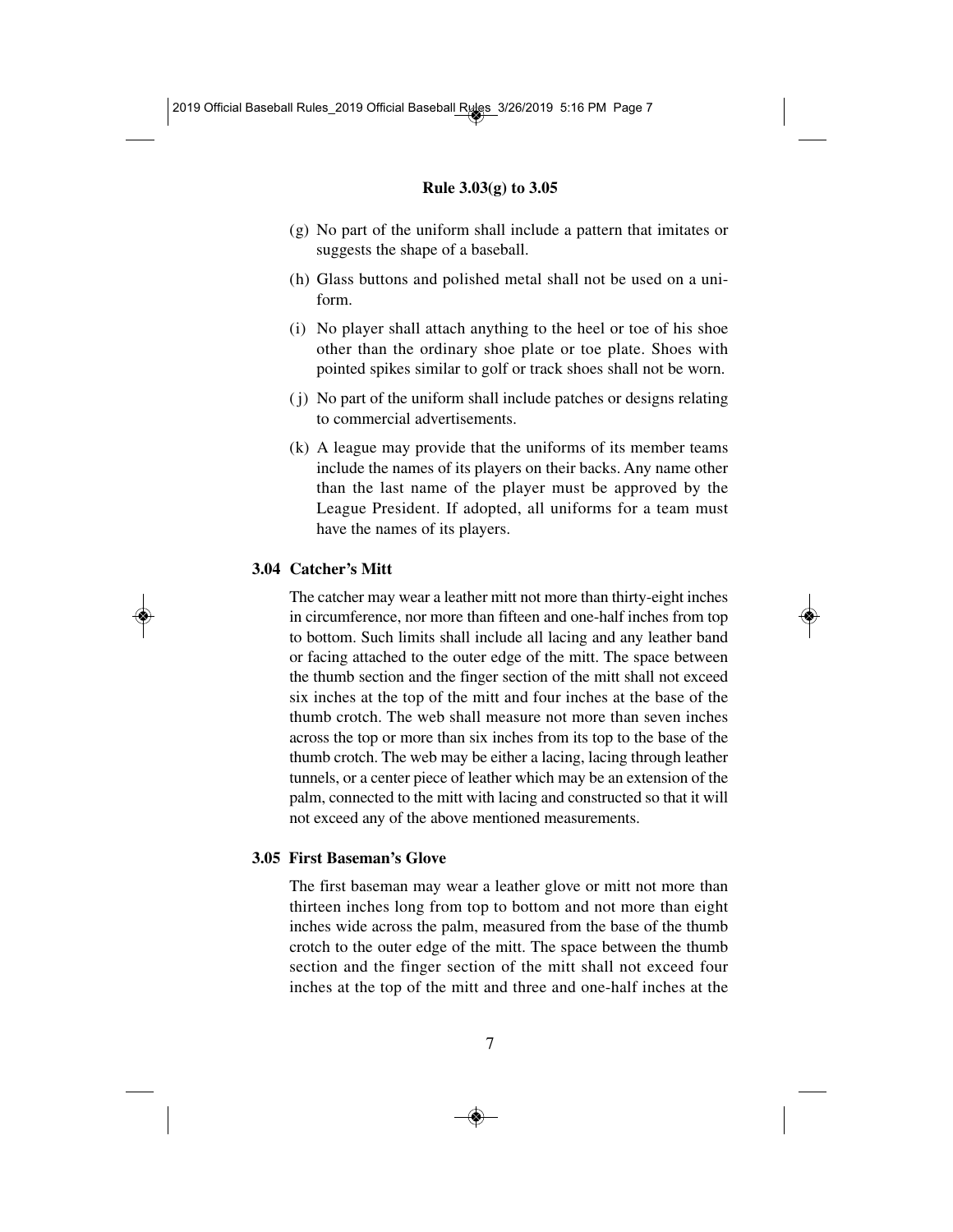(g) No part of the uniform shall include a pattern that imitates or suggests the shape of a baseball.

(h) Glass buttons and polished metal shall not be used on a uniform.

(i) No player shall attach anything to the heel or toe of his shoe other than the ordinary shoe plate or toe plate. Shoes with pointed spikes similar to golf or track shoes shall not be worn.

(j) No part of the uniform shall include patches or designs relating to commercial advertisements.

(k) A league may provide that the uniforms of its member teams include the names of its players on their backs. Any name other than the last name of the player must be approved by the League President. If adopted, all uniforms for a team must have the names of its players.

### 3.04 Catcher's Mitt

The catcher may wear a leather mitt not more than thirty-eight inches in circumference, nor more than fifteen and one-half inches from top to bottom. Such limits shall include all lacing and any leather band or facing attached to the outer edge of the mitt. The space between the thumb section and the finger section of the mitt shall not exceed six inches at the top of the mitt and four inches at the base of the thumb crotch. The web shall measure not more than seven inches across the top or more than six inches from its top to the base of the thumb crotch. The web may be either a lacing, lacing through leather tunnels, or a center piece of leather which may be an extension of the palm, connected to the mitt with lacing and constructed so that it will not exceed any of the above mentioned measurements.

### 3.05 First Baseman's Glove

The first baseman may wear a leather glove or mitt not more than thirteen inches long from top to bottom and not more than eight inches wide across the palm, measured from the base of the thumb crotch to the outer edge of the mitt. The space between the thumb section and the finger section of the mitt shall not exceed four inches at the top of the mitt and three and one-half inches at the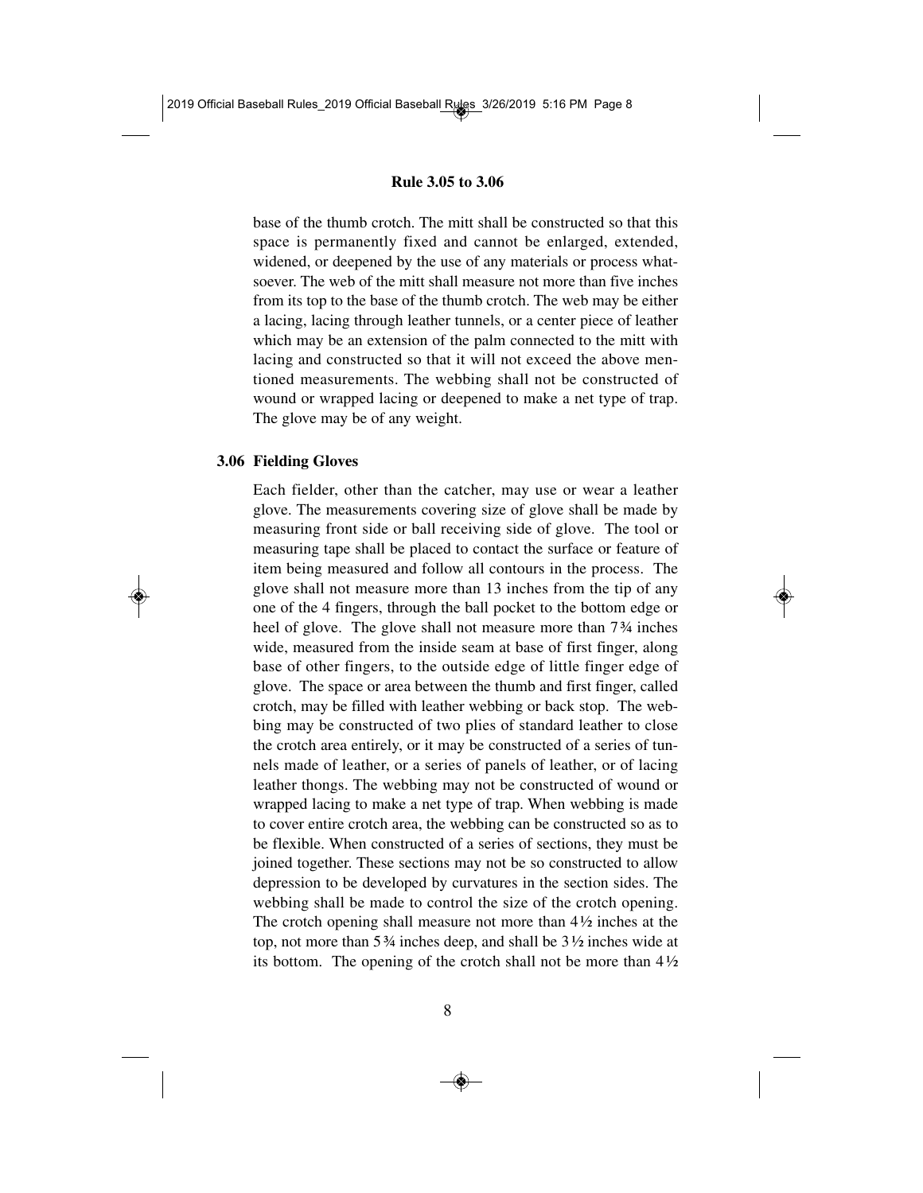base of the thumb crotch. The mitt shall be constructed so that this space is permanently fixed and cannot be enlarged, extended, widened, or deepened by the use of any materials or process whatsoever. The web of the mitt shall measure not more than five inches from its top to the base of the thumb crotch. The web may be either a lacing, lacing through leather tunnels, or a center piece of leather which may be an extension of the palm connected to the mitt with lacing and constructed so that it will not exceed the above mentioned measurements. The webbing shall not be constructed of wound or wrapped lacing or deepened to make a net type of trap. The glove may be of any weight.

### 3.06 Fielding Gloves

Each fielder, other than the catcher, may use or wear a leather glove. The measurements covering size of glove shall be made by measuring front side or ball receiving side of glove. The tool or measuring tape shall be placed to contact the surface or feature of item being measured and follow all contours in the process. The glove shall not measure more than 13 inches from the tip of any one of the 4 fingers, through the ball pocket to the bottom edge or heel of glove. The glove shall not measure more than 7¾ inches wide, measured from the inside seam at base of first finger, along base of other fingers, to the outside edge of little finger edge of glove. The space or area between the thumb and first finger, called crotch, may be filled with leather webbing or back stop. The webbing may be constructed of two plies of standard leather to close the crotch area entirely, or it may be constructed of a series of tunnels made of leather, or a series of panels of leather, or of lacing leather thongs. The webbing may not be constructed of wound or wrapped lacing to make a net type of trap. When webbing is made to cover entire crotch area, the webbing can be constructed so as to be flexible. When constructed of a series of sections, they must be joined together. These sections may not be so constructed to allow depression to be developed by curvatures in the section sides. The webbing shall be made to control the size of the crotch opening. The crotch opening shall measure not more than 4½ inches at the top, not more than 5¾ inches deep, and shall be 3½ inches wide at its bottom. The opening of the crotch shall not be more than 4½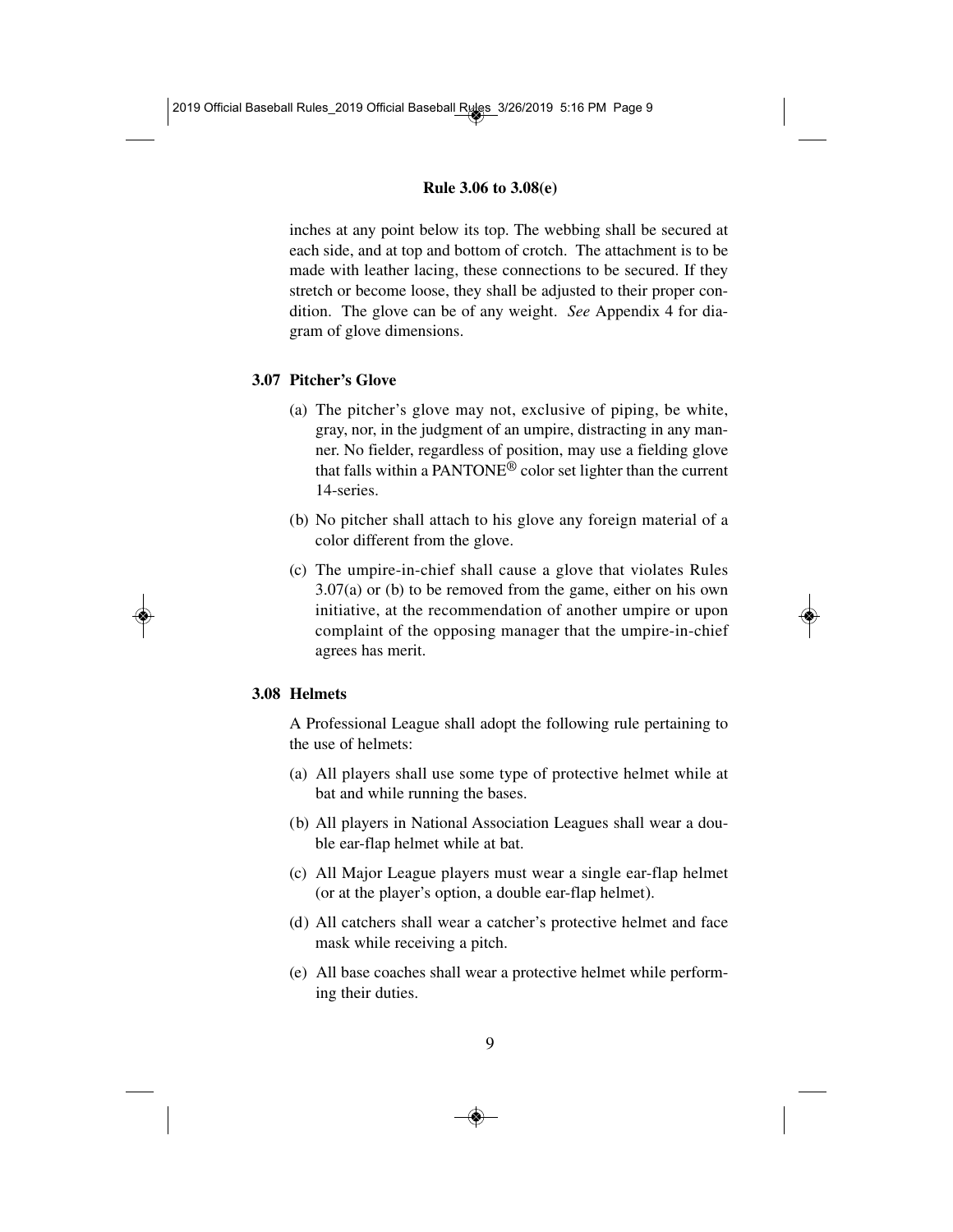inches at any point below its top. The webbing shall be secured at each side, and at top and bottom of crotch. The attachment is to be made with leather lacing, these connections to be secured. If they stretch or become loose, they shall be adjusted to their proper condition. The glove can be of any weight. *See* Appendix 4 for diagram of glove dimensions.

### 3.07 Pitcher's Glove

(a) The pitcher's glove may not, exclusive of piping, be white, gray, nor, in the judgment of an umpire, distracting in any manner. No fielder, regardless of position, may use a fielding glove that falls within a PANTONE® color set lighter than the current 14-series.

(b) No pitcher shall attach to his glove any foreign material of a color different from the glove.

(c) The umpire-in-chief shall cause a glove that violates Rules 3.07(a) or (b) to be removed from the game, either on his own initiative, at the recommendation of another umpire or upon complaint of the opposing manager that the umpire-in-chief agrees has merit.

### 3.08 Helmets

A Professional League shall adopt the following rule pertaining to the use of helmets:

(a) All players shall use some type of protective helmet while at bat and while running the bases.

(b) All players in National Association Leagues shall wear a double ear-flap helmet while at bat.

(c) All Major League players must wear a single ear-flap helmet (or at the player's option, a double ear-flap helmet).

(d) All catchers shall wear a catcher's protective helmet and face mask while receiving a pitch.

(e) All base coaches shall wear a protective helmet while performing their duties.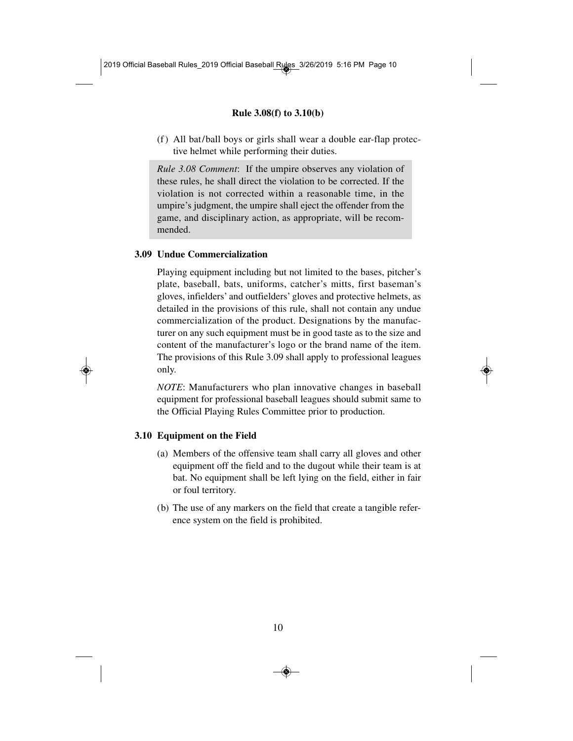(f) All bat/ball boys or girls shall wear a double ear-flap protective helmet while performing their duties.

> *Rule 3.08 Comment*: If the umpire observes any violation of these rules, he shall direct the violation to be corrected. If the violation is not corrected within a reasonable time, in the umpire's judgment, the umpire shall eject the offender from the game, and disciplinary action, as appropriate, will be recommended.

### 3.09 Undue Commercialization

Playing equipment including but not limited to the bases, pitcher's plate, baseball, bats, uniforms, catcher's mitts, first baseman's gloves, infielders' and outfielders' gloves and protective helmets, as detailed in the provisions of this rule, shall not contain any undue commercialization of the product. Designations by the manufacturer on any such equipment must be in good taste as to the size and content of the manufacturer's logo or the brand name of the item. The provisions of this Rule 3.09 shall apply to professional leagues only.

*NOTE*: Manufacturers who plan innovative changes in baseball equipment for professional baseball leagues should submit same to the Official Playing Rules Committee prior to production.

### 3.10 Equipment on the Field

(a) Members of the offensive team shall carry all gloves and other equipment off the field and to the dugout while their team is at bat. No equipment shall be left lying on the field, either in fair or foul territory.

(b) The use of any markers on the field that create a tangible reference system on the field is prohibited.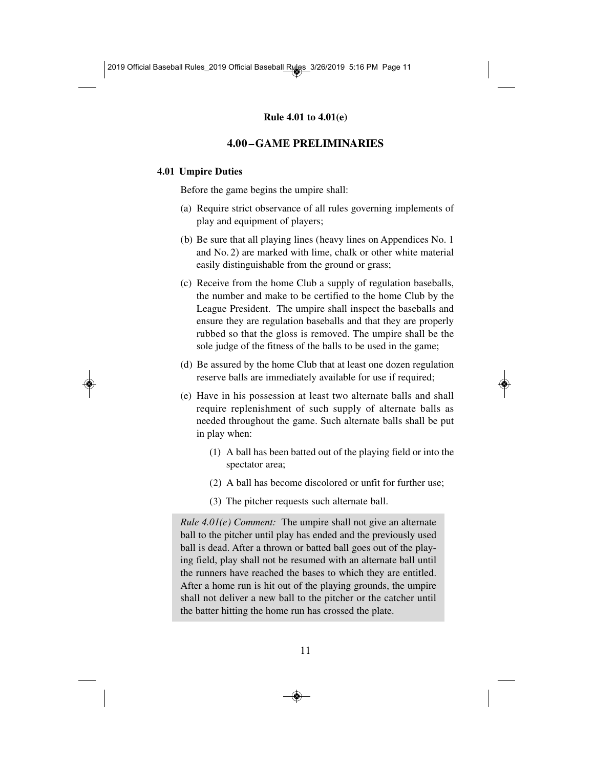## 4.00 – GAME PRELIMINARIES

### 4.01 Umpire Duties

Before the game begins the umpire shall:

(a) Require strict observance of all rules governing implements of play and equipment of players;

(b) Be sure that all playing lines (heavy lines on Appendices No. 1 and No. 2) are marked with lime, chalk or other white material easily distinguishable from the ground or grass;

(c) Receive from the home Club a supply of regulation baseballs, the number and make to be certified to the home Club by the League President. The umpire shall inspect the baseballs and ensure they are regulation baseballs and that they are properly rubbed so that the gloss is removed. The umpire shall be the sole judge of the fitness of the balls to be used in the game;

(d) Be assured by the home Club that at least one dozen regulation reserve balls are immediately available for use if required;

(e) Have in his possession at least two alternate balls and shall require replenishment of such supply of alternate balls as needed throughout the game. Such alternate balls shall be put in play when:

  (1) A ball has been batted out of the playing field or into the spectator area;

  (2) A ball has become discolored or unfit for further use;

  (3) The pitcher requests such alternate ball.

*Rule 4.01(e) Comment:* The umpire shall not give an alternate ball to the pitcher until play has ended and the previously used ball is dead. After a thrown or batted ball goes out of the playing field, play shall not be resumed with an alternate ball until the runners have reached the bases to which they are entitled. After a home run is hit out of the playing grounds, the umpire shall not deliver a new ball to the pitcher or the catcher until the batter hitting the home run has crossed the plate.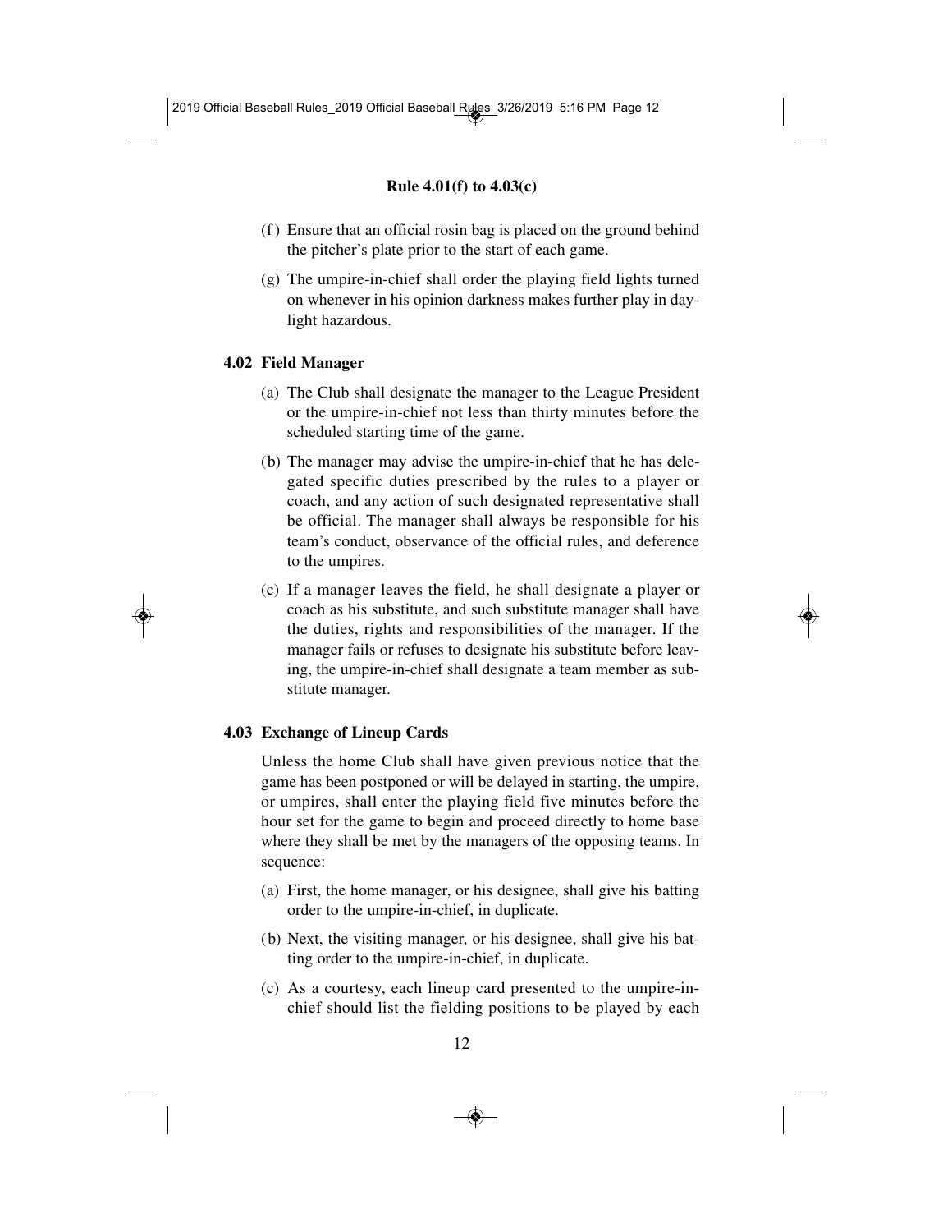(f) Ensure that an official rosin bag is placed on the ground behind the pitcher's plate prior to the start of each game.

(g) The umpire-in-chief shall order the playing field lights turned on whenever in his opinion darkness makes further play in daylight hazardous.

### 4.02 Field Manager

(a) The Club shall designate the manager to the League President or the umpire-in-chief not less than thirty minutes before the scheduled starting time of the game.

(b) The manager may advise the umpire-in-chief that he has delegated specific duties prescribed by the rules to a player or coach, and any action of such designated representative shall be official. The manager shall always be responsible for his team's conduct, observance of the official rules, and deference to the umpires.

(c) If a manager leaves the field, he shall designate a player or coach as his substitute, and such substitute manager shall have the duties, rights and responsibilities of the manager. If the manager fails or refuses to designate his substitute before leaving, the umpire-in-chief shall designate a team member as substitute manager.

### 4.03 Exchange of Lineup Cards

Unless the home Club shall have given previous notice that the game has been postponed or will be delayed in starting, the umpire, or umpires, shall enter the playing field five minutes before the hour set for the game to begin and proceed directly to home base where they shall be met by the managers of the opposing teams. In sequence:

(a) First, the home manager, or his designee, shall give his batting order to the umpire-in-chief, in duplicate.

(b) Next, the visiting manager, or his designee, shall give his batting order to the umpire-in-chief, in duplicate.

(c) As a courtesy, each lineup card presented to the umpire-in-chief should list the fielding positions to be played by each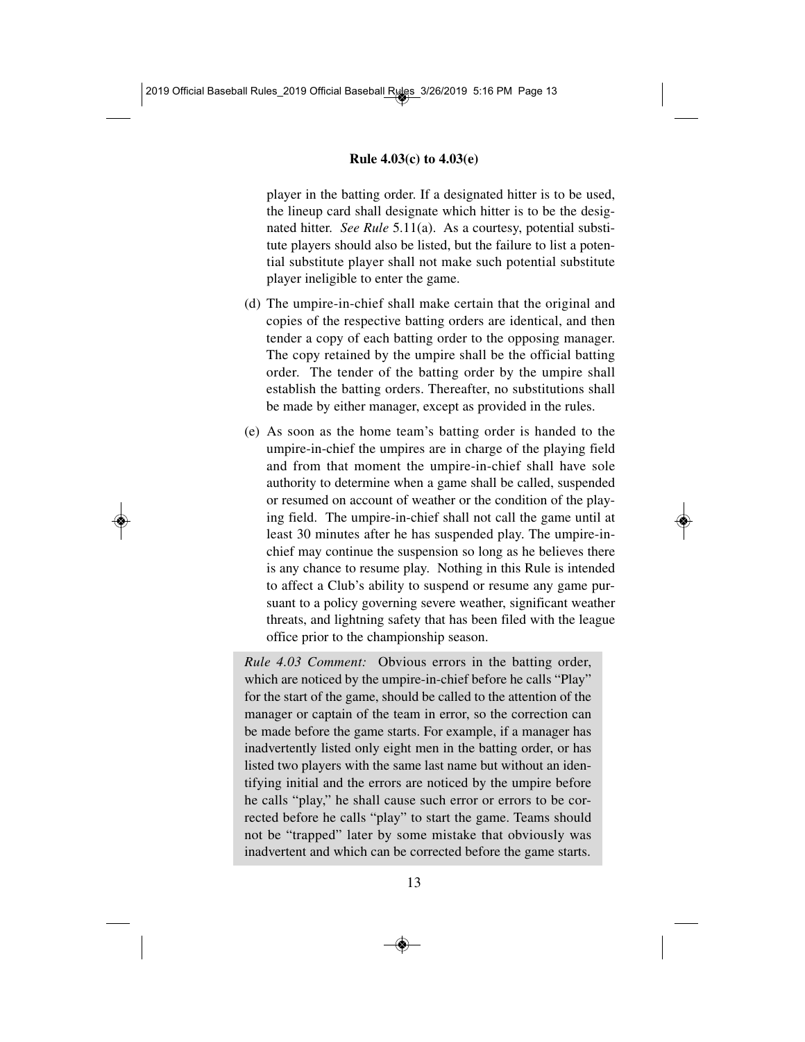player in the batting order. If a designated hitter is to be used, the lineup card shall designate which hitter is to be the designated hitter. *See Rule* 5.11(a). As a courtesy, potential substitute players should also be listed, but the failure to list a potential substitute player shall not make such potential substitute player ineligible to enter the game.

(d) The umpire-in-chief shall make certain that the original and copies of the respective batting orders are identical, and then tender a copy of each batting order to the opposing manager. The copy retained by the umpire shall be the official batting order. The tender of the batting order by the umpire shall establish the batting orders. Thereafter, no substitutions shall be made by either manager, except as provided in the rules.

(e) As soon as the home team's batting order is handed to the umpire-in-chief the umpires are in charge of the playing field and from that moment the umpire-in-chief shall have sole authority to determine when a game shall be called, suspended or resumed on account of weather or the condition of the playing field. The umpire-in-chief shall not call the game until at least 30 minutes after he has suspended play. The umpire-in-chief may continue the suspension so long as he believes there is any chance to resume play. Nothing in this Rule is intended to affect a Club's ability to suspend or resume any game pursuant to a policy governing severe weather, significant weather threats, and lightning safety that has been filed with the league office prior to the championship season.

*Rule 4.03 Comment:* Obvious errors in the batting order, which are noticed by the umpire-in-chief before he calls "Play" for the start of the game, should be called to the attention of the manager or captain of the team in error, so the correction can be made before the game starts. For example, if a manager has inadvertently listed only eight men in the batting order, or has listed two players with the same last name but without an identifying initial and the errors are noticed by the umpire before he calls "play," he shall cause such error or errors to be corrected before he calls "play" to start the game. Teams should not be "trapped" later by some mistake that obviously was inadvertent and which can be corrected before the game starts.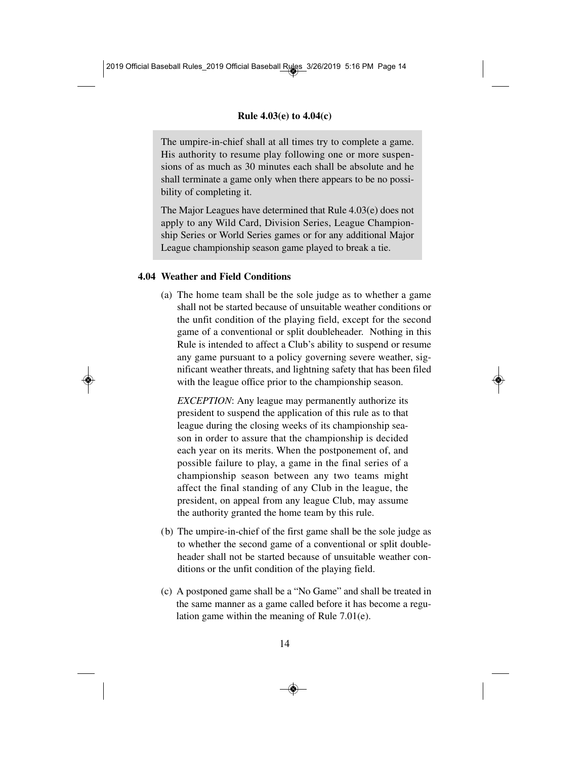The umpire-in-chief shall at all times try to complete a game. His authority to resume play following one or more suspensions of as much as 30 minutes each shall be absolute and he shall terminate a game only when there appears to be no possibility of completing it.

The Major Leagues have determined that Rule 4.03(e) does not apply to any Wild Card, Division Series, League Championship Series or World Series games or for any additional Major League championship season game played to break a tie.

### 4.04 Weather and Field Conditions

(a) The home team shall be the sole judge as to whether a game shall not be started because of unsuitable weather conditions or the unfit condition of the playing field, except for the second game of a conventional or split doubleheader. Nothing in this Rule is intended to affect a Club's ability to suspend or resume any game pursuant to a policy governing severe weather, significant weather threats, and lightning safety that has been filed with the league office prior to the championship season.

*EXCEPTION*: Any league may permanently authorize its president to suspend the application of this rule as to that league during the closing weeks of its championship season in order to assure that the championship is decided each year on its merits. When the postponement of, and possible failure to play, a game in the final series of a championship season between any two teams might affect the final standing of any Club in the league, the president, on appeal from any league Club, may assume the authority granted the home team by this rule.

(b) The umpire-in-chief of the first game shall be the sole judge as to whether the second game of a conventional or split doubleheader shall not be started because of unsuitable weather conditions or the unfit condition of the playing field.

(c) A postponed game shall be a "No Game" and shall be treated in the same manner as a game called before it has become a regulation game within the meaning of Rule 7.01(e).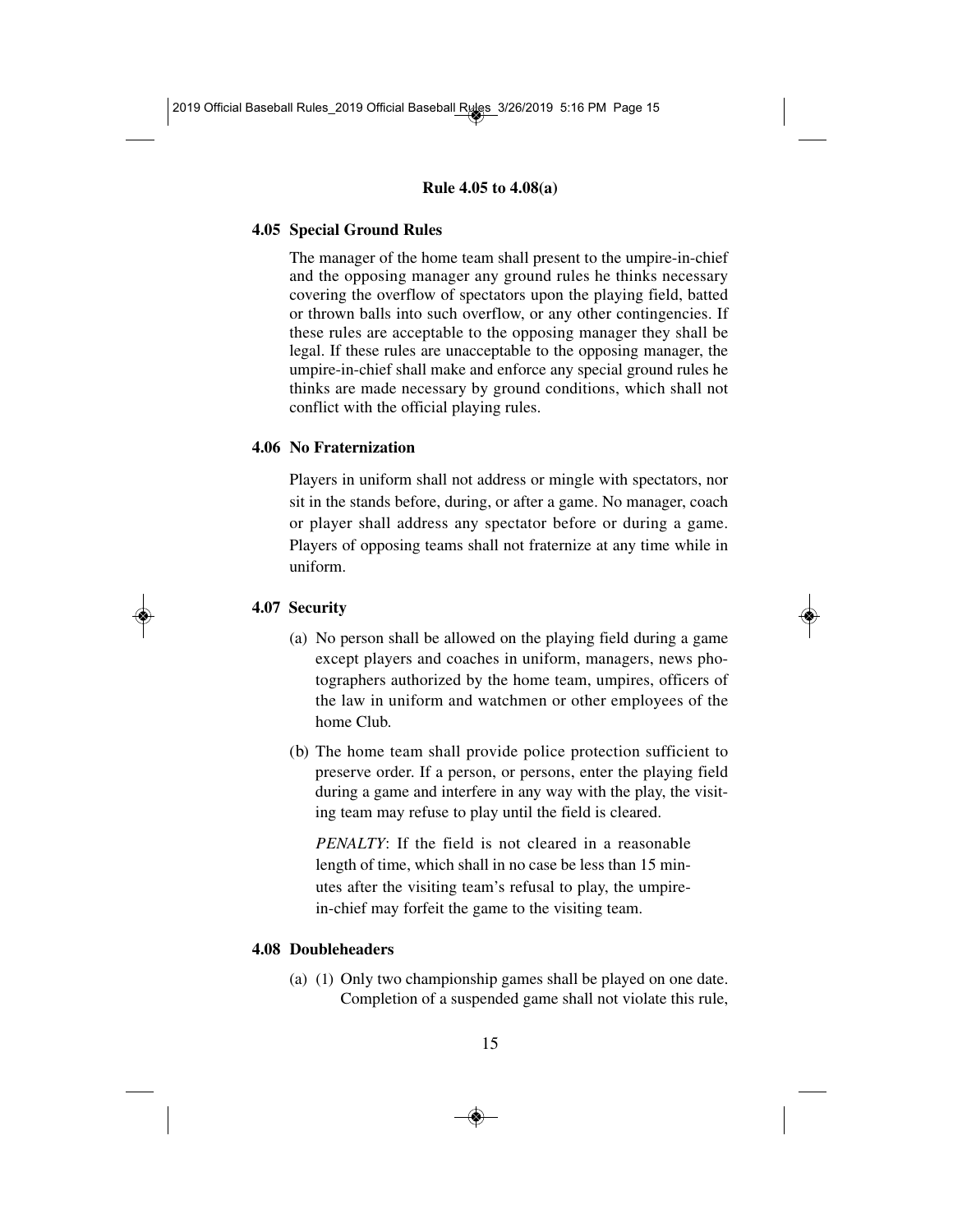### 4.05 Special Ground Rules

The manager of the home team shall present to the umpire-in-chief and the opposing manager any ground rules he thinks necessary covering the overflow of spectators upon the playing field, batted or thrown balls into such overflow, or any other contingencies. If these rules are acceptable to the opposing manager they shall be legal. If these rules are unacceptable to the opposing manager, the umpire-in-chief shall make and enforce any special ground rules he thinks are made necessary by ground conditions, which shall not conflict with the official playing rules.

### 4.06 No Fraternization

Players in uniform shall not address or mingle with spectators, nor sit in the stands before, during, or after a game. No manager, coach or player shall address any spectator before or during a game. Players of opposing teams shall not fraternize at any time while in uniform.

### 4.07 Security

(a) No person shall be allowed on the playing field during a game except players and coaches in uniform, managers, news photographers authorized by the home team, umpires, officers of the law in uniform and watchmen or other employees of the home Club.

(b) The home team shall provide police protection sufficient to preserve order. If a person, or persons, enter the playing field during a game and interfere in any way with the play, the visiting team may refuse to play until the field is cleared.

*PENALTY*: If the field is not cleared in a reasonable length of time, which shall in no case be less than 15 minutes after the visiting team's refusal to play, the umpire-in-chief may forfeit the game to the visiting team.

### 4.08 Doubleheaders

(a) (1) Only two championship games shall be played on one date. Completion of a suspended game shall not violate this rule,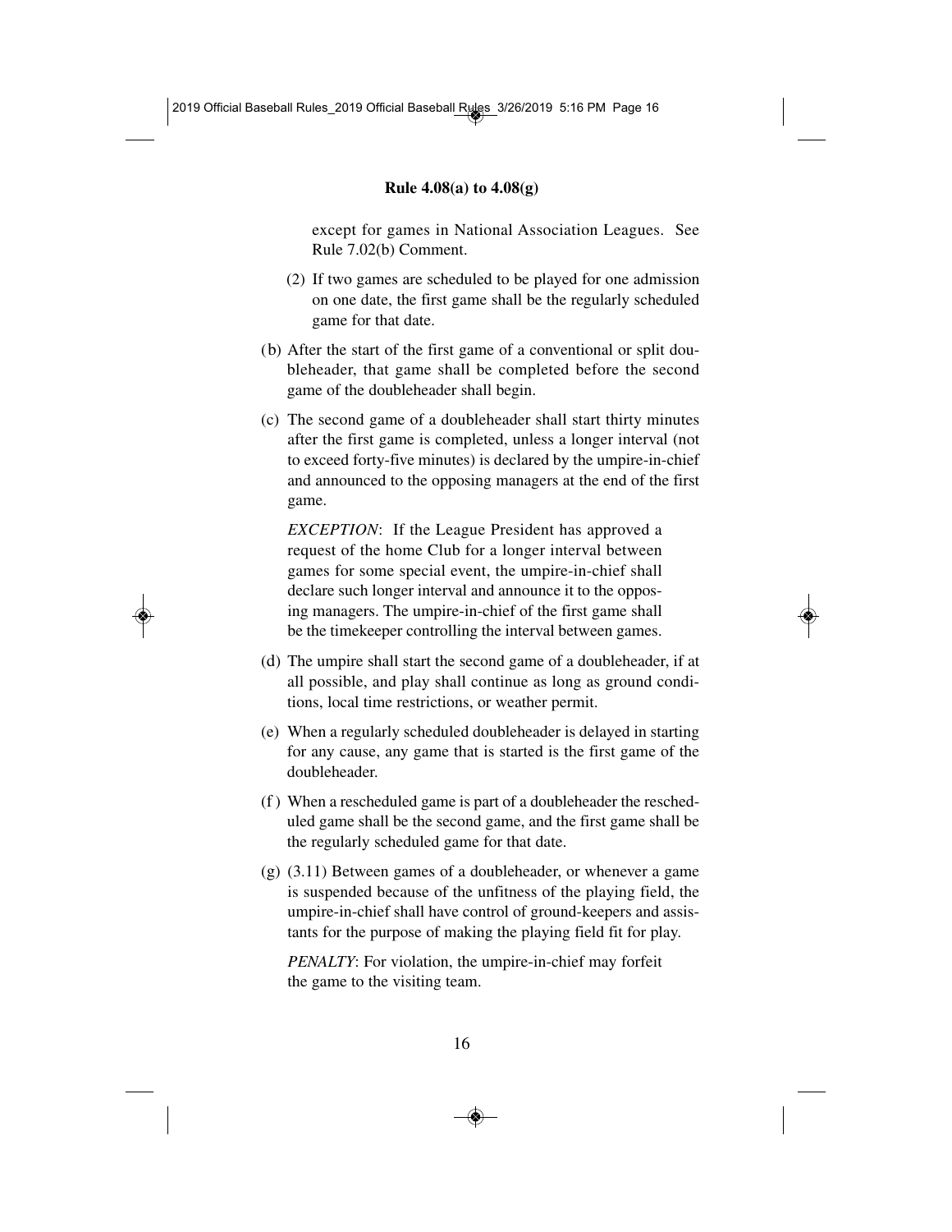except for games in National Association Leagues. See Rule 7.02(b) Comment.

(2) If two games are scheduled to be played for one admission on one date, the first game shall be the regularly scheduled game for that date.

(b) After the start of the first game of a conventional or split doubleheader, that game shall be completed before the second game of the doubleheader shall begin.

(c) The second game of a doubleheader shall start thirty minutes after the first game is completed, unless a longer interval (not to exceed forty-five minutes) is declared by the umpire-in-chief and announced to the opposing managers at the end of the first game.

*EXCEPTION*: If the League President has approved a request of the home Club for a longer interval between games for some special event, the umpire-in-chief shall declare such longer interval and announce it to the opposing managers. The umpire-in-chief of the first game shall be the timekeeper controlling the interval between games.

(d) The umpire shall start the second game of a doubleheader, if at all possible, and play shall continue as long as ground conditions, local time restrictions, or weather permit.

(e) When a regularly scheduled doubleheader is delayed in starting for any cause, any game that is started is the first game of the doubleheader.

(f) When a rescheduled game is part of a doubleheader the rescheduled game shall be the second game, and the first game shall be the regularly scheduled game for that date.

(g) (3.11) Between games of a doubleheader, or whenever a game is suspended because of the unfitness of the playing field, the umpire-in-chief shall have control of ground-keepers and assistants for the purpose of making the playing field fit for play.

*PENALTY*: For violation, the umpire-in-chief may forfeit the game to the visiting team.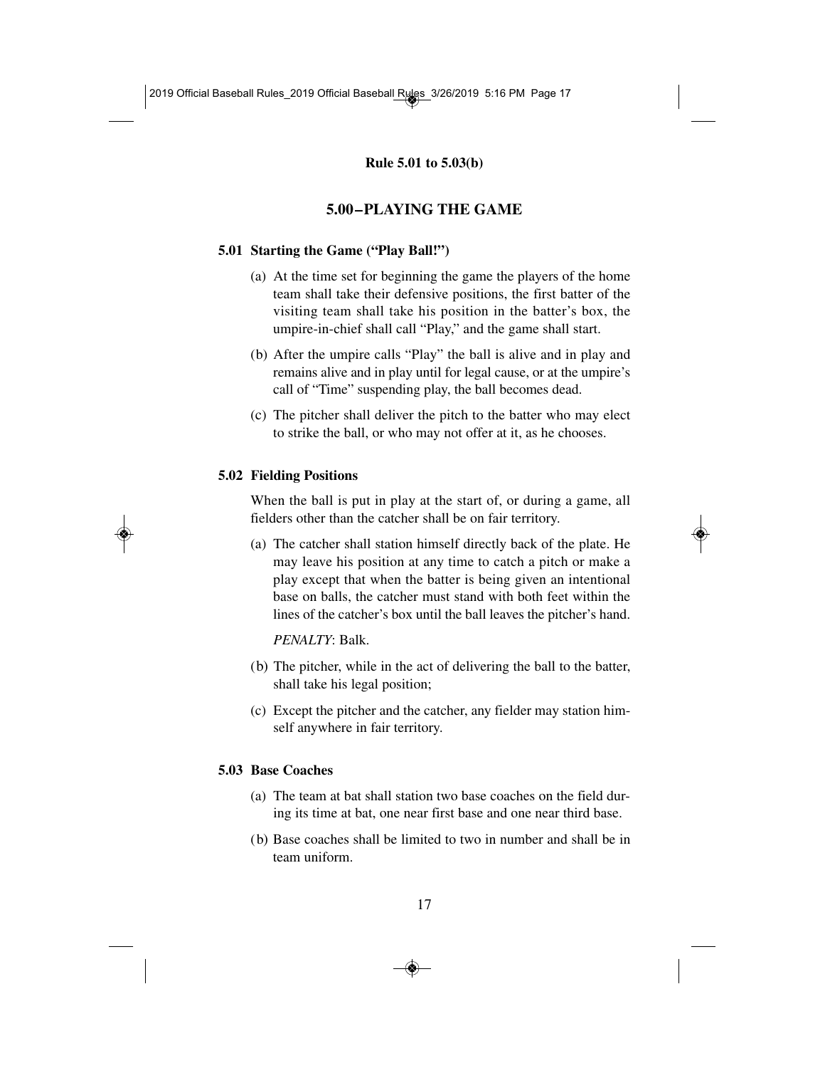# 5.00–PLAYING THE GAME

## 5.01 Starting the Game ("Play Ball!")

(a) At the time set for beginning the game the players of the home team shall take their defensive positions, the first batter of the visiting team shall take his position in the batter's box, the umpire-in-chief shall call "Play," and the game shall start.

(b) After the umpire calls "Play" the ball is alive and in play and remains alive and in play until for legal cause, or at the umpire's call of "Time" suspending play, the ball becomes dead.

(c) The pitcher shall deliver the pitch to the batter who may elect to strike the ball, or who may not offer at it, as he chooses.

## 5.02 Fielding Positions

When the ball is put in play at the start of, or during a game, all fielders other than the catcher shall be on fair territory.

(a) The catcher shall station himself directly back of the plate. He may leave his position at any time to catch a pitch or make a play except that when the batter is being given an intentional base on balls, the catcher must stand with both feet within the lines of the catcher's box until the ball leaves the pitcher's hand.

*PENALTY*: Balk.

(b) The pitcher, while in the act of delivering the ball to the batter, shall take his legal position;

(c) Except the pitcher and the catcher, any fielder may station himself anywhere in fair territory.

## 5.03 Base Coaches

(a) The team at bat shall station two base coaches on the field during its time at bat, one near first base and one near third base.

(b) Base coaches shall be limited to two in number and shall be in team uniform.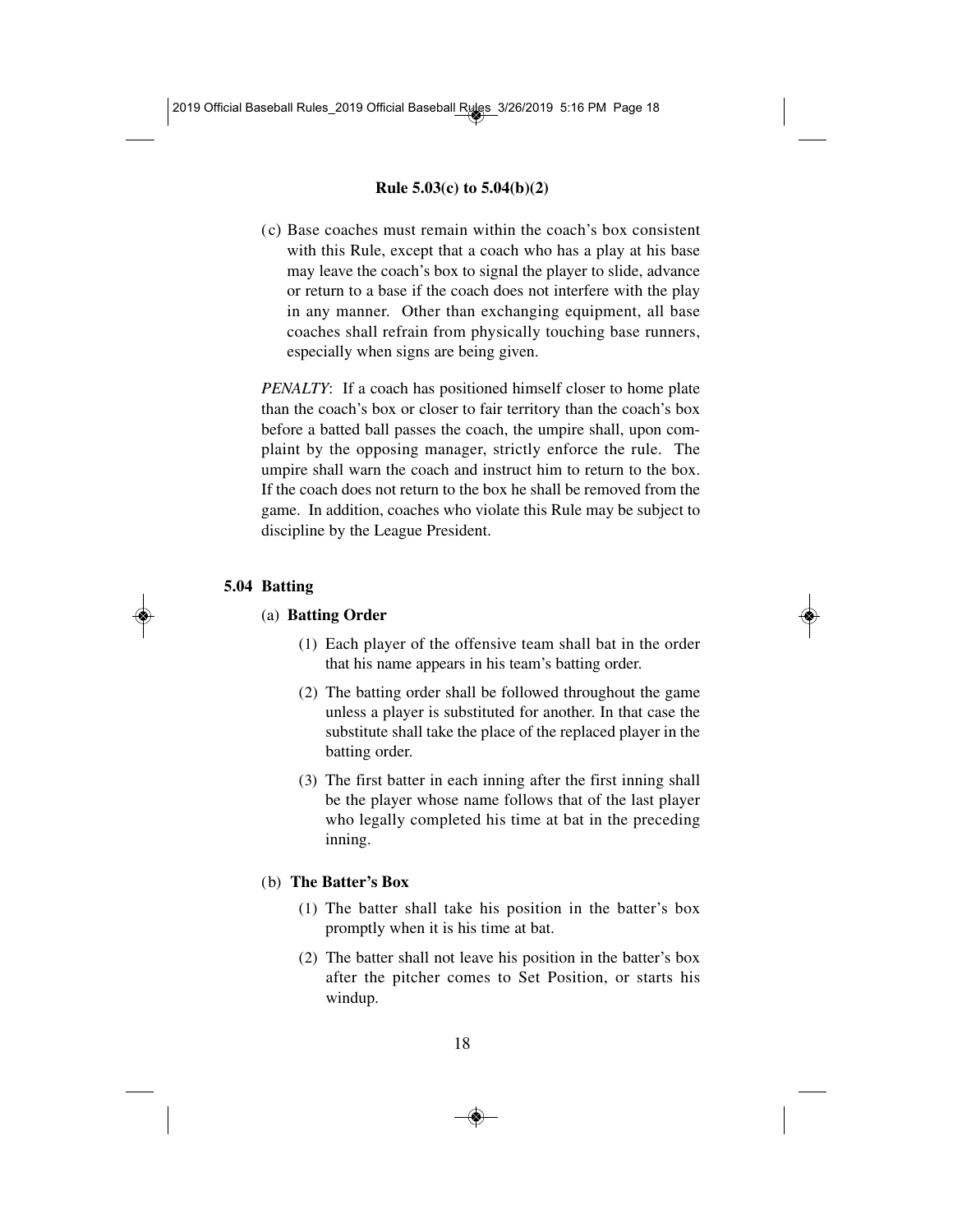(c) Base coaches must remain within the coach's box consistent with this Rule, except that a coach who has a play at his base may leave the coach's box to signal the player to slide, advance or return to a base if the coach does not interfere with the play in any manner. Other than exchanging equipment, all base coaches shall refrain from physically touching base runners, especially when signs are being given.

*PENALTY*: If a coach has positioned himself closer to home plate than the coach's box or closer to fair territory than the coach's box before a batted ball passes the coach, the umpire shall, upon complaint by the opposing manager, strictly enforce the rule. The umpire shall warn the coach and instruct him to return to the box. If the coach does not return to the box he shall be removed from the game. In addition, coaches who violate this Rule may be subject to discipline by the League President.

## 5.04 Batting

### (a) Batting Order

(1) Each player of the offensive team shall bat in the order that his name appears in his team's batting order.

(2) The batting order shall be followed throughout the game unless a player is substituted for another. In that case the substitute shall take the place of the replaced player in the batting order.

(3) The first batter in each inning after the first inning shall be the player whose name follows that of the last player who legally completed his time at bat in the preceding inning.

### (b) The Batter's Box

(1) The batter shall take his position in the batter's box promptly when it is his time at bat.

(2) The batter shall not leave his position in the batter's box after the pitcher comes to Set Position, or starts his windup.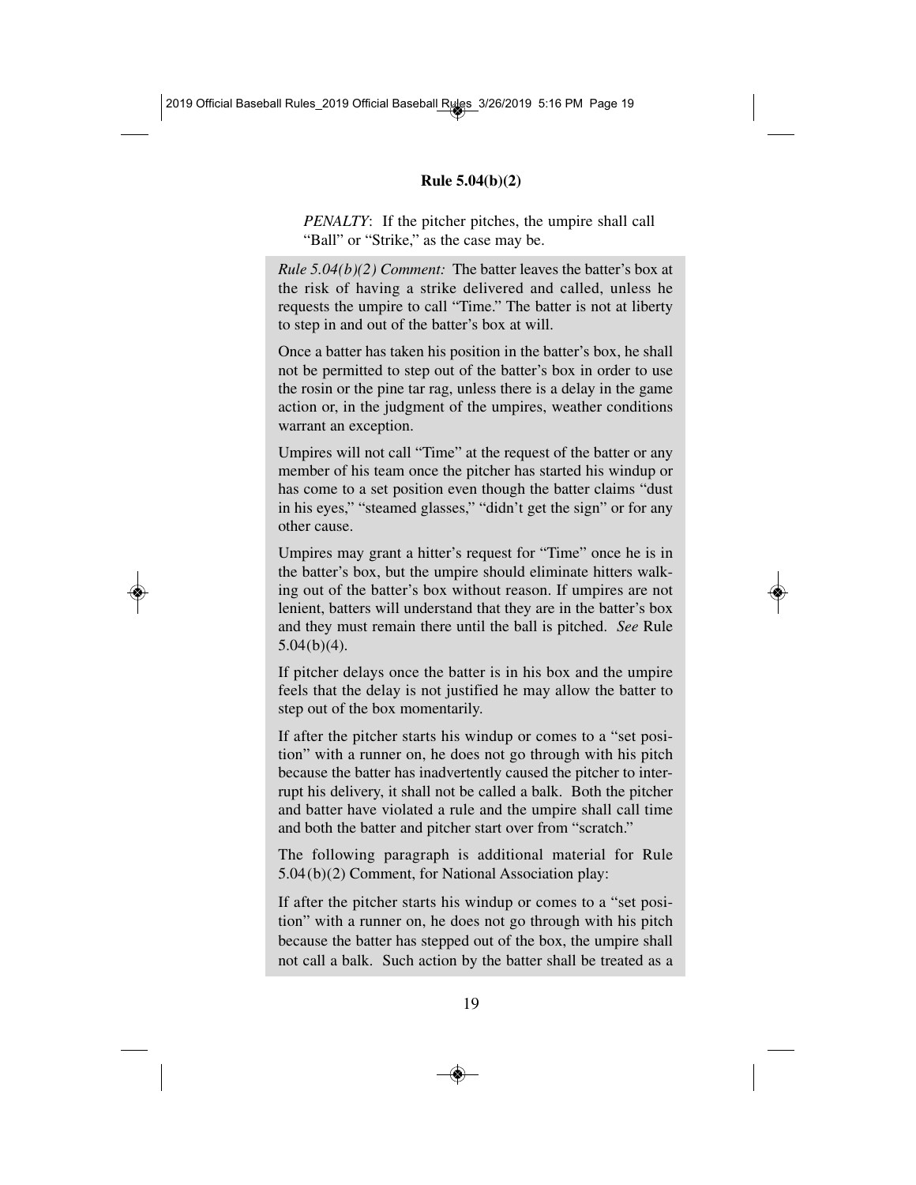*PENALTY*: If the pitcher pitches, the umpire shall call "Ball" or "Strike," as the case may be.

*Rule 5.04(b)(2) Comment:* The batter leaves the batter's box at the risk of having a strike delivered and called, unless he requests the umpire to call "Time." The batter is not at liberty to step in and out of the batter's box at will.

Once a batter has taken his position in the batter's box, he shall not be permitted to step out of the batter's box in order to use the rosin or the pine tar rag, unless there is a delay in the game action or, in the judgment of the umpires, weather conditions warrant an exception.

Umpires will not call "Time" at the request of the batter or any member of his team once the pitcher has started his windup or has come to a set position even though the batter claims "dust in his eyes," "steamed glasses," "didn't get the sign" or for any other cause.

Umpires may grant a hitter's request for "Time" once he is in the batter's box, but the umpire should eliminate hitters walking out of the batter's box without reason. If umpires are not lenient, batters will understand that they are in the batter's box and they must remain there until the ball is pitched. *See* Rule 5.04(b)(4).

If pitcher delays once the batter is in his box and the umpire feels that the delay is not justified he may allow the batter to step out of the box momentarily.

If after the pitcher starts his windup or comes to a "set position" with a runner on, he does not go through with his pitch because the batter has inadvertently caused the pitcher to interrupt his delivery, it shall not be called a balk. Both the pitcher and batter have violated a rule and the umpire shall call time and both the batter and pitcher start over from "scratch."

The following paragraph is additional material for Rule 5.04(b)(2) Comment, for National Association play:

If after the pitcher starts his windup or comes to a "set position" with a runner on, he does not go through with his pitch because the batter has stepped out of the box, the umpire shall not call a balk. Such action by the batter shall be treated as a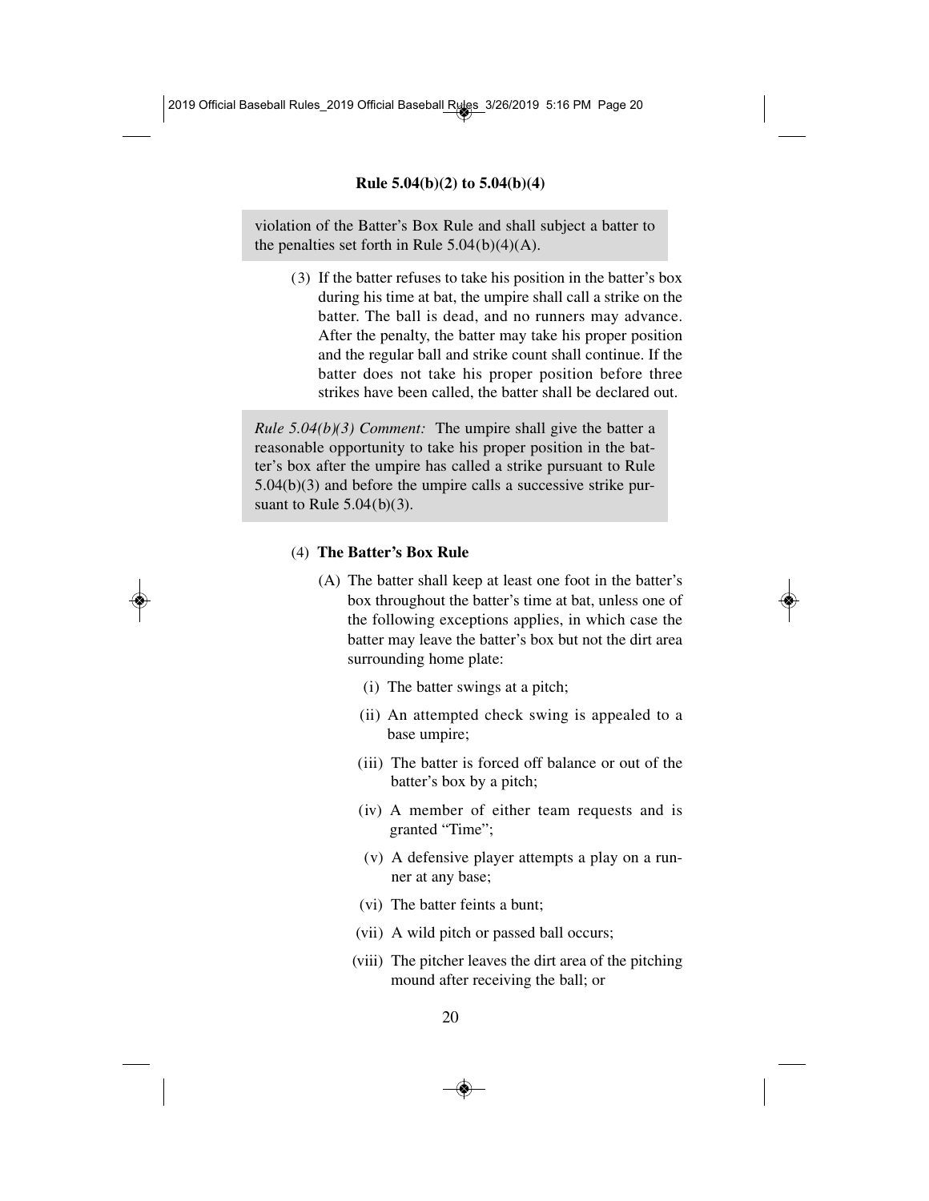violation of the Batter's Box Rule and shall subject a batter to the penalties set forth in Rule 5.04(b)(4)(A).

(3) If the batter refuses to take his position in the batter's box during his time at bat, the umpire shall call a strike on the batter. The ball is dead, and no runners may advance. After the penalty, the batter may take his proper position and the regular ball and strike count shall continue. If the batter does not take his proper position before three strikes have been called, the batter shall be declared out.

*Rule 5.04(b)(3) Comment:* The umpire shall give the batter a reasonable opportunity to take his proper position in the batter's box after the umpire has called a strike pursuant to Rule 5.04(b)(3) and before the umpire calls a successive strike pursuant to Rule 5.04(b)(3).

(4) **The Batter's Box Rule**

(A) The batter shall keep at least one foot in the batter's box throughout the batter's time at bat, unless one of the following exceptions applies, in which case the batter may leave the batter's box but not the dirt area surrounding home plate:

(i) The batter swings at a pitch;

(ii) An attempted check swing is appealed to a base umpire;

(iii) The batter is forced off balance or out of the batter's box by a pitch;

(iv) A member of either team requests and is granted "Time";

(v) A defensive player attempts a play on a runner at any base;

(vi) The batter feints a bunt;

(vii) A wild pitch or passed ball occurs;

(viii) The pitcher leaves the dirt area of the pitching mound after receiving the ball; or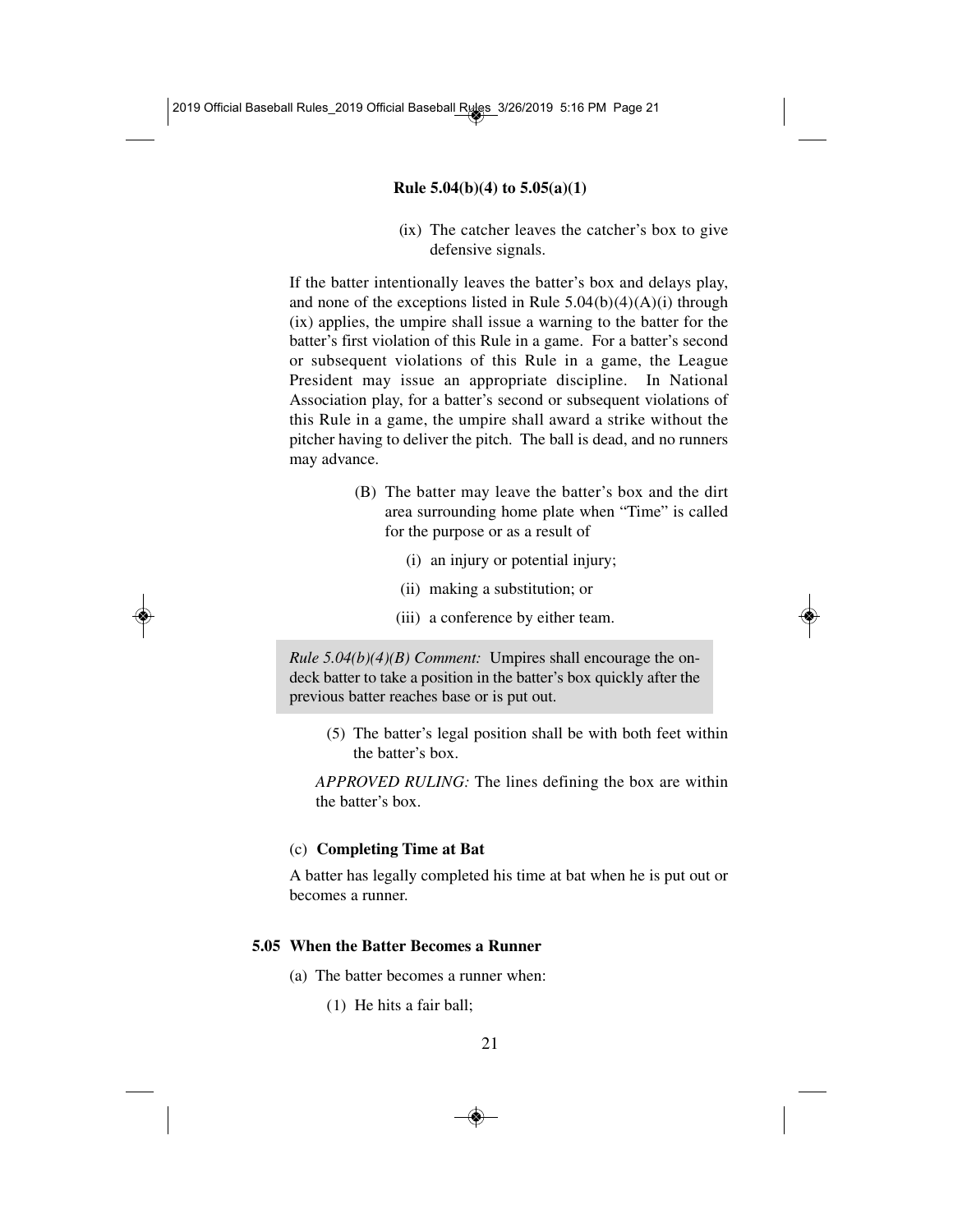(ix) The catcher leaves the catcher's box to give defensive signals.

If the batter intentionally leaves the batter's box and delays play, and none of the exceptions listed in Rule 5.04(b)(4)(A)(i) through (ix) applies, the umpire shall issue a warning to the batter for the batter's first violation of this Rule in a game. For a batter's second or subsequent violations of this Rule in a game, the League President may issue an appropriate discipline. In National Association play, for a batter's second or subsequent violations of this Rule in a game, the umpire shall award a strike without the pitcher having to deliver the pitch. The ball is dead, and no runners may advance.

(B) The batter may leave the batter's box and the dirt area surrounding home plate when "Time" is called for the purpose or as a result of

(i) an injury or potential injury;

(ii) making a substitution; or

(iii) a conference by either team.

*Rule 5.04(b)(4)(B) Comment:* Umpires shall encourage the on-deck batter to take a position in the batter's box quickly after the previous batter reaches base or is put out.

(5) The batter's legal position shall be with both feet within the batter's box.

*APPROVED RULING:* The lines defining the box are within the batter's box.

(c) **Completing Time at Bat**

A batter has legally completed his time at bat when he is put out or becomes a runner.

## 5.05 When the Batter Becomes a Runner

(a) The batter becomes a runner when:

(1) He hits a fair ball;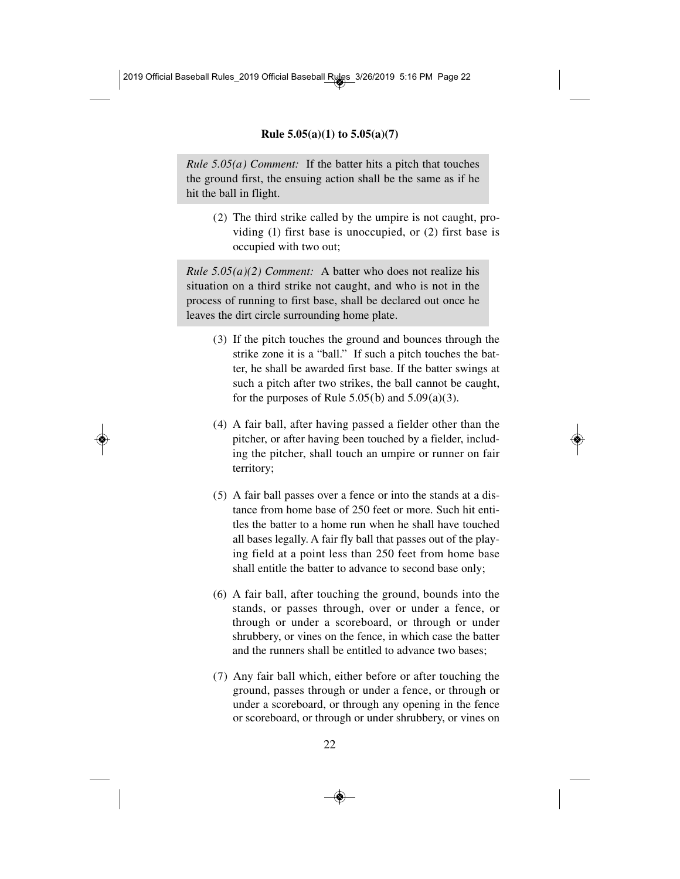*Rule 5.05(a) Comment:* If the batter hits a pitch that touches the ground first, the ensuing action shall be the same as if he hit the ball in flight.

(2) The third strike called by the umpire is not caught, providing (1) first base is unoccupied, or (2) first base is occupied with two out;

*Rule 5.05(a)(2) Comment:* A batter who does not realize his situation on a third strike not caught, and who is not in the process of running to first base, shall be declared out once he leaves the dirt circle surrounding home plate.

(3) If the pitch touches the ground and bounces through the strike zone it is a "ball." If such a pitch touches the batter, he shall be awarded first base. If the batter swings at such a pitch after two strikes, the ball cannot be caught, for the purposes of Rule 5.05(b) and 5.09(a)(3).

(4) A fair ball, after having passed a fielder other than the pitcher, or after having been touched by a fielder, including the pitcher, shall touch an umpire or runner on fair territory;

(5) A fair ball passes over a fence or into the stands at a distance from home base of 250 feet or more. Such hit entitles the batter to a home run when he shall have touched all bases legally. A fair fly ball that passes out of the playing field at a point less than 250 feet from home base shall entitle the batter to advance to second base only;

(6) A fair ball, after touching the ground, bounds into the stands, or passes through, over or under a fence, or through or under a scoreboard, or through or under shrubbery, or vines on the fence, in which case the batter and the runners shall be entitled to advance two bases;

(7) Any fair ball which, either before or after touching the ground, passes through or under a fence, or through or under a scoreboard, or through any opening in the fence or scoreboard, or through or under shrubbery, or vines on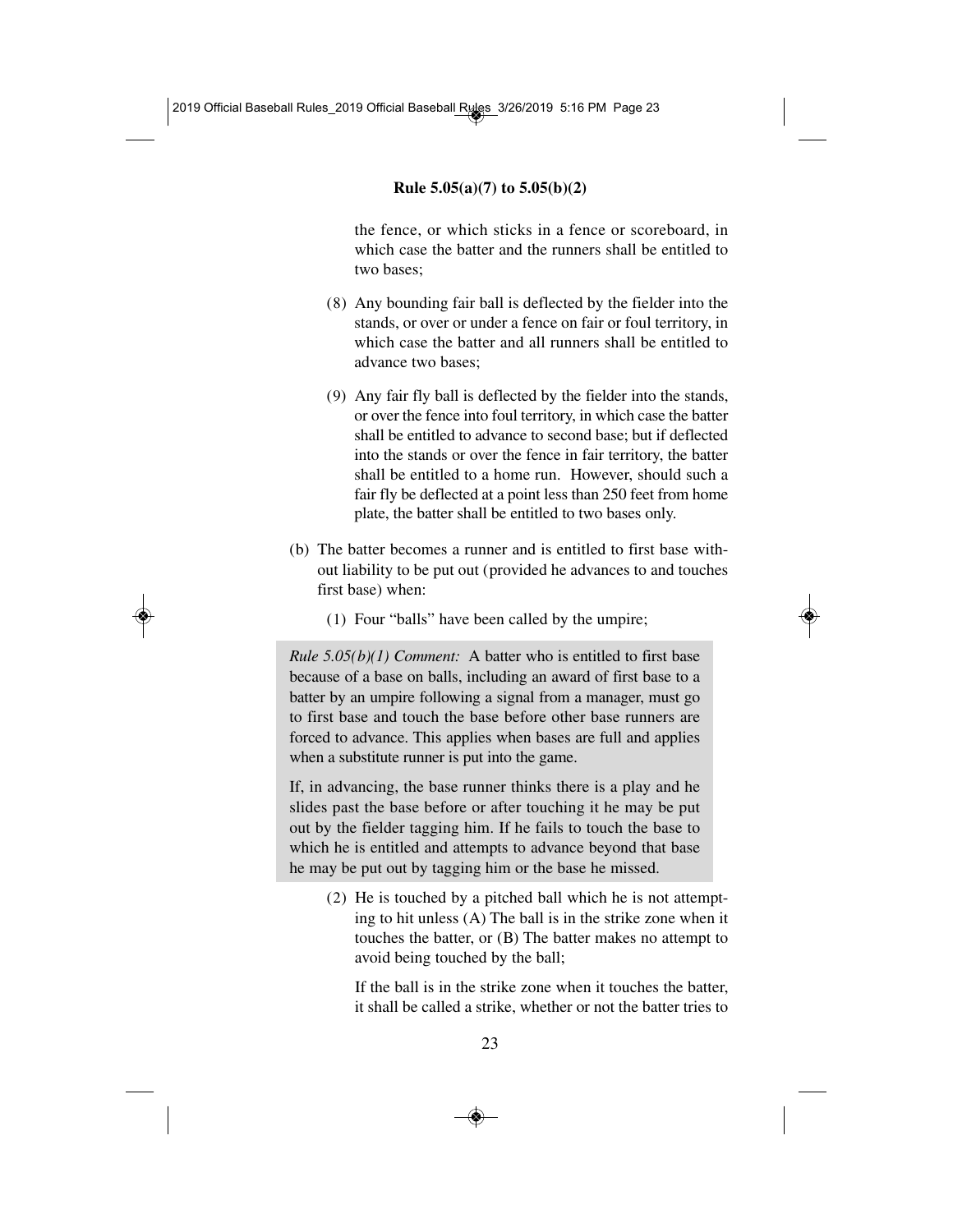the fence, or which sticks in a fence or scoreboard, in which case the batter and the runners shall be entitled to two bases;

(8) Any bounding fair ball is deflected by the fielder into the stands, or over or under a fence on fair or foul territory, in which case the batter and all runners shall be entitled to advance two bases;

(9) Any fair fly ball is deflected by the fielder into the stands, or over the fence into foul territory, in which case the batter shall be entitled to advance to second base; but if deflected into the stands or over the fence in fair territory, the batter shall be entitled to a home run. However, should such a fair fly be deflected at a point less than 250 feet from home plate, the batter shall be entitled to two bases only.

(b) The batter becomes a runner and is entitled to first base without liability to be put out (provided he advances to and touches first base) when:

(1) Four "balls" have been called by the umpire;

*Rule 5.05(b)(1) Comment:* A batter who is entitled to first base because of a base on balls, including an award of first base to a batter by an umpire following a signal from a manager, must go to first base and touch the base before other base runners are forced to advance. This applies when bases are full and applies when a substitute runner is put into the game.

If, in advancing, the base runner thinks there is a play and he slides past the base before or after touching it he may be put out by the fielder tagging him. If he fails to touch the base to which he is entitled and attempts to advance beyond that base he may be put out by tagging him or the base he missed.

(2) He is touched by a pitched ball which he is not attempting to hit unless (A) The ball is in the strike zone when it touches the batter, or (B) The batter makes no attempt to avoid being touched by the ball;

If the ball is in the strike zone when it touches the batter, it shall be called a strike, whether or not the batter tries to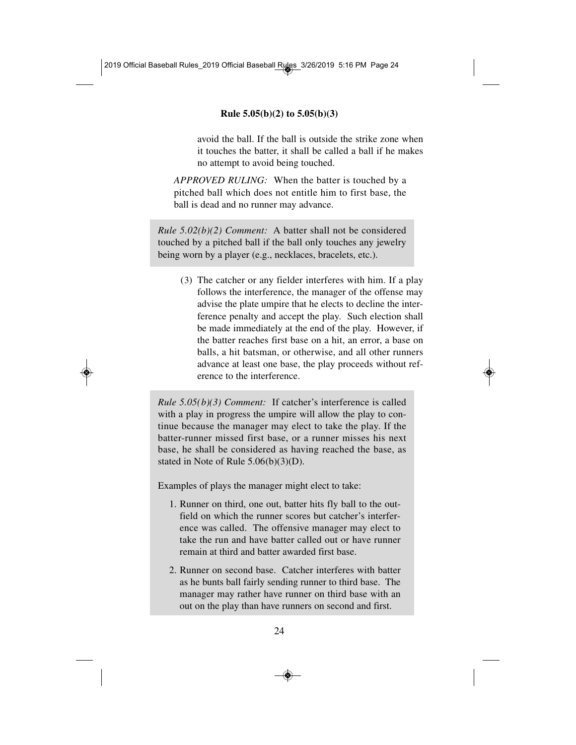avoid the ball. If the ball is outside the strike zone when it touches the batter, it shall be called a ball if he makes no attempt to avoid being touched.

*APPROVED RULING:* When the batter is touched by a pitched ball which does not entitle him to first base, the ball is dead and no runner may advance.

*Rule 5.02(b)(2) Comment:* A batter shall not be considered touched by a pitched ball if the ball only touches any jewelry being worn by a player (e.g., necklaces, bracelets, etc.).

(3) The catcher or any fielder interferes with him. If a play follows the interference, the manager of the offense may advise the plate umpire that he elects to decline the interference penalty and accept the play. Such election shall be made immediately at the end of the play. However, if the batter reaches first base on a hit, an error, a base on balls, a hit batsman, or otherwise, and all other runners advance at least one base, the play proceeds without reference to the interference.

*Rule 5.05(b)(3) Comment:* If catcher's interference is called with a play in progress the umpire will allow the play to continue because the manager may elect to take the play. If the batter-runner missed first base, or a runner misses his next base, he shall be considered as having reached the base, as stated in Note of Rule 5.06(b)(3)(D).

Examples of plays the manager might elect to take:

1. Runner on third, one out, batter hits fly ball to the outfield on which the runner scores but catcher's interference was called. The offensive manager may elect to take the run and have batter called out or have runner remain at third and batter awarded first base.
2. Runner on second base. Catcher interferes with batter as he bunts ball fairly sending runner to third base. The manager may rather have runner on third base with an out on the play than have runners on second and first.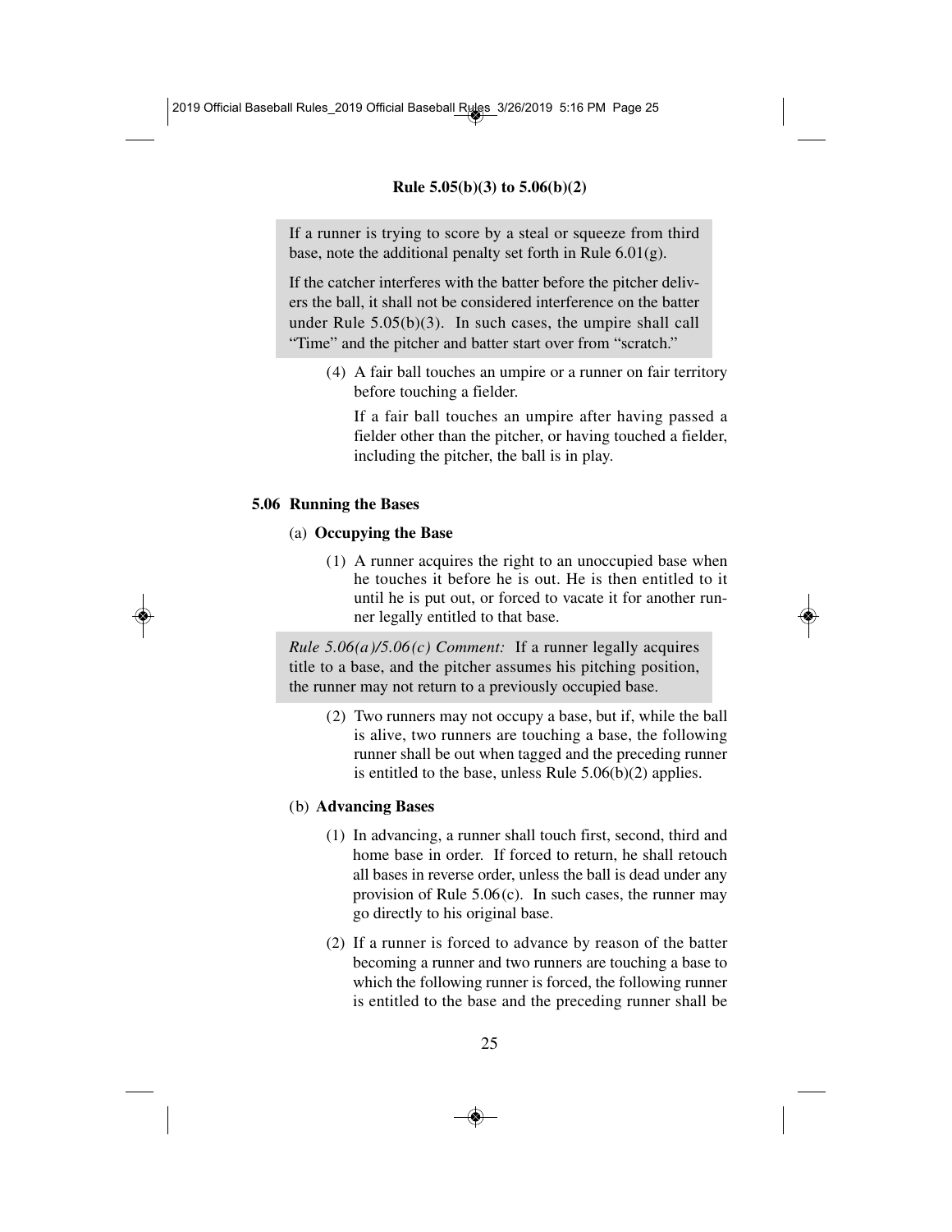If a runner is trying to score by a steal or squeeze from third base, note the additional penalty set forth in Rule 6.01(g).

If the catcher interferes with the batter before the pitcher delivers the ball, it shall not be considered interference on the batter under Rule 5.05(b)(3). In such cases, the umpire shall call "Time" and the pitcher and batter start over from "scratch."

(4) A fair ball touches an umpire or a runner on fair territory before touching a fielder.

If a fair ball touches an umpire after having passed a fielder other than the pitcher, or having touched a fielder, including the pitcher, the ball is in play.

## 5.06 Running the Bases

### (a) Occupying the Base

(1) A runner acquires the right to an unoccupied base when he touches it before he is out. He is then entitled to it until he is put out, or forced to vacate it for another runner legally entitled to that base.

*Rule 5.06(a)/5.06(c) Comment:* If a runner legally acquires title to a base, and the pitcher assumes his pitching position, the runner may not return to a previously occupied base.

(2) Two runners may not occupy a base, but if, while the ball is alive, two runners are touching a base, the following runner shall be out when tagged and the preceding runner is entitled to the base, unless Rule 5.06(b)(2) applies.

### (b) Advancing Bases

(1) In advancing, a runner shall touch first, second, third and home base in order. If forced to return, he shall retouch all bases in reverse order, unless the ball is dead under any provision of Rule 5.06(c). In such cases, the runner may go directly to his original base.

(2) If a runner is forced to advance by reason of the batter becoming a runner and two runners are touching a base to which the following runner is forced, the following runner is entitled to the base and the preceding runner shall be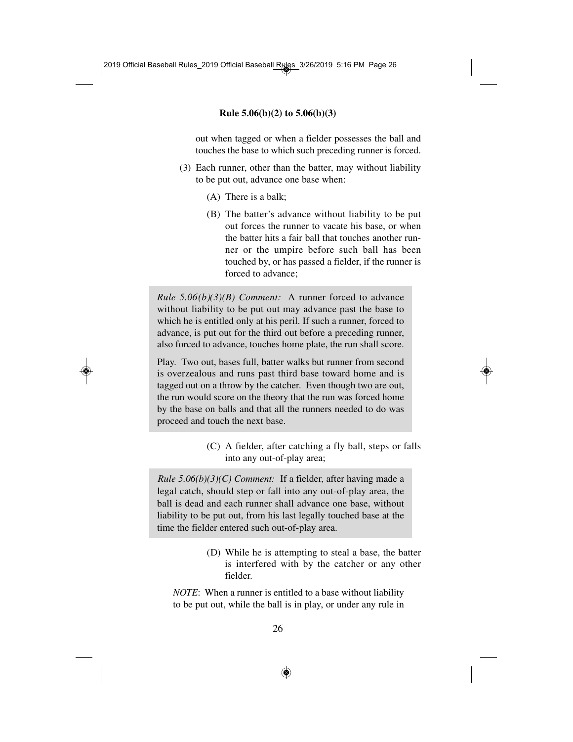out when tagged or when a fielder possesses the ball and touches the base to which such preceding runner is forced.

(3) Each runner, other than the batter, may without liability to be put out, advance one base when:

(A) There is a balk;

(B) The batter's advance without liability to be put out forces the runner to vacate his base, or when the batter hits a fair ball that touches another runner or the umpire before such ball has been touched by, or has passed a fielder, if the runner is forced to advance;

*Rule 5.06(b)(3)(B) Comment:* A runner forced to advance without liability to be put out may advance past the base to which he is entitled only at his peril. If such a runner, forced to advance, is put out for the third out before a preceding runner, also forced to advance, touches home plate, the run shall score.

Play. Two out, bases full, batter walks but runner from second is overzealous and runs past third base toward home and is tagged out on a throw by the catcher. Even though two are out, the run would score on the theory that the run was forced home by the base on balls and that all the runners needed to do was proceed and touch the next base.

(C) A fielder, after catching a fly ball, steps or falls into any out-of-play area;

*Rule 5.06(b)(3)(C) Comment:* If a fielder, after having made a legal catch, should step or fall into any out-of-play area, the ball is dead and each runner shall advance one base, without liability to be put out, from his last legally touched base at the time the fielder entered such out-of-play area.

(D) While he is attempting to steal a base, the batter is interfered with by the catcher or any other fielder.

*NOTE*: When a runner is entitled to a base without liability to be put out, while the ball is in play, or under any rule in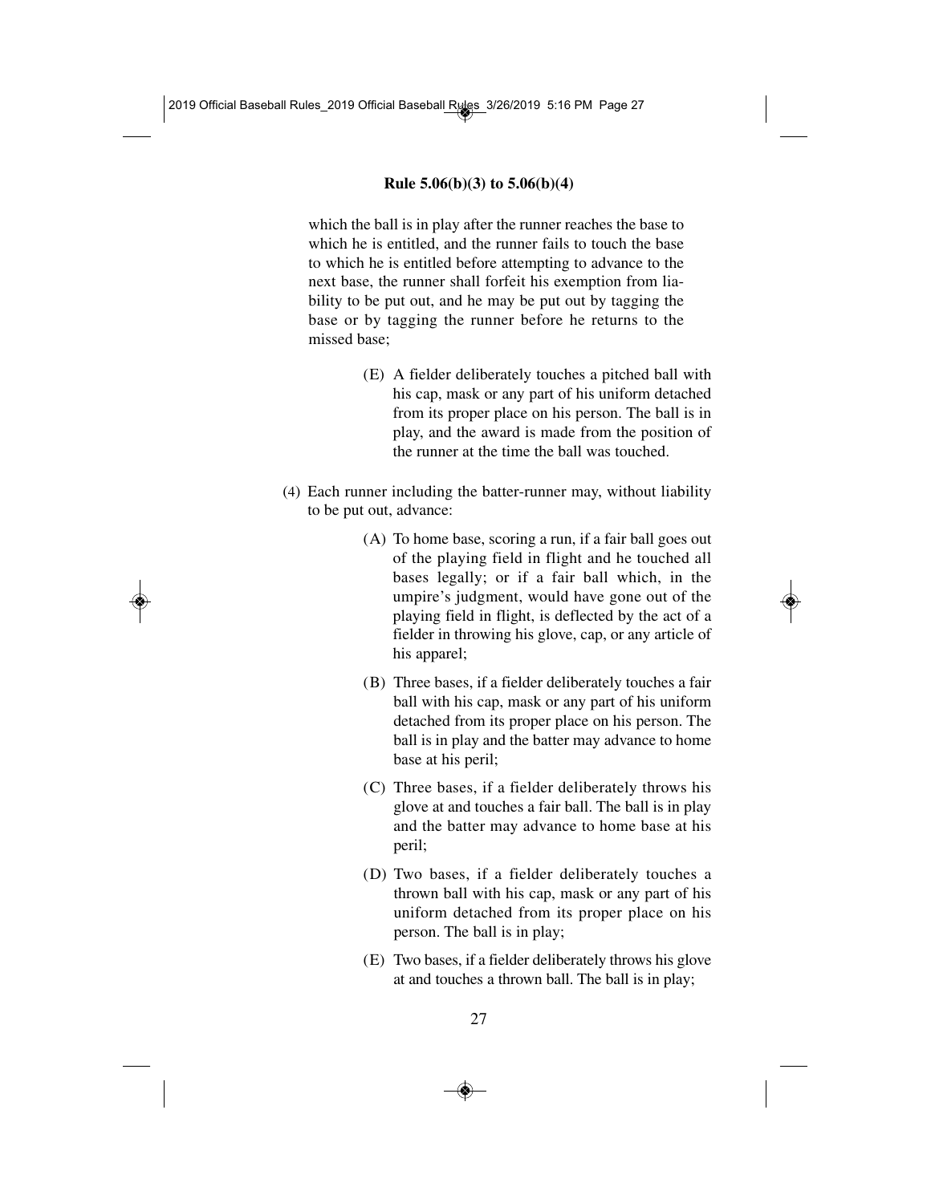which the ball is in play after the runner reaches the base to which he is entitled, and the runner fails to touch the base to which he is entitled before attempting to advance to the next base, the runner shall forfeit his exemption from liability to be put out, and he may be put out by tagging the base or by tagging the runner before he returns to the missed base;

(E) A fielder deliberately touches a pitched ball with his cap, mask or any part of his uniform detached from its proper place on his person. The ball is in play, and the award is made from the position of the runner at the time the ball was touched.

(4) Each runner including the batter-runner may, without liability to be put out, advance:

(A) To home base, scoring a run, if a fair ball goes out of the playing field in flight and he touched all bases legally; or if a fair ball which, in the umpire's judgment, would have gone out of the playing field in flight, is deflected by the act of a fielder in throwing his glove, cap, or any article of his apparel;

(B) Three bases, if a fielder deliberately touches a fair ball with his cap, mask or any part of his uniform detached from its proper place on his person. The ball is in play and the batter may advance to home base at his peril;

(C) Three bases, if a fielder deliberately throws his glove at and touches a fair ball. The ball is in play and the batter may advance to home base at his peril;

(D) Two bases, if a fielder deliberately touches a thrown ball with his cap, mask or any part of his uniform detached from its proper place on his person. The ball is in play;

(E) Two bases, if a fielder deliberately throws his glove at and touches a thrown ball. The ball is in play;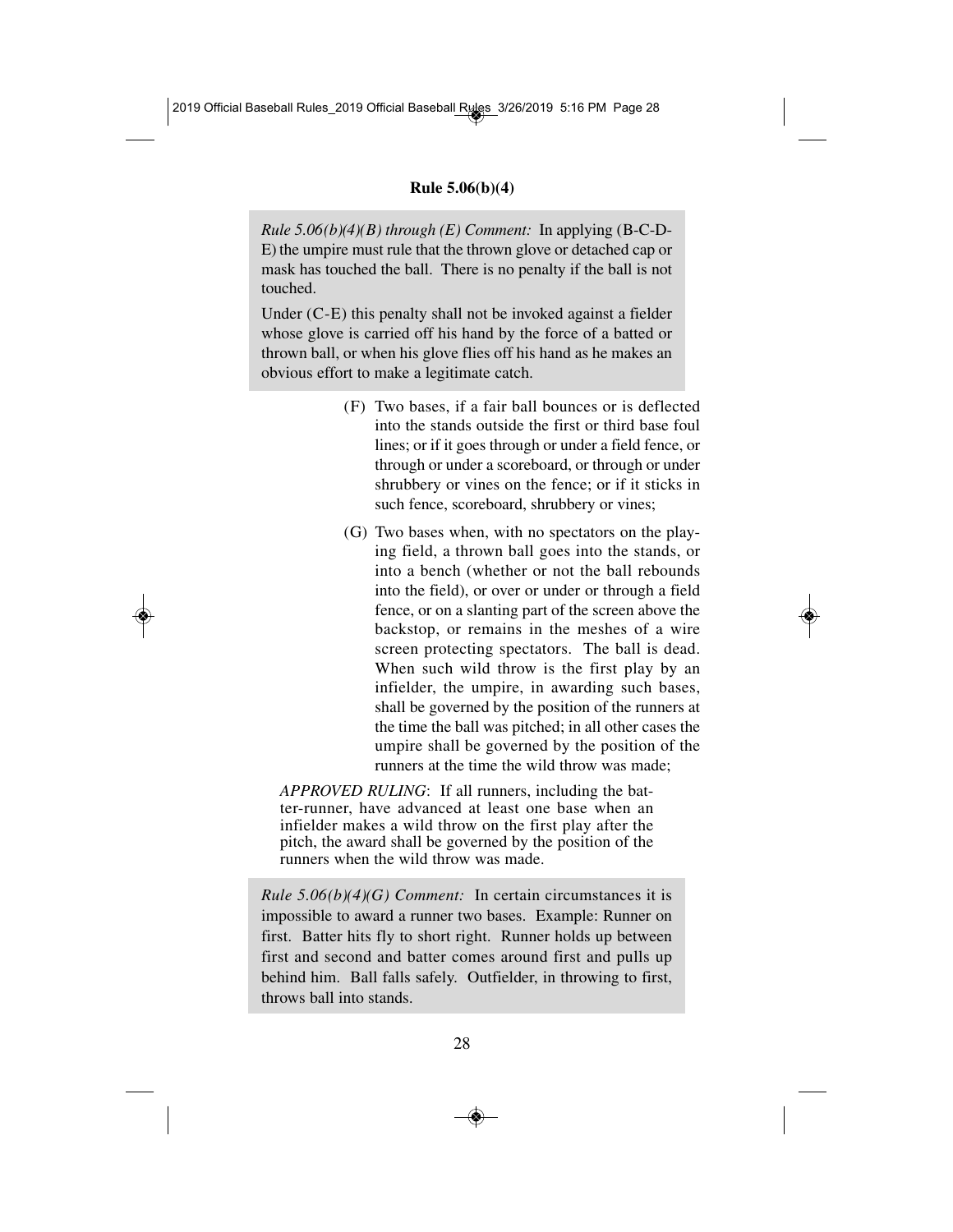**Rule 5.06(b)(4)**

*Rule 5.06(b)(4)(B) through (E) Comment:* In applying (B-C-D-E) the umpire must rule that the thrown glove or detached cap or mask has touched the ball. There is no penalty if the ball is not touched.

Under (C-E) this penalty shall not be invoked against a fielder whose glove is carried off his hand by the force of a batted or thrown ball, or when his glove flies off his hand as he makes an obvious effort to make a legitimate catch.

(F) Two bases, if a fair ball bounces or is deflected into the stands outside the first or third base foul lines; or if it goes through or under a field fence, or through or under a scoreboard, or through or under shrubbery or vines on the fence; or if it sticks in such fence, scoreboard, shrubbery or vines;

(G) Two bases when, with no spectators on the playing field, a thrown ball goes into the stands, or into a bench (whether or not the ball rebounds into the field), or over or under or through a field fence, or on a slanting part of the screen above the backstop, or remains in the meshes of a wire screen protecting spectators. The ball is dead. When such wild throw is the first play by an infielder, the umpire, in awarding such bases, shall be governed by the position of the runners at the time the ball was pitched; in all other cases the umpire shall be governed by the position of the runners at the time the wild throw was made;

*APPROVED RULING*: If all runners, including the batter-runner, have advanced at least one base when an infielder makes a wild throw on the first play after the pitch, the award shall be governed by the position of the runners when the wild throw was made.

*Rule 5.06(b)(4)(G) Comment:* In certain circumstances it is impossible to award a runner two bases. Example: Runner on first. Batter hits fly to short right. Runner holds up between first and second and batter comes around first and pulls up behind him. Ball falls safely. Outfielder, in throwing to first, throws ball into stands.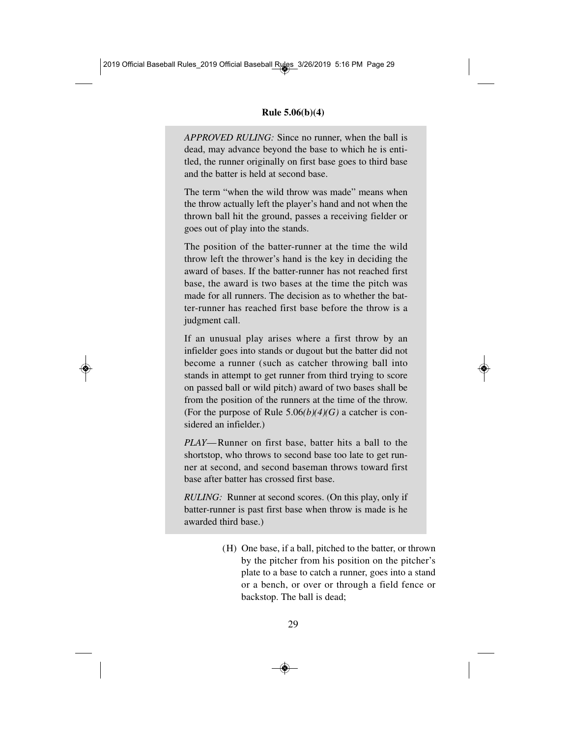*APPROVED RULING:* Since no runner, when the ball is dead, may advance beyond the base to which he is entitled, the runner originally on first base goes to third base and the batter is held at second base.

The term "when the wild throw was made" means when the throw actually left the player's hand and not when the thrown ball hit the ground, passes a receiving fielder or goes out of play into the stands.

The position of the batter-runner at the time the wild throw left the thrower's hand is the key in deciding the award of bases. If the batter-runner has not reached first base, the award is two bases at the time the pitch was made for all runners. The decision as to whether the batter-runner has reached first base before the throw is a judgment call.

If an unusual play arises where a first throw by an infielder goes into stands or dugout but the batter did not become a runner (such as catcher throwing ball into stands in attempt to get runner from third trying to score on passed ball or wild pitch) award of two bases shall be from the position of the runners at the time of the throw. (For the purpose of Rule 5.06*(b)(4)(G)* a catcher is considered an infielder.)

*PLAY*—Runner on first base, batter hits a ball to the shortstop, who throws to second base too late to get runner at second, and second baseman throws toward first base after batter has crossed first base.

*RULING:* Runner at second scores. (On this play, only if batter-runner is past first base when throw is made is he awarded third base.)

(H) One base, if a ball, pitched to the batter, or thrown by the pitcher from his position on the pitcher's plate to a base to catch a runner, goes into a stand or a bench, or over or through a field fence or backstop. The ball is dead;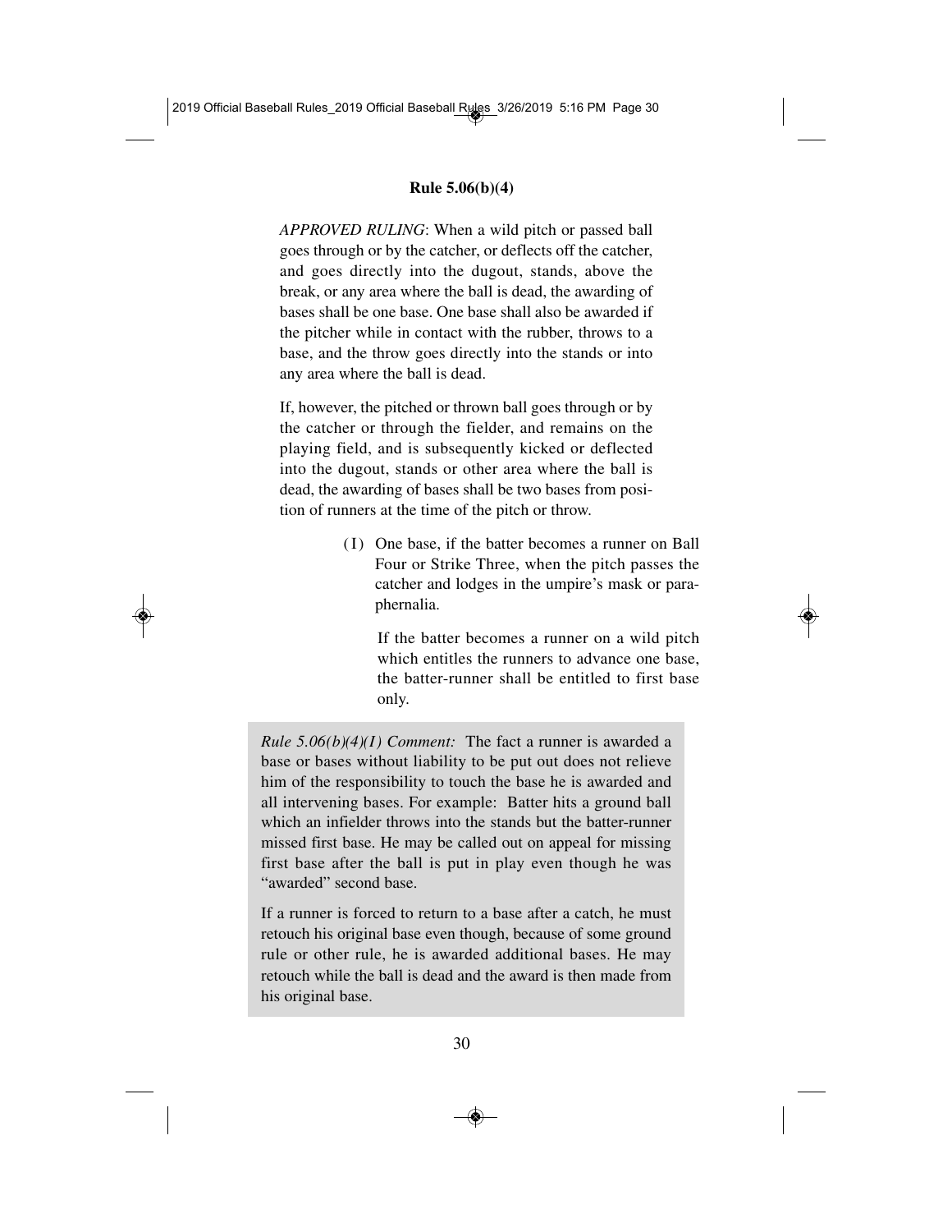**Rule 5.06(b)(4)**

*APPROVED RULING*: When a wild pitch or passed ball goes through or by the catcher, or deflects off the catcher, and goes directly into the dugout, stands, above the break, or any area where the ball is dead, the awarding of bases shall be one base. One base shall also be awarded if the pitcher while in contact with the rubber, throws to a base, and the throw goes directly into the stands or into any area where the ball is dead.

If, however, the pitched or thrown ball goes through or by the catcher or through the fielder, and remains on the playing field, and is subsequently kicked or deflected into the dugout, stands or other area where the ball is dead, the awarding of bases shall be two bases from position of runners at the time of the pitch or throw.

(I) One base, if the batter becomes a runner on Ball Four or Strike Three, when the pitch passes the catcher and lodges in the umpire's mask or paraphernalia.

If the batter becomes a runner on a wild pitch which entitles the runners to advance one base, the batter-runner shall be entitled to first base only.

*Rule 5.06(b)(4)(I) Comment:* The fact a runner is awarded a base or bases without liability to be put out does not relieve him of the responsibility to touch the base he is awarded and all intervening bases. For example: Batter hits a ground ball which an infielder throws into the stands but the batter-runner missed first base. He may be called out on appeal for missing first base after the ball is put in play even though he was "awarded" second base.

If a runner is forced to return to a base after a catch, he must retouch his original base even though, because of some ground rule or other rule, he is awarded additional bases. He may retouch while the ball is dead and the award is then made from his original base.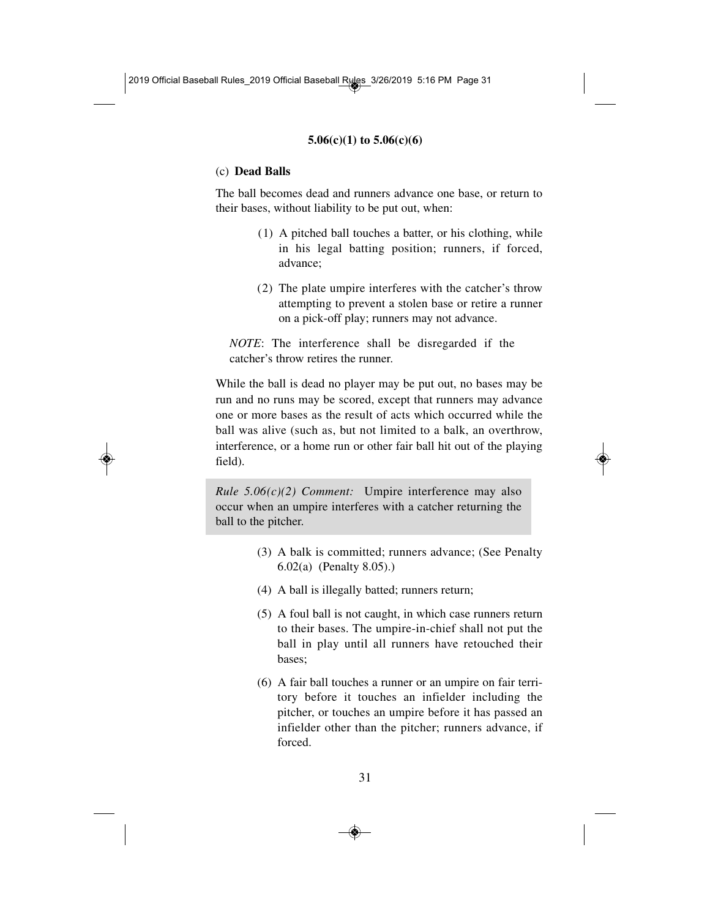(c) **Dead Balls**

The ball becomes dead and runners advance one base, or return to their bases, without liability to be put out, when:

(1) A pitched ball touches a batter, or his clothing, while in his legal batting position; runners, if forced, advance;

(2) The plate umpire interferes with the catcher's throw attempting to prevent a stolen base or retire a runner on a pick-off play; runners may not advance.

*NOTE*: The interference shall be disregarded if the catcher's throw retires the runner.

While the ball is dead no player may be put out, no bases may be run and no runs may be scored, except that runners may advance one or more bases as the result of acts which occurred while the ball was alive (such as, but not limited to a balk, an overthrow, interference, or a home run or other fair ball hit out of the playing field).

*Rule 5.06(c)(2) Comment:* Umpire interference may also occur when an umpire interferes with a catcher returning the ball to the pitcher.

(3) A balk is committed; runners advance; (See Penalty 6.02(a) (Penalty 8.05).)

(4) A ball is illegally batted; runners return;

(5) A foul ball is not caught, in which case runners return to their bases. The umpire-in-chief shall not put the ball in play until all runners have retouched their bases;

(6) A fair ball touches a runner or an umpire on fair territory before it touches an infielder including the pitcher, or touches an umpire before it has passed an infielder other than the pitcher; runners advance, if forced.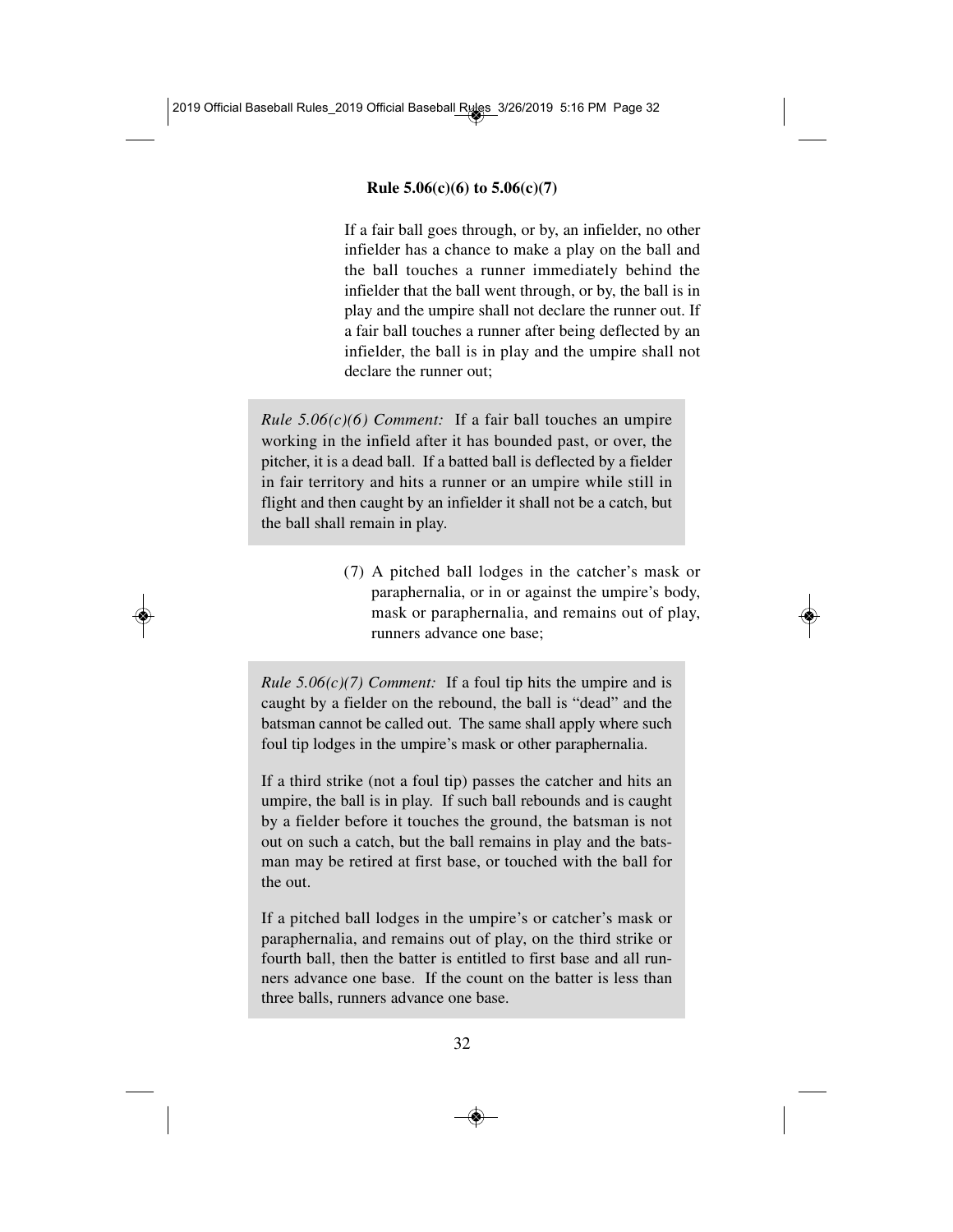If a fair ball goes through, or by, an infielder, no other infielder has a chance to make a play on the ball and the ball touches a runner immediately behind the infielder that the ball went through, or by, the ball is in play and the umpire shall not declare the runner out. If a fair ball touches a runner after being deflected by an infielder, the ball is in play and the umpire shall not declare the runner out;

*Rule 5.06(c)(6) Comment:* If a fair ball touches an umpire working in the infield after it has bounded past, or over, the pitcher, it is a dead ball. If a batted ball is deflected by a fielder in fair territory and hits a runner or an umpire while still in flight and then caught by an infielder it shall not be a catch, but the ball shall remain in play.

(7) A pitched ball lodges in the catcher's mask or paraphernalia, or in or against the umpire's body, mask or paraphernalia, and remains out of play, runners advance one base;

*Rule 5.06(c)(7) Comment:* If a foul tip hits the umpire and is caught by a fielder on the rebound, the ball is "dead" and the batsman cannot be called out. The same shall apply where such foul tip lodges in the umpire's mask or other paraphernalia.

If a third strike (not a foul tip) passes the catcher and hits an umpire, the ball is in play. If such ball rebounds and is caught by a fielder before it touches the ground, the batsman is not out on such a catch, but the ball remains in play and the batsman may be retired at first base, or touched with the ball for the out.

If a pitched ball lodges in the umpire's or catcher's mask or paraphernalia, and remains out of play, on the third strike or fourth ball, then the batter is entitled to first base and all runners advance one base. If the count on the batter is less than three balls, runners advance one base.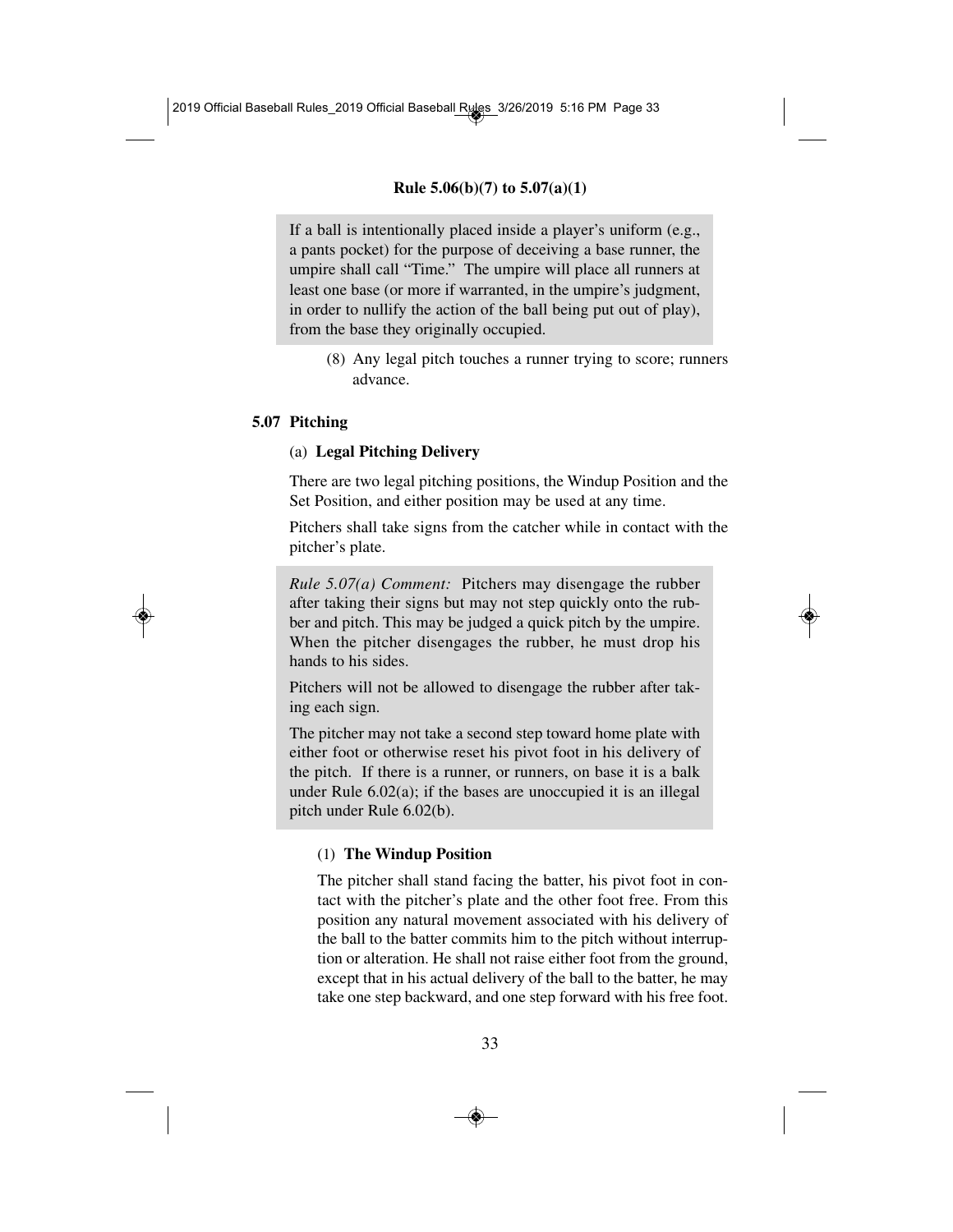If a ball is intentionally placed inside a player's uniform (e.g., a pants pocket) for the purpose of deceiving a base runner, the umpire shall call "Time." The umpire will place all runners at least one base (or more if warranted, in the umpire's judgment, in order to nullify the action of the ball being put out of play), from the base they originally occupied.

(8) Any legal pitch touches a runner trying to score; runners advance.

## 5.07 Pitching

### (a) Legal Pitching Delivery

There are two legal pitching positions, the Windup Position and the Set Position, and either position may be used at any time.

Pitchers shall take signs from the catcher while in contact with the pitcher's plate.

*Rule 5.07(a) Comment:* Pitchers may disengage the rubber after taking their signs but may not step quickly onto the rubber and pitch. This may be judged a quick pitch by the umpire. When the pitcher disengages the rubber, he must drop his hands to his sides.

Pitchers will not be allowed to disengage the rubber after taking each sign.

The pitcher may not take a second step toward home plate with either foot or otherwise reset his pivot foot in his delivery of the pitch. If there is a runner, or runners, on base it is a balk under Rule 6.02(a); if the bases are unoccupied it is an illegal pitch under Rule 6.02(b).

#### (1) The Windup Position

The pitcher shall stand facing the batter, his pivot foot in contact with the pitcher's plate and the other foot free. From this position any natural movement associated with his delivery of the ball to the batter commits him to the pitch without interruption or alteration. He shall not raise either foot from the ground, except that in his actual delivery of the ball to the batter, he may take one step backward, and one step forward with his free foot.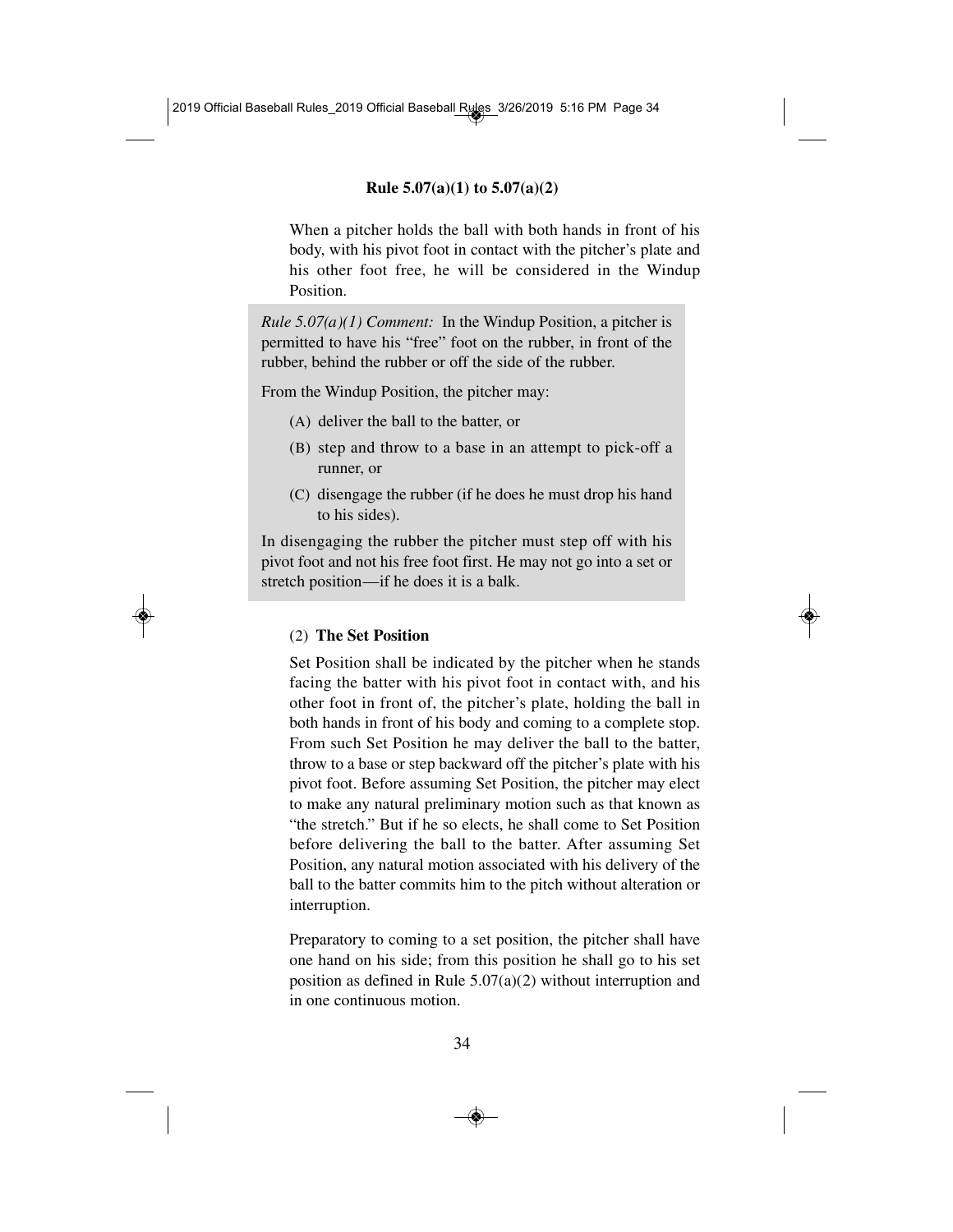When a pitcher holds the ball with both hands in front of his body, with his pivot foot in contact with the pitcher's plate and his other foot free, he will be considered in the Windup Position.

> *Rule 5.07(a)(1) Comment:* In the Windup Position, a pitcher is permitted to have his "free" foot on the rubber, in front of the rubber, behind the rubber or off the side of the rubber.
>
> From the Windup Position, the pitcher may:
>
> (A) deliver the ball to the batter, or
>
> (B) step and throw to a base in an attempt to pick-off a runner, or
>
> (C) disengage the rubber (if he does he must drop his hand to his sides).
>
> In disengaging the rubber the pitcher must step off with his pivot foot and not his free foot first. He may not go into a set or stretch position—if he does it is a balk.

(2) **The Set Position**

Set Position shall be indicated by the pitcher when he stands facing the batter with his pivot foot in contact with, and his other foot in front of, the pitcher's plate, holding the ball in both hands in front of his body and coming to a complete stop. From such Set Position he may deliver the ball to the batter, throw to a base or step backward off the pitcher's plate with his pivot foot. Before assuming Set Position, the pitcher may elect to make any natural preliminary motion such as that known as "the stretch." But if he so elects, he shall come to Set Position before delivering the ball to the batter. After assuming Set Position, any natural motion associated with his delivery of the ball to the batter commits him to the pitch without alteration or interruption.

Preparatory to coming to a set position, the pitcher shall have one hand on his side; from this position he shall go to his set position as defined in Rule 5.07(a)(2) without interruption and in one continuous motion.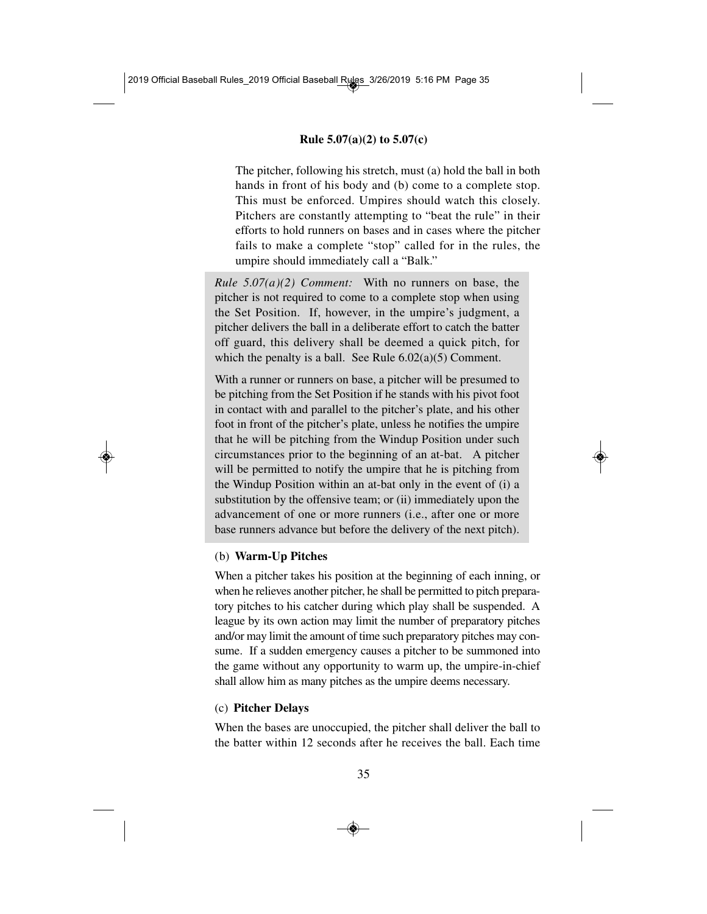The pitcher, following his stretch, must (a) hold the ball in both hands in front of his body and (b) come to a complete stop. This must be enforced. Umpires should watch this closely. Pitchers are constantly attempting to "beat the rule" in their efforts to hold runners on bases and in cases where the pitcher fails to make a complete "stop" called for in the rules, the umpire should immediately call a "Balk."

*Rule 5.07(a)(2) Comment:* With no runners on base, the pitcher is not required to come to a complete stop when using the Set Position. If, however, in the umpire's judgment, a pitcher delivers the ball in a deliberate effort to catch the batter off guard, this delivery shall be deemed a quick pitch, for which the penalty is a ball. See Rule 6.02(a)(5) Comment.

With a runner or runners on base, a pitcher will be presumed to be pitching from the Set Position if he stands with his pivot foot in contact with and parallel to the pitcher's plate, and his other foot in front of the pitcher's plate, unless he notifies the umpire that he will be pitching from the Windup Position under such circumstances prior to the beginning of an at-bat. A pitcher will be permitted to notify the umpire that he is pitching from the Windup Position within an at-bat only in the event of (i) a substitution by the offensive team; or (ii) immediately upon the advancement of one or more runners (i.e., after one or more base runners advance but before the delivery of the next pitch).

(b) **Warm-Up Pitches**

When a pitcher takes his position at the beginning of each inning, or when he relieves another pitcher, he shall be permitted to pitch preparatory pitches to his catcher during which play shall be suspended. A league by its own action may limit the number of preparatory pitches and/or may limit the amount of time such preparatory pitches may consume. If a sudden emergency causes a pitcher to be summoned into the game without any opportunity to warm up, the umpire-in-chief shall allow him as many pitches as the umpire deems necessary.

(c) **Pitcher Delays**

When the bases are unoccupied, the pitcher shall deliver the ball to the batter within 12 seconds after he receives the ball. Each time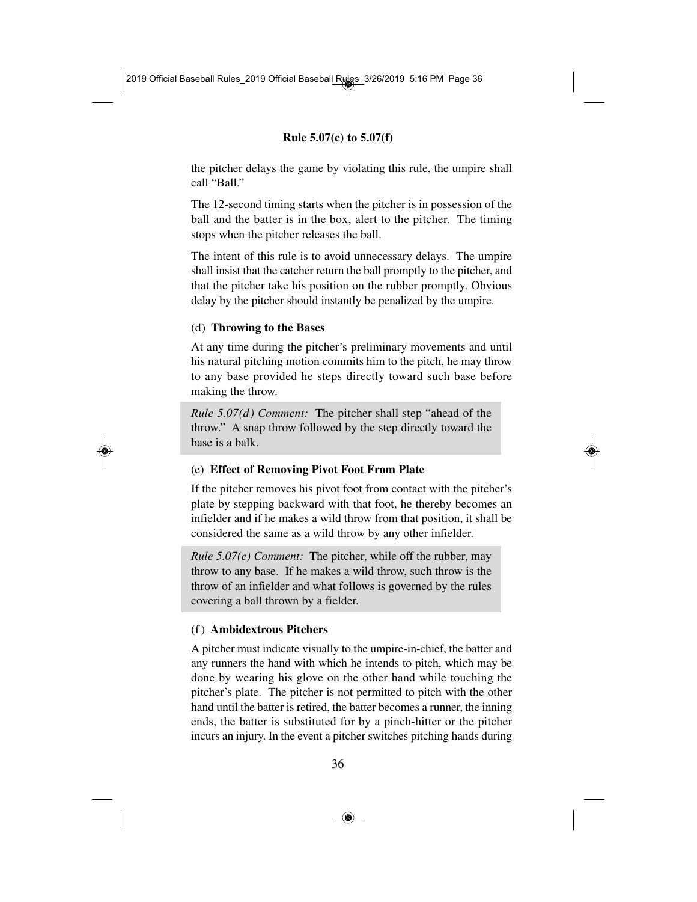the pitcher delays the game by violating this rule, the umpire shall call "Ball."

The 12-second timing starts when the pitcher is in possession of the ball and the batter is in the box, alert to the pitcher. The timing stops when the pitcher releases the ball.

The intent of this rule is to avoid unnecessary delays. The umpire shall insist that the catcher return the ball promptly to the pitcher, and that the pitcher take his position on the rubber promptly. Obvious delay by the pitcher should instantly be penalized by the umpire.

(d) **Throwing to the Bases**

At any time during the pitcher's preliminary movements and until his natural pitching motion commits him to the pitch, he may throw to any base provided he steps directly toward such base before making the throw.

> *Rule 5.07(d) Comment:* The pitcher shall step "ahead of the throw." A snap throw followed by the step directly toward the base is a balk.

(e) **Effect of Removing Pivot Foot From Plate**

If the pitcher removes his pivot foot from contact with the pitcher's plate by stepping backward with that foot, he thereby becomes an infielder and if he makes a wild throw from that position, it shall be considered the same as a wild throw by any other infielder.

> *Rule 5.07(e) Comment:* The pitcher, while off the rubber, may throw to any base. If he makes a wild throw, such throw is the throw of an infielder and what follows is governed by the rules covering a ball thrown by a fielder.

(f) **Ambidextrous Pitchers**

A pitcher must indicate visually to the umpire-in-chief, the batter and any runners the hand with which he intends to pitch, which may be done by wearing his glove on the other hand while touching the pitcher's plate. The pitcher is not permitted to pitch with the other hand until the batter is retired, the batter becomes a runner, the inning ends, the batter is substituted for by a pinch-hitter or the pitcher incurs an injury. In the event a pitcher switches pitching hands during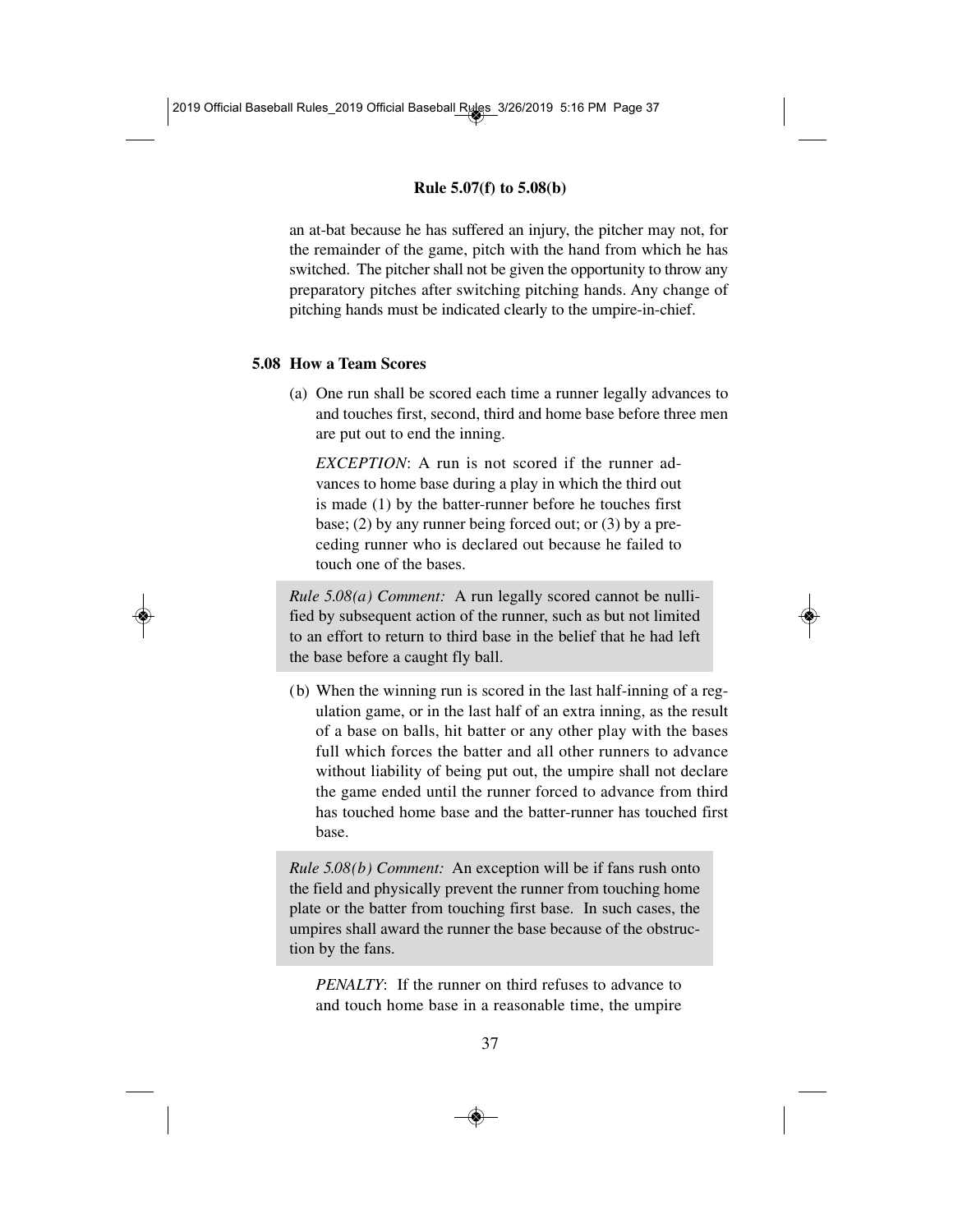an at-bat because he has suffered an injury, the pitcher may not, for the remainder of the game, pitch with the hand from which he has switched. The pitcher shall not be given the opportunity to throw any preparatory pitches after switching pitching hands. Any change of pitching hands must be indicated clearly to the umpire-in-chief.

## 5.08 How a Team Scores

(a) One run shall be scored each time a runner legally advances to and touches first, second, third and home base before three men are put out to end the inning.

*EXCEPTION*: A run is not scored if the runner advances to home base during a play in which the third out is made (1) by the batter-runner before he touches first base; (2) by any runner being forced out; or (3) by a preceding runner who is declared out because he failed to touch one of the bases.

*Rule 5.08(a) Comment:* A run legally scored cannot be nullified by subsequent action of the runner, such as but not limited to an effort to return to third base in the belief that he had left the base before a caught fly ball.

(b) When the winning run is scored in the last half-inning of a regulation game, or in the last half of an extra inning, as the result of a base on balls, hit batter or any other play with the bases full which forces the batter and all other runners to advance without liability of being put out, the umpire shall not declare the game ended until the runner forced to advance from third has touched home base and the batter-runner has touched first base.

*Rule 5.08(b) Comment:* An exception will be if fans rush onto the field and physically prevent the runner from touching home plate or the batter from touching first base. In such cases, the umpires shall award the runner the base because of the obstruction by the fans.

*PENALTY*: If the runner on third refuses to advance to and touch home base in a reasonable time, the umpire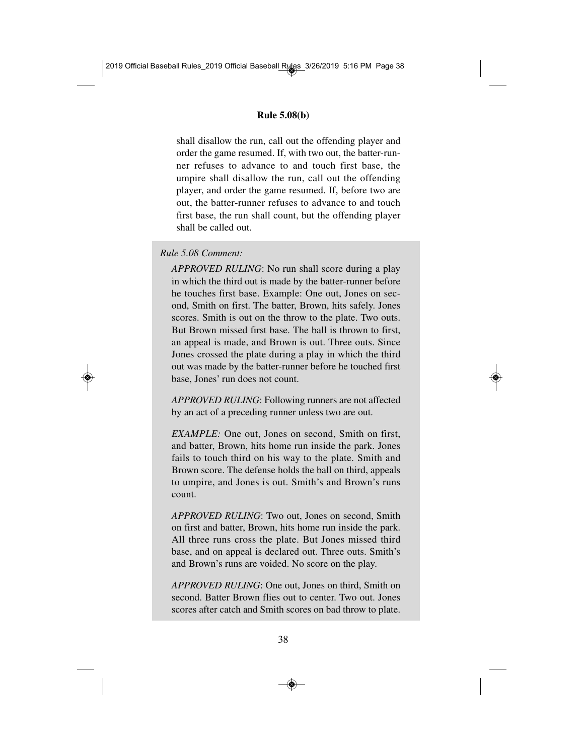shall disallow the run, call out the offending player and order the game resumed. If, with two out, the batter-runner refuses to advance to and touch first base, the umpire shall disallow the run, call out the offending player, and order the game resumed. If, before two are out, the batter-runner refuses to advance to and touch first base, the run shall count, but the offending player shall be called out.

*Rule 5.08 Comment:*

*APPROVED RULING*: No run shall score during a play in which the third out is made by the batter-runner before he touches first base. Example: One out, Jones on second, Smith on first. The batter, Brown, hits safely. Jones scores. Smith is out on the throw to the plate. Two outs. But Brown missed first base. The ball is thrown to first, an appeal is made, and Brown is out. Three outs. Since Jones crossed the plate during a play in which the third out was made by the batter-runner before he touched first base, Jones' run does not count.

*APPROVED RULING*: Following runners are not affected by an act of a preceding runner unless two are out.

*EXAMPLE:* One out, Jones on second, Smith on first, and batter, Brown, hits home run inside the park. Jones fails to touch third on his way to the plate. Smith and Brown score. The defense holds the ball on third, appeals to umpire, and Jones is out. Smith's and Brown's runs count.

*APPROVED RULING*: Two out, Jones on second, Smith on first and batter, Brown, hits home run inside the park. All three runs cross the plate. But Jones missed third base, and on appeal is declared out. Three outs. Smith's and Brown's runs are voided. No score on the play.

*APPROVED RULING*: One out, Jones on third, Smith on second. Batter Brown flies out to center. Two out. Jones scores after catch and Smith scores on bad throw to plate.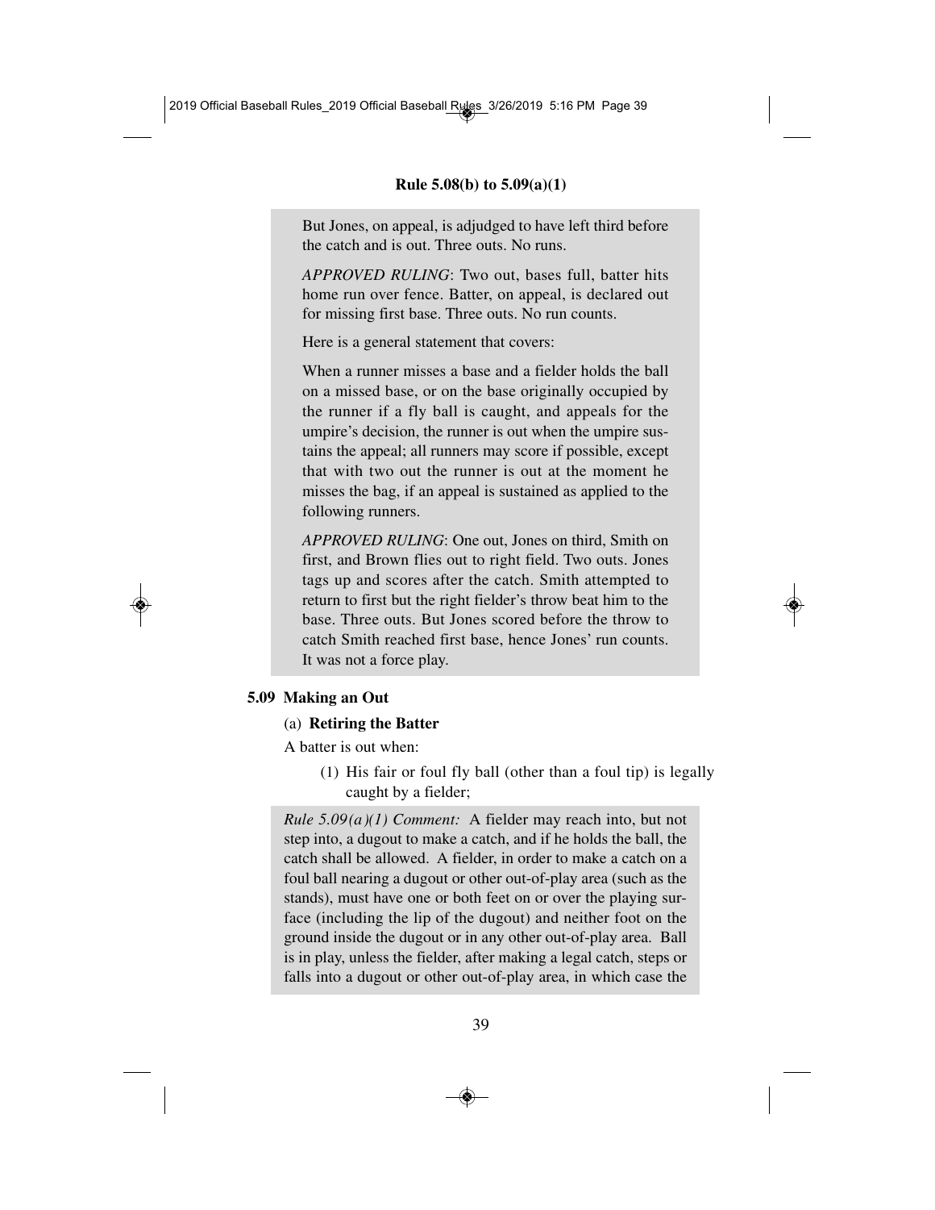But Jones, on appeal, is adjudged to have left third before the catch and is out. Three outs. No runs.

*APPROVED RULING*: Two out, bases full, batter hits home run over fence. Batter, on appeal, is declared out for missing first base. Three outs. No run counts.

Here is a general statement that covers:

When a runner misses a base and a fielder holds the ball on a missed base, or on the base originally occupied by the runner if a fly ball is caught, and appeals for the umpire's decision, the runner is out when the umpire sustains the appeal; all runners may score if possible, except that with two out the runner is out at the moment he misses the bag, if an appeal is sustained as applied to the following runners.

*APPROVED RULING*: One out, Jones on third, Smith on first, and Brown flies out to right field. Two outs. Jones tags up and scores after the catch. Smith attempted to return to first but the right fielder's throw beat him to the base. Three outs. But Jones scored before the throw to catch Smith reached first base, hence Jones' run counts. It was not a force play.

## 5.09 Making an Out

### (a) Retiring the Batter

A batter is out when:

(1) His fair or foul fly ball (other than a foul tip) is legally caught by a fielder;

*Rule 5.09(a)(1) Comment:* A fielder may reach into, but not step into, a dugout to make a catch, and if he holds the ball, the catch shall be allowed. A fielder, in order to make a catch on a foul ball nearing a dugout or other out-of-play area (such as the stands), must have one or both feet on or over the playing surface (including the lip of the dugout) and neither foot on the ground inside the dugout or in any other out-of-play area. Ball is in play, unless the fielder, after making a legal catch, steps or falls into a dugout or other out-of-play area, in which case the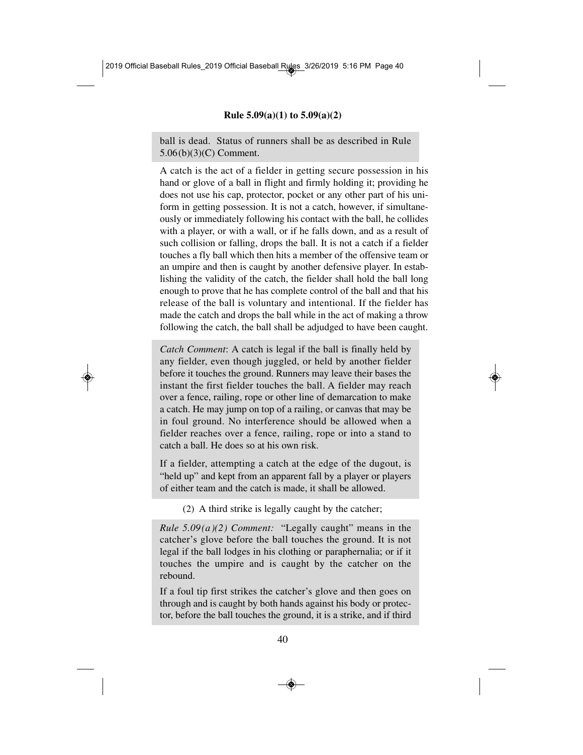ball is dead. Status of runners shall be as described in Rule 5.06(b)(3)(C) Comment.

A catch is the act of a fielder in getting secure possession in his hand or glove of a ball in flight and firmly holding it; providing he does not use his cap, protector, pocket or any other part of his uniform in getting possession. It is not a catch, however, if simultaneously or immediately following his contact with the ball, he collides with a player, or with a wall, or if he falls down, and as a result of such collision or falling, drops the ball. It is not a catch if a fielder touches a fly ball which then hits a member of the offensive team or an umpire and then is caught by another defensive player. In establishing the validity of the catch, the fielder shall hold the ball long enough to prove that he has complete control of the ball and that his release of the ball is voluntary and intentional. If the fielder has made the catch and drops the ball while in the act of making a throw following the catch, the ball shall be adjudged to have been caught.

*Catch Comment*: A catch is legal if the ball is finally held by any fielder, even though juggled, or held by another fielder before it touches the ground. Runners may leave their bases the instant the first fielder touches the ball. A fielder may reach over a fence, railing, rope or other line of demarcation to make a catch. He may jump on top of a railing, or canvas that may be in foul ground. No interference should be allowed when a fielder reaches over a fence, railing, rope or into a stand to catch a ball. He does so at his own risk.

If a fielder, attempting a catch at the edge of the dugout, is "held up" and kept from an apparent fall by a player or players of either team and the catch is made, it shall be allowed.

(2) A third strike is legally caught by the catcher;

*Rule 5.09(a)(2) Comment:* "Legally caught" means in the catcher's glove before the ball touches the ground. It is not legal if the ball lodges in his clothing or paraphernalia; or if it touches the umpire and is caught by the catcher on the rebound.

If a foul tip first strikes the catcher's glove and then goes on through and is caught by both hands against his body or protector, before the ball touches the ground, it is a strike, and if third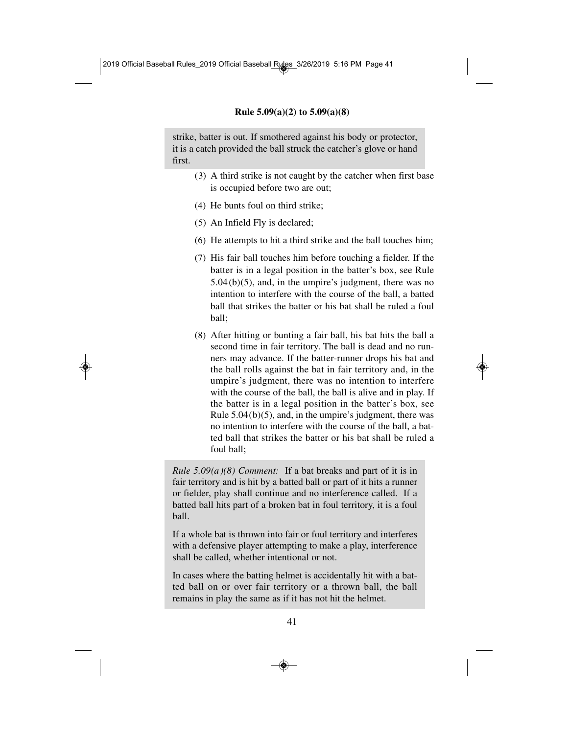strike, batter is out. If smothered against his body or protector, it is a catch provided the ball struck the catcher's glove or hand first.

(3) A third strike is not caught by the catcher when first base is occupied before two are out;

(4) He bunts foul on third strike;

(5) An Infield Fly is declared;

(6) He attempts to hit a third strike and the ball touches him;

(7) His fair ball touches him before touching a fielder. If the batter is in a legal position in the batter's box, see Rule 5.04(b)(5), and, in the umpire's judgment, there was no intention to interfere with the course of the ball, a batted ball that strikes the batter or his bat shall be ruled a foul ball;

(8) After hitting or bunting a fair ball, his bat hits the ball a second time in fair territory. The ball is dead and no runners may advance. If the batter-runner drops his bat and the ball rolls against the bat in fair territory and, in the umpire's judgment, there was no intention to interfere with the course of the ball, the ball is alive and in play. If the batter is in a legal position in the batter's box, see Rule 5.04(b)(5), and, in the umpire's judgment, there was no intention to interfere with the course of the ball, a batted ball that strikes the batter or his bat shall be ruled a foul ball;

*Rule 5.09(a)(8) Comment:* If a bat breaks and part of it is in fair territory and is hit by a batted ball or part of it hits a runner or fielder, play shall continue and no interference called. If a batted ball hits part of a broken bat in foul territory, it is a foul ball.

If a whole bat is thrown into fair or foul territory and interferes with a defensive player attempting to make a play, interference shall be called, whether intentional or not.

In cases where the batting helmet is accidentally hit with a batted ball on or over fair territory or a thrown ball, the ball remains in play the same as if it has not hit the helmet.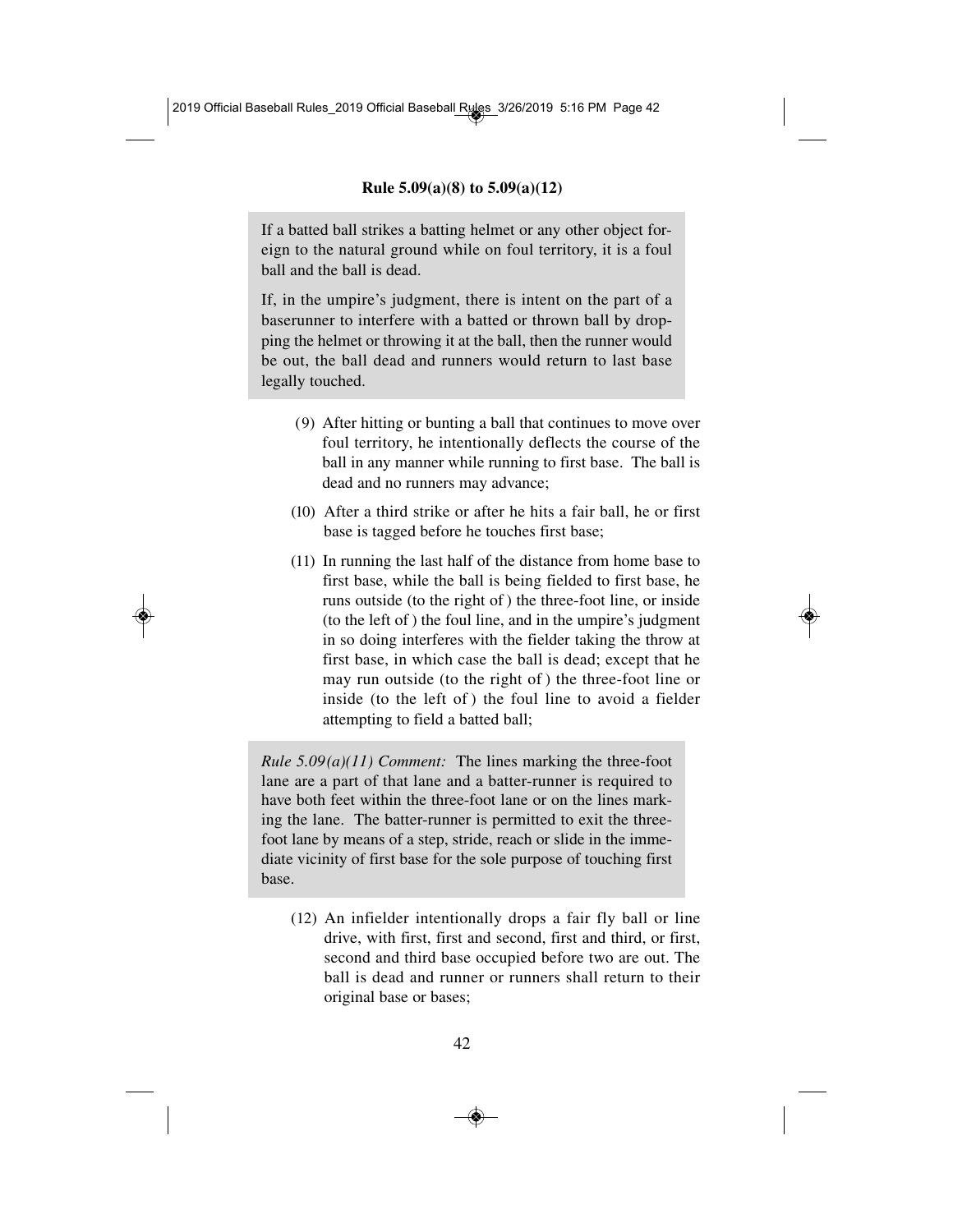**Rule 5.09(a)(8) to 5.09(a)(12)**

If a batted ball strikes a batting helmet or any other object foreign to the natural ground while on foul territory, it is a foul ball and the ball is dead.

If, in the umpire's judgment, there is intent on the part of a baserunner to interfere with a batted or thrown ball by dropping the helmet or throwing it at the ball, then the runner would be out, the ball dead and runners would return to last base legally touched.

(9) After hitting or bunting a ball that continues to move over foul territory, he intentionally deflects the course of the ball in any manner while running to first base. The ball is dead and no runners may advance;

(10) After a third strike or after he hits a fair ball, he or first base is tagged before he touches first base;

(11) In running the last half of the distance from home base to first base, while the ball is being fielded to first base, he runs outside (to the right of ) the three-foot line, or inside (to the left of ) the foul line, and in the umpire's judgment in so doing interferes with the fielder taking the throw at first base, in which case the ball is dead; except that he may run outside (to the right of ) the three-foot line or inside (to the left of ) the foul line to avoid a fielder attempting to field a batted ball;

*Rule 5.09(a)(11) Comment:* The lines marking the three-foot lane are a part of that lane and a batter-runner is required to have both feet within the three-foot lane or on the lines marking the lane. The batter-runner is permitted to exit the three-foot lane by means of a step, stride, reach or slide in the immediate vicinity of first base for the sole purpose of touching first base.

(12) An infielder intentionally drops a fair fly ball or line drive, with first, first and second, first and third, or first, second and third base occupied before two are out. The ball is dead and runner or runners shall return to their original base or bases;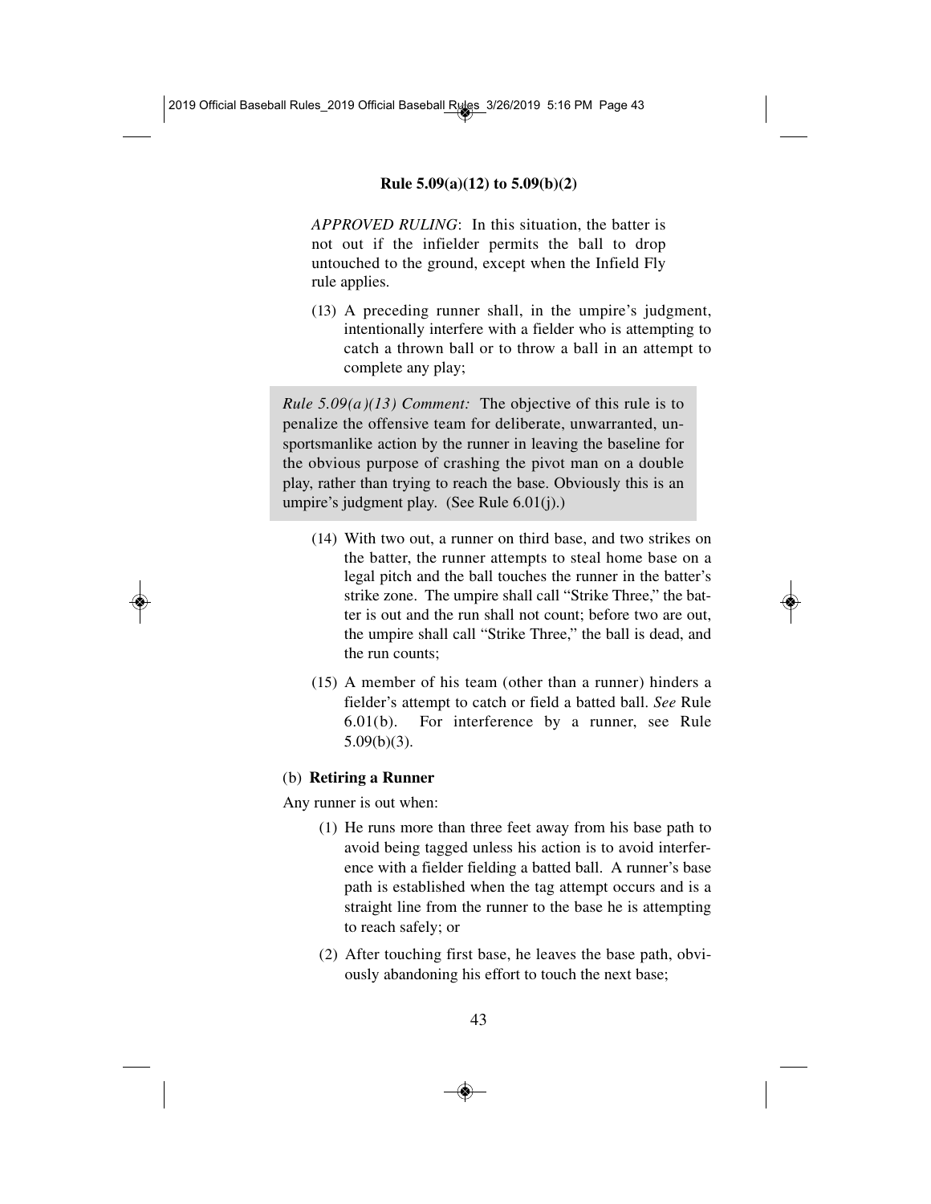*APPROVED RULING*: In this situation, the batter is not out if the infielder permits the ball to drop untouched to the ground, except when the Infield Fly rule applies.

(13) A preceding runner shall, in the umpire's judgment, intentionally interfere with a fielder who is attempting to catch a thrown ball or to throw a ball in an attempt to complete any play;

> *Rule 5.09(a)(13) Comment:* The objective of this rule is to penalize the offensive team for deliberate, unwarranted, unsportsmanlike action by the runner in leaving the baseline for the obvious purpose of crashing the pivot man on a double play, rather than trying to reach the base. Obviously this is an umpire's judgment play. (See Rule 6.01(j).)

(14) With two out, a runner on third base, and two strikes on the batter, the runner attempts to steal home base on a legal pitch and the ball touches the runner in the batter's strike zone. The umpire shall call "Strike Three," the batter is out and the run shall not count; before two are out, the umpire shall call "Strike Three," the ball is dead, and the run counts;

(15) A member of his team (other than a runner) hinders a fielder's attempt to catch or field a batted ball. *See* Rule 6.01(b). For interference by a runner, see Rule 5.09(b)(3).

### (b) **Retiring a Runner**

Any runner is out when:

(1) He runs more than three feet away from his base path to avoid being tagged unless his action is to avoid interference with a fielder fielding a batted ball. A runner's base path is established when the tag attempt occurs and is a straight line from the runner to the base he is attempting to reach safely; or

(2) After touching first base, he leaves the base path, obviously abandoning his effort to touch the next base;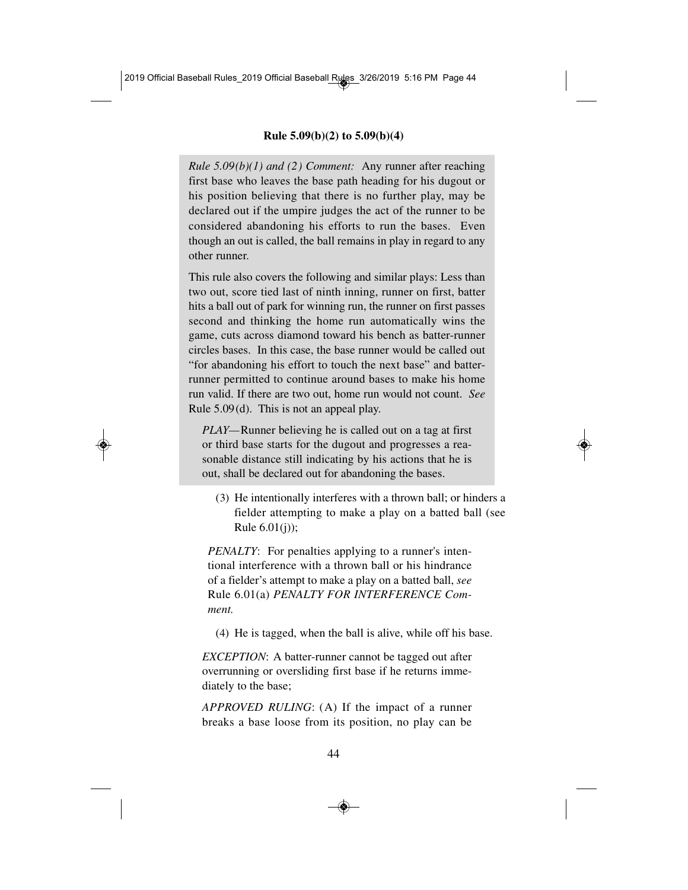**Rule 5.09(b)(2) to 5.09(b)(4)**

*Rule 5.09(b)(1) and (2) Comment:* Any runner after reaching first base who leaves the base path heading for his dugout or his position believing that there is no further play, may be declared out if the umpire judges the act of the runner to be considered abandoning his efforts to run the bases. Even though an out is called, the ball remains in play in regard to any other runner.

This rule also covers the following and similar plays: Less than two out, score tied last of ninth inning, runner on first, batter hits a ball out of park for winning run, the runner on first passes second and thinking the home run automatically wins the game, cuts across diamond toward his bench as batter-runner circles bases. In this case, the base runner would be called out "for abandoning his effort to touch the next base" and batter-runner permitted to continue around bases to make his home run valid. If there are two out, home run would not count. *See* Rule 5.09(d). This is not an appeal play.

*PLAY—* Runner believing he is called out on a tag at first or third base starts for the dugout and progresses a reasonable distance still indicating by his actions that he is out, shall be declared out for abandoning the bases.

(3) He intentionally interferes with a thrown ball; or hinders a fielder attempting to make a play on a batted ball (see Rule 6.01(j));

*PENALTY*: For penalties applying to a runner's intentional interference with a thrown ball or his hindrance of a fielder's attempt to make a play on a batted ball, *see* Rule 6.01(a) *PENALTY FOR INTERFERENCE Comment.*

(4) He is tagged, when the ball is alive, while off his base.

*EXCEPTION*: A batter-runner cannot be tagged out after overrunning or oversliding first base if he returns immediately to the base;

*APPROVED RULING*: (A) If the impact of a runner breaks a base loose from its position, no play can be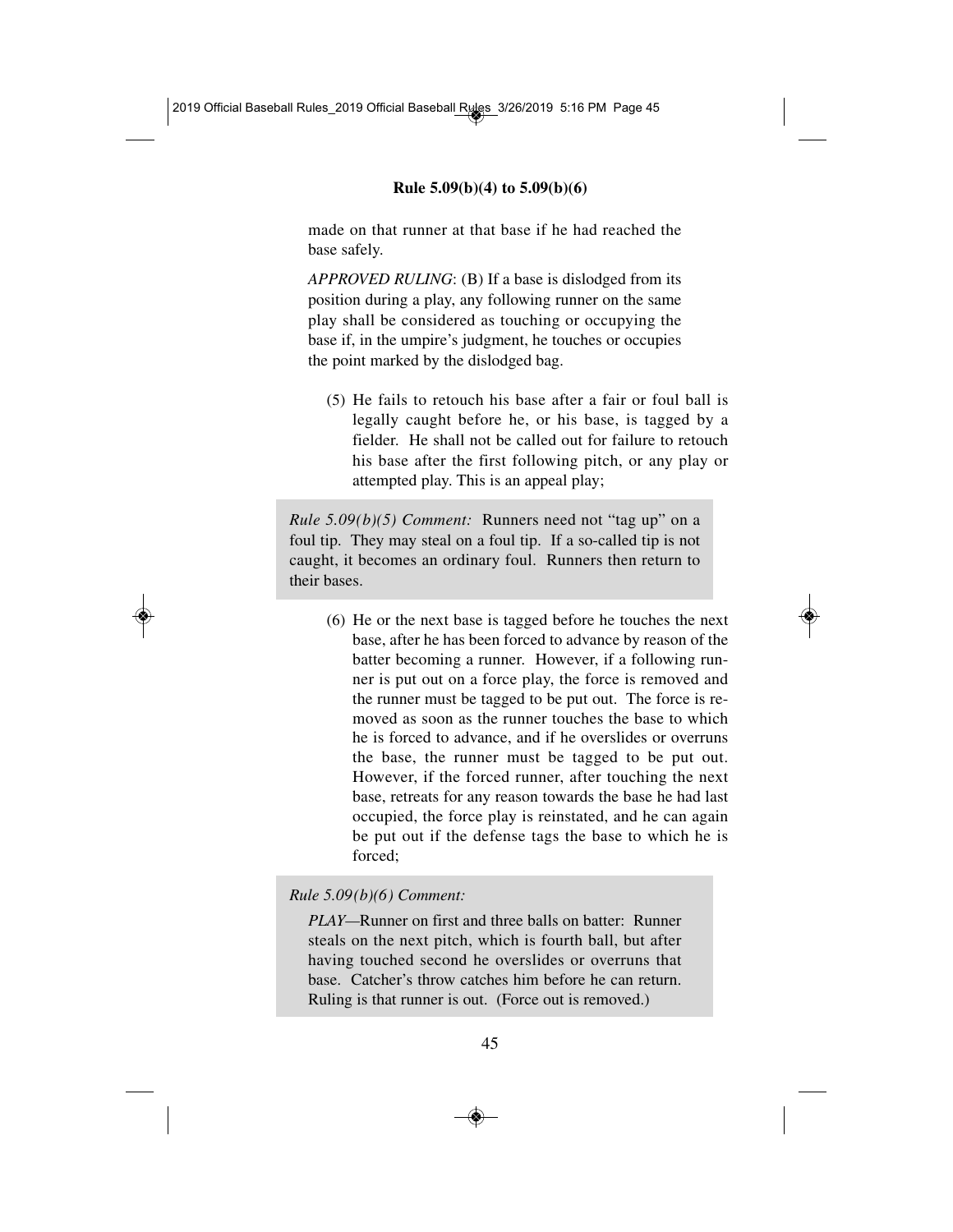made on that runner at that base if he had reached the base safely.

*APPROVED RULING*: (B) If a base is dislodged from its position during a play, any following runner on the same play shall be considered as touching or occupying the base if, in the umpire's judgment, he touches or occupies the point marked by the dislodged bag.

(5) He fails to retouch his base after a fair or foul ball is legally caught before he, or his base, is tagged by a fielder. He shall not be called out for failure to retouch his base after the first following pitch, or any play or attempted play. This is an appeal play;

> *Rule 5.09(b)(5) Comment:* Runners need not "tag up" on a foul tip. They may steal on a foul tip. If a so-called tip is not caught, it becomes an ordinary foul. Runners then return to their bases.

(6) He or the next base is tagged before he touches the next base, after he has been forced to advance by reason of the batter becoming a runner. However, if a following runner is put out on a force play, the force is removed and the runner must be tagged to be put out. The force is removed as soon as the runner touches the base to which he is forced to advance, and if he overslides or overruns the base, the runner must be tagged to be put out. However, if the forced runner, after touching the next base, retreats for any reason towards the base he had last occupied, the force play is reinstated, and he can again be put out if the defense tags the base to which he is forced;

> *Rule 5.09(b)(6) Comment:*
>
> *PLAY*—Runner on first and three balls on batter: Runner steals on the next pitch, which is fourth ball, but after having touched second he overslides or overruns that base. Catcher's throw catches him before he can return. Ruling is that runner is out. (Force out is removed.)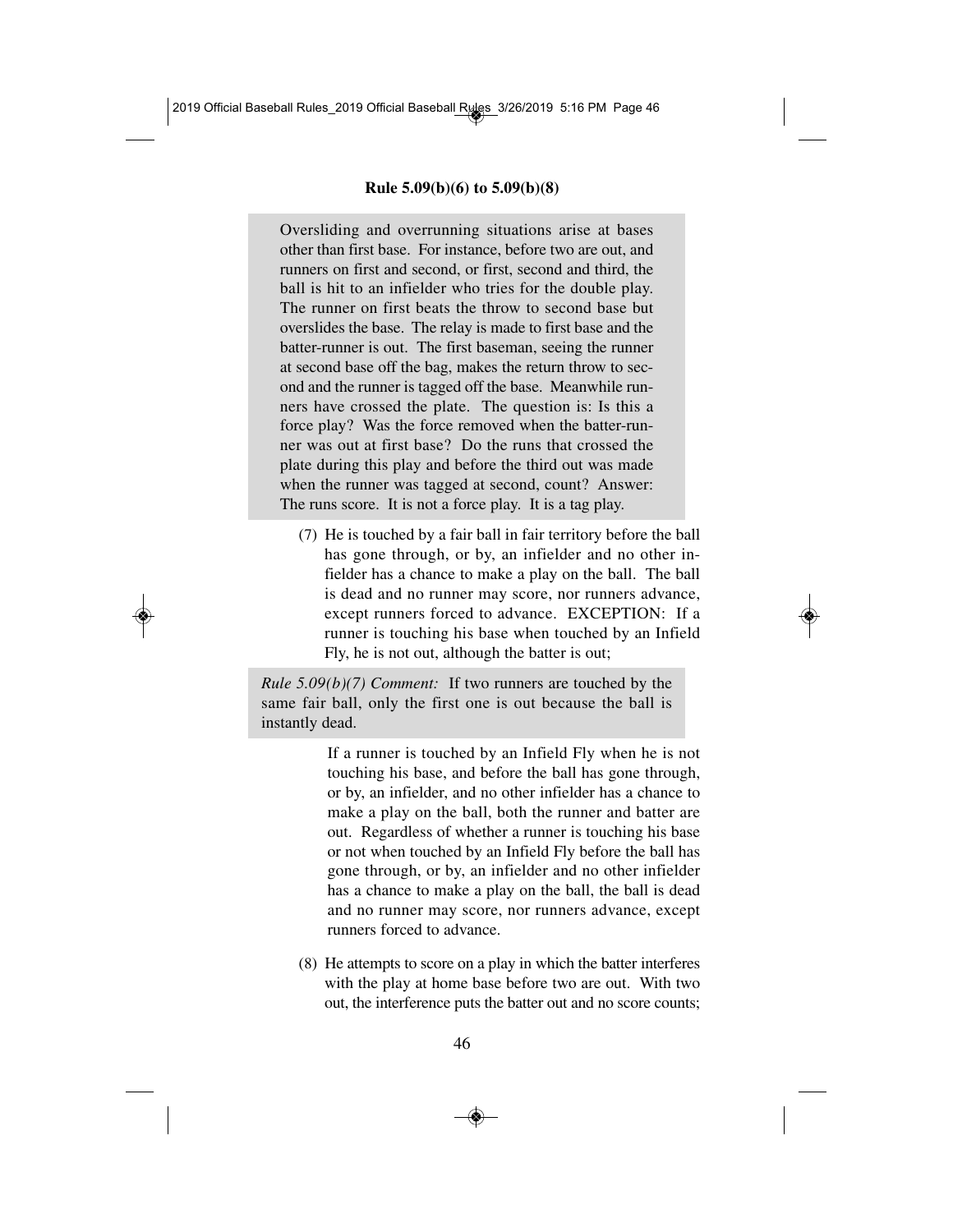Oversliding and overrunning situations arise at bases other than first base. For instance, before two are out, and runners on first and second, or first, second and third, the ball is hit to an infielder who tries for the double play. The runner on first beats the throw to second base but overslides the base. The relay is made to first base and the batter-runner is out. The first baseman, seeing the runner at second base off the bag, makes the return throw to second and the runner is tagged off the base. Meanwhile runners have crossed the plate. The question is: Is this a force play? Was the force removed when the batter-runner was out at first base? Do the runs that crossed the plate during this play and before the third out was made when the runner was tagged at second, count? Answer: The runs score. It is not a force play. It is a tag play.

(7) He is touched by a fair ball in fair territory before the ball has gone through, or by, an infielder and no other infielder has a chance to make a play on the ball. The ball is dead and no runner may score, nor runners advance, except runners forced to advance. EXCEPTION: If a runner is touching his base when touched by an Infield Fly, he is not out, although the batter is out;

*Rule 5.09(b)(7) Comment:* If two runners are touched by the same fair ball, only the first one is out because the ball is instantly dead.

If a runner is touched by an Infield Fly when he is not touching his base, and before the ball has gone through, or by, an infielder, and no other infielder has a chance to make a play on the ball, both the runner and batter are out. Regardless of whether a runner is touching his base or not when touched by an Infield Fly before the ball has gone through, or by, an infielder and no other infielder has a chance to make a play on the ball, the ball is dead and no runner may score, nor runners advance, except runners forced to advance.

(8) He attempts to score on a play in which the batter interferes with the play at home base before two are out. With two out, the interference puts the batter out and no score counts;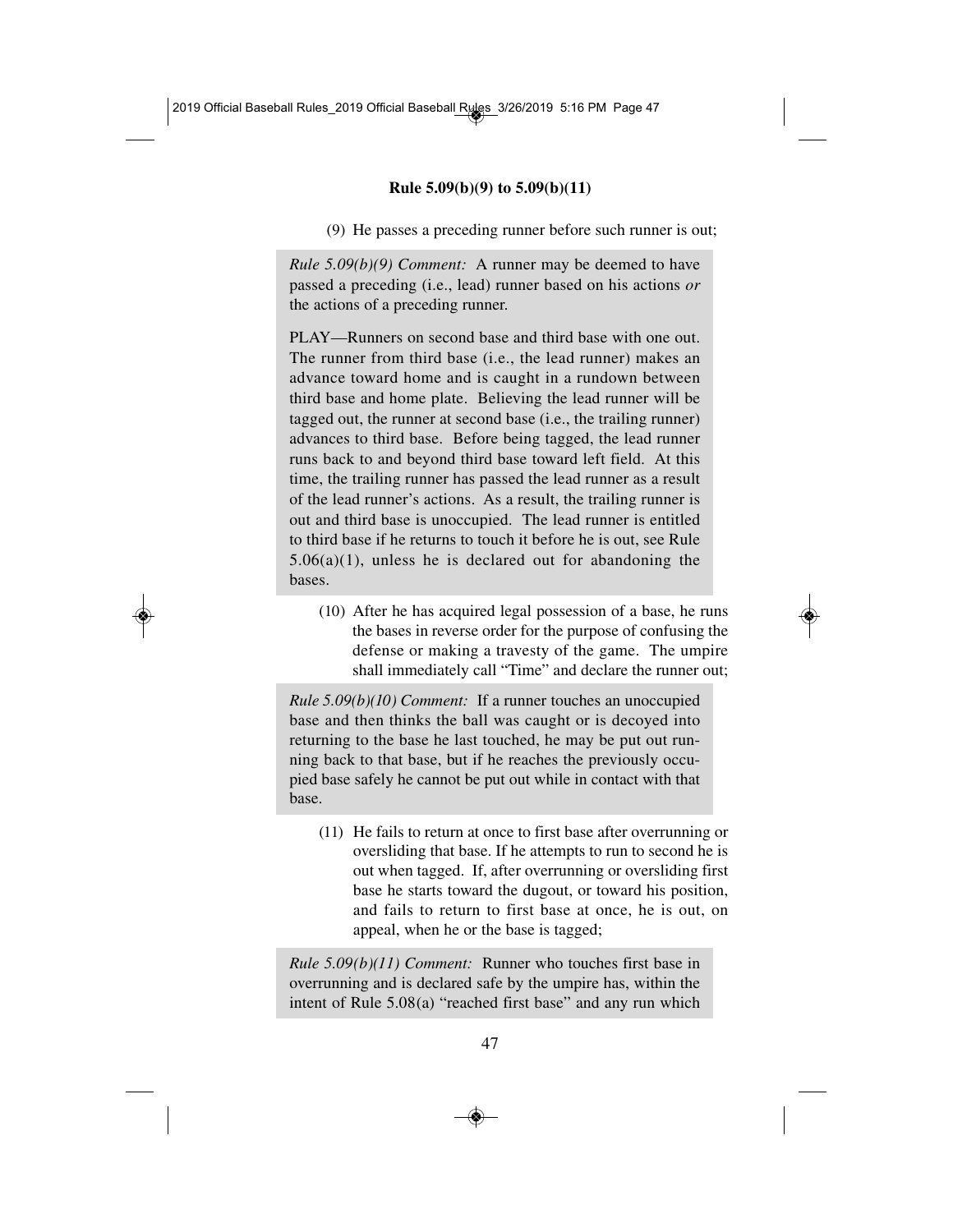**Rule 5.09(b)(9) to 5.09(b)(11)**

(9) He passes a preceding runner before such runner is out;

*Rule 5.09(b)(9) Comment:* A runner may be deemed to have passed a preceding (i.e., lead) runner based on his actions *or* the actions of a preceding runner.

PLAY—Runners on second base and third base with one out. The runner from third base (i.e., the lead runner) makes an advance toward home and is caught in a rundown between third base and home plate. Believing the lead runner will be tagged out, the runner at second base (i.e., the trailing runner) advances to third base. Before being tagged, the lead runner runs back to and beyond third base toward left field. At this time, the trailing runner has passed the lead runner as a result of the lead runner's actions. As a result, the trailing runner is out and third base is unoccupied. The lead runner is entitled to third base if he returns to touch it before he is out, see Rule 5.06(a)(1), unless he is declared out for abandoning the bases.

(10) After he has acquired legal possession of a base, he runs the bases in reverse order for the purpose of confusing the defense or making a travesty of the game. The umpire shall immediately call "Time" and declare the runner out;

*Rule 5.09(b)(10) Comment:* If a runner touches an unoccupied base and then thinks the ball was caught or is decoyed into returning to the base he last touched, he may be put out running back to that base, but if he reaches the previously occupied base safely he cannot be put out while in contact with that base.

(11) He fails to return at once to first base after overrunning or oversliding that base. If he attempts to run to second he is out when tagged. If, after overrunning or oversliding first base he starts toward the dugout, or toward his position, and fails to return to first base at once, he is out, on appeal, when he or the base is tagged;

*Rule 5.09(b)(11) Comment:* Runner who touches first base in overrunning and is declared safe by the umpire has, within the intent of Rule 5.08(a) "reached first base" and any run which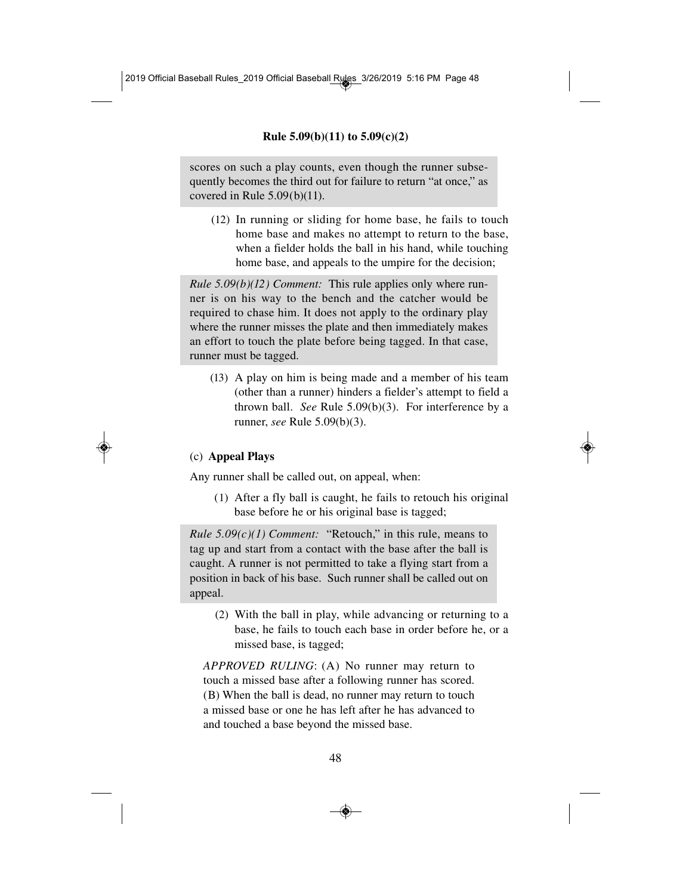scores on such a play counts, even though the runner subsequently becomes the third out for failure to return "at once," as covered in Rule 5.09(b)(11).

(12) In running or sliding for home base, he fails to touch home base and makes no attempt to return to the base, when a fielder holds the ball in his hand, while touching home base, and appeals to the umpire for the decision;

*Rule 5.09(b)(12) Comment:* This rule applies only where runner is on his way to the bench and the catcher would be required to chase him. It does not apply to the ordinary play where the runner misses the plate and then immediately makes an effort to touch the plate before being tagged. In that case, runner must be tagged.

(13) A play on him is being made and a member of his team (other than a runner) hinders a fielder's attempt to field a thrown ball. *See* Rule 5.09(b)(3). For interference by a runner, *see* Rule 5.09(b)(3).

(c) **Appeal Plays**

Any runner shall be called out, on appeal, when:

(1) After a fly ball is caught, he fails to retouch his original base before he or his original base is tagged;

*Rule 5.09(c)(1) Comment:* "Retouch," in this rule, means to tag up and start from a contact with the base after the ball is caught. A runner is not permitted to take a flying start from a position in back of his base. Such runner shall be called out on appeal.

(2) With the ball in play, while advancing or returning to a base, he fails to touch each base in order before he, or a missed base, is tagged;

*APPROVED RULING*: (A) No runner may return to touch a missed base after a following runner has scored. (B) When the ball is dead, no runner may return to touch a missed base or one he has left after he has advanced to and touched a base beyond the missed base.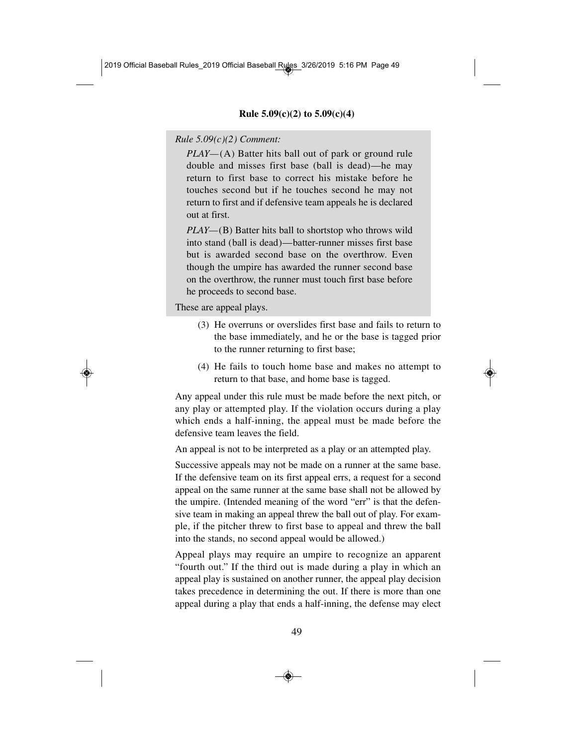### Rule 5.09(c)(2) to 5.09(c)(4)

*Rule 5.09(c)(2) Comment:*

*PLAY*—(A) Batter hits ball out of park or ground rule double and misses first base (ball is dead)—he may return to first base to correct his mistake before he touches second but if he touches second he may not return to first and if defensive team appeals he is declared out at first.

*PLAY*—(B) Batter hits ball to shortstop who throws wild into stand (ball is dead)—batter-runner misses first base but is awarded second base on the overthrow. Even though the umpire has awarded the runner second base on the overthrow, the runner must touch first base before he proceeds to second base.

These are appeal plays.

(3) He overruns or overslides first base and fails to return to the base immediately, and he or the base is tagged prior to the runner returning to first base;

(4) He fails to touch home base and makes no attempt to return to that base, and home base is tagged.

Any appeal under this rule must be made before the next pitch, or any play or attempted play. If the violation occurs during a play which ends a half-inning, the appeal must be made before the defensive team leaves the field.

An appeal is not to be interpreted as a play or an attempted play.

Successive appeals may not be made on a runner at the same base. If the defensive team on its first appeal errs, a request for a second appeal on the same runner at the same base shall not be allowed by the umpire. (Intended meaning of the word "err" is that the defensive team in making an appeal threw the ball out of play. For example, if the pitcher threw to first base to appeal and threw the ball into the stands, no second appeal would be allowed.)

Appeal plays may require an umpire to recognize an apparent "fourth out." If the third out is made during a play in which an appeal play is sustained on another runner, the appeal play decision takes precedence in determining the out. If there is more than one appeal during a play that ends a half-inning, the defense may elect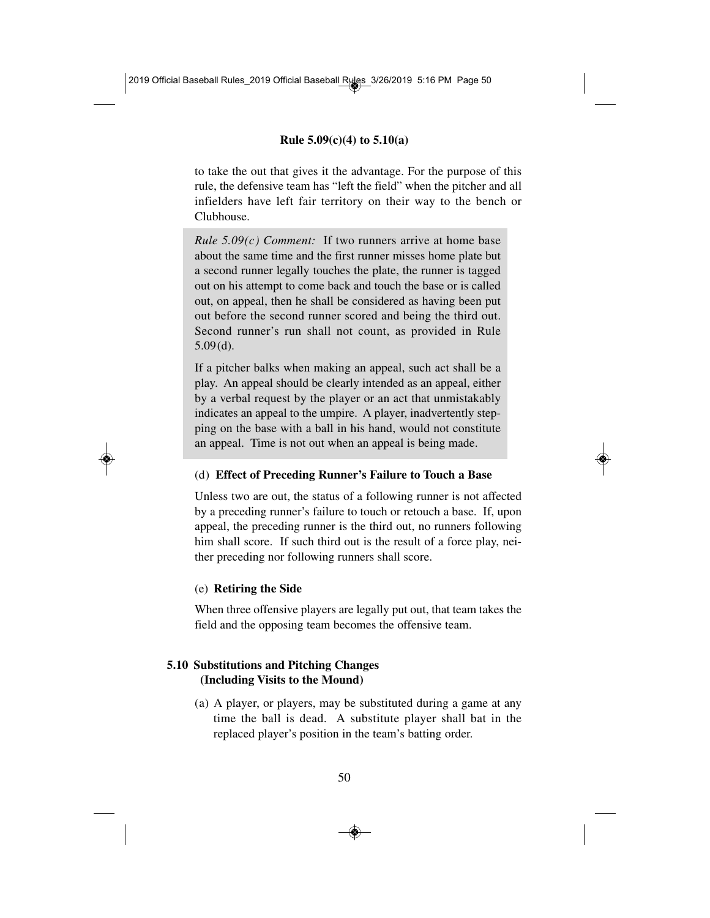to take the out that gives it the advantage. For the purpose of this rule, the defensive team has "left the field" when the pitcher and all infielders have left fair territory on their way to the bench or Clubhouse.

*Rule 5.09(c) Comment:* If two runners arrive at home base about the same time and the first runner misses home plate but a second runner legally touches the plate, the runner is tagged out on his attempt to come back and touch the base or is called out, on appeal, then he shall be considered as having been put out before the second runner scored and being the third out. Second runner's run shall not count, as provided in Rule 5.09(d).

If a pitcher balks when making an appeal, such act shall be a play. An appeal should be clearly intended as an appeal, either by a verbal request by the player or an act that unmistakably indicates an appeal to the umpire. A player, inadvertently stepping on the base with a ball in his hand, would not constitute an appeal. Time is not out when an appeal is being made.

(d) **Effect of Preceding Runner's Failure to Touch a Base**

Unless two are out, the status of a following runner is not affected by a preceding runner's failure to touch or retouch a base. If, upon appeal, the preceding runner is the third out, no runners following him shall score. If such third out is the result of a force play, neither preceding nor following runners shall score.

(e) **Retiring the Side**

When three offensive players are legally put out, that team takes the field and the opposing team becomes the offensive team.

## 5.10 Substitutions and Pitching Changes (Including Visits to the Mound)

(a) A player, or players, may be substituted during a game at any time the ball is dead. A substitute player shall bat in the replaced player's position in the team's batting order.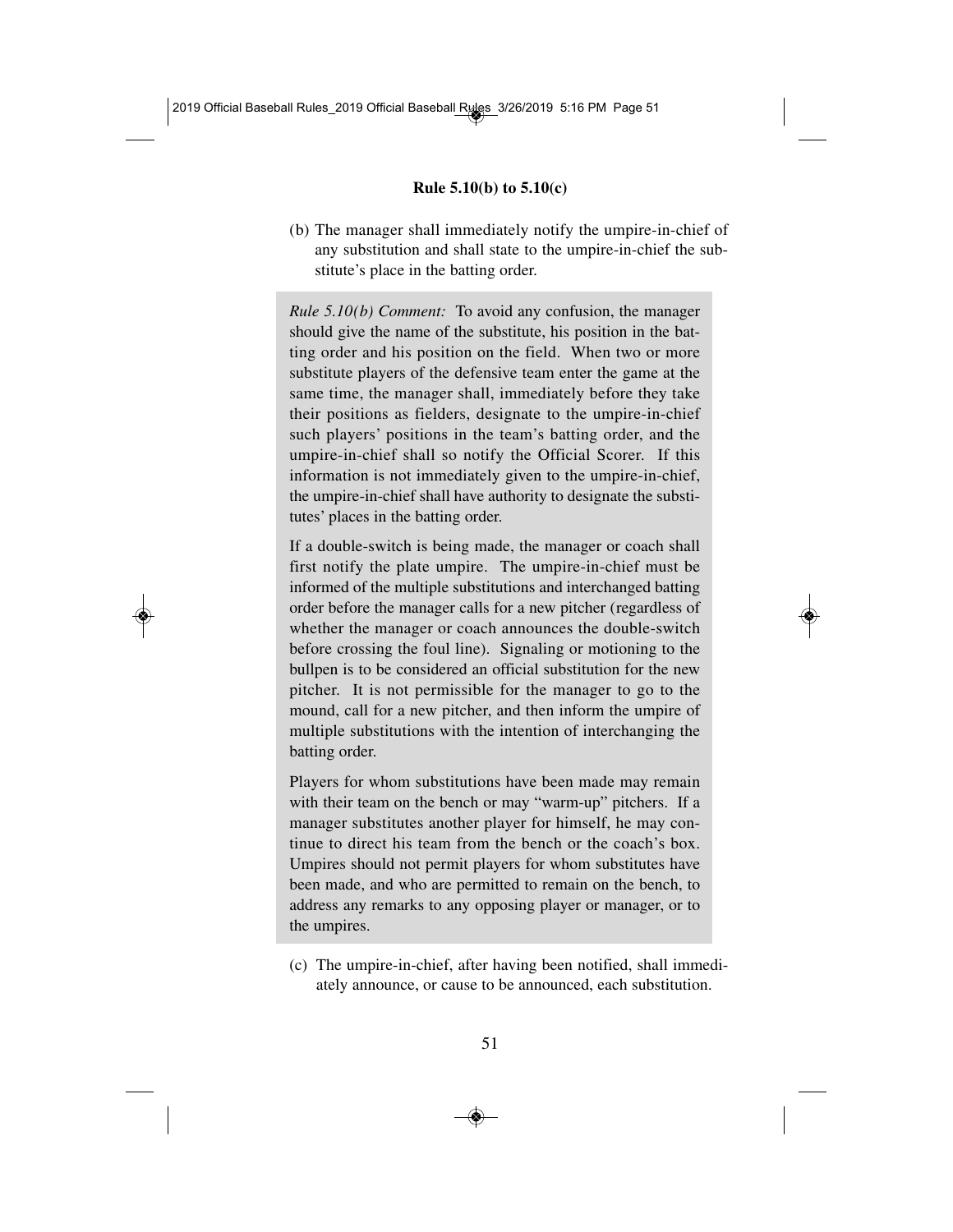### Rule 5.10(b) to 5.10(c)

(b) The manager shall immediately notify the umpire-in-chief of any substitution and shall state to the umpire-in-chief the substitute's place in the batting order.

> *Rule 5.10(b) Comment:* To avoid any confusion, the manager should give the name of the substitute, his position in the batting order and his position on the field. When two or more substitute players of the defensive team enter the game at the same time, the manager shall, immediately before they take their positions as fielders, designate to the umpire-in-chief such players' positions in the team's batting order, and the umpire-in-chief shall so notify the Official Scorer. If this information is not immediately given to the umpire-in-chief, the umpire-in-chief shall have authority to designate the substitutes' places in the batting order.
>
> If a double-switch is being made, the manager or coach shall first notify the plate umpire. The umpire-in-chief must be informed of the multiple substitutions and interchanged batting order before the manager calls for a new pitcher (regardless of whether the manager or coach announces the double-switch before crossing the foul line). Signaling or motioning to the bullpen is to be considered an official substitution for the new pitcher. It is not permissible for the manager to go to the mound, call for a new pitcher, and then inform the umpire of multiple substitutions with the intention of interchanging the batting order.
>
> Players for whom substitutions have been made may remain with their team on the bench or may "warm-up" pitchers. If a manager substitutes another player for himself, he may continue to direct his team from the bench or the coach's box. Umpires should not permit players for whom substitutes have been made, and who are permitted to remain on the bench, to address any remarks to any opposing player or manager, or to the umpires.

(c) The umpire-in-chief, after having been notified, shall immediately announce, or cause to be announced, each substitution.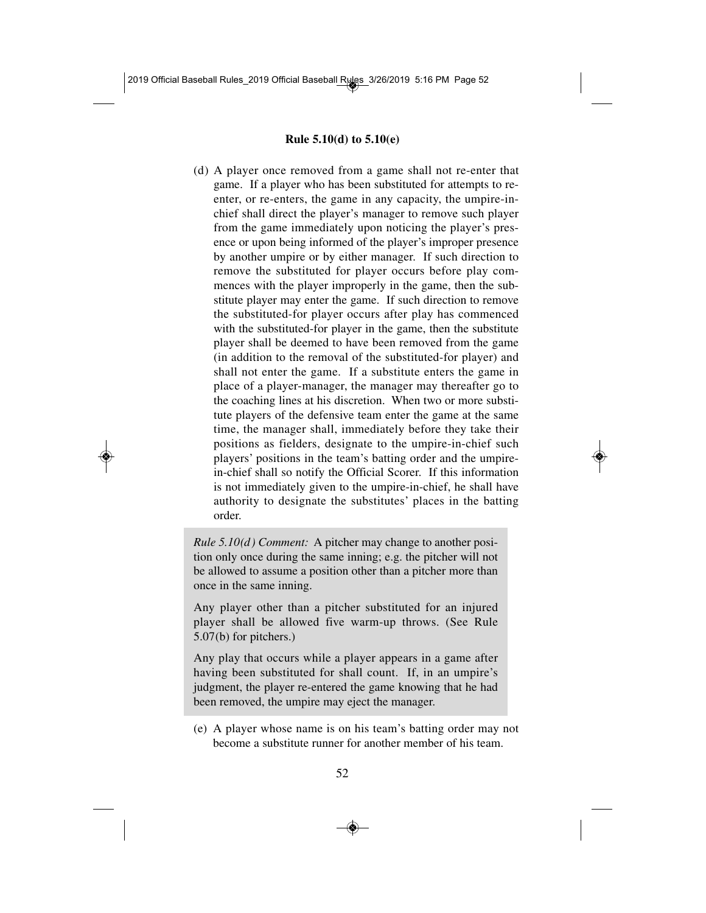### Rule 5.10(d) to 5.10(e)

(d) A player once removed from a game shall not re-enter that game. If a player who has been substituted for attempts to re-enter, or re-enters, the game in any capacity, the umpire-in-chief shall direct the player's manager to remove such player from the game immediately upon noticing the player's presence or upon being informed of the player's improper presence by another umpire or by either manager. If such direction to remove the substituted for player occurs before play commences with the player improperly in the game, then the substitute player may enter the game. If such direction to remove the substituted-for player occurs after play has commenced with the substituted-for player in the game, then the substitute player shall be deemed to have been removed from the game (in addition to the removal of the substituted-for player) and shall not enter the game. If a substitute enters the game in place of a player-manager, the manager may thereafter go to the coaching lines at his discretion. When two or more substitute players of the defensive team enter the game at the same time, the manager shall, immediately before they take their positions as fielders, designate to the umpire-in-chief such players' positions in the team's batting order and the umpire-in-chief shall so notify the Official Scorer. If this information is not immediately given to the umpire-in-chief, he shall have authority to designate the substitutes' places in the batting order.

> *Rule 5.10(d) Comment:* A pitcher may change to another position only once during the same inning; e.g. the pitcher will not be allowed to assume a position other than a pitcher more than once in the same inning.
>
> Any player other than a pitcher substituted for an injured player shall be allowed five warm-up throws. (See Rule 5.07(b) for pitchers.)
>
> Any play that occurs while a player appears in a game after having been substituted for shall count. If, in an umpire's judgment, the player re-entered the game knowing that he had been removed, the umpire may eject the manager.

(e) A player whose name is on his team's batting order may not become a substitute runner for another member of his team.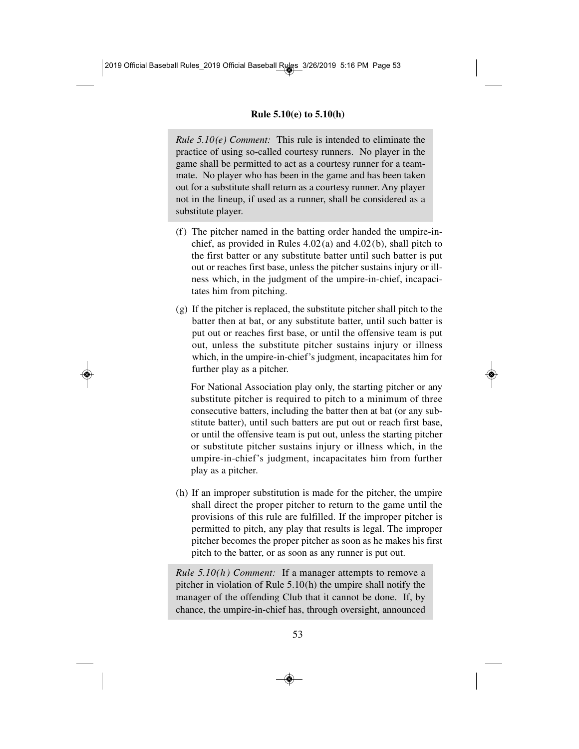*Rule 5.10(e) Comment:* This rule is intended to eliminate the practice of using so-called courtesy runners. No player in the game shall be permitted to act as a courtesy runner for a teammate. No player who has been in the game and has been taken out for a substitute shall return as a courtesy runner. Any player not in the lineup, if used as a runner, shall be considered as a substitute player.

(f) The pitcher named in the batting order handed the umpire-in-chief, as provided in Rules 4.02(a) and 4.02(b), shall pitch to the first batter or any substitute batter until such batter is put out or reaches first base, unless the pitcher sustains injury or illness which, in the judgment of the umpire-in-chief, incapacitates him from pitching.

(g) If the pitcher is replaced, the substitute pitcher shall pitch to the batter then at bat, or any substitute batter, until such batter is put out or reaches first base, or until the offensive team is put out, unless the substitute pitcher sustains injury or illness which, in the umpire-in-chief's judgment, incapacitates him for further play as a pitcher.

For National Association play only, the starting pitcher or any substitute pitcher is required to pitch to a minimum of three consecutive batters, including the batter then at bat (or any substitute batter), until such batters are put out or reach first base, or until the offensive team is put out, unless the starting pitcher or substitute pitcher sustains injury or illness which, in the umpire-in-chief's judgment, incapacitates him from further play as a pitcher.

(h) If an improper substitution is made for the pitcher, the umpire shall direct the proper pitcher to return to the game until the provisions of this rule are fulfilled. If the improper pitcher is permitted to pitch, any play that results is legal. The improper pitcher becomes the proper pitcher as soon as he makes his first pitch to the batter, or as soon as any runner is put out.

*Rule 5.10(h) Comment:* If a manager attempts to remove a pitcher in violation of Rule 5.10(h) the umpire shall notify the manager of the offending Club that it cannot be done. If, by chance, the umpire-in-chief has, through oversight, announced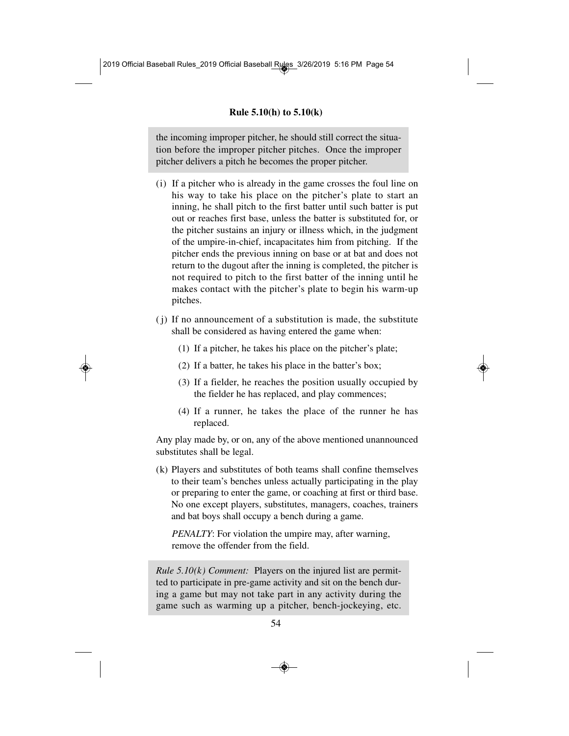the incoming improper pitcher, he should still correct the situation before the improper pitcher pitches. Once the improper pitcher delivers a pitch he becomes the proper pitcher.

(i) If a pitcher who is already in the game crosses the foul line on his way to take his place on the pitcher's plate to start an inning, he shall pitch to the first batter until such batter is put out or reaches first base, unless the batter is substituted for, or the pitcher sustains an injury or illness which, in the judgment of the umpire-in-chief, incapacitates him from pitching. If the pitcher ends the previous inning on base or at bat and does not return to the dugout after the inning is completed, the pitcher is not required to pitch to the first batter of the inning until he makes contact with the pitcher's plate to begin his warm-up pitches.

(j) If no announcement of a substitution is made, the substitute shall be considered as having entered the game when:

(1) If a pitcher, he takes his place on the pitcher's plate;

(2) If a batter, he takes his place in the batter's box;

(3) If a fielder, he reaches the position usually occupied by the fielder he has replaced, and play commences;

(4) If a runner, he takes the place of the runner he has replaced.

Any play made by, or on, any of the above mentioned unannounced substitutes shall be legal.

(k) Players and substitutes of both teams shall confine themselves to their team's benches unless actually participating in the play or preparing to enter the game, or coaching at first or third base. No one except players, substitutes, managers, coaches, trainers and bat boys shall occupy a bench during a game.

*PENALTY*: For violation the umpire may, after warning, remove the offender from the field.

*Rule 5.10(k) Comment:* Players on the injured list are permitted to participate in pre-game activity and sit on the bench during a game but may not take part in any activity during the game such as warming up a pitcher, bench-jockeying, etc.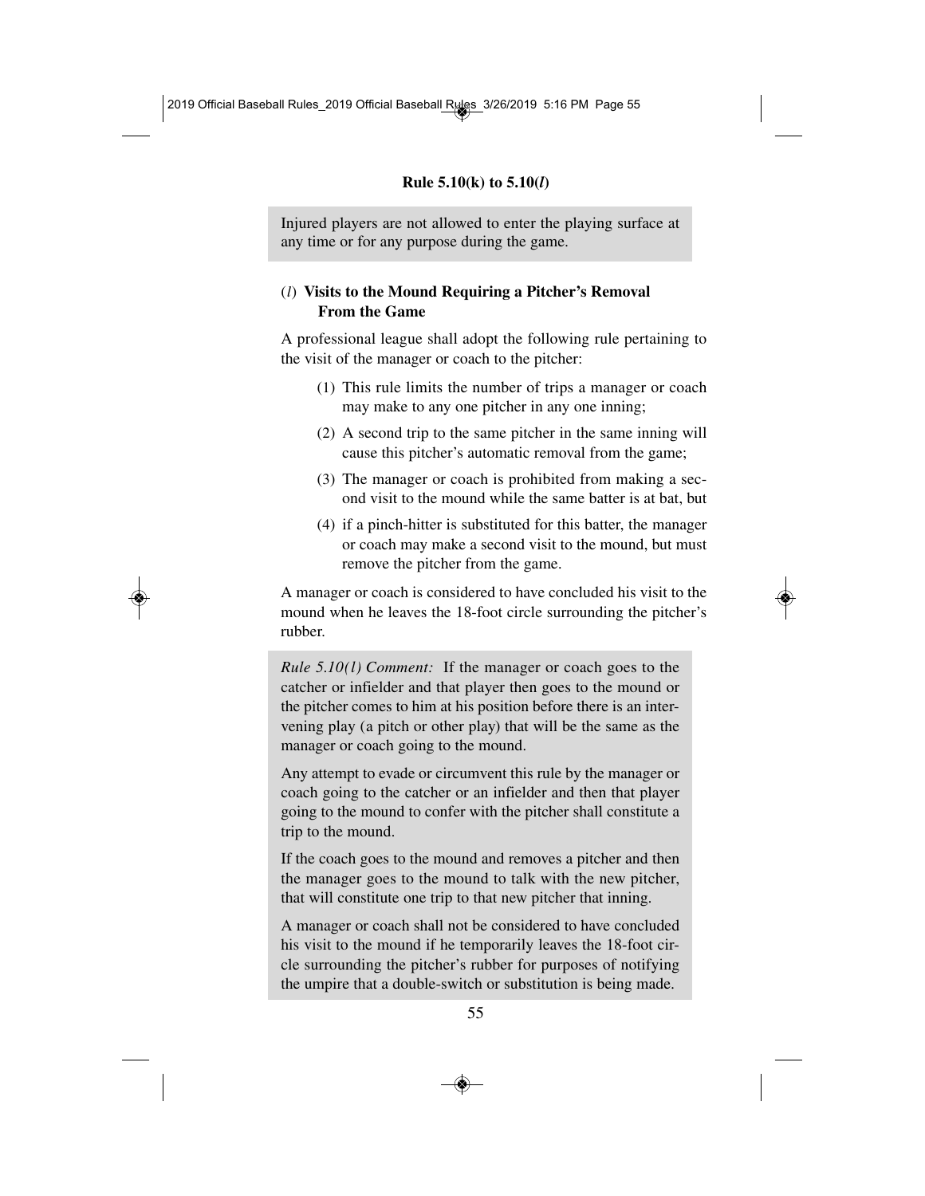Injured players are not allowed to enter the playing surface at any time or for any purpose during the game.

### (*l*) Visits to the Mound Requiring a Pitcher's Removal From the Game

A professional league shall adopt the following rule pertaining to the visit of the manager or coach to the pitcher:

(1) This rule limits the number of trips a manager or coach may make to any one pitcher in any one inning;

(2) A second trip to the same pitcher in the same inning will cause this pitcher's automatic removal from the game;

(3) The manager or coach is prohibited from making a second visit to the mound while the same batter is at bat, but

(4) if a pinch-hitter is substituted for this batter, the manager or coach may make a second visit to the mound, but must remove the pitcher from the game.

A manager or coach is considered to have concluded his visit to the mound when he leaves the 18-foot circle surrounding the pitcher's rubber.

*Rule 5.10(l) Comment:* If the manager or coach goes to the catcher or infielder and that player then goes to the mound or the pitcher comes to him at his position before there is an intervening play (a pitch or other play) that will be the same as the manager or coach going to the mound.

Any attempt to evade or circumvent this rule by the manager or coach going to the catcher or an infielder and then that player going to the mound to confer with the pitcher shall constitute a trip to the mound.

If the coach goes to the mound and removes a pitcher and then the manager goes to the mound to talk with the new pitcher, that will constitute one trip to that new pitcher that inning.

A manager or coach shall not be considered to have concluded his visit to the mound if he temporarily leaves the 18-foot circle surrounding the pitcher's rubber for purposes of notifying the umpire that a double-switch or substitution is being made.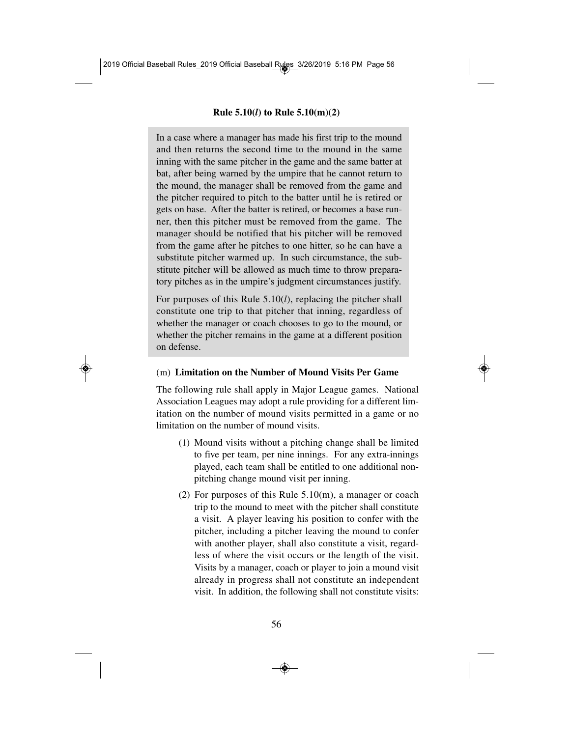In a case where a manager has made his first trip to the mound and then returns the second time to the mound in the same inning with the same pitcher in the game and the same batter at bat, after being warned by the umpire that he cannot return to the mound, the manager shall be removed from the game and the pitcher required to pitch to the batter until he is retired or gets on base. After the batter is retired, or becomes a base runner, then this pitcher must be removed from the game. The manager should be notified that his pitcher will be removed from the game after he pitches to one hitter, so he can have a substitute pitcher warmed up. In such circumstance, the substitute pitcher will be allowed as much time to throw preparatory pitches as in the umpire's judgment circumstances justify.

For purposes of this Rule 5.10(*l*), replacing the pitcher shall constitute one trip to that pitcher that inning, regardless of whether the manager or coach chooses to go to the mound, or whether the pitcher remains in the game at a different position on defense.

(m) **Limitation on the Number of Mound Visits Per Game**

The following rule shall apply in Major League games. National Association Leagues may adopt a rule providing for a different limitation on the number of mound visits permitted in a game or no limitation on the number of mound visits.

(1) Mound visits without a pitching change shall be limited to five per team, per nine innings. For any extra-innings played, each team shall be entitled to one additional non-pitching change mound visit per inning.

(2) For purposes of this Rule 5.10(m), a manager or coach trip to the mound to meet with the pitcher shall constitute a visit. A player leaving his position to confer with the pitcher, including a pitcher leaving the mound to confer with another player, shall also constitute a visit, regardless of where the visit occurs or the length of the visit. Visits by a manager, coach or player to join a mound visit already in progress shall not constitute an independent visit. In addition, the following shall not constitute visits: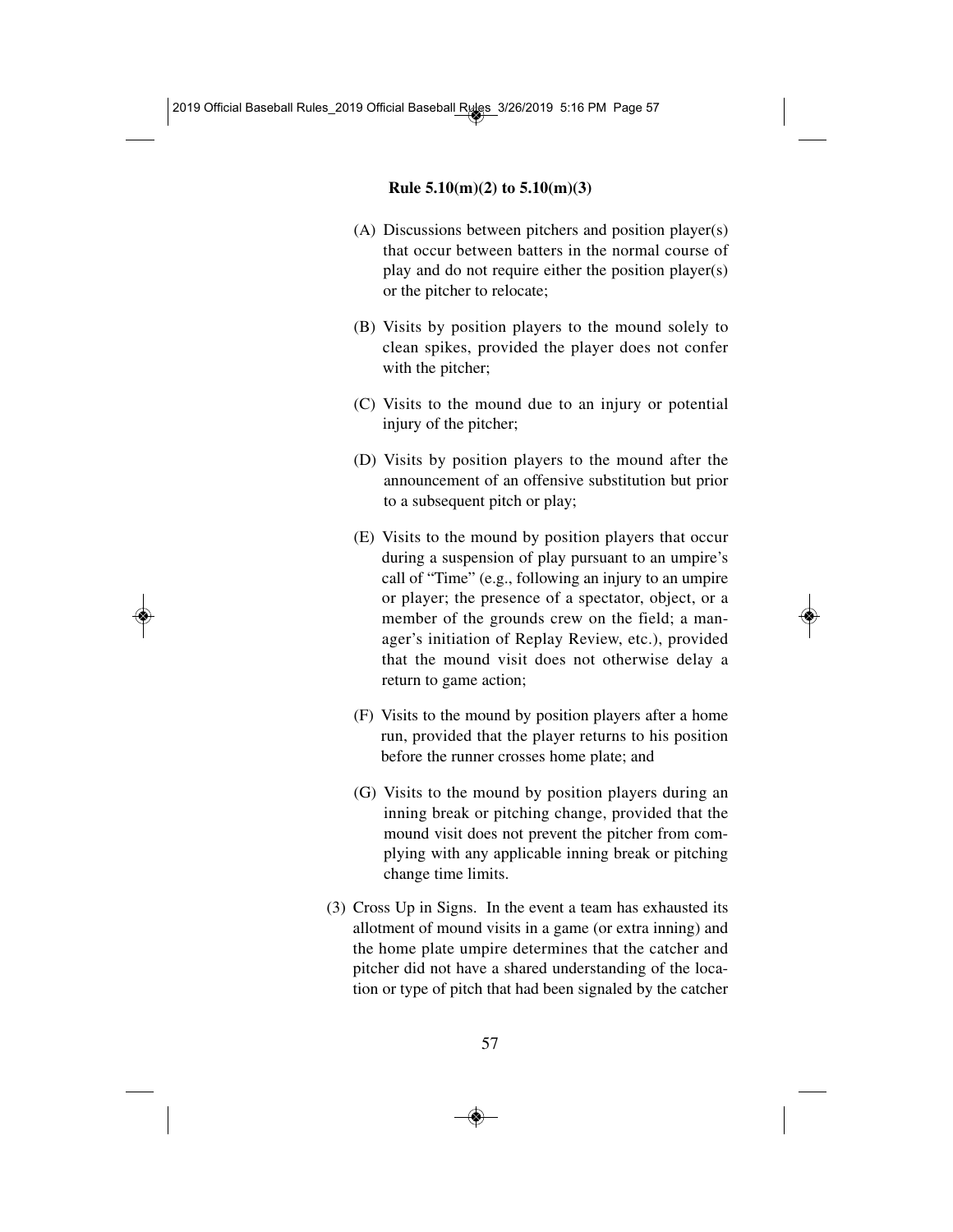(A) Discussions between pitchers and position player(s) that occur between batters in the normal course of play and do not require either the position player(s) or the pitcher to relocate;

(B) Visits by position players to the mound solely to clean spikes, provided the player does not confer with the pitcher;

(C) Visits to the mound due to an injury or potential injury of the pitcher;

(D) Visits by position players to the mound after the announcement of an offensive substitution but prior to a subsequent pitch or play;

(E) Visits to the mound by position players that occur during a suspension of play pursuant to an umpire's call of "Time" (e.g., following an injury to an umpire or player; the presence of a spectator, object, or a member of the grounds crew on the field; a manager's initiation of Replay Review, etc.), provided that the mound visit does not otherwise delay a return to game action;

(F) Visits to the mound by position players after a home run, provided that the player returns to his position before the runner crosses home plate; and

(G) Visits to the mound by position players during an inning break or pitching change, provided that the mound visit does not prevent the pitcher from complying with any applicable inning break or pitching change time limits.

(3) Cross Up in Signs. In the event a team has exhausted its allotment of mound visits in a game (or extra inning) and the home plate umpire determines that the catcher and pitcher did not have a shared understanding of the location or type of pitch that had been signaled by the catcher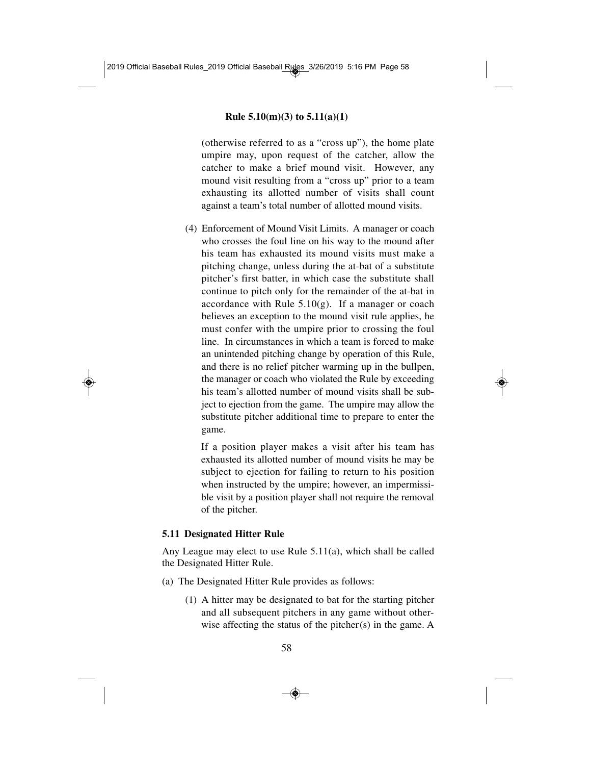(otherwise referred to as a "cross up"), the home plate umpire may, upon request of the catcher, allow the catcher to make a brief mound visit. However, any mound visit resulting from a "cross up" prior to a team exhausting its allotted number of visits shall count against a team's total number of allotted mound visits.

(4) Enforcement of Mound Visit Limits. A manager or coach who crosses the foul line on his way to the mound after his team has exhausted its mound visits must make a pitching change, unless during the at-bat of a substitute pitcher's first batter, in which case the substitute shall continue to pitch only for the remainder of the at-bat in accordance with Rule 5.10(g). If a manager or coach believes an exception to the mound visit rule applies, he must confer with the umpire prior to crossing the foul line. In circumstances in which a team is forced to make an unintended pitching change by operation of this Rule, and there is no relief pitcher warming up in the bullpen, the manager or coach who violated the Rule by exceeding his team's allotted number of mound visits shall be subject to ejection from the game. The umpire may allow the substitute pitcher additional time to prepare to enter the game.

If a position player makes a visit after his team has exhausted its allotted number of mound visits he may be subject to ejection for failing to return to his position when instructed by the umpire; however, an impermissible visit by a position player shall not require the removal of the pitcher.

## 5.11 Designated Hitter Rule

Any League may elect to use Rule 5.11(a), which shall be called the Designated Hitter Rule.

(a) The Designated Hitter Rule provides as follows:

(1) A hitter may be designated to bat for the starting pitcher and all subsequent pitchers in any game without otherwise affecting the status of the pitcher(s) in the game. A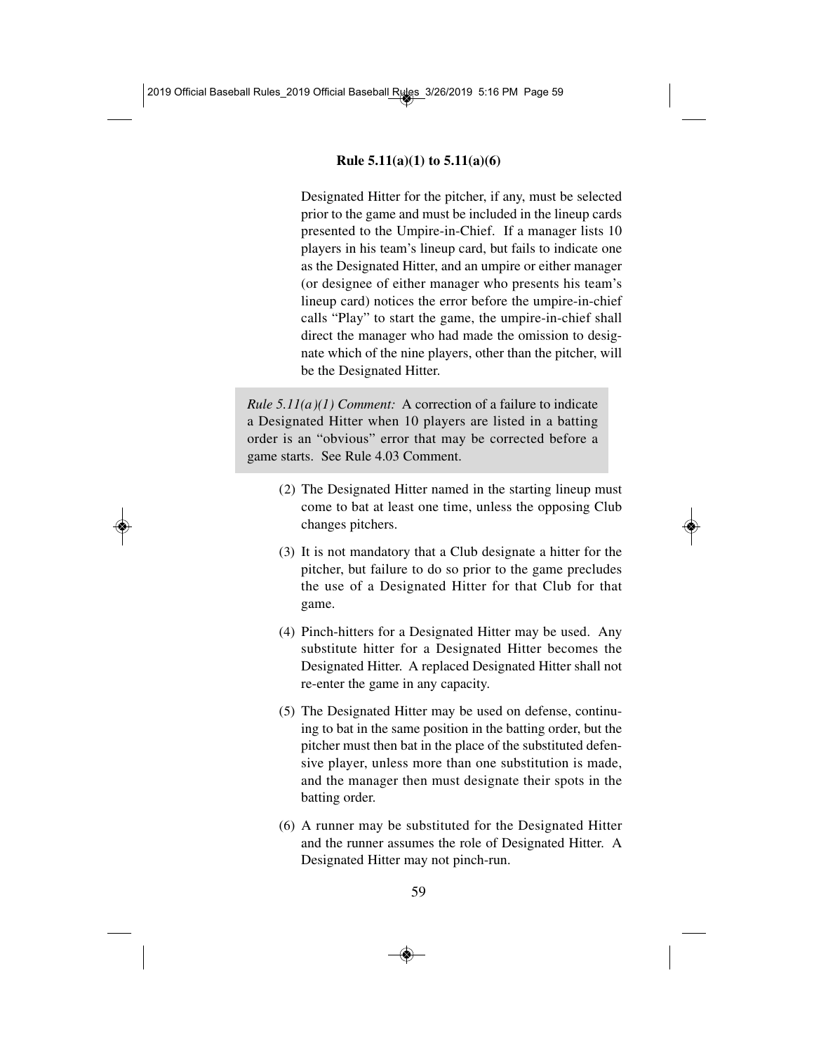Designated Hitter for the pitcher, if any, must be selected prior to the game and must be included in the lineup cards presented to the Umpire-in-Chief. If a manager lists 10 players in his team's lineup card, but fails to indicate one as the Designated Hitter, and an umpire or either manager (or designee of either manager who presents his team's lineup card) notices the error before the umpire-in-chief calls "Play" to start the game, the umpire-in-chief shall direct the manager who had made the omission to designate which of the nine players, other than the pitcher, will be the Designated Hitter.

> *Rule 5.11(a)(1) Comment:* A correction of a failure to indicate a Designated Hitter when 10 players are listed in a batting order is an "obvious" error that may be corrected before a game starts. See Rule 4.03 Comment.

(2) The Designated Hitter named in the starting lineup must come to bat at least one time, unless the opposing Club changes pitchers.

(3) It is not mandatory that a Club designate a hitter for the pitcher, but failure to do so prior to the game precludes the use of a Designated Hitter for that Club for that game.

(4) Pinch-hitters for a Designated Hitter may be used. Any substitute hitter for a Designated Hitter becomes the Designated Hitter. A replaced Designated Hitter shall not re-enter the game in any capacity.

(5) The Designated Hitter may be used on defense, continuing to bat in the same position in the batting order, but the pitcher must then bat in the place of the substituted defensive player, unless more than one substitution is made, and the manager then must designate their spots in the batting order.

(6) A runner may be substituted for the Designated Hitter and the runner assumes the role of Designated Hitter. A Designated Hitter may not pinch-run.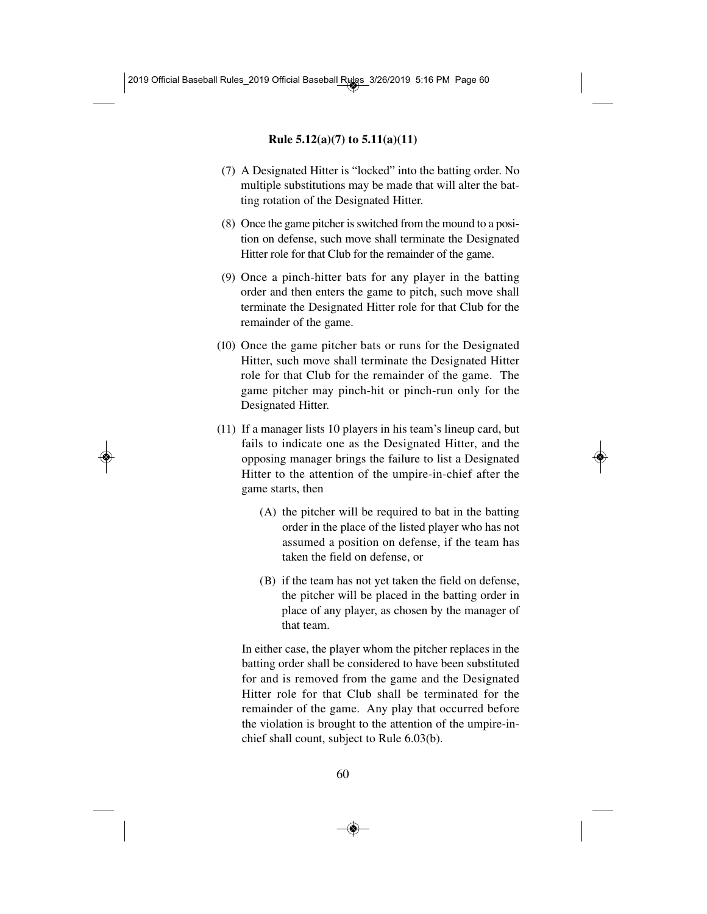(7) A Designated Hitter is "locked" into the batting order. No multiple substitutions may be made that will alter the batting rotation of the Designated Hitter.

(8) Once the game pitcher is switched from the mound to a position on defense, such move shall terminate the Designated Hitter role for that Club for the remainder of the game.

(9) Once a pinch-hitter bats for any player in the batting order and then enters the game to pitch, such move shall terminate the Designated Hitter role for that Club for the remainder of the game.

(10) Once the game pitcher bats or runs for the Designated Hitter, such move shall terminate the Designated Hitter role for that Club for the remainder of the game. The game pitcher may pinch-hit or pinch-run only for the Designated Hitter.

(11) If a manager lists 10 players in his team's lineup card, but fails to indicate one as the Designated Hitter, and the opposing manager brings the failure to list a Designated Hitter to the attention of the umpire-in-chief after the game starts, then

(A) the pitcher will be required to bat in the batting order in the place of the listed player who has not assumed a position on defense, if the team has taken the field on defense, or

(B) if the team has not yet taken the field on defense, the pitcher will be placed in the batting order in place of any player, as chosen by the manager of that team.

In either case, the player whom the pitcher replaces in the batting order shall be considered to have been substituted for and is removed from the game and the Designated Hitter role for that Club shall be terminated for the remainder of the game. Any play that occurred before the violation is brought to the attention of the umpire-in-chief shall count, subject to Rule 6.03(b).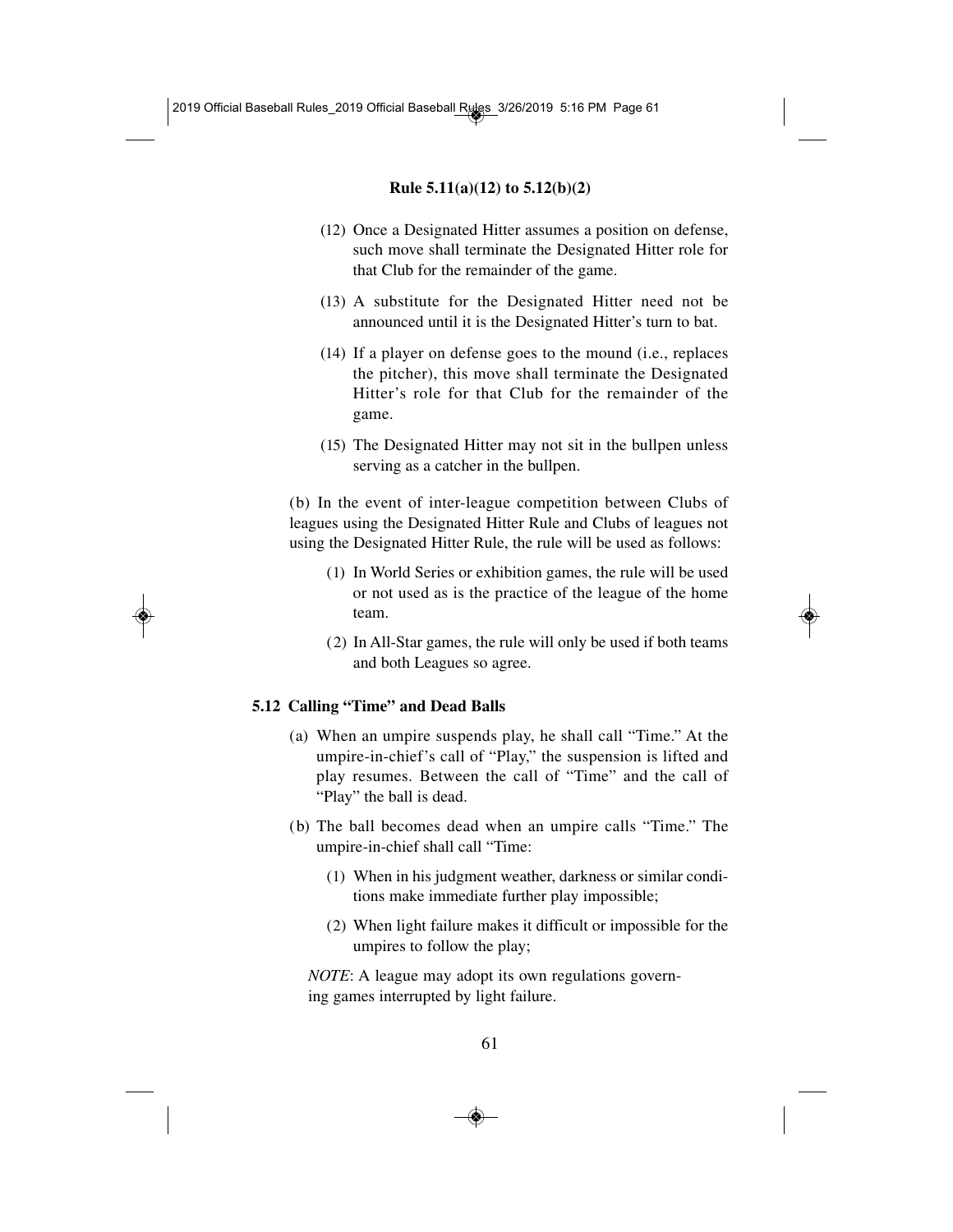(12) Once a Designated Hitter assumes a position on defense, such move shall terminate the Designated Hitter role for that Club for the remainder of the game.

(13) A substitute for the Designated Hitter need not be announced until it is the Designated Hitter's turn to bat.

(14) If a player on defense goes to the mound (i.e., replaces the pitcher), this move shall terminate the Designated Hitter's role for that Club for the remainder of the game.

(15) The Designated Hitter may not sit in the bullpen unless serving as a catcher in the bullpen.

(b) In the event of inter-league competition between Clubs of leagues using the Designated Hitter Rule and Clubs of leagues not using the Designated Hitter Rule, the rule will be used as follows:

(1) In World Series or exhibition games, the rule will be used or not used as is the practice of the league of the home team.

(2) In All-Star games, the rule will only be used if both teams and both Leagues so agree.

## 5.12 Calling "Time" and Dead Balls

(a) When an umpire suspends play, he shall call "Time." At the umpire-in-chief's call of "Play," the suspension is lifted and play resumes. Between the call of "Time" and the call of "Play" the ball is dead.

(b) The ball becomes dead when an umpire calls "Time." The umpire-in-chief shall call "Time:

(1) When in his judgment weather, darkness or similar conditions make immediate further play impossible;

(2) When light failure makes it difficult or impossible for the umpires to follow the play;

*NOTE*: A league may adopt its own regulations governing games interrupted by light failure.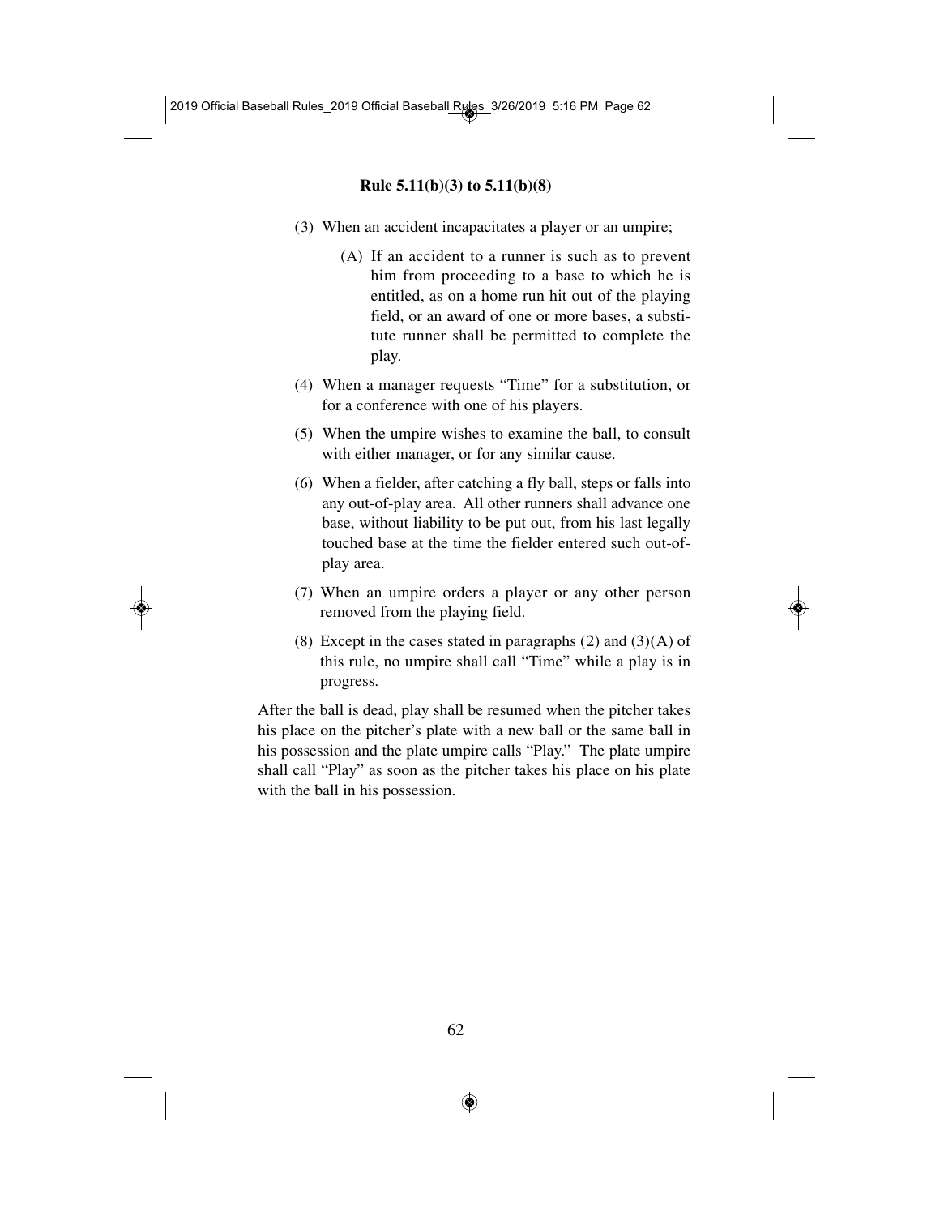**Rule 5.11(b)(3) to 5.11(b)(8)**

(3) When an accident incapacitates a player or an umpire;

   (A) If an accident to a runner is such as to prevent him from proceeding to a base to which he is entitled, as on a home run hit out of the playing field, or an award of one or more bases, a substitute runner shall be permitted to complete the play.

(4) When a manager requests "Time" for a substitution, or for a conference with one of his players.

(5) When the umpire wishes to examine the ball, to consult with either manager, or for any similar cause.

(6) When a fielder, after catching a fly ball, steps or falls into any out-of-play area. All other runners shall advance one base, without liability to be put out, from his last legally touched base at the time the fielder entered such out-of-play area.

(7) When an umpire orders a player or any other person removed from the playing field.

(8) Except in the cases stated in paragraphs (2) and (3)(A) of this rule, no umpire shall call "Time" while a play is in progress.

After the ball is dead, play shall be resumed when the pitcher takes his place on the pitcher's plate with a new ball or the same ball in his possession and the plate umpire calls "Play." The plate umpire shall call "Play" as soon as the pitcher takes his place on his plate with the ball in his possession.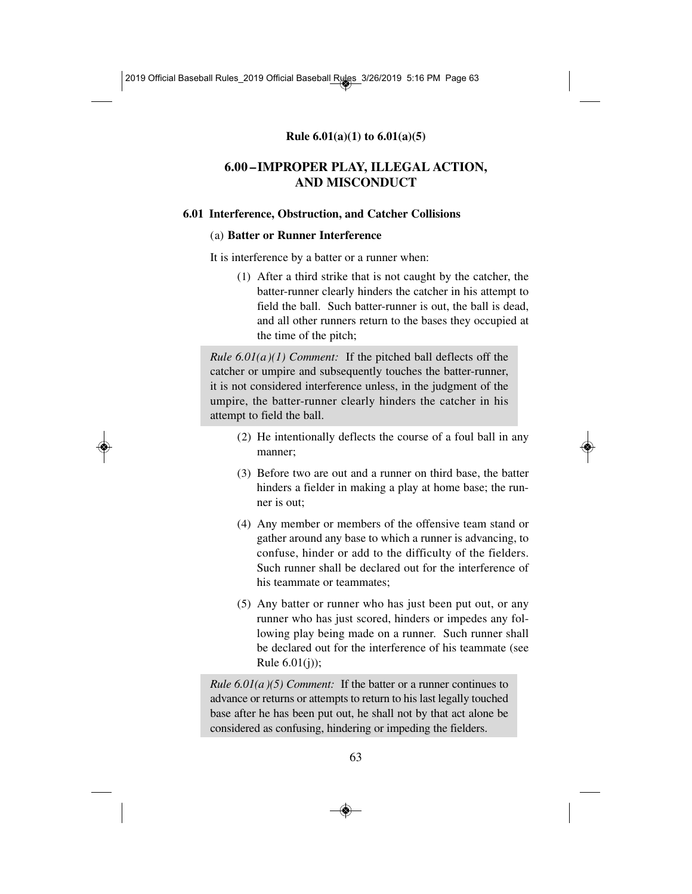# 6.00 – IMPROPER PLAY, ILLEGAL ACTION, AND MISCONDUCT

## 6.01 Interference, Obstruction, and Catcher Collisions

### (a) Batter or Runner Interference

It is interference by a batter or a runner when:

(1) After a third strike that is not caught by the catcher, the batter-runner clearly hinders the catcher in his attempt to field the ball. Such batter-runner is out, the ball is dead, and all other runners return to the bases they occupied at the time of the pitch;

> *Rule 6.01(a)(1) Comment:* If the pitched ball deflects off the catcher or umpire and subsequently touches the batter-runner, it is not considered interference unless, in the judgment of the umpire, the batter-runner clearly hinders the catcher in his attempt to field the ball.

(2) He intentionally deflects the course of a foul ball in any manner;

(3) Before two are out and a runner on third base, the batter hinders a fielder in making a play at home base; the runner is out;

(4) Any member or members of the offensive team stand or gather around any base to which a runner is advancing, to confuse, hinder or add to the difficulty of the fielders. Such runner shall be declared out for the interference of his teammate or teammates;

(5) Any batter or runner who has just been put out, or any runner who has just scored, hinders or impedes any following play being made on a runner. Such runner shall be declared out for the interference of his teammate (see Rule 6.01(j));

> *Rule 6.01(a)(5) Comment:* If the batter or a runner continues to advance or returns or attempts to return to his last legally touched base after he has been put out, he shall not by that act alone be considered as confusing, hindering or impeding the fielders.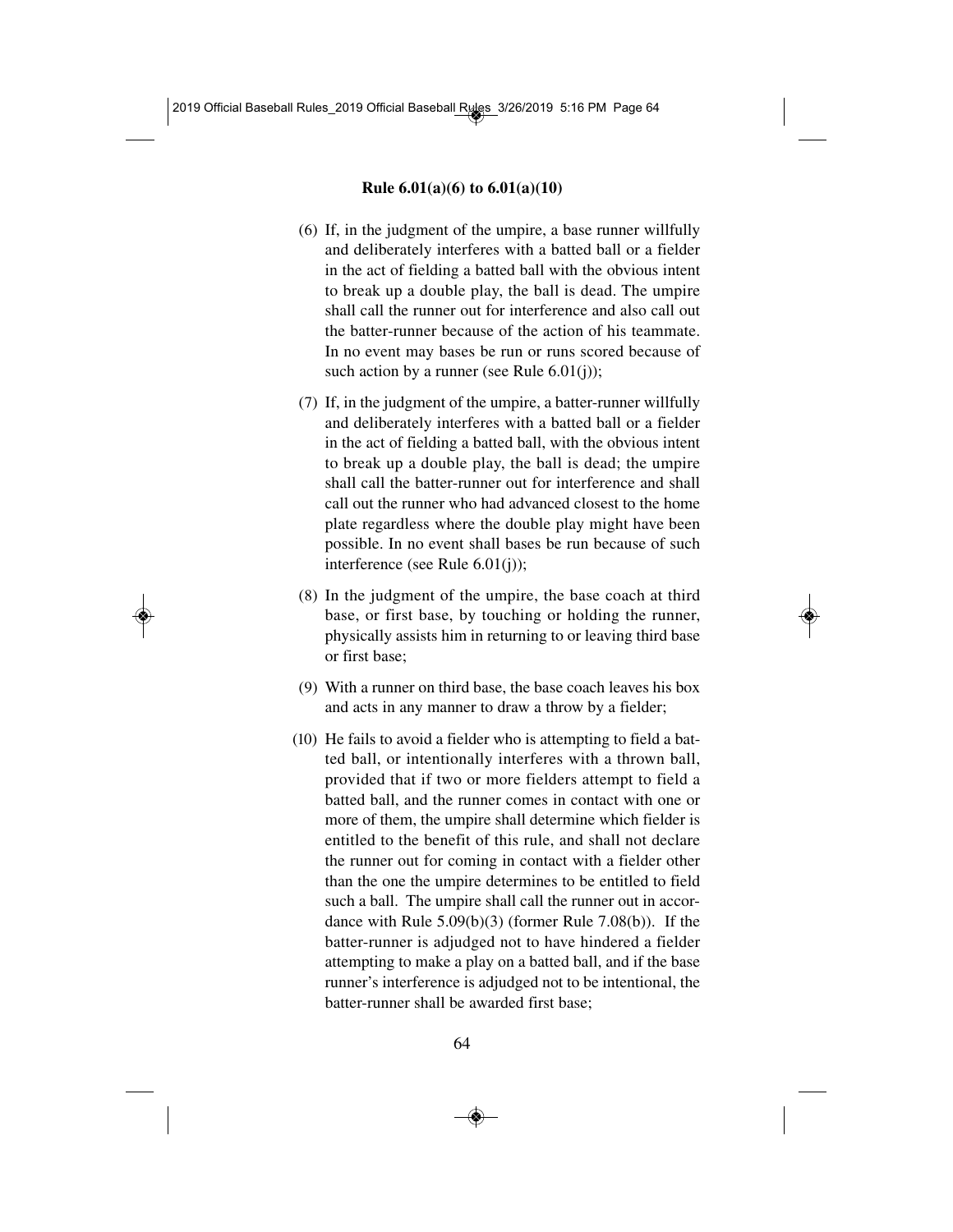**Rule 6.01(a)(6) to 6.01(a)(10)**

(6) If, in the judgment of the umpire, a base runner willfully and deliberately interferes with a batted ball or a fielder in the act of fielding a batted ball with the obvious intent to break up a double play, the ball is dead. The umpire shall call the runner out for interference and also call out the batter-runner because of the action of his teammate. In no event may bases be run or runs scored because of such action by a runner (see Rule 6.01(j));

(7) If, in the judgment of the umpire, a batter-runner willfully and deliberately interferes with a batted ball or a fielder in the act of fielding a batted ball, with the obvious intent to break up a double play, the ball is dead; the umpire shall call the batter-runner out for interference and shall call out the runner who had advanced closest to the home plate regardless where the double play might have been possible. In no event shall bases be run because of such interference (see Rule 6.01(j));

(8) In the judgment of the umpire, the base coach at third base, or first base, by touching or holding the runner, physically assists him in returning to or leaving third base or first base;

(9) With a runner on third base, the base coach leaves his box and acts in any manner to draw a throw by a fielder;

(10) He fails to avoid a fielder who is attempting to field a batted ball, or intentionally interferes with a thrown ball, provided that if two or more fielders attempt to field a batted ball, and the runner comes in contact with one or more of them, the umpire shall determine which fielder is entitled to the benefit of this rule, and shall not declare the runner out for coming in contact with a fielder other than the one the umpire determines to be entitled to field such a ball. The umpire shall call the runner out in accordance with Rule 5.09(b)(3) (former Rule 7.08(b)). If the batter-runner is adjudged not to have hindered a fielder attempting to make a play on a batted ball, and if the base runner's interference is adjudged not to be intentional, the batter-runner shall be awarded first base;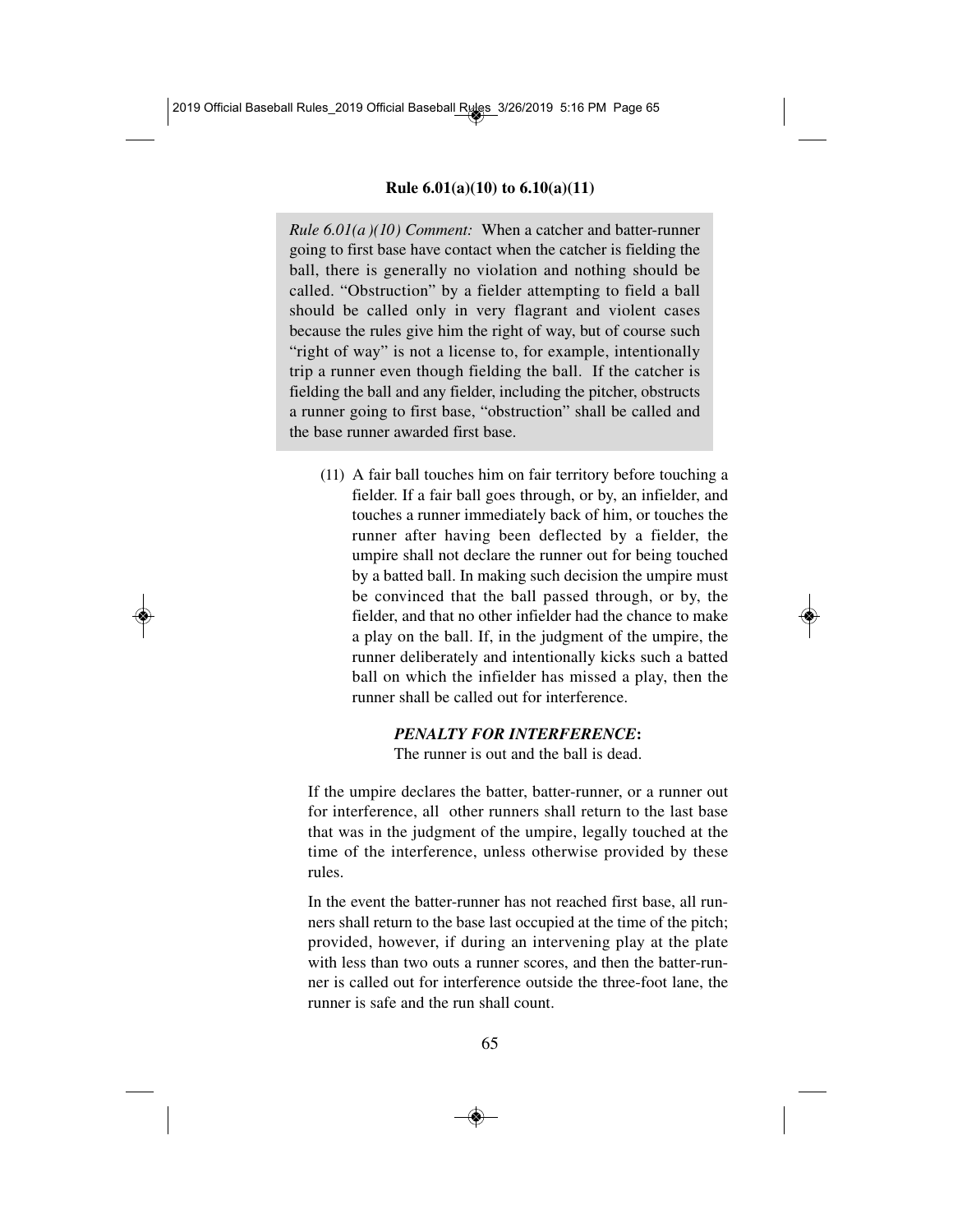*Rule 6.01(a )(10) Comment:* When a catcher and batter-runner going to first base have contact when the catcher is fielding the ball, there is generally no violation and nothing should be called. "Obstruction" by a fielder attempting to field a ball should be called only in very flagrant and violent cases because the rules give him the right of way, but of course such "right of way" is not a license to, for example, intentionally trip a runner even though fielding the ball. If the catcher is fielding the ball and any fielder, including the pitcher, obstructs a runner going to first base, "obstruction" shall be called and the base runner awarded first base.

(11) A fair ball touches him on fair territory before touching a fielder. If a fair ball goes through, or by, an infielder, and touches a runner immediately back of him, or touches the runner after having been deflected by a fielder, the umpire shall not declare the runner out for being touched by a batted ball. In making such decision the umpire must be convinced that the ball passed through, or by, the fielder, and that no other infielder had the chance to make a play on the ball. If, in the judgment of the umpire, the runner deliberately and intentionally kicks such a batted ball on which the infielder has missed a play, then the runner shall be called out for interference.

***PENALTY FOR INTERFERENCE*:**
The runner is out and the ball is dead.

If the umpire declares the batter, batter-runner, or a runner out for interference, all other runners shall return to the last base that was in the judgment of the umpire, legally touched at the time of the interference, unless otherwise provided by these rules.

In the event the batter-runner has not reached first base, all runners shall return to the base last occupied at the time of the pitch; provided, however, if during an intervening play at the plate with less than two outs a runner scores, and then the batter-runner is called out for interference outside the three-foot lane, the runner is safe and the run shall count.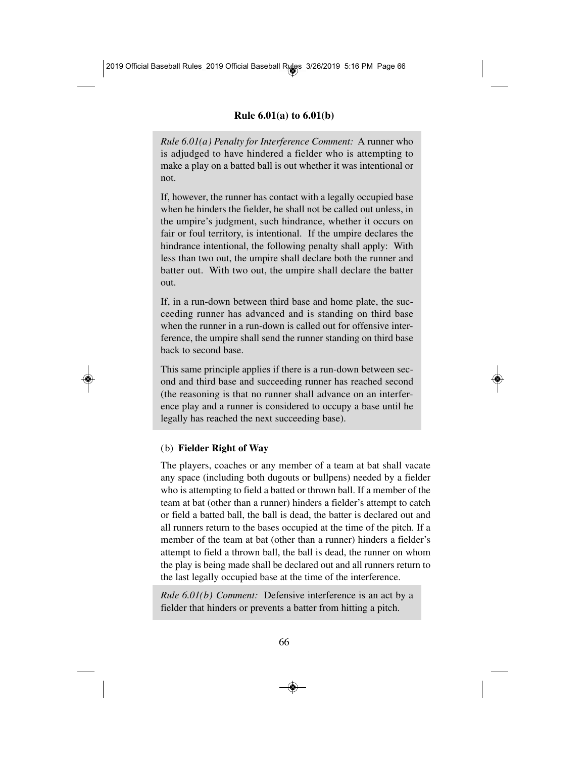## Rule 6.01(a) to 6.01(b)

*Rule 6.01(a) Penalty for Interference Comment:* A runner who is adjudged to have hindered a fielder who is attempting to make a play on a batted ball is out whether it was intentional or not.

If, however, the runner has contact with a legally occupied base when he hinders the fielder, he shall not be called out unless, in the umpire's judgment, such hindrance, whether it occurs on fair or foul territory, is intentional. If the umpire declares the hindrance intentional, the following penalty shall apply: With less than two out, the umpire shall declare both the runner and batter out. With two out, the umpire shall declare the batter out.

If, in a run-down between third base and home plate, the succeeding runner has advanced and is standing on third base when the runner in a run-down is called out for offensive interference, the umpire shall send the runner standing on third base back to second base.

This same principle applies if there is a run-down between second and third base and succeeding runner has reached second (the reasoning is that no runner shall advance on an interference play and a runner is considered to occupy a base until he legally has reached the next succeeding base).

(b) **Fielder Right of Way**

The players, coaches or any member of a team at bat shall vacate any space (including both dugouts or bullpens) needed by a fielder who is attempting to field a batted or thrown ball. If a member of the team at bat (other than a runner) hinders a fielder's attempt to catch or field a batted ball, the ball is dead, the batter is declared out and all runners return to the bases occupied at the time of the pitch. If a member of the team at bat (other than a runner) hinders a fielder's attempt to field a thrown ball, the ball is dead, the runner on whom the play is being made shall be declared out and all runners return to the last legally occupied base at the time of the interference.

*Rule 6.01(b) Comment:* Defensive interference is an act by a fielder that hinders or prevents a batter from hitting a pitch.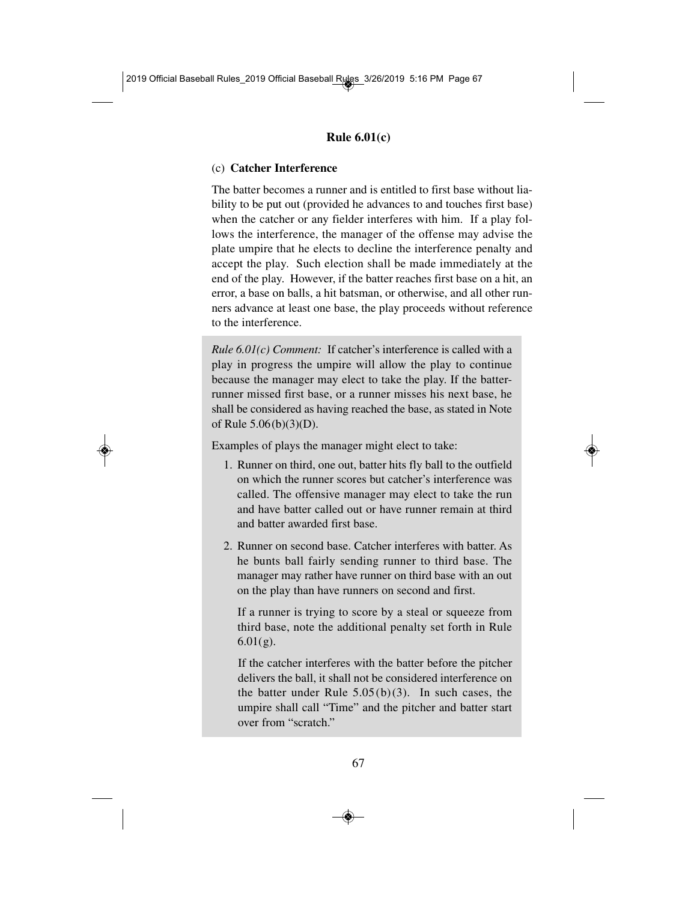## Rule 6.01(c)

(c) **Catcher Interference**

The batter becomes a runner and is entitled to first base without liability to be put out (provided he advances to and touches first base) when the catcher or any fielder interferes with him. If a play follows the interference, the manager of the offense may advise the plate umpire that he elects to decline the interference penalty and accept the play. Such election shall be made immediately at the end of the play. However, if the batter reaches first base on a hit, an error, a base on balls, a hit batsman, or otherwise, and all other runners advance at least one base, the play proceeds without reference to the interference.

> *Rule 6.01(c) Comment:* If catcher's interference is called with a play in progress the umpire will allow the play to continue because the manager may elect to take the play. If the batter-runner missed first base, or a runner misses his next base, he shall be considered as having reached the base, as stated in Note of Rule 5.06(b)(3)(D).
>
> Examples of plays the manager might elect to take:
>
> 1. Runner on third, one out, batter hits fly ball to the outfield on which the runner scores but catcher's interference was called. The offensive manager may elect to take the run and have batter called out or have runner remain at third and batter awarded first base.
> 2. Runner on second base. Catcher interferes with batter. As he bunts ball fairly sending runner to third base. The manager may rather have runner on third base with an out on the play than have runners on second and first.
>
>    If a runner is trying to score by a steal or squeeze from third base, note the additional penalty set forth in Rule 6.01(g).
>
>    If the catcher interferes with the batter before the pitcher delivers the ball, it shall not be considered interference on the batter under Rule 5.05(b)(3). In such cases, the umpire shall call "Time" and the pitcher and batter start over from "scratch."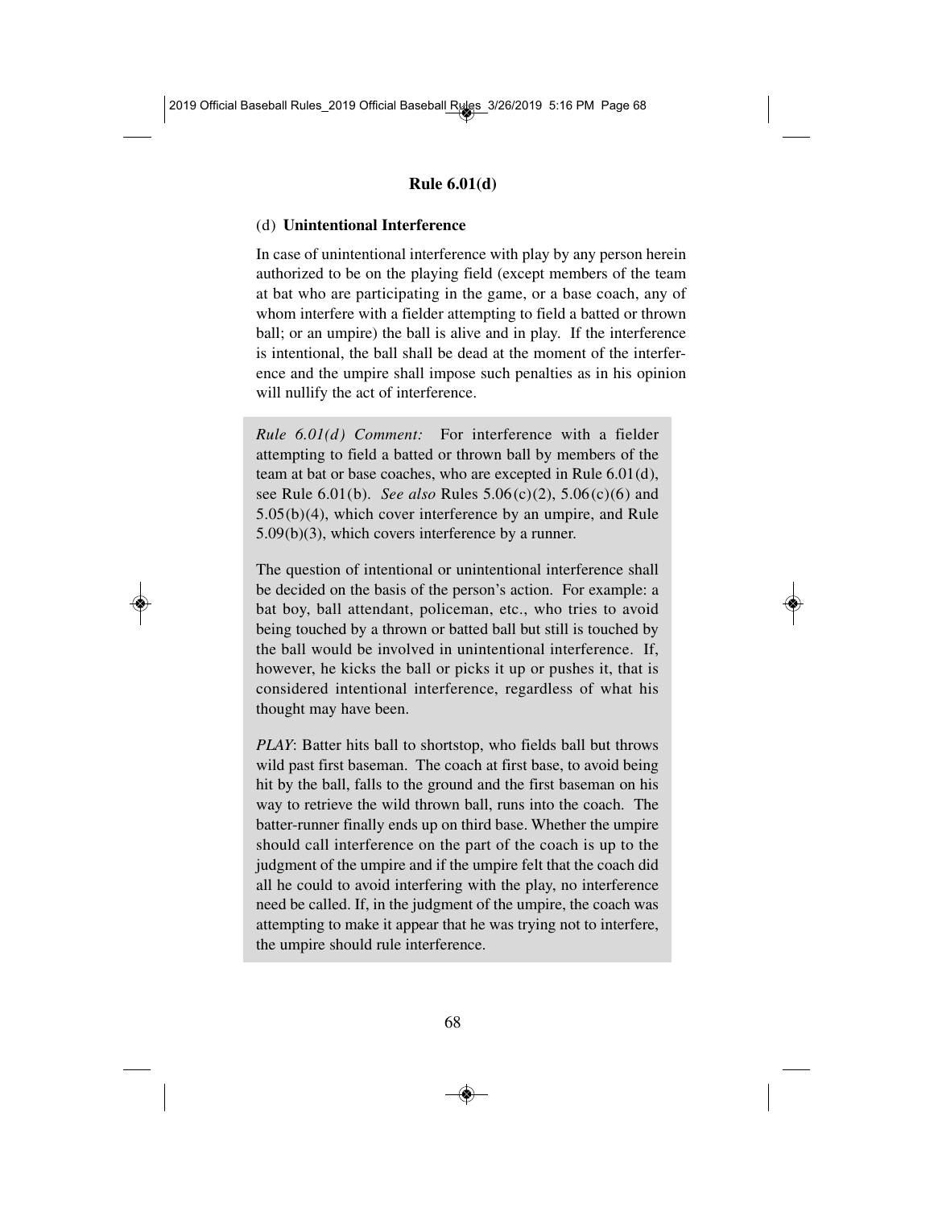## Rule 6.01(d)

(d) **Unintentional Interference**

In case of unintentional interference with play by any person herein authorized to be on the playing field (except members of the team at bat who are participating in the game, or a base coach, any of whom interfere with a fielder attempting to field a batted or thrown ball; or an umpire) the ball is alive and in play. If the interference is intentional, the ball shall be dead at the moment of the interference and the umpire shall impose such penalties as in his opinion will nullify the act of interference.

*Rule 6.01(d) Comment:* For interference with a fielder attempting to field a batted or thrown ball by members of the team at bat or base coaches, who are excepted in Rule 6.01(d), see Rule 6.01(b). *See also* Rules 5.06(c)(2), 5.06(c)(6) and 5.05(b)(4), which cover interference by an umpire, and Rule 5.09(b)(3), which covers interference by a runner.

The question of intentional or unintentional interference shall be decided on the basis of the person's action. For example: a bat boy, ball attendant, policeman, etc., who tries to avoid being touched by a thrown or batted ball but still is touched by the ball would be involved in unintentional interference. If, however, he kicks the ball or picks it up or pushes it, that is considered intentional interference, regardless of what his thought may have been.

*PLAY*: Batter hits ball to shortstop, who fields ball but throws wild past first baseman. The coach at first base, to avoid being hit by the ball, falls to the ground and the first baseman on his way to retrieve the wild thrown ball, runs into the coach. The batter-runner finally ends up on third base. Whether the umpire should call interference on the part of the coach is up to the judgment of the umpire and if the umpire felt that the coach did all he could to avoid interfering with the play, no interference need be called. If, in the judgment of the umpire, the coach was attempting to make it appear that he was trying not to interfere, the umpire should rule interference.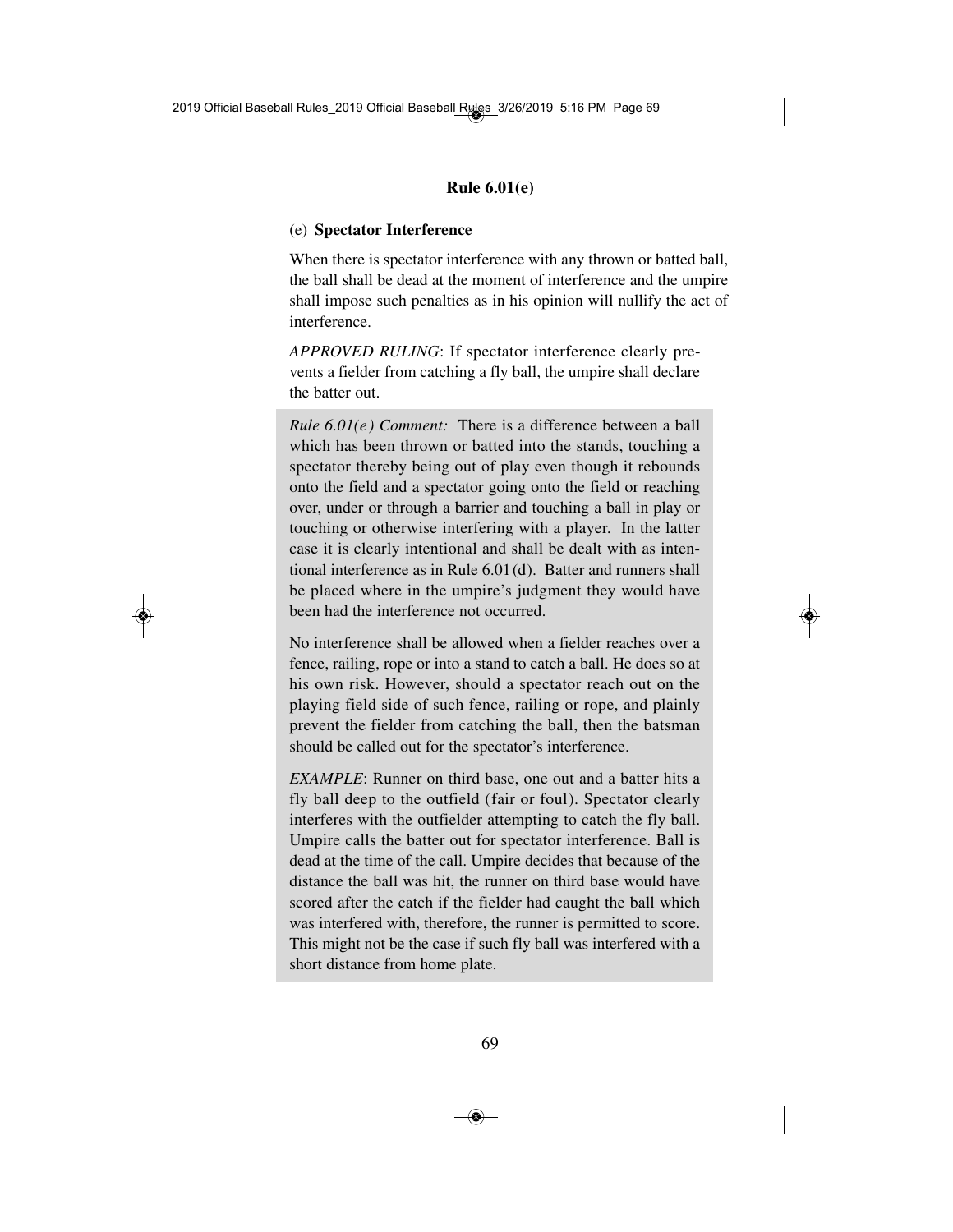## Rule 6.01(e)

(e) **Spectator Interference**

When there is spectator interference with any thrown or batted ball, the ball shall be dead at the moment of interference and the umpire shall impose such penalties as in his opinion will nullify the act of interference.

*APPROVED RULING*: If spectator interference clearly prevents a fielder from catching a fly ball, the umpire shall declare the batter out.

*Rule 6.01(e) Comment:* There is a difference between a ball which has been thrown or batted into the stands, touching a spectator thereby being out of play even though it rebounds onto the field and a spectator going onto the field or reaching over, under or through a barrier and touching a ball in play or touching or otherwise interfering with a player. In the latter case it is clearly intentional and shall be dealt with as intentional interference as in Rule 6.01(d). Batter and runners shall be placed where in the umpire's judgment they would have been had the interference not occurred.

No interference shall be allowed when a fielder reaches over a fence, railing, rope or into a stand to catch a ball. He does so at his own risk. However, should a spectator reach out on the playing field side of such fence, railing or rope, and plainly prevent the fielder from catching the ball, then the batsman should be called out for the spectator's interference.

*EXAMPLE*: Runner on third base, one out and a batter hits a fly ball deep to the outfield (fair or foul). Spectator clearly interferes with the outfielder attempting to catch the fly ball. Umpire calls the batter out for spectator interference. Ball is dead at the time of the call. Umpire decides that because of the distance the ball was hit, the runner on third base would have scored after the catch if the fielder had caught the ball which was interfered with, therefore, the runner is permitted to score. This might not be the case if such fly ball was interfered with a short distance from home plate.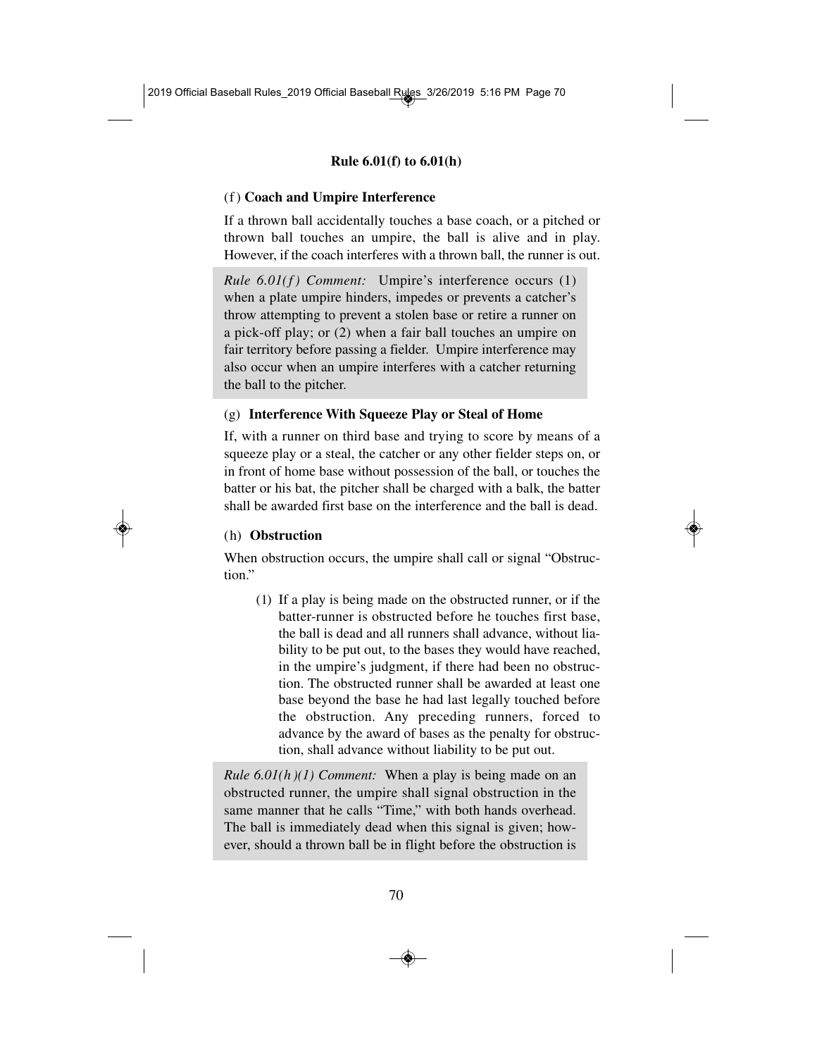### Rule 6.01(f) to 6.01(h)

(f) **Coach and Umpire Interference**

If a thrown ball accidentally touches a base coach, or a pitched or thrown ball touches an umpire, the ball is alive and in play. However, if the coach interferes with a thrown ball, the runner is out.

*Rule 6.01(f) Comment:* Umpire's interference occurs (1) when a plate umpire hinders, impedes or prevents a catcher's throw attempting to prevent a stolen base or retire a runner on a pick-off play; or (2) when a fair ball touches an umpire on fair territory before passing a fielder. Umpire interference may also occur when an umpire interferes with a catcher returning the ball to the pitcher.

(g) **Interference With Squeeze Play or Steal of Home**

If, with a runner on third base and trying to score by means of a squeeze play or a steal, the catcher or any other fielder steps on, or in front of home base without possession of the ball, or touches the batter or his bat, the pitcher shall be charged with a balk, the batter shall be awarded first base on the interference and the ball is dead.

(h) **Obstruction**

When obstruction occurs, the umpire shall call or signal "Obstruction."

(1) If a play is being made on the obstructed runner, or if the batter-runner is obstructed before he touches first base, the ball is dead and all runners shall advance, without liability to be put out, to the bases they would have reached, in the umpire's judgment, if there had been no obstruction. The obstructed runner shall be awarded at least one base beyond the base he had last legally touched before the obstruction. Any preceding runners, forced to advance by the award of bases as the penalty for obstruction, shall advance without liability to be put out.

*Rule 6.01(h)(1) Comment:* When a play is being made on an obstructed runner, the umpire shall signal obstruction in the same manner that he calls "Time," with both hands overhead. The ball is immediately dead when this signal is given; however, should a thrown ball be in flight before the obstruction is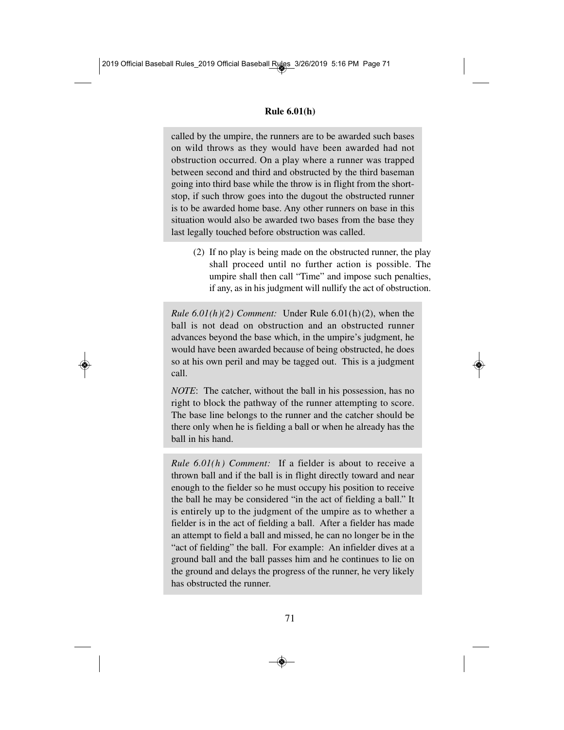called by the umpire, the runners are to be awarded such bases on wild throws as they would have been awarded had not obstruction occurred. On a play where a runner was trapped between second and third and obstructed by the third baseman going into third base while the throw is in flight from the shortstop, if such throw goes into the dugout the obstructed runner is to be awarded home base. Any other runners on base in this situation would also be awarded two bases from the base they last legally touched before obstruction was called.

(2) If no play is being made on the obstructed runner, the play shall proceed until no further action is possible. The umpire shall then call "Time" and impose such penalties, if any, as in his judgment will nullify the act of obstruction.

*Rule 6.01(h)(2) Comment:* Under Rule 6.01(h)(2), when the ball is not dead on obstruction and an obstructed runner advances beyond the base which, in the umpire's judgment, he would have been awarded because of being obstructed, he does so at his own peril and may be tagged out. This is a judgment call.

*NOTE*: The catcher, without the ball in his possession, has no right to block the pathway of the runner attempting to score. The base line belongs to the runner and the catcher should be there only when he is fielding a ball or when he already has the ball in his hand.

*Rule 6.01(h) Comment:* If a fielder is about to receive a thrown ball and if the ball is in flight directly toward and near enough to the fielder so he must occupy his position to receive the ball he may be considered "in the act of fielding a ball." It is entirely up to the judgment of the umpire as to whether a fielder is in the act of fielding a ball. After a fielder has made an attempt to field a ball and missed, he can no longer be in the "act of fielding" the ball. For example: An infielder dives at a ground ball and the ball passes him and he continues to lie on the ground and delays the progress of the runner, he very likely has obstructed the runner.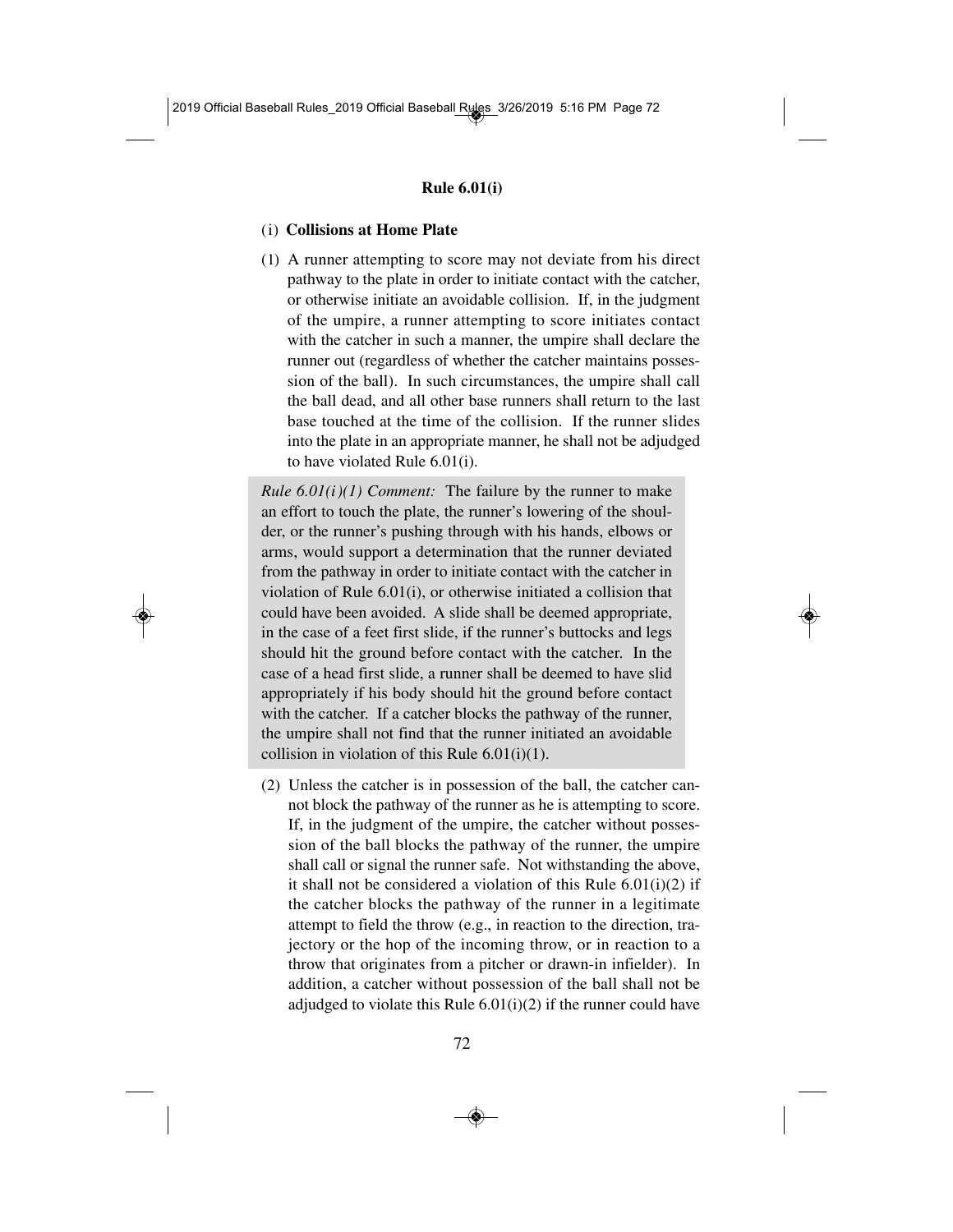## Rule 6.01(i)

(i) **Collisions at Home Plate**

(1) A runner attempting to score may not deviate from his direct pathway to the plate in order to initiate contact with the catcher, or otherwise initiate an avoidable collision. If, in the judgment of the umpire, a runner attempting to score initiates contact with the catcher in such a manner, the umpire shall declare the runner out (regardless of whether the catcher maintains possession of the ball). In such circumstances, the umpire shall call the ball dead, and all other base runners shall return to the last base touched at the time of the collision. If the runner slides into the plate in an appropriate manner, he shall not be adjudged to have violated Rule 6.01(i).

*Rule 6.01(i)(1) Comment:* The failure by the runner to make an effort to touch the plate, the runner's lowering of the shoulder, or the runner's pushing through with his hands, elbows or arms, would support a determination that the runner deviated from the pathway in order to initiate contact with the catcher in violation of Rule 6.01(i), or otherwise initiated a collision that could have been avoided. A slide shall be deemed appropriate, in the case of a feet first slide, if the runner's buttocks and legs should hit the ground before contact with the catcher. In the case of a head first slide, a runner shall be deemed to have slid appropriately if his body should hit the ground before contact with the catcher. If a catcher blocks the pathway of the runner, the umpire shall not find that the runner initiated an avoidable collision in violation of this Rule 6.01(i)(1).

(2) Unless the catcher is in possession of the ball, the catcher cannot block the pathway of the runner as he is attempting to score. If, in the judgment of the umpire, the catcher without possession of the ball blocks the pathway of the runner, the umpire shall call or signal the runner safe. Not withstanding the above, it shall not be considered a violation of this Rule 6.01(i)(2) if the catcher blocks the pathway of the runner in a legitimate attempt to field the throw (e.g., in reaction to the direction, trajectory or the hop of the incoming throw, or in reaction to a throw that originates from a pitcher or drawn-in infielder). In addition, a catcher without possession of the ball shall not be adjudged to violate this Rule 6.01(i)(2) if the runner could have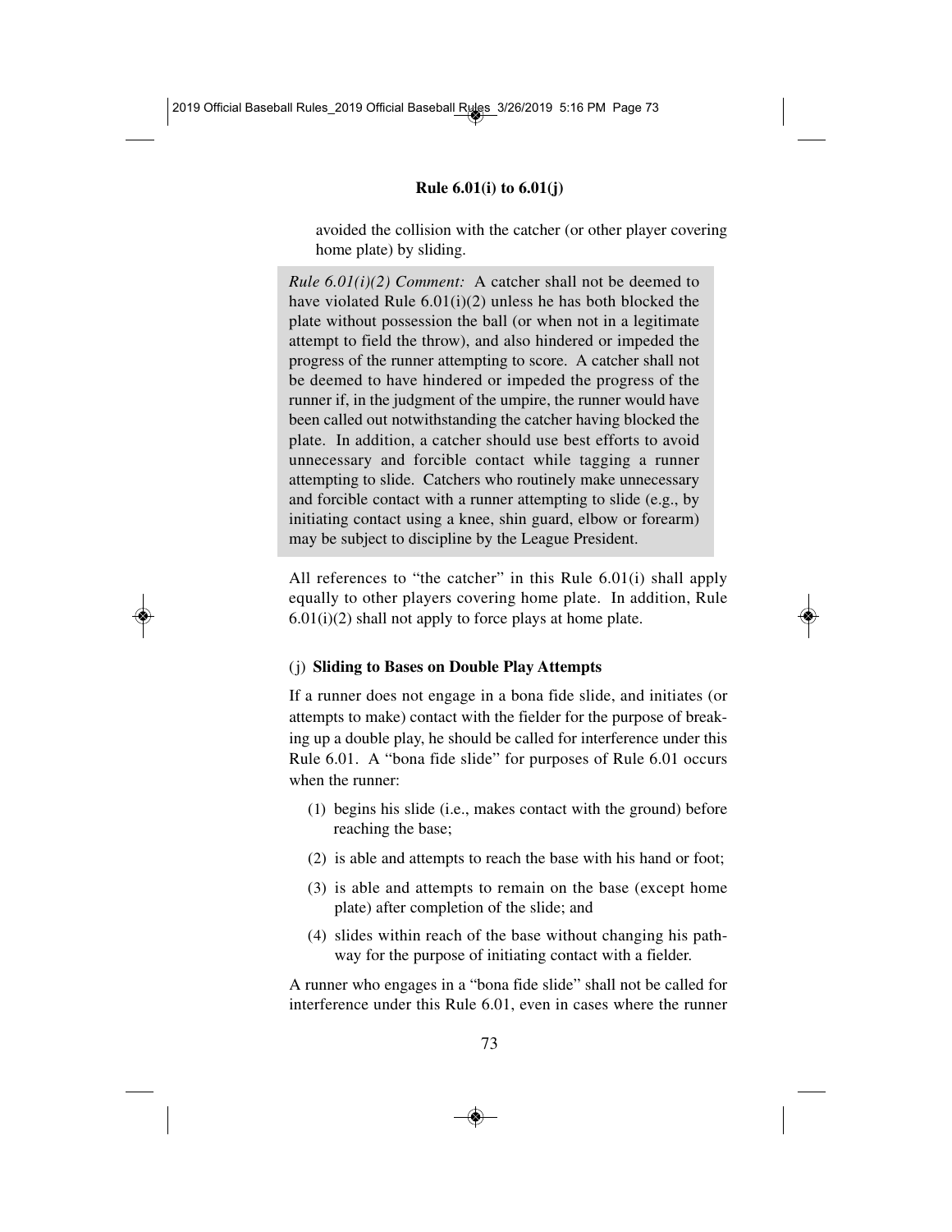avoided the collision with the catcher (or other player covering home plate) by sliding.

> *Rule 6.01(i)(2) Comment:* A catcher shall not be deemed to have violated Rule 6.01(i)(2) unless he has both blocked the plate without possession the ball (or when not in a legitimate attempt to field the throw), and also hindered or impeded the progress of the runner attempting to score. A catcher shall not be deemed to have hindered or impeded the progress of the runner if, in the judgment of the umpire, the runner would have been called out notwithstanding the catcher having blocked the plate. In addition, a catcher should use best efforts to avoid unnecessary and forcible contact while tagging a runner attempting to slide. Catchers who routinely make unnecessary and forcible contact with a runner attempting to slide (e.g., by initiating contact using a knee, shin guard, elbow or forearm) may be subject to discipline by the League President.

All references to "the catcher" in this Rule 6.01(i) shall apply equally to other players covering home plate. In addition, Rule 6.01(i)(2) shall not apply to force plays at home plate.

(j) **Sliding to Bases on Double Play Attempts**

If a runner does not engage in a bona fide slide, and initiates (or attempts to make) contact with the fielder for the purpose of breaking up a double play, he should be called for interference under this Rule 6.01. A "bona fide slide" for purposes of Rule 6.01 occurs when the runner:

(1) begins his slide (i.e., makes contact with the ground) before reaching the base;

(2) is able and attempts to reach the base with his hand or foot;

(3) is able and attempts to remain on the base (except home plate) after completion of the slide; and

(4) slides within reach of the base without changing his pathway for the purpose of initiating contact with a fielder.

A runner who engages in a "bona fide slide" shall not be called for interference under this Rule 6.01, even in cases where the runner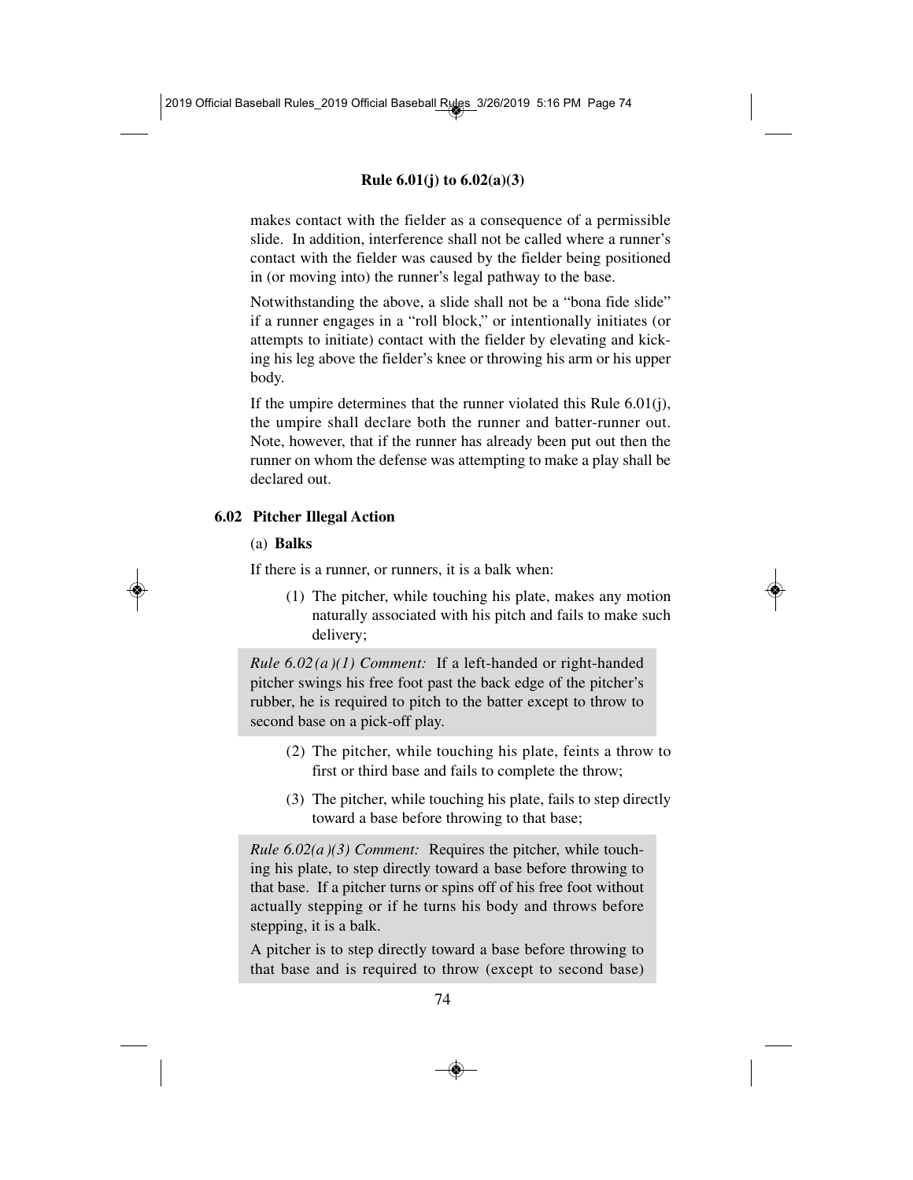makes contact with the fielder as a consequence of a permissible slide. In addition, interference shall not be called where a runner's contact with the fielder was caused by the fielder being positioned in (or moving into) the runner's legal pathway to the base.

Notwithstanding the above, a slide shall not be a "bona fide slide" if a runner engages in a "roll block," or intentionally initiates (or attempts to initiate) contact with the fielder by elevating and kicking his leg above the fielder's knee or throwing his arm or his upper body.

If the umpire determines that the runner violated this Rule 6.01(j), the umpire shall declare both the runner and batter-runner out. Note, however, that if the runner has already been put out then the runner on whom the defense was attempting to make a play shall be declared out.

## 6.02 Pitcher Illegal Action

### (a) Balks

If there is a runner, or runners, it is a balk when:

(1) The pitcher, while touching his plate, makes any motion naturally associated with his pitch and fails to make such delivery;

> *Rule 6.02(a)(1) Comment:* If a left-handed or right-handed pitcher swings his free foot past the back edge of the pitcher's rubber, he is required to pitch to the batter except to throw to second base on a pick-off play.

(2) The pitcher, while touching his plate, feints a throw to first or third base and fails to complete the throw;

(3) The pitcher, while touching his plate, fails to step directly toward a base before throwing to that base;

> *Rule 6.02(a)(3) Comment:* Requires the pitcher, while touching his plate, to step directly toward a base before throwing to that base. If a pitcher turns or spins off of his free foot without actually stepping or if he turns his body and throws before stepping, it is a balk.
>
> A pitcher is to step directly toward a base before throwing to that base and is required to throw (except to second base)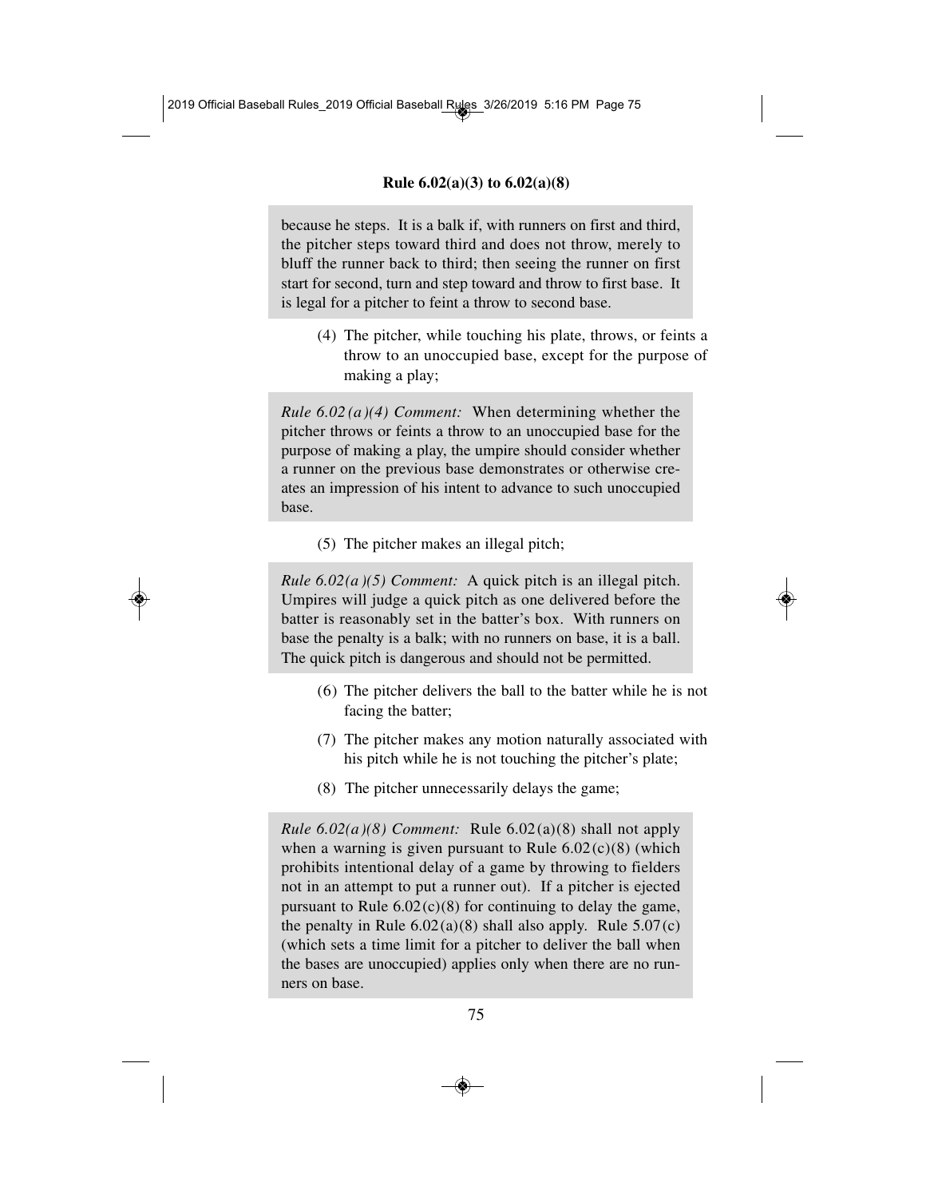because he steps. It is a balk if, with runners on first and third, the pitcher steps toward third and does not throw, merely to bluff the runner back to third; then seeing the runner on first start for second, turn and step toward and throw to first base. It is legal for a pitcher to feint a throw to second base.

(4) The pitcher, while touching his plate, throws, or feints a throw to an unoccupied base, except for the purpose of making a play;

*Rule 6.02(a)(4) Comment:* When determining whether the pitcher throws or feints a throw to an unoccupied base for the purpose of making a play, the umpire should consider whether a runner on the previous base demonstrates or otherwise creates an impression of his intent to advance to such unoccupied base.

(5) The pitcher makes an illegal pitch;

*Rule 6.02(a)(5) Comment:* A quick pitch is an illegal pitch. Umpires will judge a quick pitch as one delivered before the batter is reasonably set in the batter's box. With runners on base the penalty is a balk; with no runners on base, it is a ball. The quick pitch is dangerous and should not be permitted.

(6) The pitcher delivers the ball to the batter while he is not facing the batter;

(7) The pitcher makes any motion naturally associated with his pitch while he is not touching the pitcher's plate;

(8) The pitcher unnecessarily delays the game;

*Rule 6.02(a)(8) Comment:* Rule 6.02(a)(8) shall not apply when a warning is given pursuant to Rule 6.02(c)(8) (which prohibits intentional delay of a game by throwing to fielders not in an attempt to put a runner out). If a pitcher is ejected pursuant to Rule 6.02(c)(8) for continuing to delay the game, the penalty in Rule 6.02(a)(8) shall also apply. Rule 5.07(c) (which sets a time limit for a pitcher to deliver the ball when the bases are unoccupied) applies only when there are no runners on base.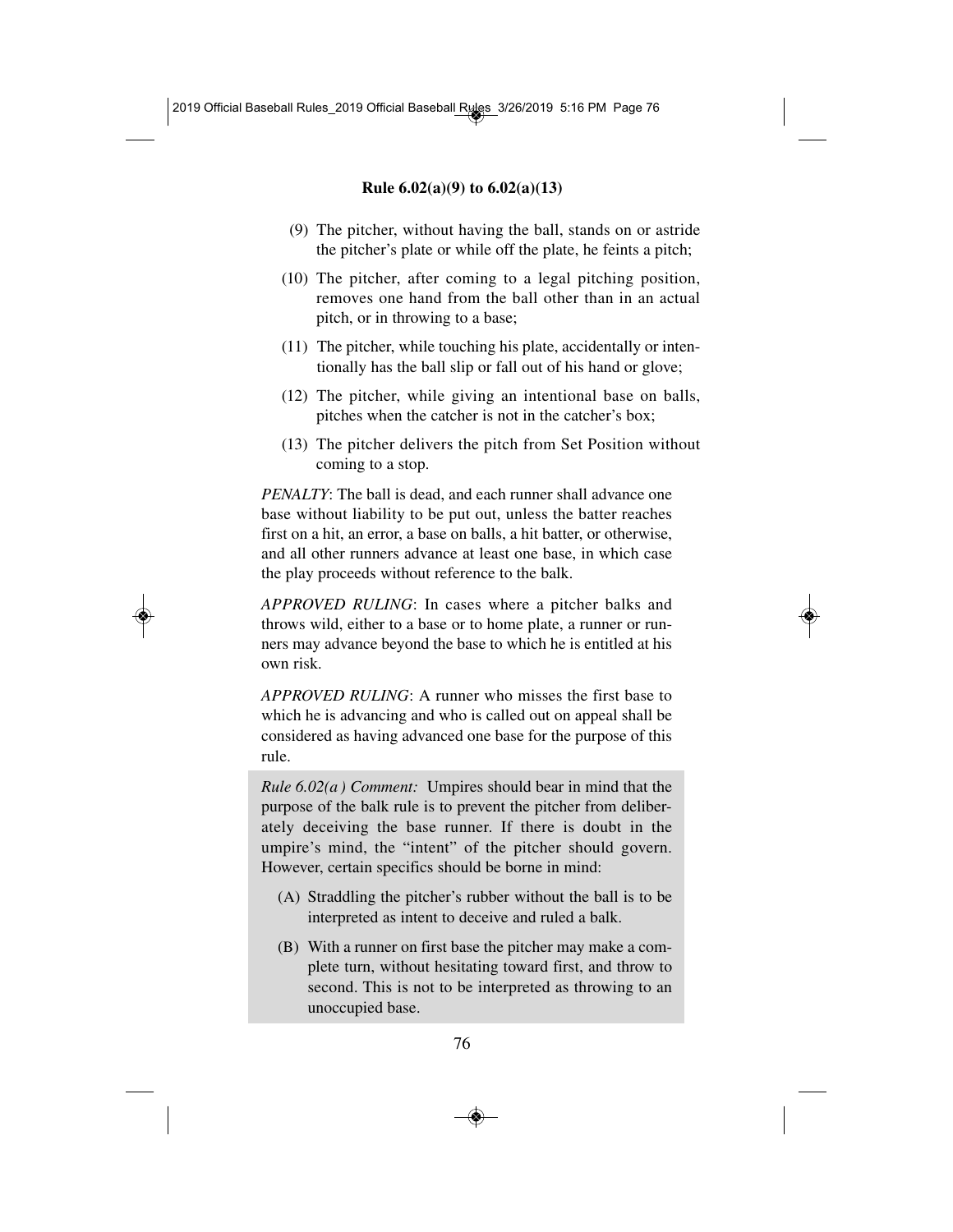**Rule 6.02(a)(9) to 6.02(a)(13)**

(9) The pitcher, without having the ball, stands on or astride the pitcher's plate or while off the plate, he feints a pitch;

(10) The pitcher, after coming to a legal pitching position, removes one hand from the ball other than in an actual pitch, or in throwing to a base;

(11) The pitcher, while touching his plate, accidentally or intentionally has the ball slip or fall out of his hand or glove;

(12) The pitcher, while giving an intentional base on balls, pitches when the catcher is not in the catcher's box;

(13) The pitcher delivers the pitch from Set Position without coming to a stop.

*PENALTY*: The ball is dead, and each runner shall advance one base without liability to be put out, unless the batter reaches first on a hit, an error, a base on balls, a hit batter, or otherwise, and all other runners advance at least one base, in which case the play proceeds without reference to the balk.

*APPROVED RULING*: In cases where a pitcher balks and throws wild, either to a base or to home plate, a runner or runners may advance beyond the base to which he is entitled at his own risk.

*APPROVED RULING*: A runner who misses the first base to which he is advancing and who is called out on appeal shall be considered as having advanced one base for the purpose of this rule.

*Rule 6.02(a) Comment:* Umpires should bear in mind that the purpose of the balk rule is to prevent the pitcher from deliberately deceiving the base runner. If there is doubt in the umpire's mind, the "intent" of the pitcher should govern. However, certain specifics should be borne in mind:

(A) Straddling the pitcher's rubber without the ball is to be interpreted as intent to deceive and ruled a balk.

(B) With a runner on first base the pitcher may make a complete turn, without hesitating toward first, and throw to second. This is not to be interpreted as throwing to an unoccupied base.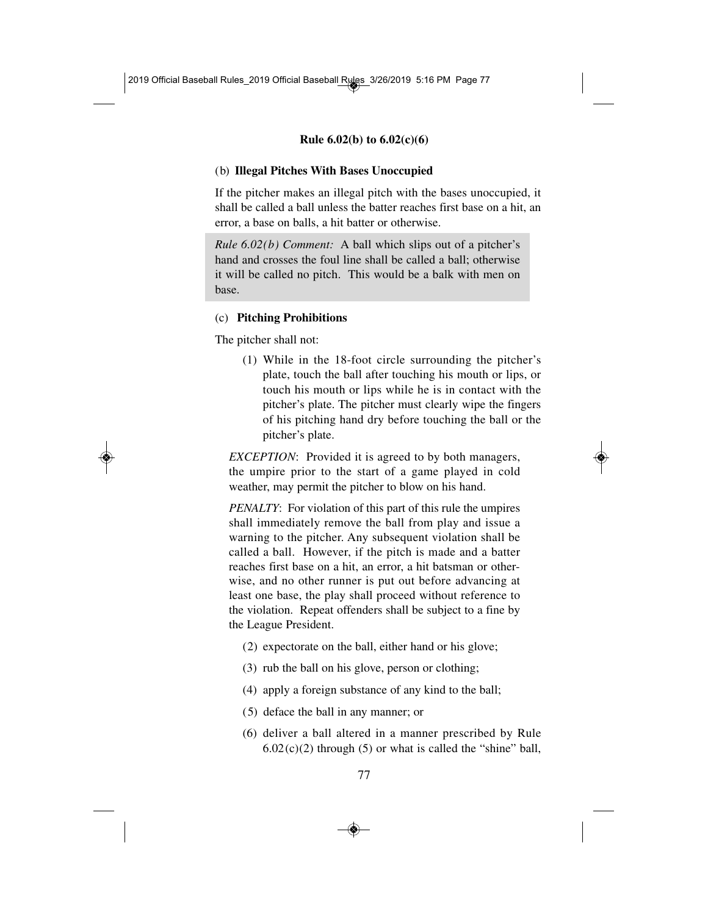**Rule 6.02(b) to 6.02(c)(6)**

(b) **Illegal Pitches With Bases Unoccupied**

If the pitcher makes an illegal pitch with the bases unoccupied, it shall be called a ball unless the batter reaches first base on a hit, an error, a base on balls, a hit batter or otherwise.

> *Rule 6.02(b) Comment:* A ball which slips out of a pitcher's hand and crosses the foul line shall be called a ball; otherwise it will be called no pitch. This would be a balk with men on base.

(c) **Pitching Prohibitions**

The pitcher shall not:

(1) While in the 18-foot circle surrounding the pitcher's plate, touch the ball after touching his mouth or lips, or touch his mouth or lips while he is in contact with the pitcher's plate. The pitcher must clearly wipe the fingers of his pitching hand dry before touching the ball or the pitcher's plate.

*EXCEPTION*: Provided it is agreed to by both managers, the umpire prior to the start of a game played in cold weather, may permit the pitcher to blow on his hand.

*PENALTY*: For violation of this part of this rule the umpires shall immediately remove the ball from play and issue a warning to the pitcher. Any subsequent violation shall be called a ball. However, if the pitch is made and a batter reaches first base on a hit, an error, a hit batsman or otherwise, and no other runner is put out before advancing at least one base, the play shall proceed without reference to the violation. Repeat offenders shall be subject to a fine by the League President.

(2) expectorate on the ball, either hand or his glove;

(3) rub the ball on his glove, person or clothing;

(4) apply a foreign substance of any kind to the ball;

(5) deface the ball in any manner; or

(6) deliver a ball altered in a manner prescribed by Rule 6.02(c)(2) through (5) or what is called the "shine" ball,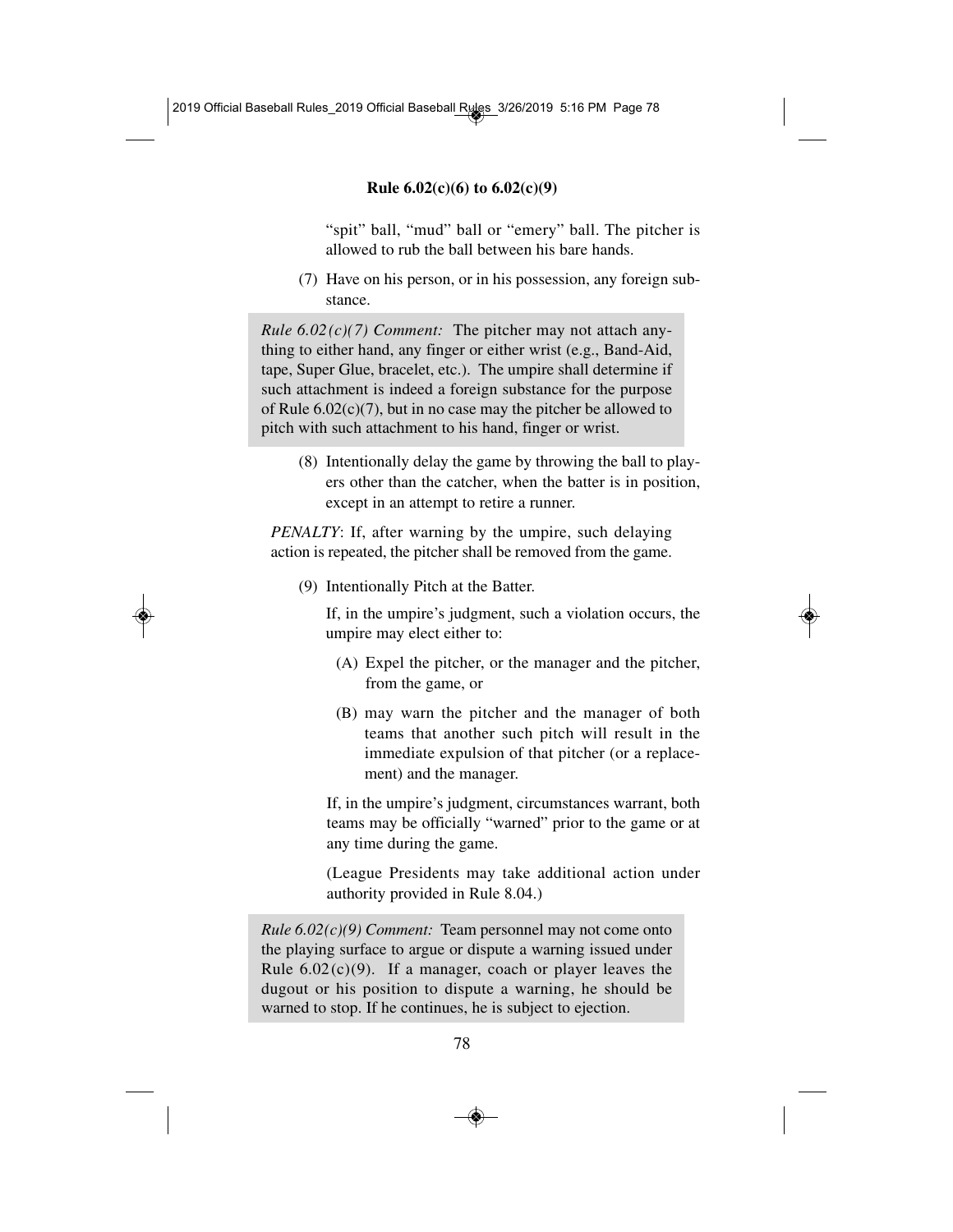"spit" ball, "mud" ball or "emery" ball. The pitcher is allowed to rub the ball between his bare hands.

(7) Have on his person, or in his possession, any foreign substance.

*Rule 6.02(c)(7) Comment:* The pitcher may not attach anything to either hand, any finger or either wrist (e.g., Band-Aid, tape, Super Glue, bracelet, etc.). The umpire shall determine if such attachment is indeed a foreign substance for the purpose of Rule 6.02(c)(7), but in no case may the pitcher be allowed to pitch with such attachment to his hand, finger or wrist.

(8) Intentionally delay the game by throwing the ball to players other than the catcher, when the batter is in position, except in an attempt to retire a runner.

*PENALTY*: If, after warning by the umpire, such delaying action is repeated, the pitcher shall be removed from the game.

(9) Intentionally Pitch at the Batter.

If, in the umpire's judgment, such a violation occurs, the umpire may elect either to:

(A) Expel the pitcher, or the manager and the pitcher, from the game, or

(B) may warn the pitcher and the manager of both teams that another such pitch will result in the immediate expulsion of that pitcher (or a replacement) and the manager.

If, in the umpire's judgment, circumstances warrant, both teams may be officially "warned" prior to the game or at any time during the game.

(League Presidents may take additional action under authority provided in Rule 8.04.)

*Rule 6.02(c)(9) Comment:* Team personnel may not come onto the playing surface to argue or dispute a warning issued under Rule 6.02(c)(9). If a manager, coach or player leaves the dugout or his position to dispute a warning, he should be warned to stop. If he continues, he is subject to ejection.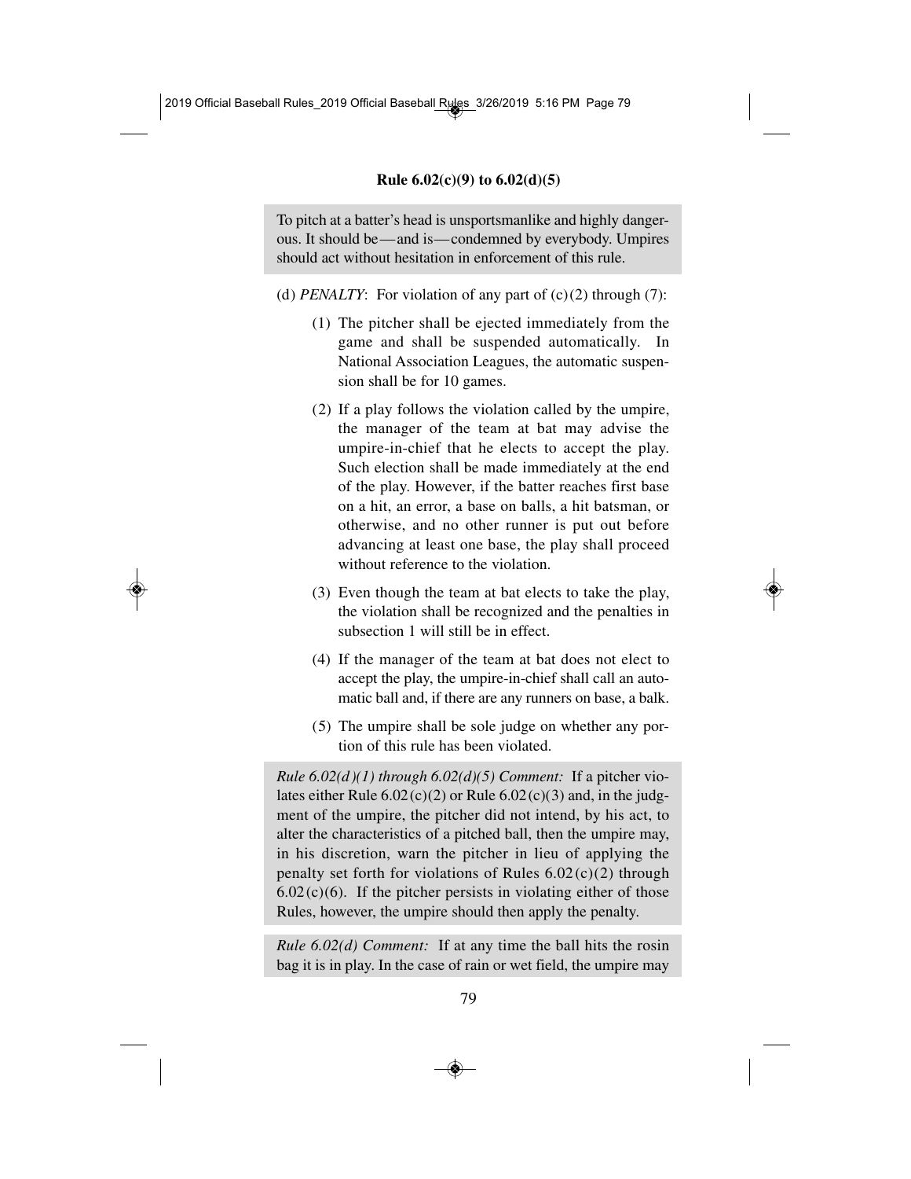To pitch at a batter's head is unsportsmanlike and highly dangerous. It should be—and is—condemned by everybody. Umpires should act without hesitation in enforcement of this rule.

(d) *PENALTY*: For violation of any part of (c)(2) through (7):

(1) The pitcher shall be ejected immediately from the game and shall be suspended automatically. In National Association Leagues, the automatic suspension shall be for 10 games.

(2) If a play follows the violation called by the umpire, the manager of the team at bat may advise the umpire-in-chief that he elects to accept the play. Such election shall be made immediately at the end of the play. However, if the batter reaches first base on a hit, an error, a base on balls, a hit batsman, or otherwise, and no other runner is put out before advancing at least one base, the play shall proceed without reference to the violation.

(3) Even though the team at bat elects to take the play, the violation shall be recognized and the penalties in subsection 1 will still be in effect.

(4) If the manager of the team at bat does not elect to accept the play, the umpire-in-chief shall call an automatic ball and, if there are any runners on base, a balk.

(5) The umpire shall be sole judge on whether any portion of this rule has been violated.

*Rule 6.02(d)(1) through 6.02(d)(5) Comment:* If a pitcher violates either Rule 6.02(c)(2) or Rule 6.02(c)(3) and, in the judgment of the umpire, the pitcher did not intend, by his act, to alter the characteristics of a pitched ball, then the umpire may, in his discretion, warn the pitcher in lieu of applying the penalty set forth for violations of Rules 6.02(c)(2) through 6.02(c)(6). If the pitcher persists in violating either of those Rules, however, the umpire should then apply the penalty.

*Rule 6.02(d) Comment:* If at any time the ball hits the rosin bag it is in play. In the case of rain or wet field, the umpire may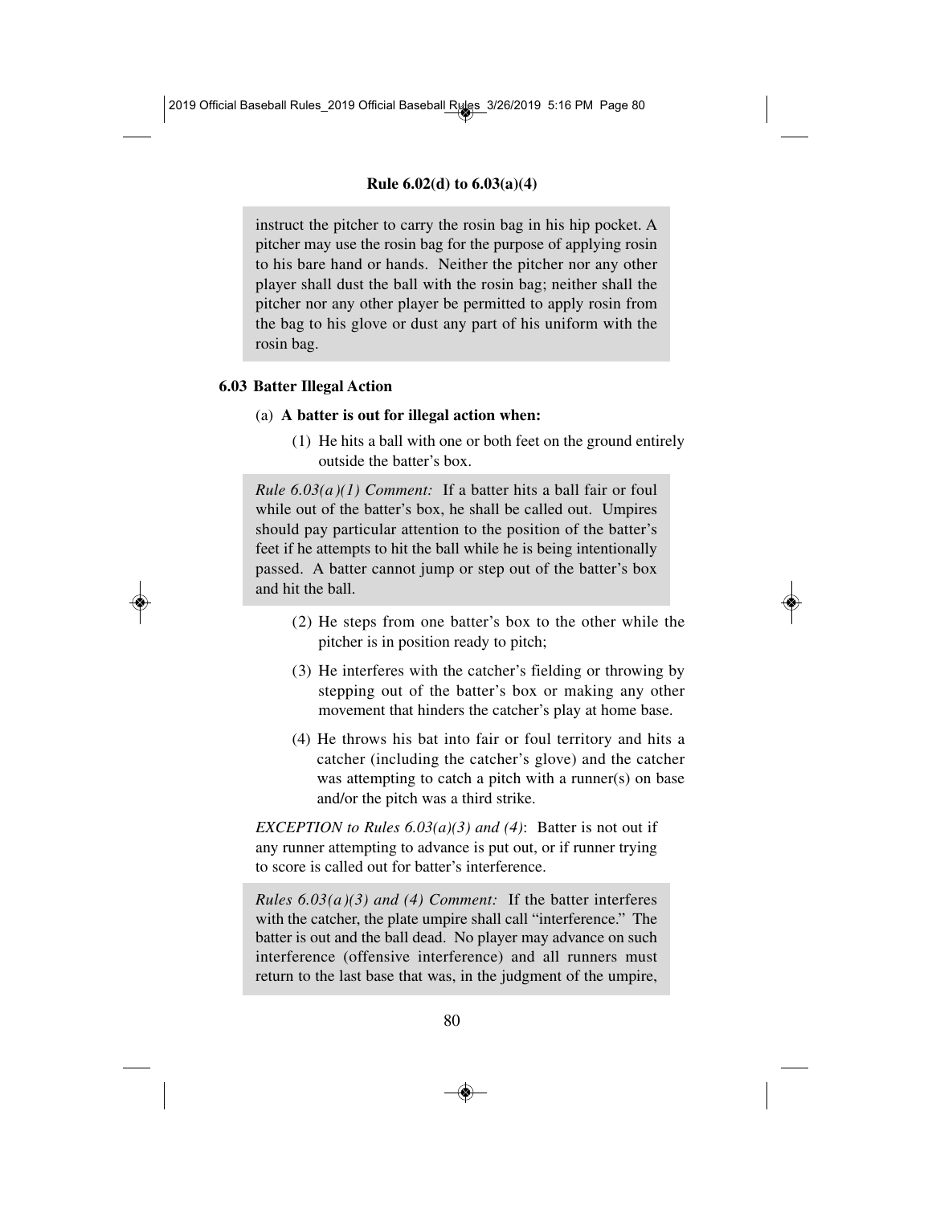instruct the pitcher to carry the rosin bag in his hip pocket. A pitcher may use the rosin bag for the purpose of applying rosin to his bare hand or hands. Neither the pitcher nor any other player shall dust the ball with the rosin bag; neither shall the pitcher nor any other player be permitted to apply rosin from the bag to his glove or dust any part of his uniform with the rosin bag.

### 6.03 Batter Illegal Action

(a) **A batter is out for illegal action when:**

(1) He hits a ball with one or both feet on the ground entirely outside the batter's box.

*Rule 6.03(a)(1) Comment:* If a batter hits a ball fair or foul while out of the batter's box, he shall be called out. Umpires should pay particular attention to the position of the batter's feet if he attempts to hit the ball while he is being intentionally passed. A batter cannot jump or step out of the batter's box and hit the ball.

(2) He steps from one batter's box to the other while the pitcher is in position ready to pitch;

(3) He interferes with the catcher's fielding or throwing by stepping out of the batter's box or making any other movement that hinders the catcher's play at home base.

(4) He throws his bat into fair or foul territory and hits a catcher (including the catcher's glove) and the catcher was attempting to catch a pitch with a runner(s) on base and/or the pitch was a third strike.

*EXCEPTION to Rules 6.03(a)(3) and (4)*: Batter is not out if any runner attempting to advance is put out, or if runner trying to score is called out for batter's interference.

*Rules 6.03(a)(3) and (4) Comment:* If the batter interferes with the catcher, the plate umpire shall call "interference." The batter is out and the ball dead. No player may advance on such interference (offensive interference) and all runners must return to the last base that was, in the judgment of the umpire,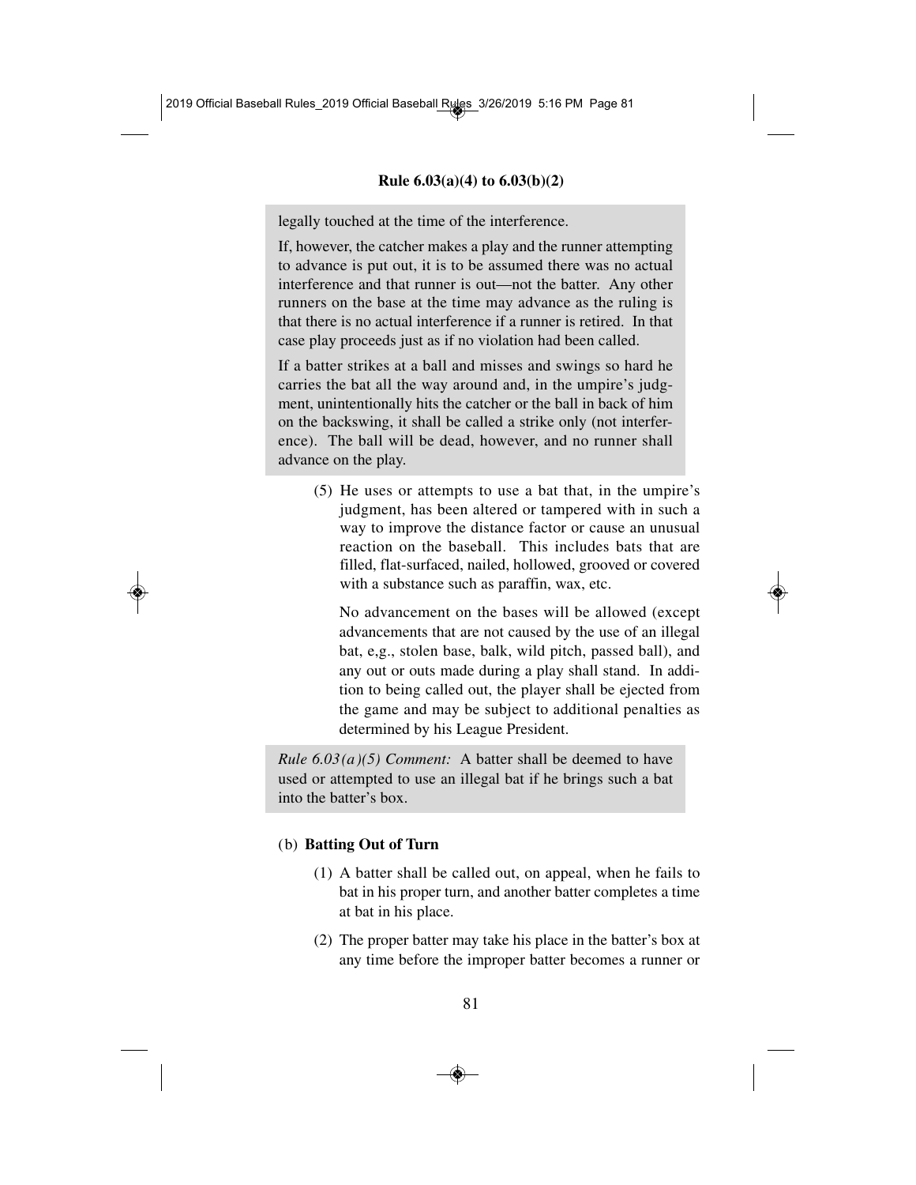legally touched at the time of the interference.

If, however, the catcher makes a play and the runner attempting to advance is put out, it is to be assumed there was no actual interference and that runner is out—not the batter. Any other runners on the base at the time may advance as the ruling is that there is no actual interference if a runner is retired. In that case play proceeds just as if no violation had been called.

If a batter strikes at a ball and misses and swings so hard he carries the bat all the way around and, in the umpire's judgment, unintentionally hits the catcher or the ball in back of him on the backswing, it shall be called a strike only (not interference). The ball will be dead, however, and no runner shall advance on the play.

(5) He uses or attempts to use a bat that, in the umpire's judgment, has been altered or tampered with in such a way to improve the distance factor or cause an unusual reaction on the baseball. This includes bats that are filled, flat-surfaced, nailed, hollowed, grooved or covered with a substance such as paraffin, wax, etc.

No advancement on the bases will be allowed (except advancements that are not caused by the use of an illegal bat, e,g., stolen base, balk, wild pitch, passed ball), and any out or outs made during a play shall stand. In addition to being called out, the player shall be ejected from the game and may be subject to additional penalties as determined by his League President.

*Rule 6.03(a)(5) Comment:* A batter shall be deemed to have used or attempted to use an illegal bat if he brings such a bat into the batter's box.

(b) **Batting Out of Turn**

(1) A batter shall be called out, on appeal, when he fails to bat in his proper turn, and another batter completes a time at bat in his place.

(2) The proper batter may take his place in the batter's box at any time before the improper batter becomes a runner or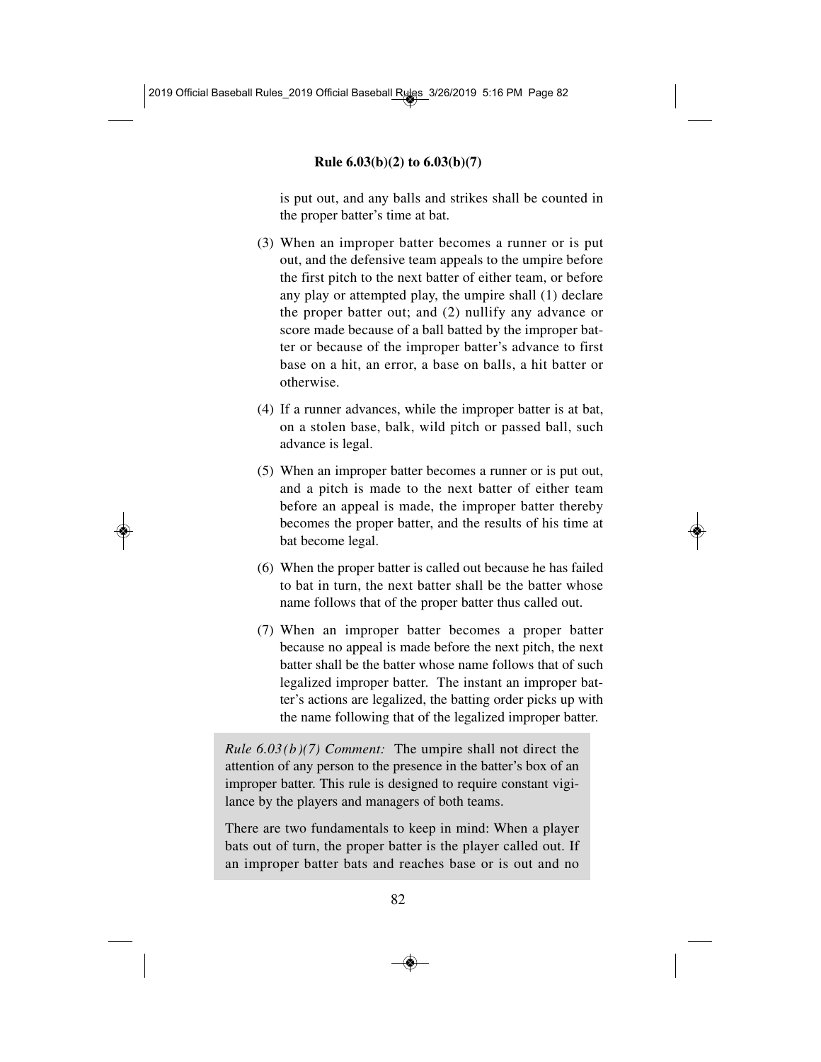is put out, and any balls and strikes shall be counted in the proper batter's time at bat.

(3) When an improper batter becomes a runner or is put out, and the defensive team appeals to the umpire before the first pitch to the next batter of either team, or before any play or attempted play, the umpire shall (1) declare the proper batter out; and (2) nullify any advance or score made because of a ball batted by the improper batter or because of the improper batter's advance to first base on a hit, an error, a base on balls, a hit batter or otherwise.

(4) If a runner advances, while the improper batter is at bat, on a stolen base, balk, wild pitch or passed ball, such advance is legal.

(5) When an improper batter becomes a runner or is put out, and a pitch is made to the next batter of either team before an appeal is made, the improper batter thereby becomes the proper batter, and the results of his time at bat become legal.

(6) When the proper batter is called out because he has failed to bat in turn, the next batter shall be the batter whose name follows that of the proper batter thus called out.

(7) When an improper batter becomes a proper batter because no appeal is made before the next pitch, the next batter shall be the batter whose name follows that of such legalized improper batter. The instant an improper batter's actions are legalized, the batting order picks up with the name following that of the legalized improper batter.

*Rule 6.03(b)(7) Comment:* The umpire shall not direct the attention of any person to the presence in the batter's box of an improper batter. This rule is designed to require constant vigilance by the players and managers of both teams.

There are two fundamentals to keep in mind: When a player bats out of turn, the proper batter is the player called out. If an improper batter bats and reaches base or is out and no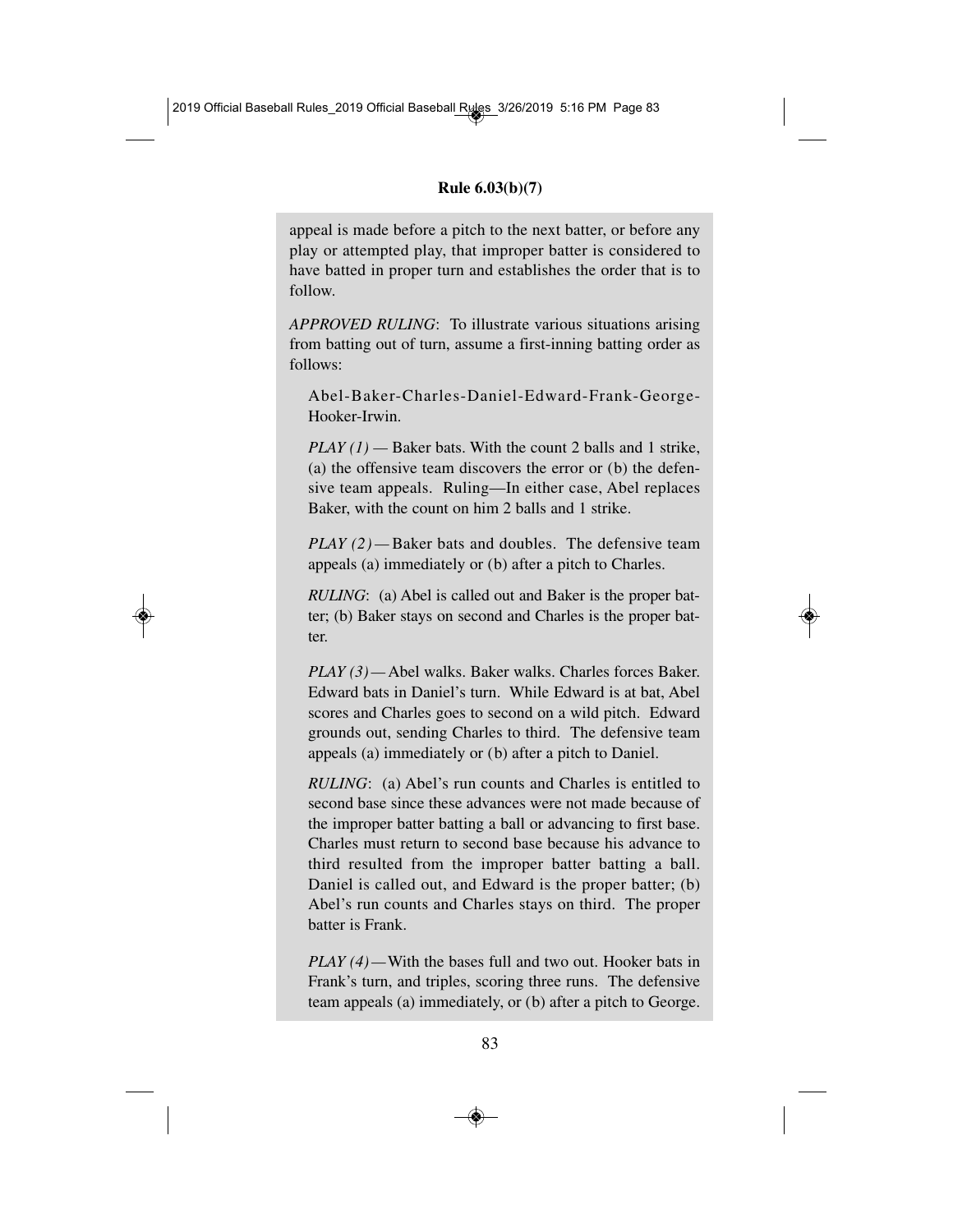appeal is made before a pitch to the next batter, or before any play or attempted play, that improper batter is considered to have batted in proper turn and establishes the order that is to follow.

*APPROVED RULING*: To illustrate various situations arising from batting out of turn, assume a first-inning batting order as follows:

Abel-Baker-Charles-Daniel-Edward-Frank-George-Hooker-Irwin.

*PLAY (1)* — Baker bats. With the count 2 balls and 1 strike, (a) the offensive team discovers the error or (b) the defensive team appeals. Ruling—In either case, Abel replaces Baker, with the count on him 2 balls and 1 strike.

*PLAY (2)* — Baker bats and doubles. The defensive team appeals (a) immediately or (b) after a pitch to Charles.

*RULING*: (a) Abel is called out and Baker is the proper batter; (b) Baker stays on second and Charles is the proper batter.

*PLAY (3)* — Abel walks. Baker walks. Charles forces Baker. Edward bats in Daniel's turn. While Edward is at bat, Abel scores and Charles goes to second on a wild pitch. Edward grounds out, sending Charles to third. The defensive team appeals (a) immediately or (b) after a pitch to Daniel.

*RULING*: (a) Abel's run counts and Charles is entitled to second base since these advances were not made because of the improper batter batting a ball or advancing to first base. Charles must return to second base because his advance to third resulted from the improper batter batting a ball. Daniel is called out, and Edward is the proper batter; (b) Abel's run counts and Charles stays on third. The proper batter is Frank.

*PLAY (4)* — With the bases full and two out. Hooker bats in Frank's turn, and triples, scoring three runs. The defensive team appeals (a) immediately, or (b) after a pitch to George.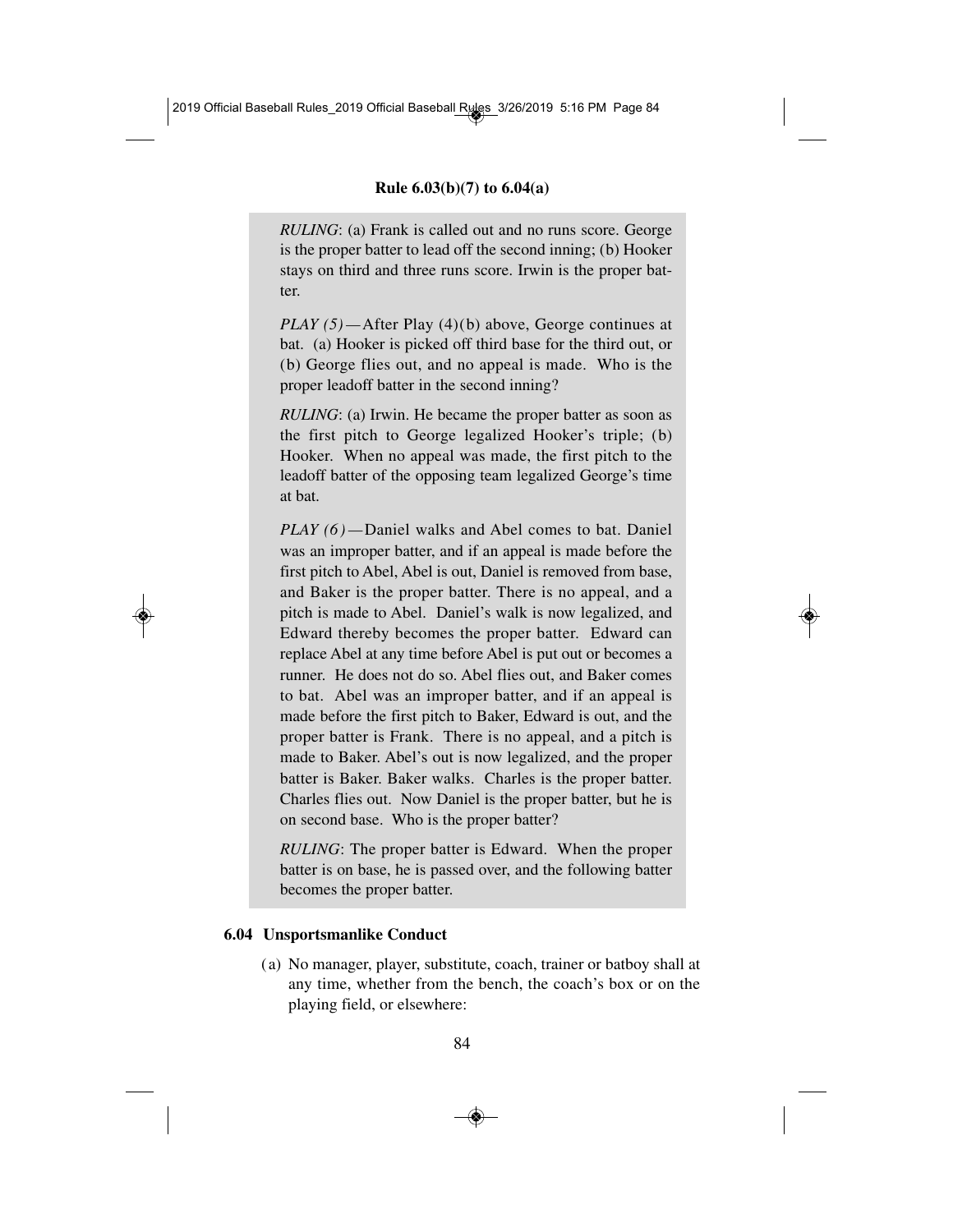*RULING*: (a) Frank is called out and no runs score. George is the proper batter to lead off the second inning; (b) Hooker stays on third and three runs score. Irwin is the proper batter.

*PLAY (5)*—After Play (4)(b) above, George continues at bat. (a) Hooker is picked off third base for the third out, or (b) George flies out, and no appeal is made. Who is the proper leadoff batter in the second inning?

*RULING*: (a) Irwin. He became the proper batter as soon as the first pitch to George legalized Hooker's triple; (b) Hooker. When no appeal was made, the first pitch to the leadoff batter of the opposing team legalized George's time at bat.

*PLAY (6)*—Daniel walks and Abel comes to bat. Daniel was an improper batter, and if an appeal is made before the first pitch to Abel, Abel is out, Daniel is removed from base, and Baker is the proper batter. There is no appeal, and a pitch is made to Abel. Daniel's walk is now legalized, and Edward thereby becomes the proper batter. Edward can replace Abel at any time before Abel is put out or becomes a runner. He does not do so. Abel flies out, and Baker comes to bat. Abel was an improper batter, and if an appeal is made before the first pitch to Baker, Edward is out, and the proper batter is Frank. There is no appeal, and a pitch is made to Baker. Abel's out is now legalized, and the proper batter is Baker. Baker walks. Charles is the proper batter. Charles flies out. Now Daniel is the proper batter, but he is on second base. Who is the proper batter?

*RULING*: The proper batter is Edward. When the proper batter is on base, he is passed over, and the following batter becomes the proper batter.

### 6.04 Unsportsmanlike Conduct

(a) No manager, player, substitute, coach, trainer or batboy shall at any time, whether from the bench, the coach's box or on the playing field, or elsewhere: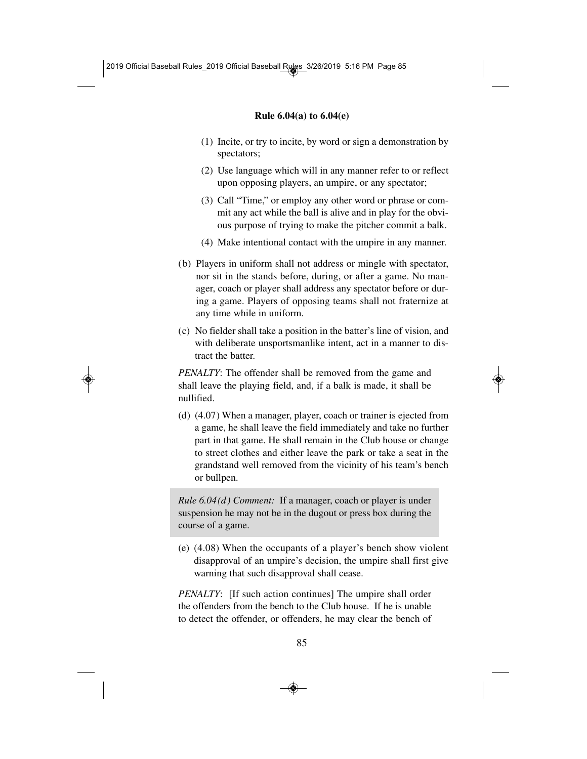(1) Incite, or try to incite, by word or sign a demonstration by spectators;

(2) Use language which will in any manner refer to or reflect upon opposing players, an umpire, or any spectator;

(3) Call "Time," or employ any other word or phrase or commit any act while the ball is alive and in play for the obvious purpose of trying to make the pitcher commit a balk.

(4) Make intentional contact with the umpire in any manner.

(b) Players in uniform shall not address or mingle with spectator, nor sit in the stands before, during, or after a game. No manager, coach or player shall address any spectator before or during a game. Players of opposing teams shall not fraternize at any time while in uniform.

(c) No fielder shall take a position in the batter's line of vision, and with deliberate unsportsmanlike intent, act in a manner to distract the batter.

*PENALTY*: The offender shall be removed from the game and shall leave the playing field, and, if a balk is made, it shall be nullified.

(d) (4.07) When a manager, player, coach or trainer is ejected from a game, he shall leave the field immediately and take no further part in that game. He shall remain in the Club house or change to street clothes and either leave the park or take a seat in the grandstand well removed from the vicinity of his team's bench or bullpen.

> *Rule 6.04(d) Comment:* If a manager, coach or player is under suspension he may not be in the dugout or press box during the course of a game.

(e) (4.08) When the occupants of a player's bench show violent disapproval of an umpire's decision, the umpire shall first give warning that such disapproval shall cease.

*PENALTY*: [If such action continues] The umpire shall order the offenders from the bench to the Club house. If he is unable to detect the offender, or offenders, he may clear the bench of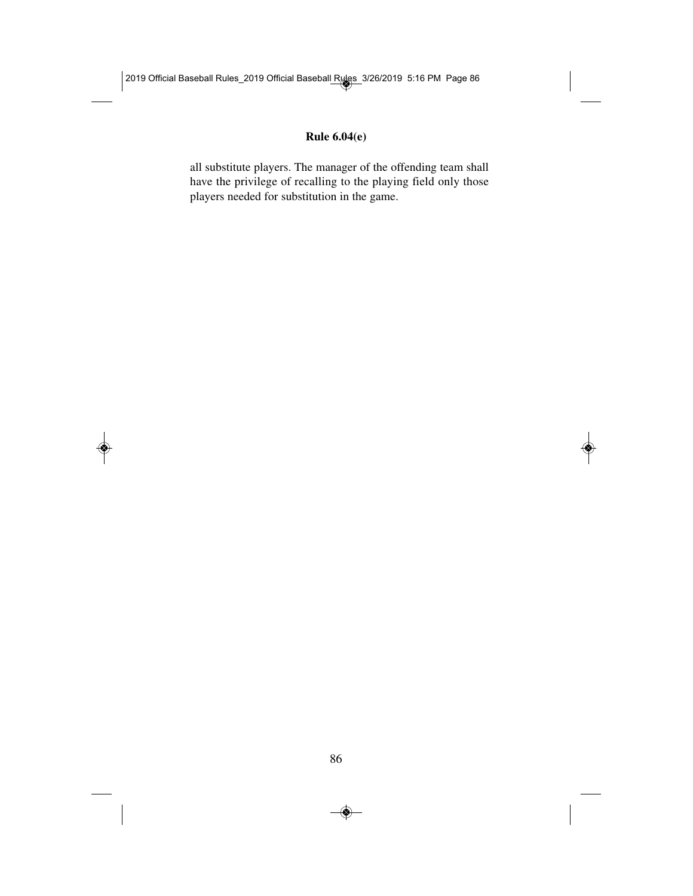all substitute players. The manager of the offending team shall have the privilege of recalling to the playing field only those players needed for substitution in the game.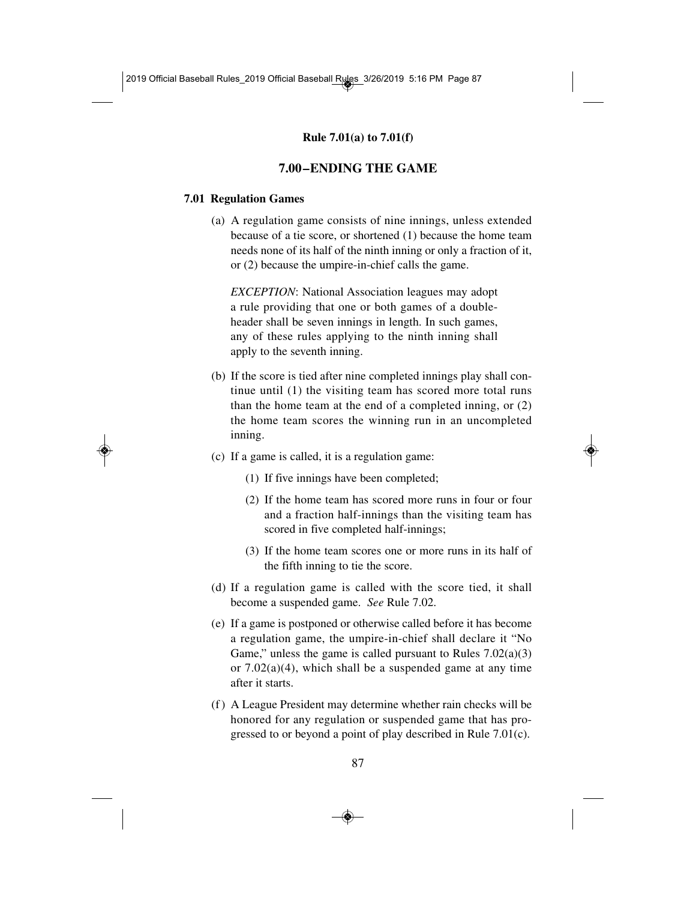## 7.00–ENDING THE GAME

### 7.01 Regulation Games

(a) A regulation game consists of nine innings, unless extended because of a tie score, or shortened (1) because the home team needs none of its half of the ninth inning or only a fraction of it, or (2) because the umpire-in-chief calls the game.

*EXCEPTION*: National Association leagues may adopt a rule providing that one or both games of a doubleheader shall be seven innings in length. In such games, any of these rules applying to the ninth inning shall apply to the seventh inning.

(b) If the score is tied after nine completed innings play shall continue until (1) the visiting team has scored more total runs than the home team at the end of a completed inning, or (2) the home team scores the winning run in an uncompleted inning.

(c) If a game is called, it is a regulation game:

(1) If five innings have been completed;

(2) If the home team has scored more runs in four or four and a fraction half-innings than the visiting team has scored in five completed half-innings;

(3) If the home team scores one or more runs in its half of the fifth inning to tie the score.

(d) If a regulation game is called with the score tied, it shall become a suspended game. *See* Rule 7.02.

(e) If a game is postponed or otherwise called before it has become a regulation game, the umpire-in-chief shall declare it "No Game," unless the game is called pursuant to Rules 7.02(a)(3) or 7.02(a)(4), which shall be a suspended game at any time after it starts.

(f) A League President may determine whether rain checks will be honored for any regulation or suspended game that has progressed to or beyond a point of play described in Rule 7.01(c).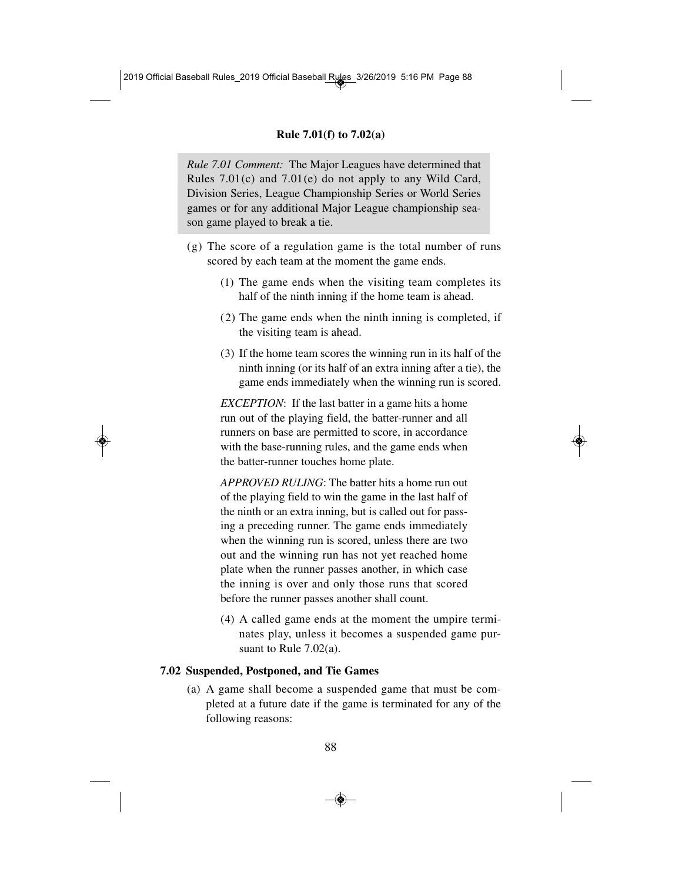*Rule 7.01 Comment:* The Major Leagues have determined that Rules 7.01(c) and 7.01(e) do not apply to any Wild Card, Division Series, League Championship Series or World Series games or for any additional Major League championship season game played to break a tie.

(g) The score of a regulation game is the total number of runs scored by each team at the moment the game ends.

(1) The game ends when the visiting team completes its half of the ninth inning if the home team is ahead.

(2) The game ends when the ninth inning is completed, if the visiting team is ahead.

(3) If the home team scores the winning run in its half of the ninth inning (or its half of an extra inning after a tie), the game ends immediately when the winning run is scored.

*EXCEPTION*: If the last batter in a game hits a home run out of the playing field, the batter-runner and all runners on base are permitted to score, in accordance with the base-running rules, and the game ends when the batter-runner touches home plate.

*APPROVED RULING*: The batter hits a home run out of the playing field to win the game in the last half of the ninth or an extra inning, but is called out for passing a preceding runner. The game ends immediately when the winning run is scored, unless there are two out and the winning run has not yet reached home plate when the runner passes another, in which case the inning is over and only those runs that scored before the runner passes another shall count.

(4) A called game ends at the moment the umpire terminates play, unless it becomes a suspended game pursuant to Rule 7.02(a).

## 7.02 Suspended, Postponed, and Tie Games

(a) A game shall become a suspended game that must be completed at a future date if the game is terminated for any of the following reasons: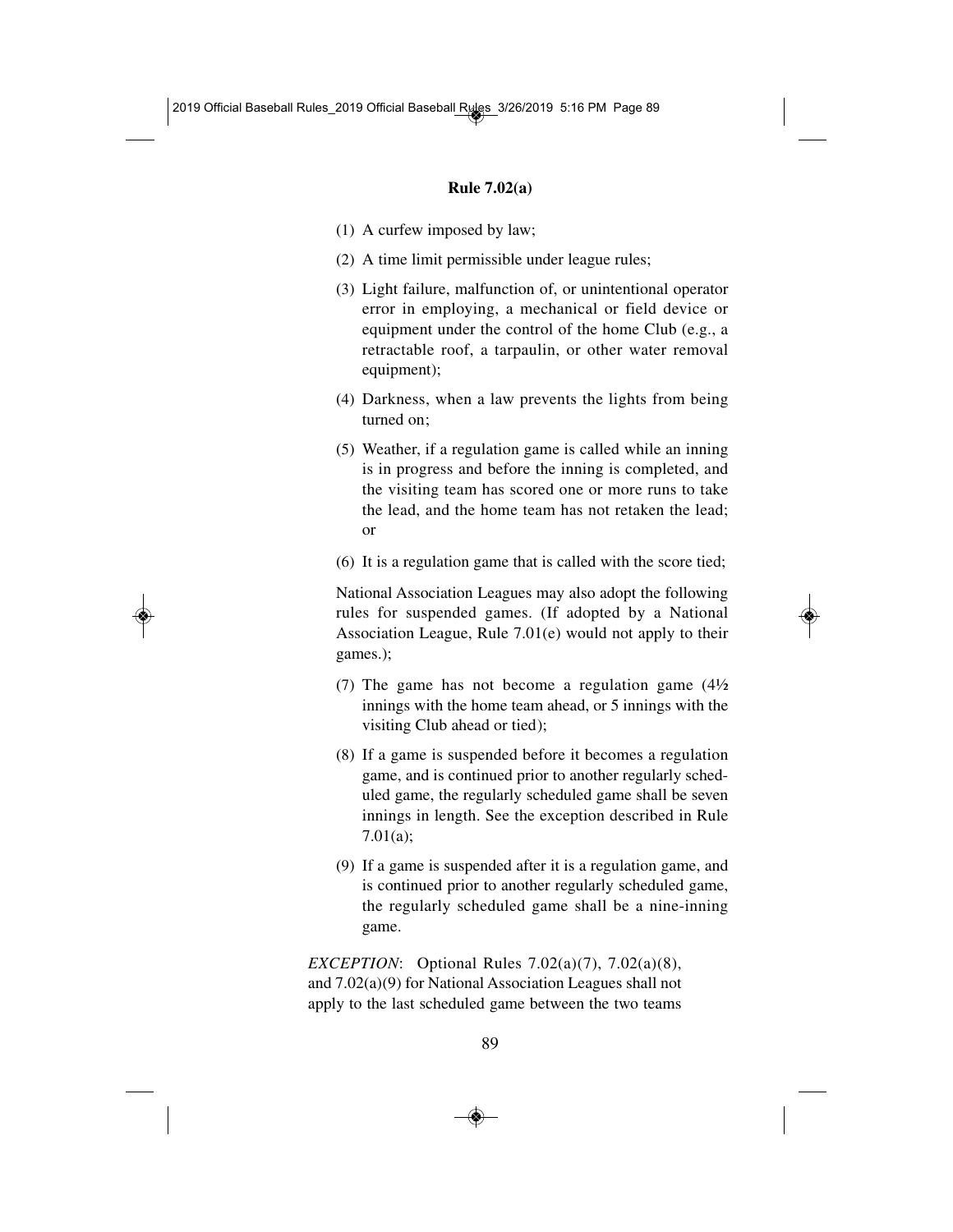**Rule 7.02(a)**

(1) A curfew imposed by law;

(2) A time limit permissible under league rules;

(3) Light failure, malfunction of, or unintentional operator error in employing, a mechanical or field device or equipment under the control of the home Club (e.g., a retractable roof, a tarpaulin, or other water removal equipment);

(4) Darkness, when a law prevents the lights from being turned on;

(5) Weather, if a regulation game is called while an inning is in progress and before the inning is completed, and the visiting team has scored one or more runs to take the lead, and the home team has not retaken the lead; or

(6) It is a regulation game that is called with the score tied;

National Association Leagues may also adopt the following rules for suspended games. (If adopted by a National Association League, Rule 7.01(e) would not apply to their games.);

(7) The game has not become a regulation game (4½ innings with the home team ahead, or 5 innings with the visiting Club ahead or tied);

(8) If a game is suspended before it becomes a regulation game, and is continued prior to another regularly scheduled game, the regularly scheduled game shall be seven innings in length. See the exception described in Rule 7.01(a);

(9) If a game is suspended after it is a regulation game, and is continued prior to another regularly scheduled game, the regularly scheduled game shall be a nine-inning game.

*EXCEPTION*: Optional Rules 7.02(a)(7), 7.02(a)(8), and 7.02(a)(9) for National Association Leagues shall not apply to the last scheduled game between the two teams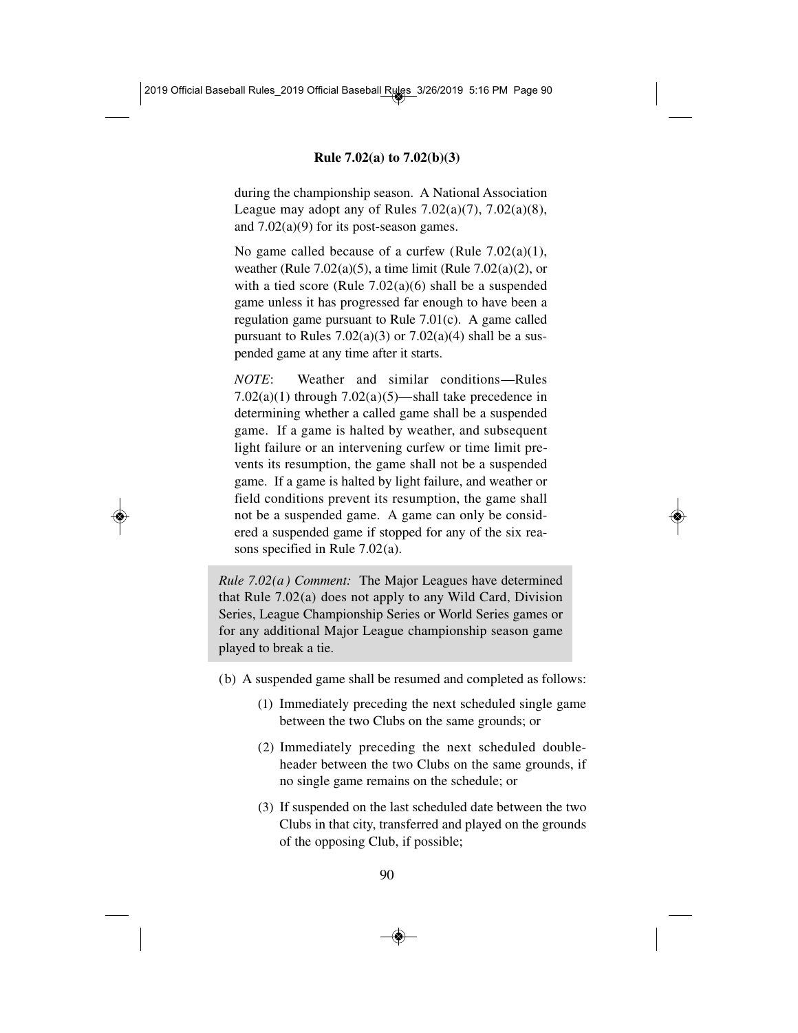during the championship season. A National Association League may adopt any of Rules 7.02(a)(7), 7.02(a)(8), and 7.02(a)(9) for its post-season games.

No game called because of a curfew (Rule 7.02(a)(1), weather (Rule 7.02(a)(5), a time limit (Rule 7.02(a)(2), or with a tied score (Rule 7.02(a)(6) shall be a suspended game unless it has progressed far enough to have been a regulation game pursuant to Rule 7.01(c). A game called pursuant to Rules 7.02(a)(3) or 7.02(a)(4) shall be a suspended game at any time after it starts.

*NOTE*: Weather and similar conditions—Rules 7.02(a)(1) through 7.02(a)(5)—shall take precedence in determining whether a called game shall be a suspended game. If a game is halted by weather, and subsequent light failure or an intervening curfew or time limit prevents its resumption, the game shall not be a suspended game. If a game is halted by light failure, and weather or field conditions prevent its resumption, the game shall not be a suspended game. A game can only be considered a suspended game if stopped for any of the six reasons specified in Rule 7.02(a).

*Rule 7.02(a) Comment:* The Major Leagues have determined that Rule 7.02(a) does not apply to any Wild Card, Division Series, League Championship Series or World Series games or for any additional Major League championship season game played to break a tie.

(b) A suspended game shall be resumed and completed as follows:

(1) Immediately preceding the next scheduled single game between the two Clubs on the same grounds; or

(2) Immediately preceding the next scheduled double-header between the two Clubs on the same grounds, if no single game remains on the schedule; or

(3) If suspended on the last scheduled date between the two Clubs in that city, transferred and played on the grounds of the opposing Club, if possible;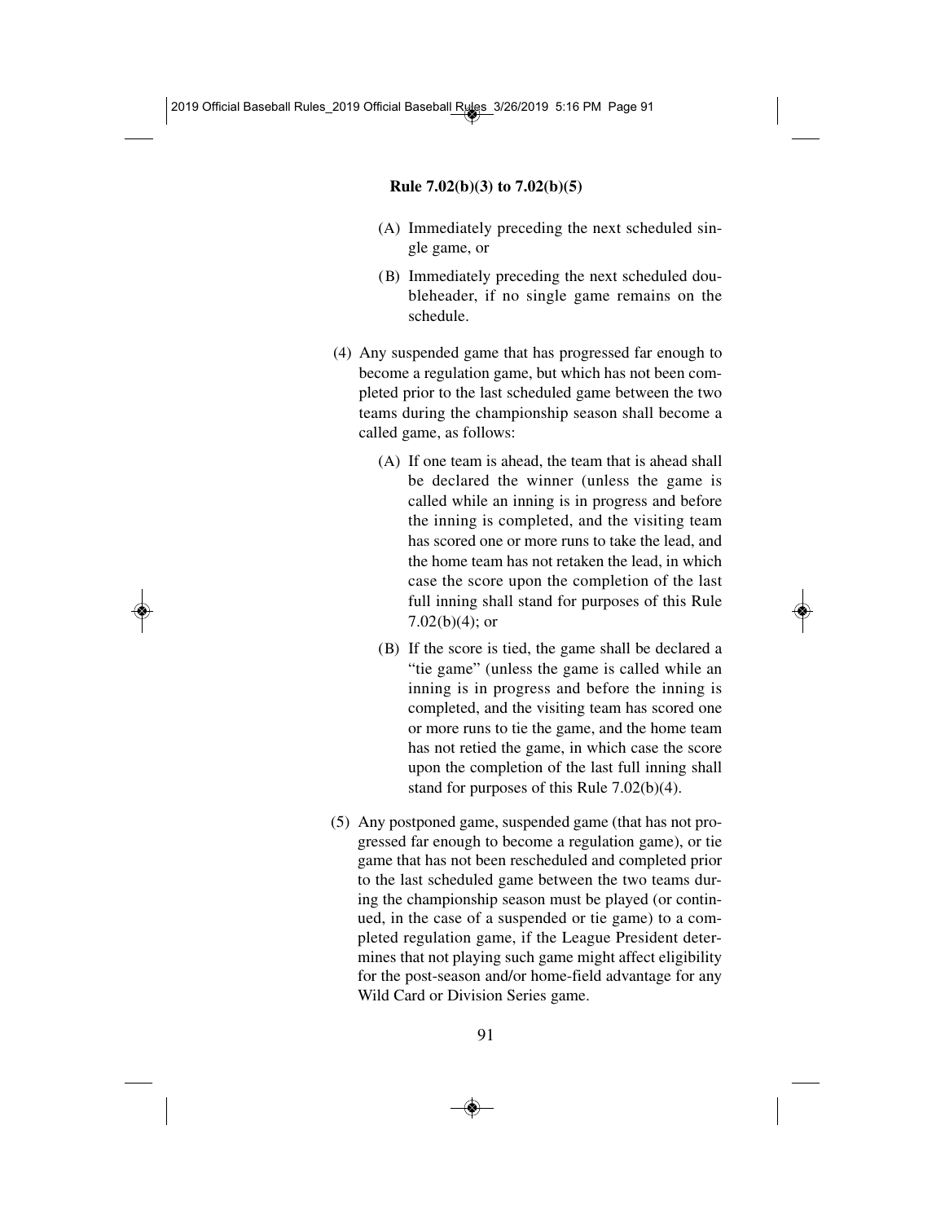**Rule 7.02(b)(3) to 7.02(b)(5)**

(A) Immediately preceding the next scheduled single game, or

(B) Immediately preceding the next scheduled doubleheader, if no single game remains on the schedule.

(4) Any suspended game that has progressed far enough to become a regulation game, but which has not been completed prior to the last scheduled game between the two teams during the championship season shall become a called game, as follows:

(A) If one team is ahead, the team that is ahead shall be declared the winner (unless the game is called while an inning is in progress and before the inning is completed, and the visiting team has scored one or more runs to take the lead, and the home team has not retaken the lead, in which case the score upon the completion of the last full inning shall stand for purposes of this Rule 7.02(b)(4); or

(B) If the score is tied, the game shall be declared a "tie game" (unless the game is called while an inning is in progress and before the inning is completed, and the visiting team has scored one or more runs to tie the game, and the home team has not retied the game, in which case the score upon the completion of the last full inning shall stand for purposes of this Rule 7.02(b)(4).

(5) Any postponed game, suspended game (that has not progressed far enough to become a regulation game), or tie game that has not been rescheduled and completed prior to the last scheduled game between the two teams during the championship season must be played (or continued, in the case of a suspended or tie game) to a completed regulation game, if the League President determines that not playing such game might affect eligibility for the post-season and/or home-field advantage for any Wild Card or Division Series game.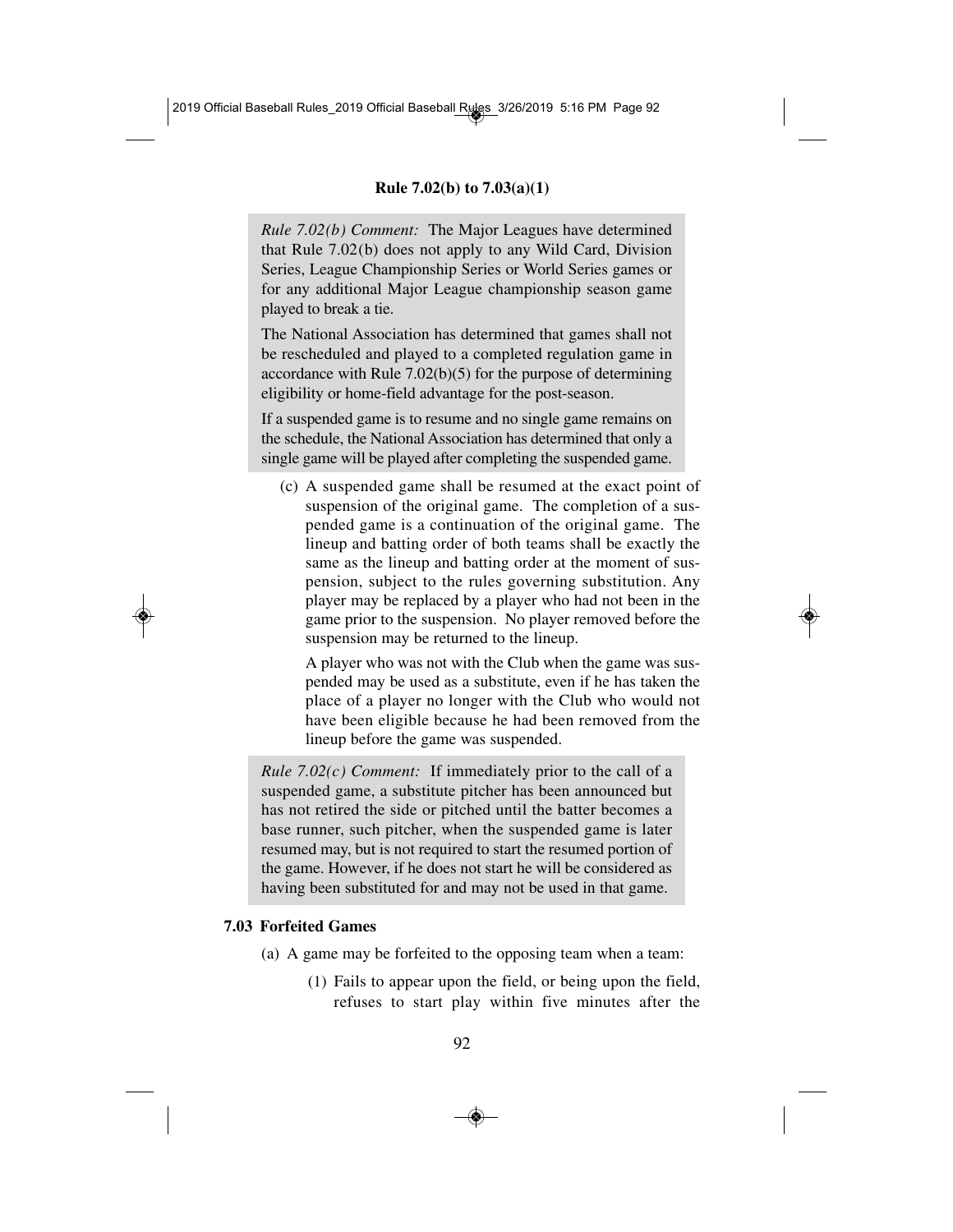*Rule 7.02(b) Comment:* The Major Leagues have determined that Rule 7.02(b) does not apply to any Wild Card, Division Series, League Championship Series or World Series games or for any additional Major League championship season game played to break a tie.

The National Association has determined that games shall not be rescheduled and played to a completed regulation game in accordance with Rule 7.02(b)(5) for the purpose of determining eligibility or home-field advantage for the post-season.

If a suspended game is to resume and no single game remains on the schedule, the National Association has determined that only a single game will be played after completing the suspended game.

(c) A suspended game shall be resumed at the exact point of suspension of the original game. The completion of a suspended game is a continuation of the original game. The lineup and batting order of both teams shall be exactly the same as the lineup and batting order at the moment of suspension, subject to the rules governing substitution. Any player may be replaced by a player who had not been in the game prior to the suspension. No player removed before the suspension may be returned to the lineup.

A player who was not with the Club when the game was suspended may be used as a substitute, even if he has taken the place of a player no longer with the Club who would not have been eligible because he had been removed from the lineup before the game was suspended.

*Rule 7.02(c) Comment:* If immediately prior to the call of a suspended game, a substitute pitcher has been announced but has not retired the side or pitched until the batter becomes a base runner, such pitcher, when the suspended game is later resumed may, but is not required to start the resumed portion of the game. However, if he does not start he will be considered as having been substituted for and may not be used in that game.

**7.03 Forfeited Games**

(a) A game may be forfeited to the opposing team when a team:

(1) Fails to appear upon the field, or being upon the field, refuses to start play within five minutes after the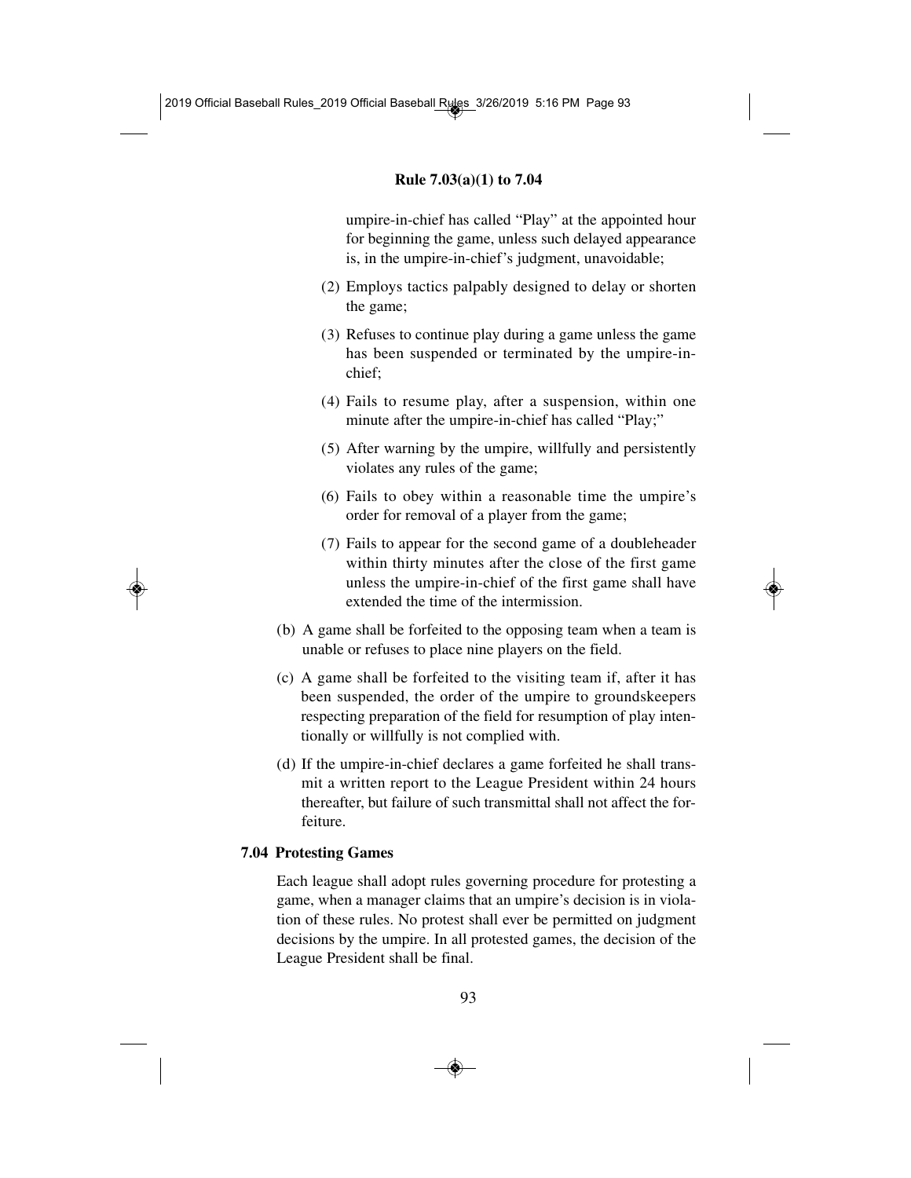umpire-in-chief has called "Play" at the appointed hour for beginning the game, unless such delayed appearance is, in the umpire-in-chief's judgment, unavoidable;

(2) Employs tactics palpably designed to delay or shorten the game;

(3) Refuses to continue play during a game unless the game has been suspended or terminated by the umpire-in-chief;

(4) Fails to resume play, after a suspension, within one minute after the umpire-in-chief has called "Play;"

(5) After warning by the umpire, willfully and persistently violates any rules of the game;

(6) Fails to obey within a reasonable time the umpire's order for removal of a player from the game;

(7) Fails to appear for the second game of a doubleheader within thirty minutes after the close of the first game unless the umpire-in-chief of the first game shall have extended the time of the intermission.

(b) A game shall be forfeited to the opposing team when a team is unable or refuses to place nine players on the field.

(c) A game shall be forfeited to the visiting team if, after it has been suspended, the order of the umpire to groundskeepers respecting preparation of the field for resumption of play intentionally or willfully is not complied with.

(d) If the umpire-in-chief declares a game forfeited he shall transmit a written report to the League President within 24 hours thereafter, but failure of such transmittal shall not affect the forfeiture.

### 7.04 Protesting Games

Each league shall adopt rules governing procedure for protesting a game, when a manager claims that an umpire's decision is in violation of these rules. No protest shall ever be permitted on judgment decisions by the umpire. In all protested games, the decision of the League President shall be final.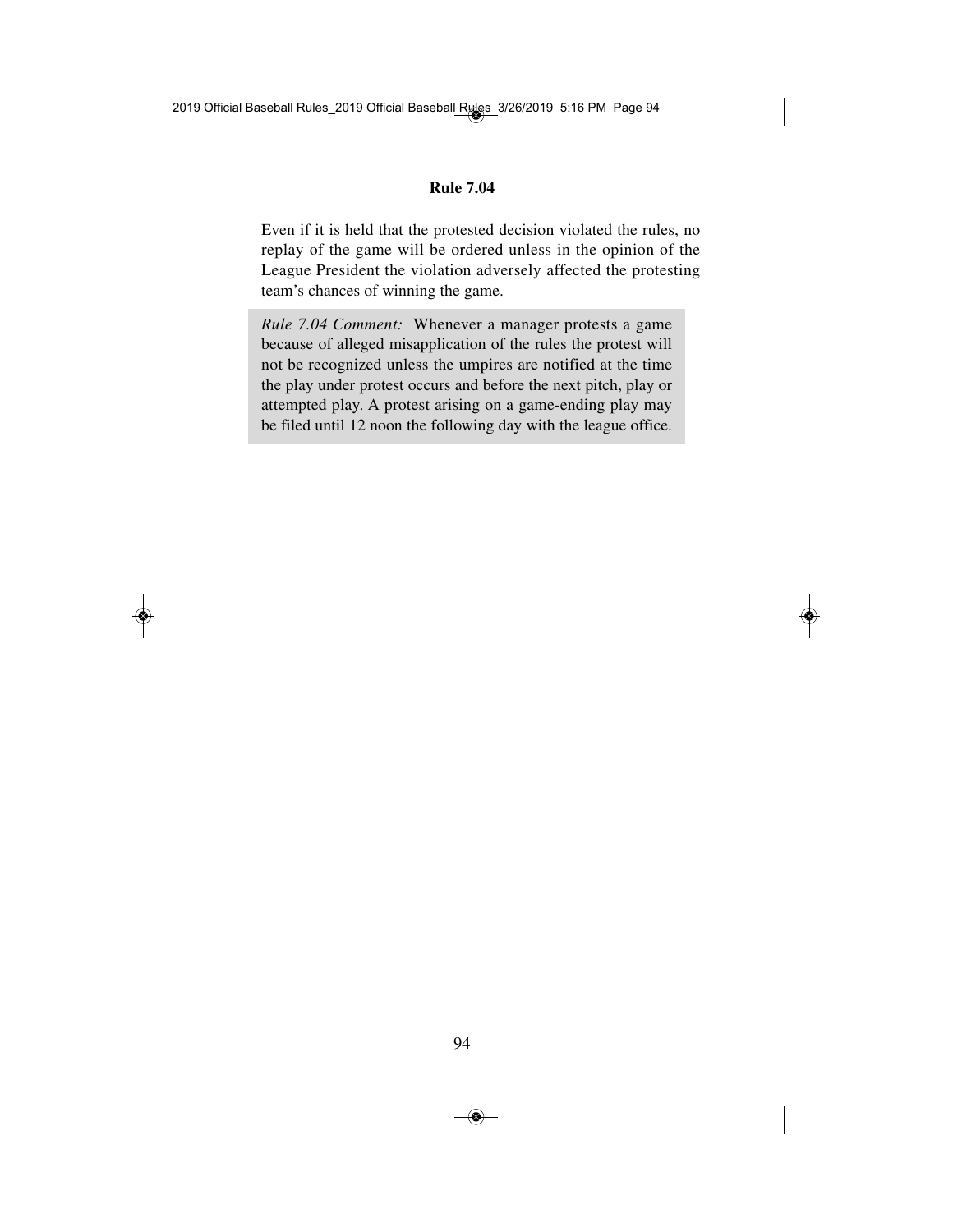Even if it is held that the protested decision violated the rules, no replay of the game will be ordered unless in the opinion of the League President the violation adversely affected the protesting team's chances of winning the game.

*Rule 7.04 Comment:* Whenever a manager protests a game because of alleged misapplication of the rules the protest will not be recognized unless the umpires are notified at the time the play under protest occurs and before the next pitch, play or attempted play. A protest arising on a game-ending play may be filed until 12 noon the following day with the league office.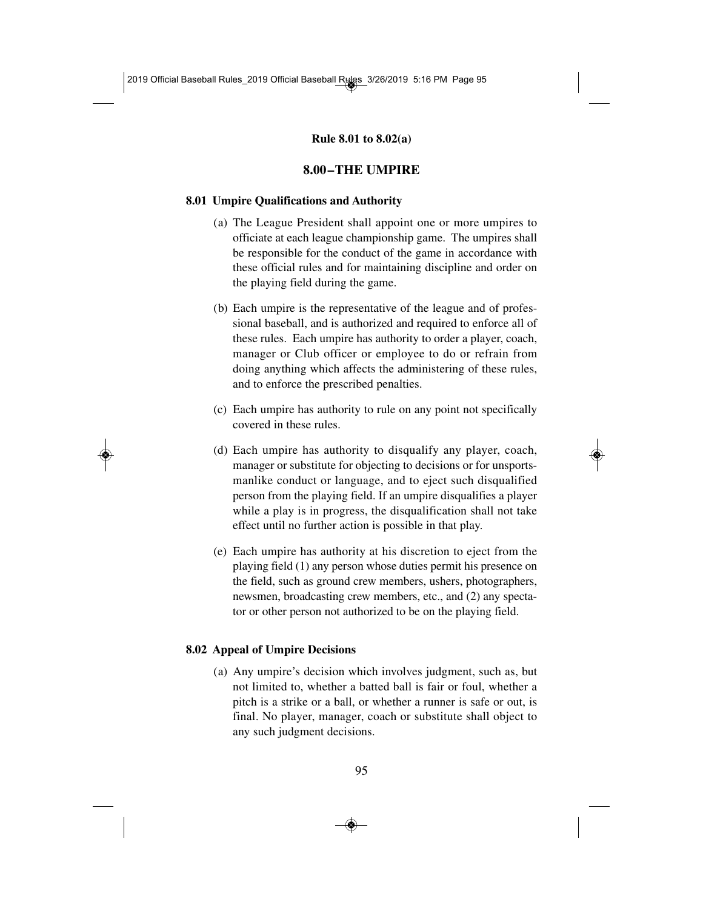# 8.00–THE UMPIRE

## 8.01 Umpire Qualifications and Authority

(a) The League President shall appoint one or more umpires to officiate at each league championship game. The umpires shall be responsible for the conduct of the game in accordance with these official rules and for maintaining discipline and order on the playing field during the game.

(b) Each umpire is the representative of the league and of professional baseball, and is authorized and required to enforce all of these rules. Each umpire has authority to order a player, coach, manager or Club officer or employee to do or refrain from doing anything which affects the administering of these rules, and to enforce the prescribed penalties.

(c) Each umpire has authority to rule on any point not specifically covered in these rules.

(d) Each umpire has authority to disqualify any player, coach, manager or substitute for objecting to decisions or for unsportsmanlike conduct or language, and to eject such disqualified person from the playing field. If an umpire disqualifies a player while a play is in progress, the disqualification shall not take effect until no further action is possible in that play.

(e) Each umpire has authority at his discretion to eject from the playing field (1) any person whose duties permit his presence on the field, such as ground crew members, ushers, photographers, newsmen, broadcasting crew members, etc., and (2) any spectator or other person not authorized to be on the playing field.

## 8.02 Appeal of Umpire Decisions

(a) Any umpire's decision which involves judgment, such as, but not limited to, whether a batted ball is fair or foul, whether a pitch is a strike or a ball, or whether a runner is safe or out, is final. No player, manager, coach or substitute shall object to any such judgment decisions.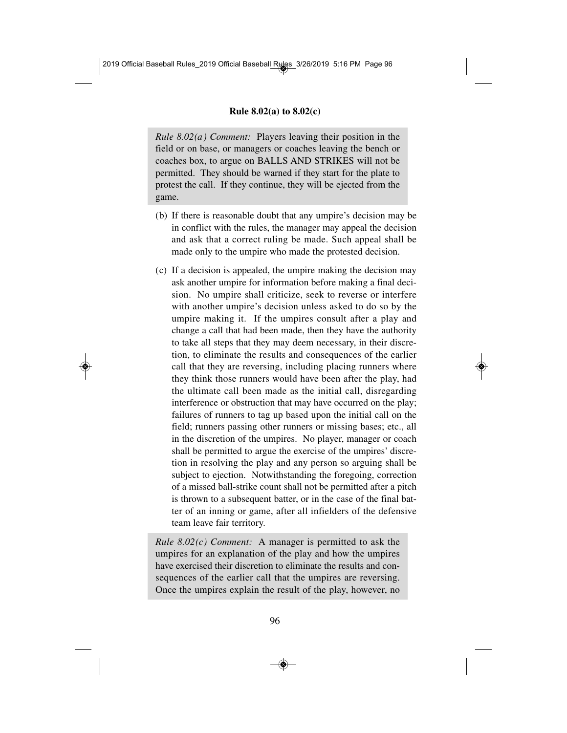**Rule 8.02(a) to 8.02(c)**

*Rule 8.02(a) Comment:* Players leaving their position in the field or on base, or managers or coaches leaving the bench or coaches box, to argue on BALLS AND STRIKES will not be permitted. They should be warned if they start for the plate to protest the call. If they continue, they will be ejected from the game.

(b) If there is reasonable doubt that any umpire's decision may be in conflict with the rules, the manager may appeal the decision and ask that a correct ruling be made. Such appeal shall be made only to the umpire who made the protested decision.

(c) If a decision is appealed, the umpire making the decision may ask another umpire for information before making a final decision. No umpire shall criticize, seek to reverse or interfere with another umpire's decision unless asked to do so by the umpire making it. If the umpires consult after a play and change a call that had been made, then they have the authority to take all steps that they may deem necessary, in their discretion, to eliminate the results and consequences of the earlier call that they are reversing, including placing runners where they think those runners would have been after the play, had the ultimate call been made as the initial call, disregarding interference or obstruction that may have occurred on the play; failures of runners to tag up based upon the initial call on the field; runners passing other runners or missing bases; etc., all in the discretion of the umpires. No player, manager or coach shall be permitted to argue the exercise of the umpires' discretion in resolving the play and any person so arguing shall be subject to ejection. Notwithstanding the foregoing, correction of a missed ball-strike count shall not be permitted after a pitch is thrown to a subsequent batter, or in the case of the final batter of an inning or game, after all infielders of the defensive team leave fair territory.

*Rule 8.02(c) Comment:* A manager is permitted to ask the umpires for an explanation of the play and how the umpires have exercised their discretion to eliminate the results and consequences of the earlier call that the umpires are reversing. Once the umpires explain the result of the play, however, no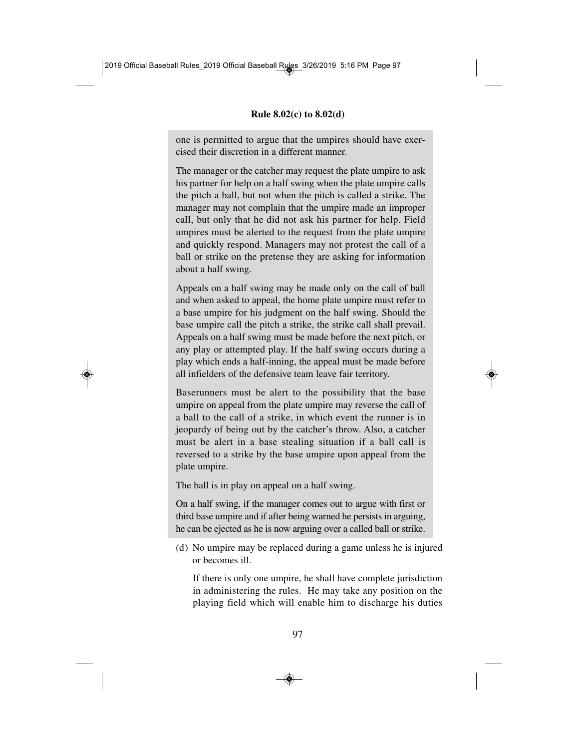one is permitted to argue that the umpires should have exercised their discretion in a different manner.

The manager or the catcher may request the plate umpire to ask his partner for help on a half swing when the plate umpire calls the pitch a ball, but not when the pitch is called a strike. The manager may not complain that the umpire made an improper call, but only that he did not ask his partner for help. Field umpires must be alerted to the request from the plate umpire and quickly respond. Managers may not protest the call of a ball or strike on the pretense they are asking for information about a half swing.

Appeals on a half swing may be made only on the call of ball and when asked to appeal, the home plate umpire must refer to a base umpire for his judgment on the half swing. Should the base umpire call the pitch a strike, the strike call shall prevail. Appeals on a half swing must be made before the next pitch, or any play or attempted play. If the half swing occurs during a play which ends a half-inning, the appeal must be made before all infielders of the defensive team leave fair territory.

Baserunners must be alert to the possibility that the base umpire on appeal from the plate umpire may reverse the call of a ball to the call of a strike, in which event the runner is in jeopardy of being out by the catcher's throw. Also, a catcher must be alert in a base stealing situation if a ball call is reversed to a strike by the base umpire upon appeal from the plate umpire.

The ball is in play on appeal on a half swing.

On a half swing, if the manager comes out to argue with first or third base umpire and if after being warned he persists in arguing, he can be ejected as he is now arguing over a called ball or strike.

(d) No umpire may be replaced during a game unless he is injured or becomes ill.

If there is only one umpire, he shall have complete jurisdiction in administering the rules. He may take any position on the playing field which will enable him to discharge his duties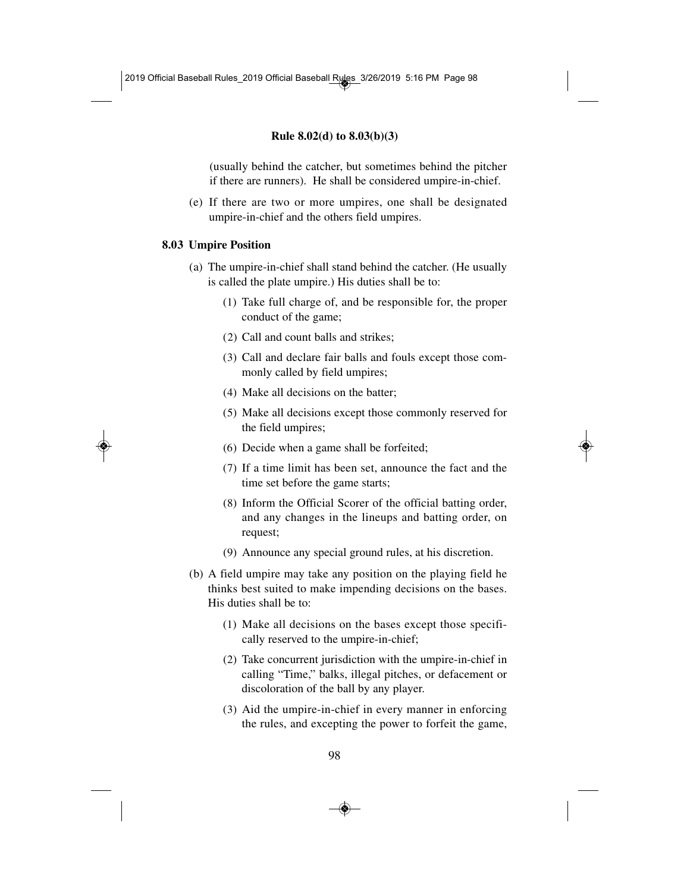(usually behind the catcher, but sometimes behind the pitcher if there are runners). He shall be considered umpire-in-chief.

(e) If there are two or more umpires, one shall be designated umpire-in-chief and the others field umpires.

## 8.03 Umpire Position

(a) The umpire-in-chief shall stand behind the catcher. (He usually is called the plate umpire.) His duties shall be to:

(1) Take full charge of, and be responsible for, the proper conduct of the game;

(2) Call and count balls and strikes;

(3) Call and declare fair balls and fouls except those commonly called by field umpires;

(4) Make all decisions on the batter;

(5) Make all decisions except those commonly reserved for the field umpires;

(6) Decide when a game shall be forfeited;

(7) If a time limit has been set, announce the fact and the time set before the game starts;

(8) Inform the Official Scorer of the official batting order, and any changes in the lineups and batting order, on request;

(9) Announce any special ground rules, at his discretion.

(b) A field umpire may take any position on the playing field he thinks best suited to make impending decisions on the bases. His duties shall be to:

(1) Make all decisions on the bases except those specifically reserved to the umpire-in-chief;

(2) Take concurrent jurisdiction with the umpire-in-chief in calling "Time," balks, illegal pitches, or defacement or discoloration of the ball by any player.

(3) Aid the umpire-in-chief in every manner in enforcing the rules, and excepting the power to forfeit the game,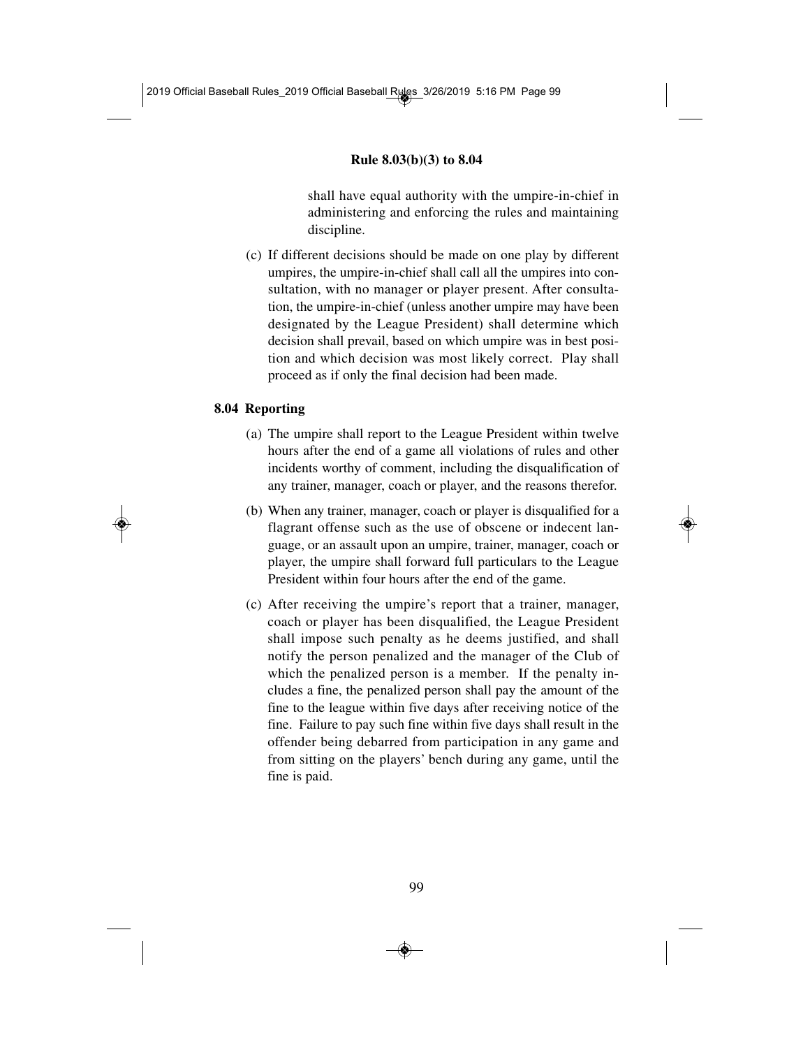shall have equal authority with the umpire-in-chief in administering and enforcing the rules and maintaining discipline.

(c) If different decisions should be made on one play by different umpires, the umpire-in-chief shall call all the umpires into consultation, with no manager or player present. After consultation, the umpire-in-chief (unless another umpire may have been designated by the League President) shall determine which decision shall prevail, based on which umpire was in best position and which decision was most likely correct. Play shall proceed as if only the final decision had been made.

## 8.04 Reporting

(a) The umpire shall report to the League President within twelve hours after the end of a game all violations of rules and other incidents worthy of comment, including the disqualification of any trainer, manager, coach or player, and the reasons therefor.

(b) When any trainer, manager, coach or player is disqualified for a flagrant offense such as the use of obscene or indecent language, or an assault upon an umpire, trainer, manager, coach or player, the umpire shall forward full particulars to the League President within four hours after the end of the game.

(c) After receiving the umpire's report that a trainer, manager, coach or player has been disqualified, the League President shall impose such penalty as he deems justified, and shall notify the person penalized and the manager of the Club of which the penalized person is a member. If the penalty includes a fine, the penalized person shall pay the amount of the fine to the league within five days after receiving notice of the fine. Failure to pay such fine within five days shall result in the offender being debarred from participation in any game and from sitting on the players' bench during any game, until the fine is paid.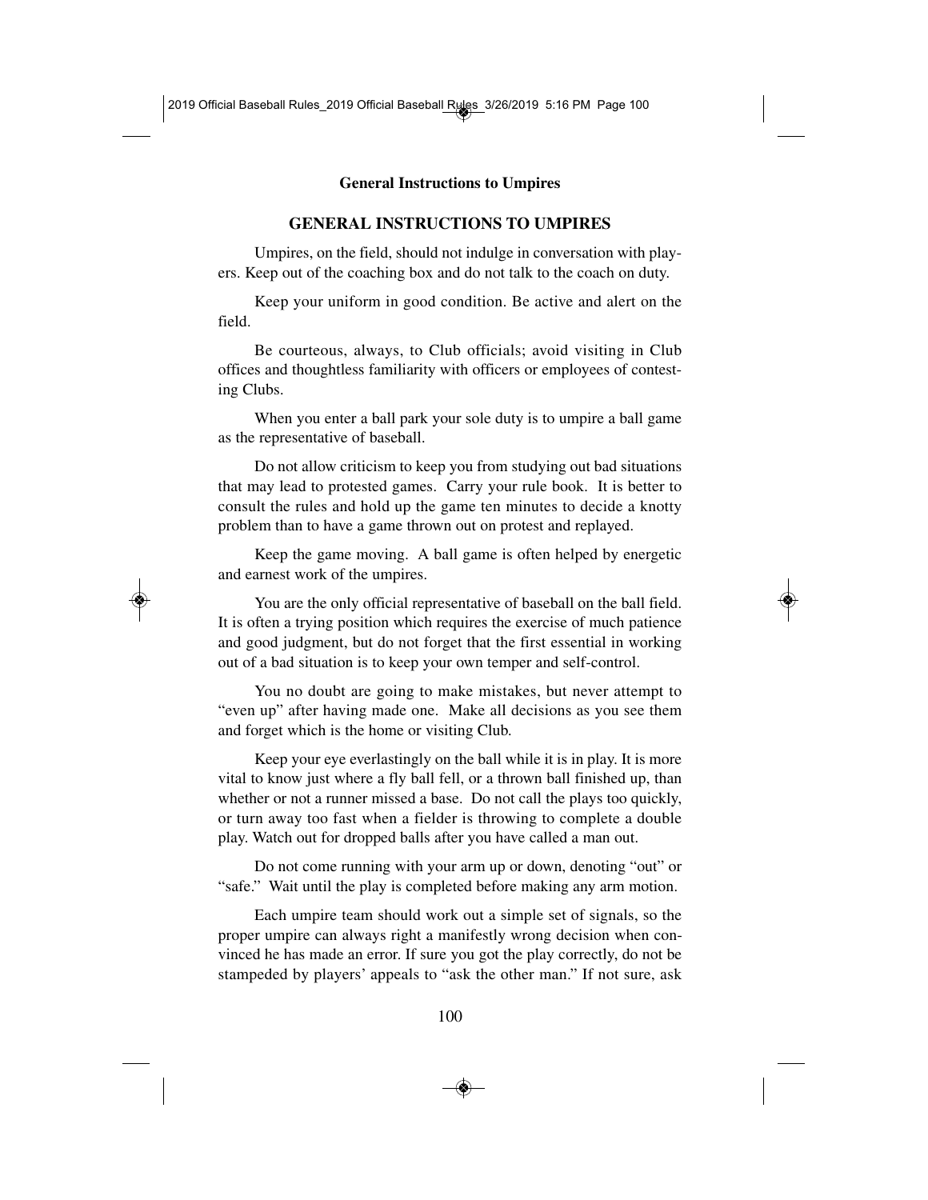## GENERAL INSTRUCTIONS TO UMPIRES

Umpires, on the field, should not indulge in conversation with players. Keep out of the coaching box and do not talk to the coach on duty.

Keep your uniform in good condition. Be active and alert on the field.

Be courteous, always, to Club officials; avoid visiting in Club offices and thoughtless familiarity with officers or employees of contesting Clubs.

When you enter a ball park your sole duty is to umpire a ball game as the representative of baseball.

Do not allow criticism to keep you from studying out bad situations that may lead to protested games. Carry your rule book. It is better to consult the rules and hold up the game ten minutes to decide a knotty problem than to have a game thrown out on protest and replayed.

Keep the game moving. A ball game is often helped by energetic and earnest work of the umpires.

You are the only official representative of baseball on the ball field. It is often a trying position which requires the exercise of much patience and good judgment, but do not forget that the first essential in working out of a bad situation is to keep your own temper and self-control.

You no doubt are going to make mistakes, but never attempt to "even up" after having made one. Make all decisions as you see them and forget which is the home or visiting Club.

Keep your eye everlastingly on the ball while it is in play. It is more vital to know just where a fly ball fell, or a thrown ball finished up, than whether or not a runner missed a base. Do not call the plays too quickly, or turn away too fast when a fielder is throwing to complete a double play. Watch out for dropped balls after you have called a man out.

Do not come running with your arm up or down, denoting "out" or "safe." Wait until the play is completed before making any arm motion.

Each umpire team should work out a simple set of signals, so the proper umpire can always right a manifestly wrong decision when convinced he has made an error. If sure you got the play correctly, do not be stampeded by players' appeals to "ask the other man." If not sure, ask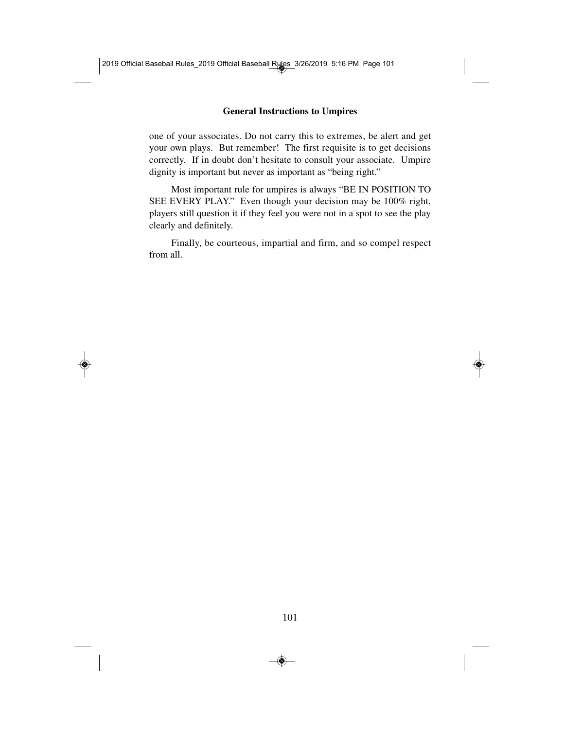one of your associates. Do not carry this to extremes, be alert and get your own plays. But remember! The first requisite is to get decisions correctly. If in doubt don't hesitate to consult your associate. Umpire dignity is important but never as important as "being right."

Most important rule for umpires is always "BE IN POSITION TO SEE EVERY PLAY." Even though your decision may be 100% right, players still question it if they feel you were not in a spot to see the play clearly and definitely.

Finally, be courteous, impartial and firm, and so compel respect from all.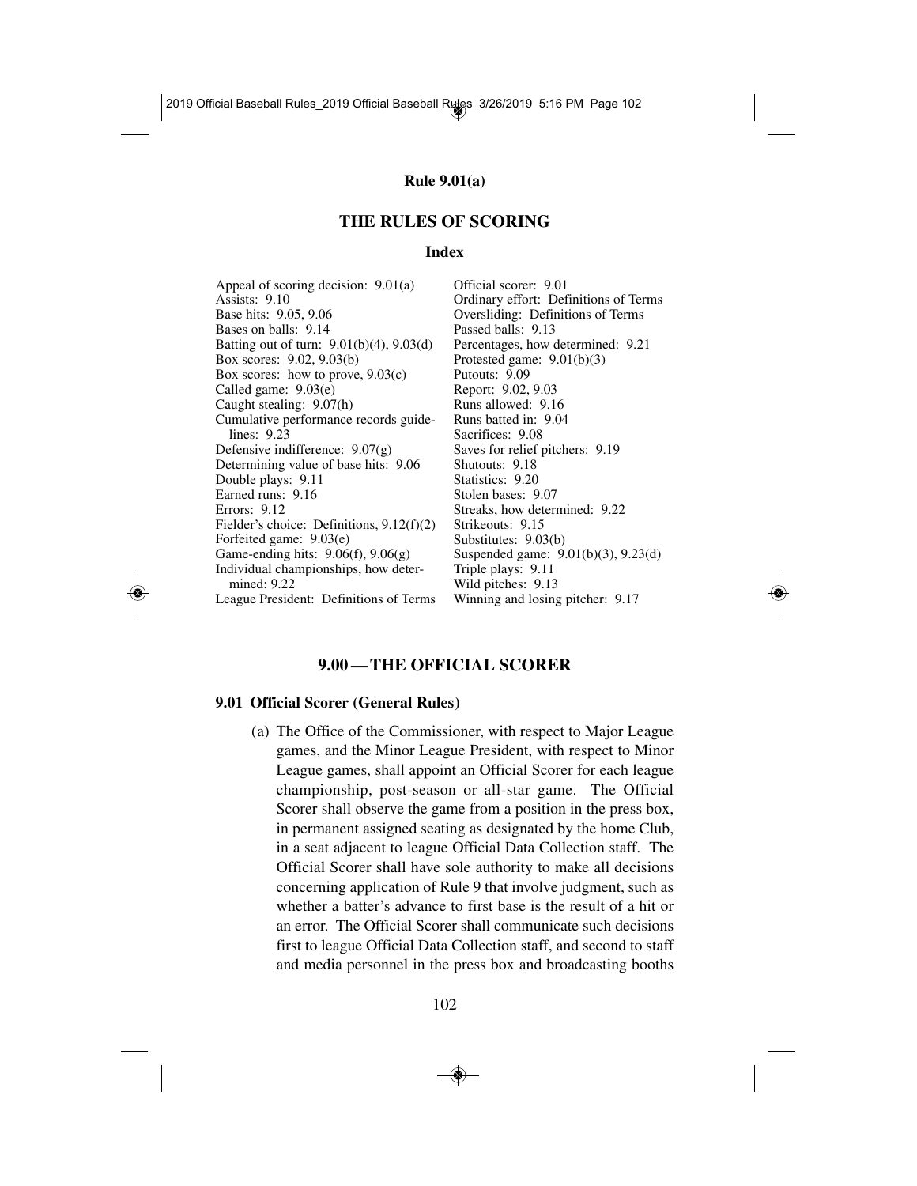# THE RULES OF SCORING

## Index

Appeal of scoring decision: 9.01(a)
Assists: 9.10
Base hits: 9.05, 9.06
Bases on balls: 9.14
Batting out of turn: 9.01(b)(4), 9.03(d)
Box scores: 9.02, 9.03(b)
Box scores: how to prove, 9.03(c)
Called game: 9.03(e)
Caught stealing: 9.07(h)
Cumulative performance records guidelines: 9.23
Defensive indifference: 9.07(g)
Determining value of base hits: 9.06
Double plays: 9.11
Earned runs: 9.16
Errors: 9.12
Fielder's choice: Definitions, 9.12(f)(2)
Forfeited game: 9.03(e)
Game-ending hits: 9.06(f), 9.06(g)
Individual championships, how determined: 9.22
League President: Definitions of Terms
Official scorer: 9.01
Ordinary effort: Definitions of Terms
Oversliding: Definitions of Terms
Passed balls: 9.13
Percentages, how determined: 9.21
Protested game: 9.01(b)(3)
Putouts: 9.09
Report: 9.02, 9.03
Runs allowed: 9.16
Runs batted in: 9.04
Sacrifices: 9.08
Saves for relief pitchers: 9.19
Shutouts: 9.18
Statistics: 9.20
Stolen bases: 9.07
Streaks, how determined: 9.22
Strikeouts: 9.15
Substitutes: 9.03(b)
Suspended game: 9.01(b)(3), 9.23(d)
Triple plays: 9.11
Wild pitches: 9.13
Winning and losing pitcher: 9.17

# 9.00 — THE OFFICIAL SCORER

## 9.01 Official Scorer (General Rules)

(a) The Office of the Commissioner, with respect to Major League games, and the Minor League President, with respect to Minor League games, shall appoint an Official Scorer for each league championship, post-season or all-star game. The Official Scorer shall observe the game from a position in the press box, in permanent assigned seating as designated by the home Club, in a seat adjacent to league Official Data Collection staff. The Official Scorer shall have sole authority to make all decisions concerning application of Rule 9 that involve judgment, such as whether a batter's advance to first base is the result of a hit or an error. The Official Scorer shall communicate such decisions first to league Official Data Collection staff, and second to staff and media personnel in the press box and broadcasting booths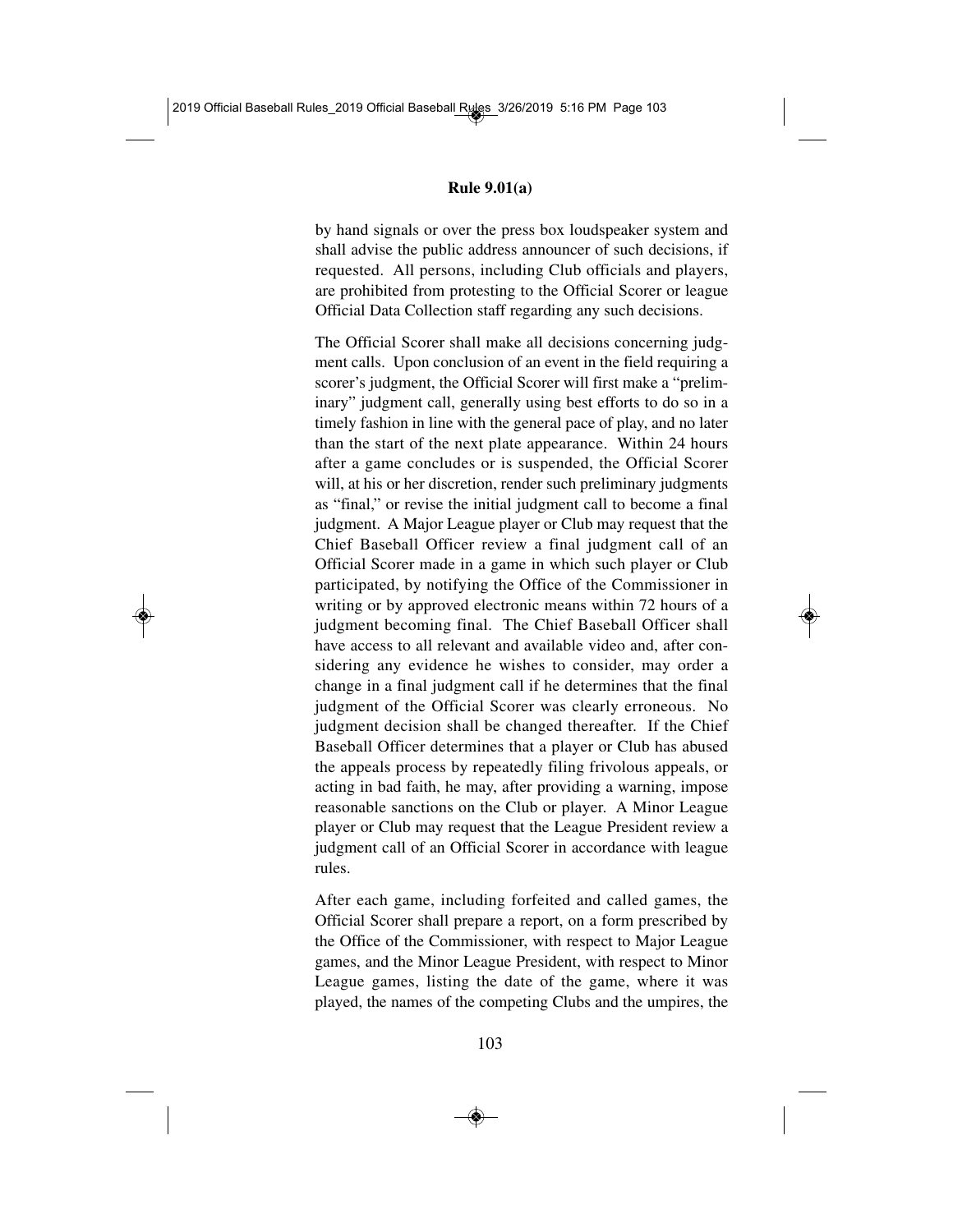by hand signals or over the press box loudspeaker system and shall advise the public address announcer of such decisions, if requested. All persons, including Club officials and players, are prohibited from protesting to the Official Scorer or league Official Data Collection staff regarding any such decisions.

The Official Scorer shall make all decisions concerning judgment calls. Upon conclusion of an event in the field requiring a scorer's judgment, the Official Scorer will first make a "preliminary" judgment call, generally using best efforts to do so in a timely fashion in line with the general pace of play, and no later than the start of the next plate appearance. Within 24 hours after a game concludes or is suspended, the Official Scorer will, at his or her discretion, render such preliminary judgments as "final," or revise the initial judgment call to become a final judgment. A Major League player or Club may request that the Chief Baseball Officer review a final judgment call of an Official Scorer made in a game in which such player or Club participated, by notifying the Office of the Commissioner in writing or by approved electronic means within 72 hours of a judgment becoming final. The Chief Baseball Officer shall have access to all relevant and available video and, after considering any evidence he wishes to consider, may order a change in a final judgment call if he determines that the final judgment of the Official Scorer was clearly erroneous. No judgment decision shall be changed thereafter. If the Chief Baseball Officer determines that a player or Club has abused the appeals process by repeatedly filing frivolous appeals, or acting in bad faith, he may, after providing a warning, impose reasonable sanctions on the Club or player. A Minor League player or Club may request that the League President review a judgment call of an Official Scorer in accordance with league rules.

After each game, including forfeited and called games, the Official Scorer shall prepare a report, on a form prescribed by the Office of the Commissioner, with respect to Major League games, and the Minor League President, with respect to Minor League games, listing the date of the game, where it was played, the names of the competing Clubs and the umpires, the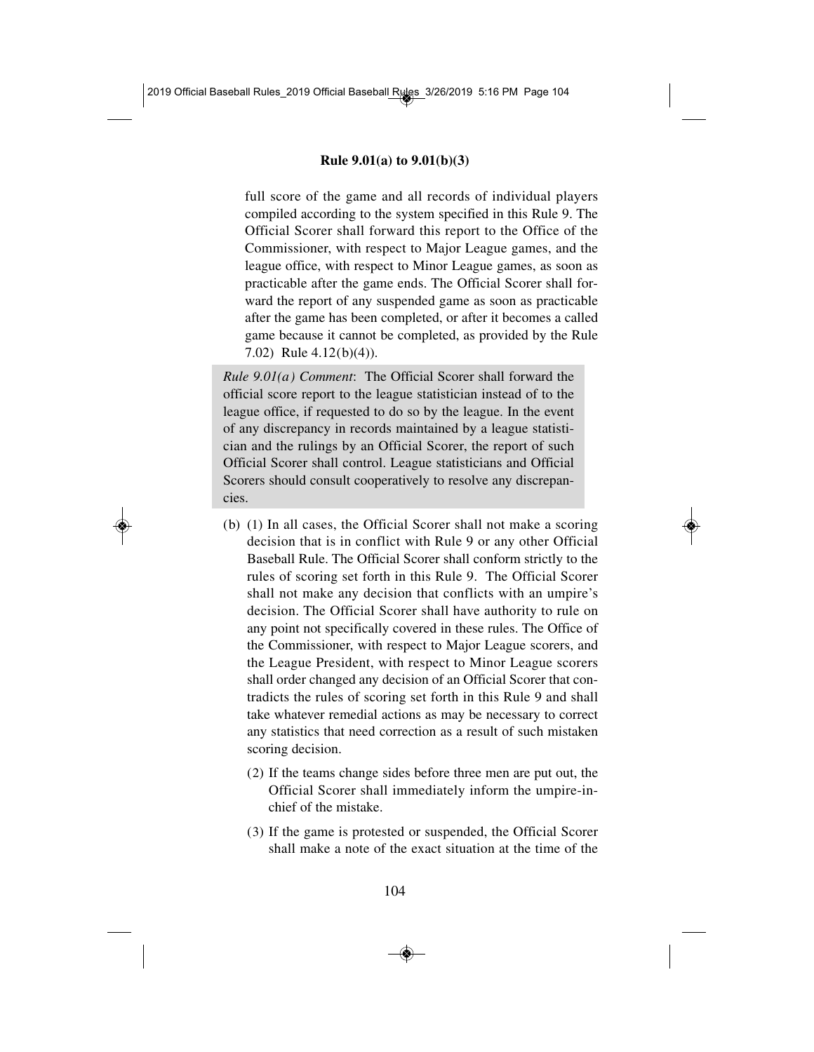full score of the game and all records of individual players compiled according to the system specified in this Rule 9. The Official Scorer shall forward this report to the Office of the Commissioner, with respect to Major League games, and the league office, with respect to Minor League games, as soon as practicable after the game ends. The Official Scorer shall forward the report of any suspended game as soon as practicable after the game has been completed, or after it becomes a called game because it cannot be completed, as provided by the Rule 7.02) Rule 4.12(b)(4)).

*Rule 9.01(a) Comment*: The Official Scorer shall forward the official score report to the league statistician instead of to the league office, if requested to do so by the league. In the event of any discrepancy in records maintained by a league statistician and the rulings by an Official Scorer, the report of such Official Scorer shall control. League statisticians and Official Scorers should consult cooperatively to resolve any discrepancies.

(b) (1) In all cases, the Official Scorer shall not make a scoring decision that is in conflict with Rule 9 or any other Official Baseball Rule. The Official Scorer shall conform strictly to the rules of scoring set forth in this Rule 9. The Official Scorer shall not make any decision that conflicts with an umpire's decision. The Official Scorer shall have authority to rule on any point not specifically covered in these rules. The Office of the Commissioner, with respect to Major League scorers, and the League President, with respect to Minor League scorers shall order changed any decision of an Official Scorer that contradicts the rules of scoring set forth in this Rule 9 and shall take whatever remedial actions as may be necessary to correct any statistics that need correction as a result of such mistaken scoring decision.

(2) If the teams change sides before three men are put out, the Official Scorer shall immediately inform the umpire-in-chief of the mistake.

(3) If the game is protested or suspended, the Official Scorer shall make a note of the exact situation at the time of the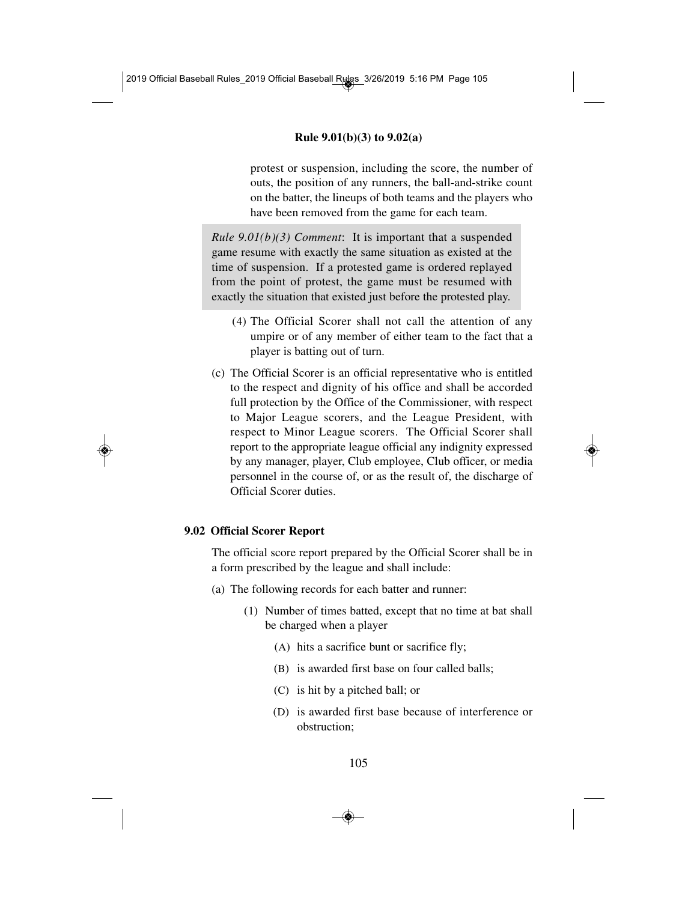protest or suspension, including the score, the number of outs, the position of any runners, the ball-and-strike count on the batter, the lineups of both teams and the players who have been removed from the game for each team.

> *Rule 9.01(b)(3) Comment*: It is important that a suspended game resume with exactly the same situation as existed at the time of suspension. If a protested game is ordered replayed from the point of protest, the game must be resumed with exactly the situation that existed just before the protested play.

(4) The Official Scorer shall not call the attention of any umpire or of any member of either team to the fact that a player is batting out of turn.

(c) The Official Scorer is an official representative who is entitled to the respect and dignity of his office and shall be accorded full protection by the Office of the Commissioner, with respect to Major League scorers, and the League President, with respect to Minor League scorers. The Official Scorer shall report to the appropriate league official any indignity expressed by any manager, player, Club employee, Club officer, or media personnel in the course of, or as the result of, the discharge of Official Scorer duties.

### 9.02 Official Scorer Report

The official score report prepared by the Official Scorer shall be in a form prescribed by the league and shall include:

(a) The following records for each batter and runner:

(1) Number of times batted, except that no time at bat shall be charged when a player

(A) hits a sacrifice bunt or sacrifice fly;

(B) is awarded first base on four called balls;

(C) is hit by a pitched ball; or

(D) is awarded first base because of interference or obstruction;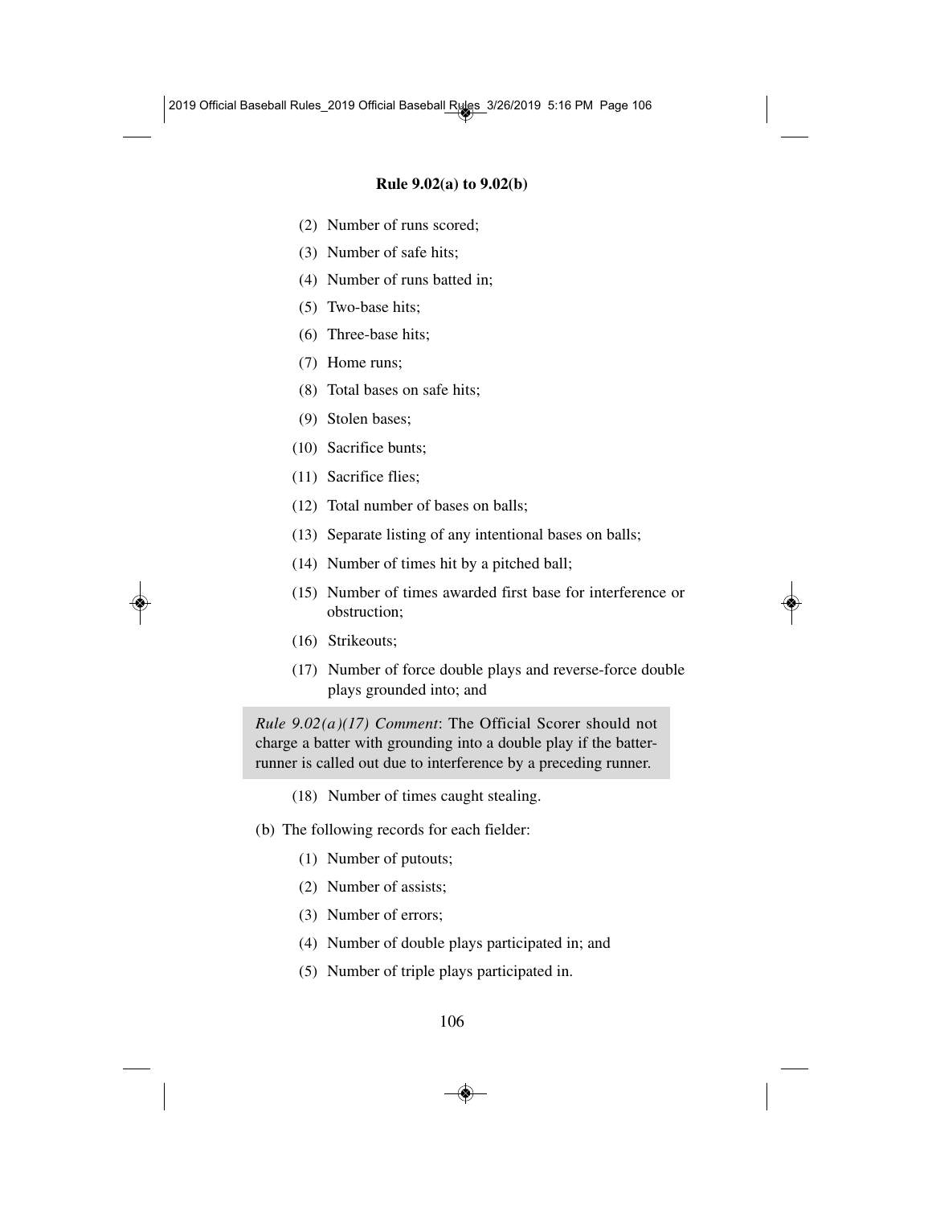**Rule 9.02(a) to 9.02(b)**

(2) Number of runs scored;

(3) Number of safe hits;

(4) Number of runs batted in;

(5) Two-base hits;

(6) Three-base hits;

(7) Home runs;

(8) Total bases on safe hits;

(9) Stolen bases;

(10) Sacrifice bunts;

(11) Sacrifice flies;

(12) Total number of bases on balls;

(13) Separate listing of any intentional bases on balls;

(14) Number of times hit by a pitched ball;

(15) Number of times awarded first base for interference or obstruction;

(16) Strikeouts;

(17) Number of force double plays and reverse-force double plays grounded into; and

> *Rule 9.02(a)(17) Comment*: The Official Scorer should not charge a batter with grounding into a double play if the batter-runner is called out due to interference by a preceding runner.

(18) Number of times caught stealing.

(b) The following records for each fielder:

(1) Number of putouts;

(2) Number of assists;

(3) Number of errors;

(4) Number of double plays participated in; and

(5) Number of triple plays participated in.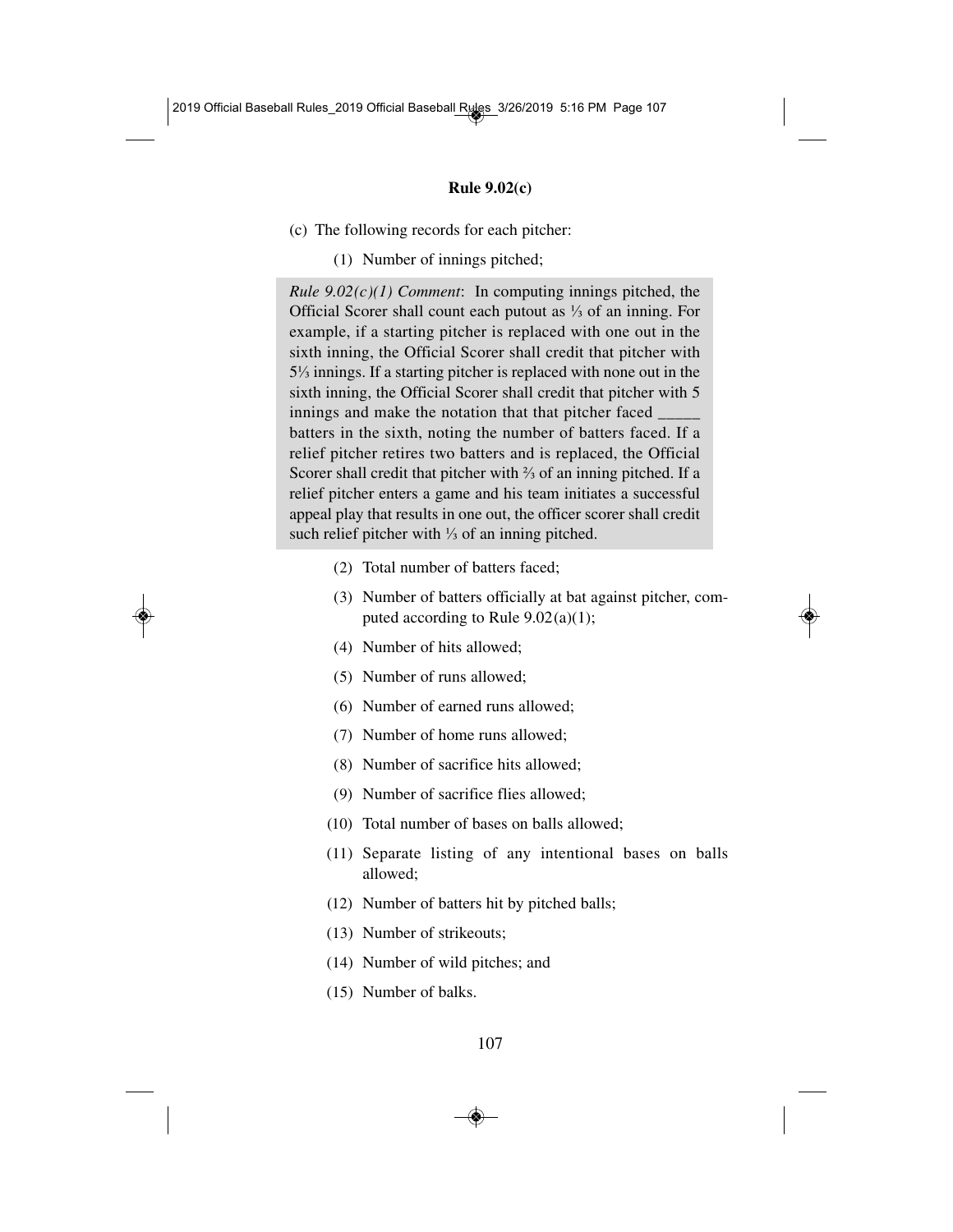**Rule 9.02(c)**

(c) The following records for each pitcher:

(1) Number of innings pitched;

> *Rule 9.02(c)(1) Comment*: In computing innings pitched, the Official Scorer shall count each putout as ⅓ of an inning. For example, if a starting pitcher is replaced with one out in the sixth inning, the Official Scorer shall credit that pitcher with 5⅓ innings. If a starting pitcher is replaced with none out in the sixth inning, the Official Scorer shall credit that pitcher with 5 innings and make the notation that that pitcher faced _____ batters in the sixth, noting the number of batters faced. If a relief pitcher retires two batters and is replaced, the Official Scorer shall credit that pitcher with ⅔ of an inning pitched. If a relief pitcher enters a game and his team initiates a successful appeal play that results in one out, the officer scorer shall credit such relief pitcher with ⅓ of an inning pitched.

(2) Total number of batters faced;

(3) Number of batters officially at bat against pitcher, computed according to Rule 9.02(a)(1);

(4) Number of hits allowed;

(5) Number of runs allowed;

(6) Number of earned runs allowed;

(7) Number of home runs allowed;

(8) Number of sacrifice hits allowed;

(9) Number of sacrifice flies allowed;

(10) Total number of bases on balls allowed;

(11) Separate listing of any intentional bases on balls allowed;

(12) Number of batters hit by pitched balls;

(13) Number of strikeouts;

(14) Number of wild pitches; and

(15) Number of balks.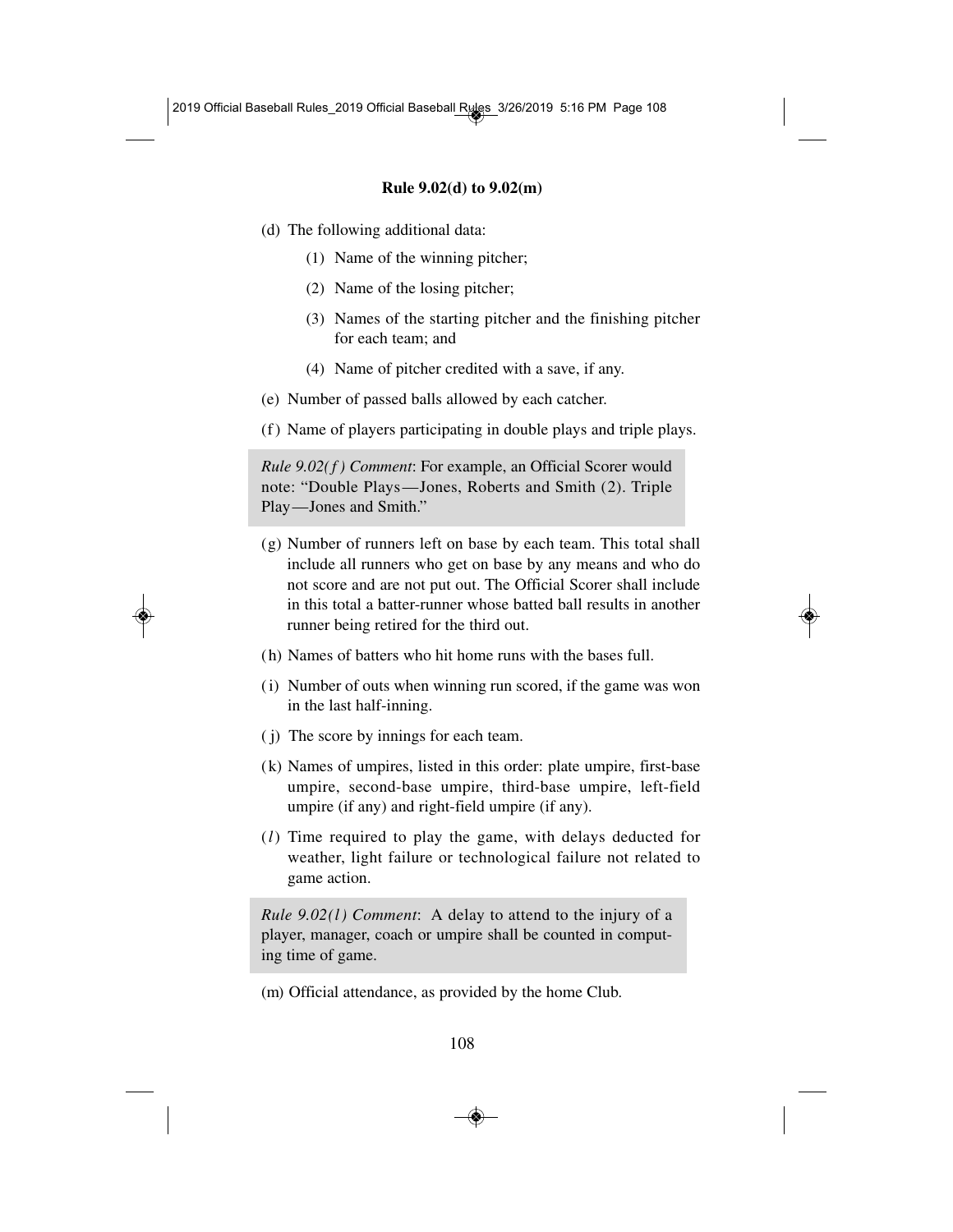**Rule 9.02(d) to 9.02(m)**

(d) The following additional data:

  (1) Name of the winning pitcher;

  (2) Name of the losing pitcher;

  (3) Names of the starting pitcher and the finishing pitcher for each team; and

  (4) Name of pitcher credited with a save, if any.

(e) Number of passed balls allowed by each catcher.

(f) Name of players participating in double plays and triple plays.

> *Rule 9.02(f) Comment*: For example, an Official Scorer would note: "Double Plays—Jones, Roberts and Smith (2). Triple Play—Jones and Smith."

(g) Number of runners left on base by each team. This total shall include all runners who get on base by any means and who do not score and are not put out. The Official Scorer shall include in this total a batter-runner whose batted ball results in another runner being retired for the third out.

(h) Names of batters who hit home runs with the bases full.

(i) Number of outs when winning run scored, if the game was won in the last half-inning.

(j) The score by innings for each team.

(k) Names of umpires, listed in this order: plate umpire, first-base umpire, second-base umpire, third-base umpire, left-field umpire (if any) and right-field umpire (if any).

(*l*) Time required to play the game, with delays deducted for weather, light failure or technological failure not related to game action.

> *Rule 9.02(l) Comment*: A delay to attend to the injury of a player, manager, coach or umpire shall be counted in computing time of game.

(m) Official attendance, as provided by the home Club.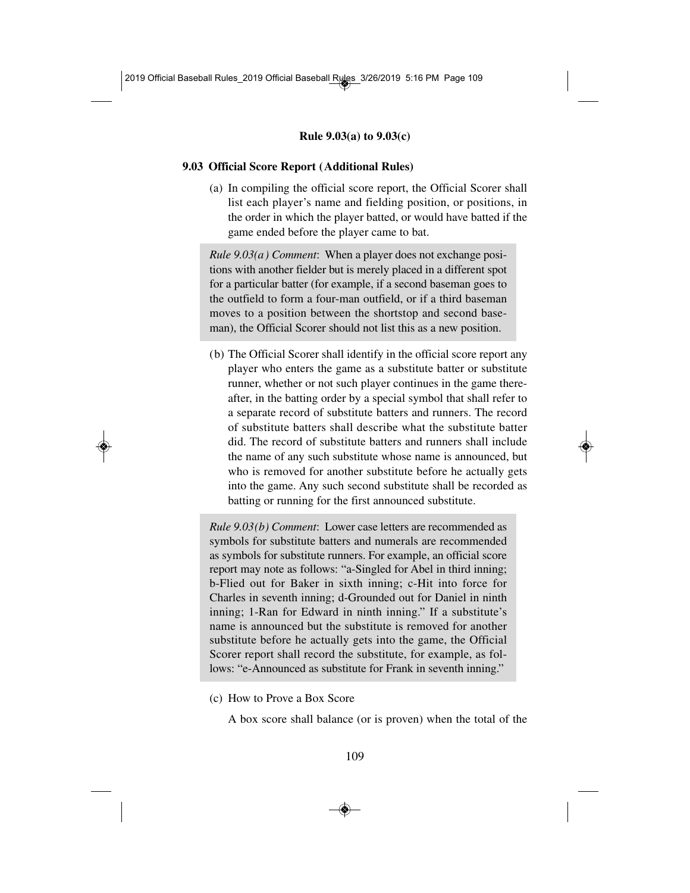## 9.03 Official Score Report (Additional Rules)

(a) In compiling the official score report, the Official Scorer shall list each player's name and fielding position, or positions, in the order in which the player batted, or would have batted if the game ended before the player came to bat.

*Rule 9.03(a) Comment*: When a player does not exchange positions with another fielder but is merely placed in a different spot for a particular batter (for example, if a second baseman goes to the outfield to form a four-man outfield, or if a third baseman moves to a position between the shortstop and second baseman), the Official Scorer should not list this as a new position.

(b) The Official Scorer shall identify in the official score report any player who enters the game as a substitute batter or substitute runner, whether or not such player continues in the game thereafter, in the batting order by a special symbol that shall refer to a separate record of substitute batters and runners. The record of substitute batters shall describe what the substitute batter did. The record of substitute batters and runners shall include the name of any such substitute whose name is announced, but who is removed for another substitute before he actually gets into the game. Any such second substitute shall be recorded as batting or running for the first announced substitute.

*Rule 9.03(b) Comment*: Lower case letters are recommended as symbols for substitute batters and numerals are recommended as symbols for substitute runners. For example, an official score report may note as follows: "a-Singled for Abel in third inning; b-Flied out for Baker in sixth inning; c-Hit into force for Charles in seventh inning; d-Grounded out for Daniel in ninth inning; 1-Ran for Edward in ninth inning." If a substitute's name is announced but the substitute is removed for another substitute before he actually gets into the game, the Official Scorer report shall record the substitute, for example, as follows: "e-Announced as substitute for Frank in seventh inning."

(c) How to Prove a Box Score

A box score shall balance (or is proven) when the total of the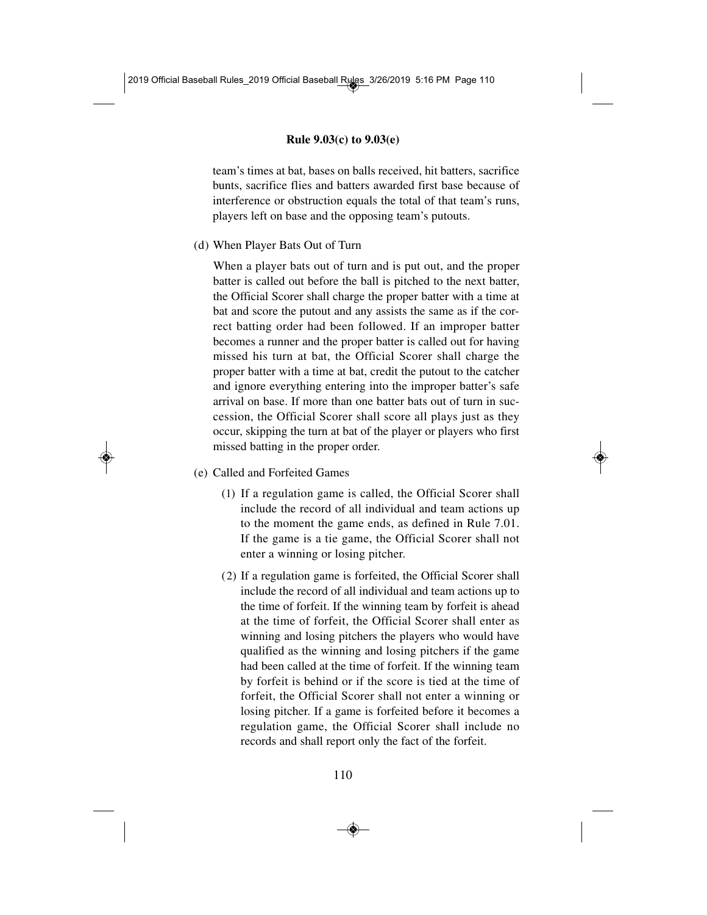team's times at bat, bases on balls received, hit batters, sacrifice bunts, sacrifice flies and batters awarded first base because of interference or obstruction equals the total of that team's runs, players left on base and the opposing team's putouts.

(d) When Player Bats Out of Turn

When a player bats out of turn and is put out, and the proper batter is called out before the ball is pitched to the next batter, the Official Scorer shall charge the proper batter with a time at bat and score the putout and any assists the same as if the correct batting order had been followed. If an improper batter becomes a runner and the proper batter is called out for having missed his turn at bat, the Official Scorer shall charge the proper batter with a time at bat, credit the putout to the catcher and ignore everything entering into the improper batter's safe arrival on base. If more than one batter bats out of turn in succession, the Official Scorer shall score all plays just as they occur, skipping the turn at bat of the player or players who first missed batting in the proper order.

(e) Called and Forfeited Games

(1) If a regulation game is called, the Official Scorer shall include the record of all individual and team actions up to the moment the game ends, as defined in Rule 7.01. If the game is a tie game, the Official Scorer shall not enter a winning or losing pitcher.

(2) If a regulation game is forfeited, the Official Scorer shall include the record of all individual and team actions up to the time of forfeit. If the winning team by forfeit is ahead at the time of forfeit, the Official Scorer shall enter as winning and losing pitchers the players who would have qualified as the winning and losing pitchers if the game had been called at the time of forfeit. If the winning team by forfeit is behind or if the score is tied at the time of forfeit, the Official Scorer shall not enter a winning or losing pitcher. If a game is forfeited before it becomes a regulation game, the Official Scorer shall include no records and shall report only the fact of the forfeit.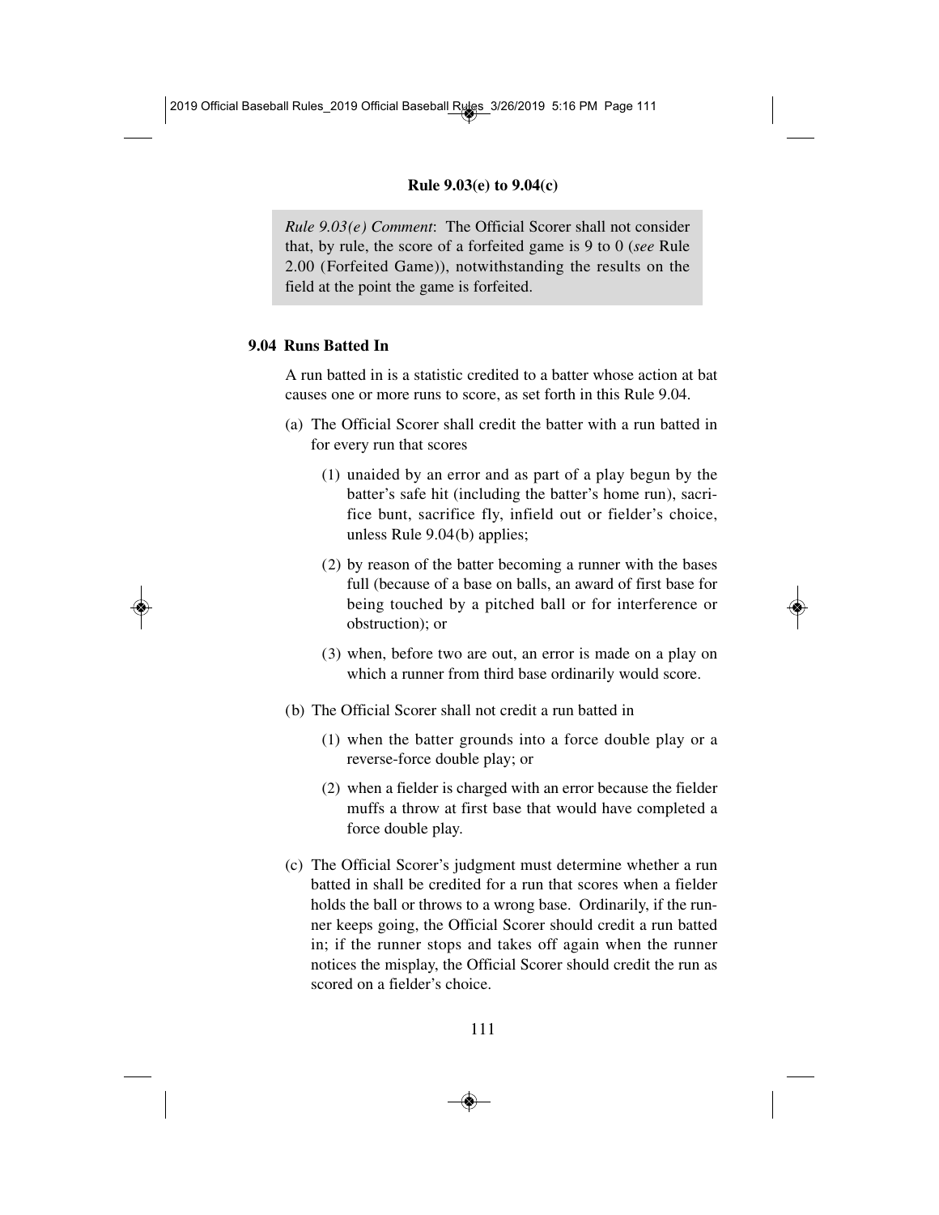*Rule 9.03(e) Comment*: The Official Scorer shall not consider that, by rule, the score of a forfeited game is 9 to 0 (*see* Rule 2.00 (Forfeited Game)), notwithstanding the results on the field at the point the game is forfeited.

### 9.04 Runs Batted In

A run batted in is a statistic credited to a batter whose action at bat causes one or more runs to score, as set forth in this Rule 9.04.

(a) The Official Scorer shall credit the batter with a run batted in for every run that scores

 (1) unaided by an error and as part of a play begun by the batter's safe hit (including the batter's home run), sacrifice bunt, sacrifice fly, infield out or fielder's choice, unless Rule 9.04(b) applies;

 (2) by reason of the batter becoming a runner with the bases full (because of a base on balls, an award of first base for being touched by a pitched ball or for interference or obstruction); or

 (3) when, before two are out, an error is made on a play on which a runner from third base ordinarily would score.

(b) The Official Scorer shall not credit a run batted in

 (1) when the batter grounds into a force double play or a reverse-force double play; or

 (2) when a fielder is charged with an error because the fielder muffs a throw at first base that would have completed a force double play.

(c) The Official Scorer's judgment must determine whether a run batted in shall be credited for a run that scores when a fielder holds the ball or throws to a wrong base. Ordinarily, if the runner keeps going, the Official Scorer should credit a run batted in; if the runner stops and takes off again when the runner notices the misplay, the Official Scorer should credit the run as scored on a fielder's choice.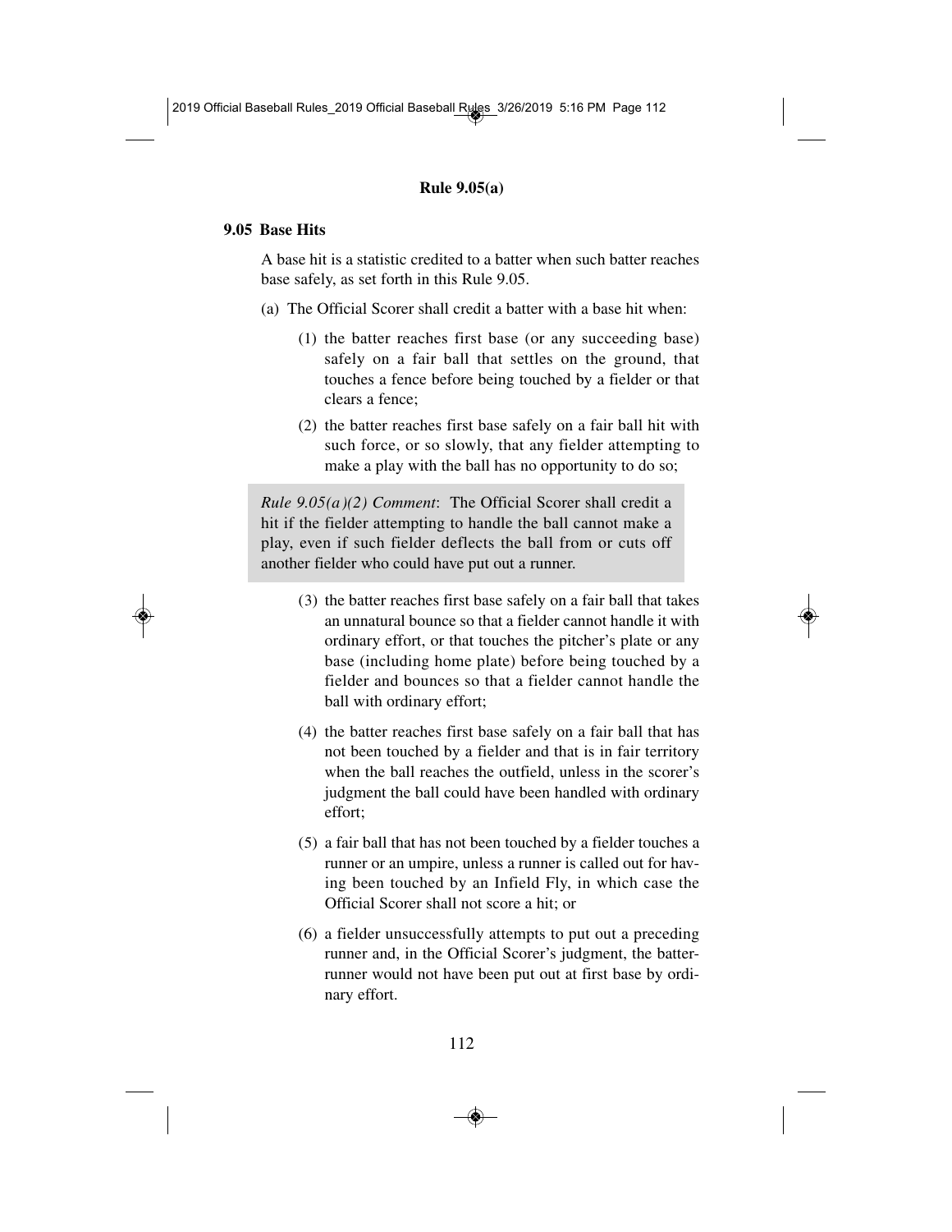## 9.05 Base Hits

A base hit is a statistic credited to a batter when such batter reaches base safely, as set forth in this Rule 9.05.

(a) The Official Scorer shall credit a batter with a base hit when:

(1) the batter reaches first base (or any succeeding base) safely on a fair ball that settles on the ground, that touches a fence before being touched by a fielder or that clears a fence;

(2) the batter reaches first base safely on a fair ball hit with such force, or so slowly, that any fielder attempting to make a play with the ball has no opportunity to do so;

> *Rule 9.05(a)(2) Comment*: The Official Scorer shall credit a hit if the fielder attempting to handle the ball cannot make a play, even if such fielder deflects the ball from or cuts off another fielder who could have put out a runner.

(3) the batter reaches first base safely on a fair ball that takes an unnatural bounce so that a fielder cannot handle it with ordinary effort, or that touches the pitcher's plate or any base (including home plate) before being touched by a fielder and bounces so that a fielder cannot handle the ball with ordinary effort;

(4) the batter reaches first base safely on a fair ball that has not been touched by a fielder and that is in fair territory when the ball reaches the outfield, unless in the scorer's judgment the ball could have been handled with ordinary effort;

(5) a fair ball that has not been touched by a fielder touches a runner or an umpire, unless a runner is called out for having been touched by an Infield Fly, in which case the Official Scorer shall not score a hit; or

(6) a fielder unsuccessfully attempts to put out a preceding runner and, in the Official Scorer's judgment, the batter-runner would not have been put out at first base by ordinary effort.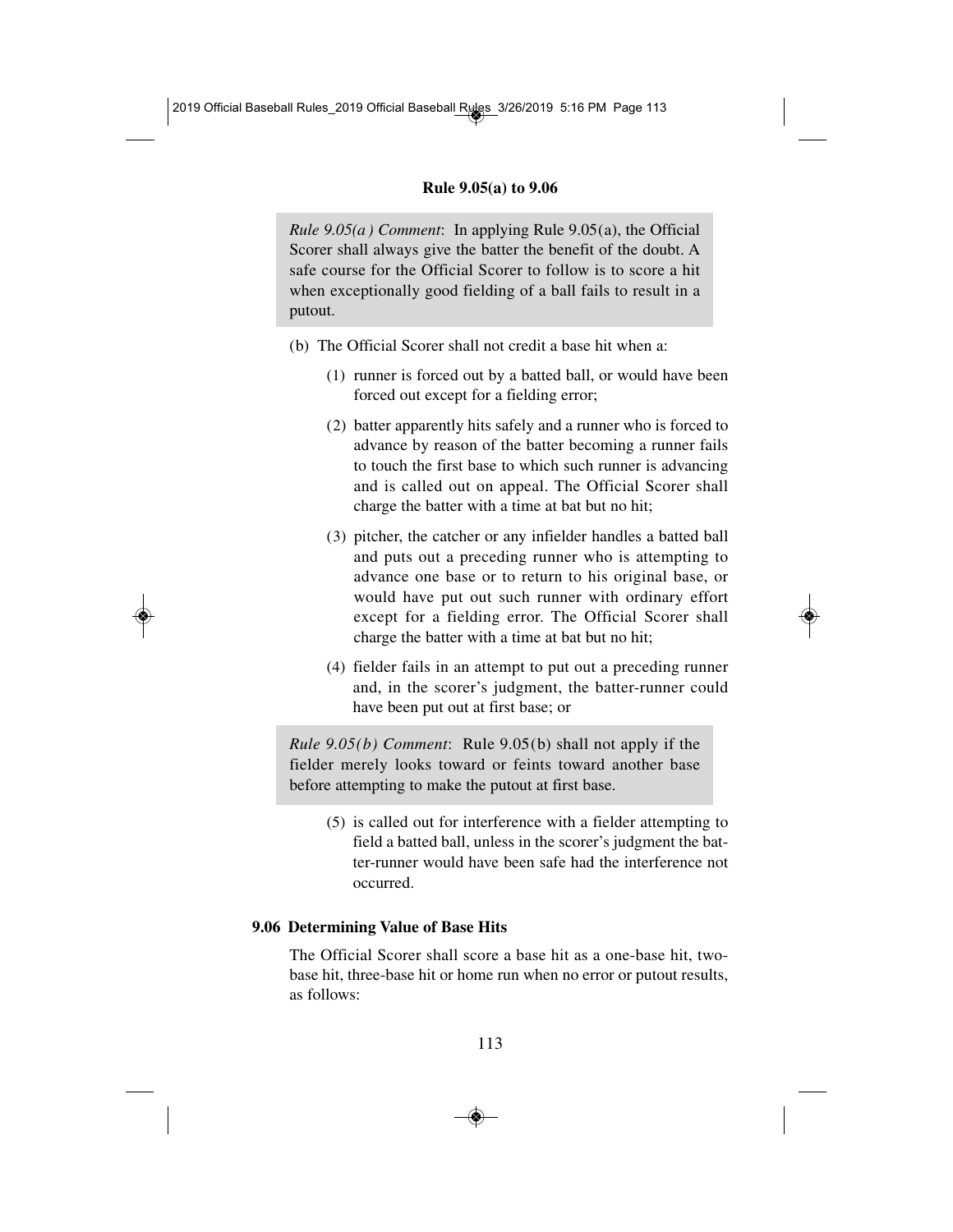*Rule 9.05(a) Comment*: In applying Rule 9.05(a), the Official Scorer shall always give the batter the benefit of the doubt. A safe course for the Official Scorer to follow is to score a hit when exceptionally good fielding of a ball fails to result in a putout.

(b) The Official Scorer shall not credit a base hit when a:

(1) runner is forced out by a batted ball, or would have been forced out except for a fielding error;

(2) batter apparently hits safely and a runner who is forced to advance by reason of the batter becoming a runner fails to touch the first base to which such runner is advancing and is called out on appeal. The Official Scorer shall charge the batter with a time at bat but no hit;

(3) pitcher, the catcher or any infielder handles a batted ball and puts out a preceding runner who is attempting to advance one base or to return to his original base, or would have put out such runner with ordinary effort except for a fielding error. The Official Scorer shall charge the batter with a time at bat but no hit;

(4) fielder fails in an attempt to put out a preceding runner and, in the scorer's judgment, the batter-runner could have been put out at first base; or

*Rule 9.05(b) Comment*: Rule 9.05(b) shall not apply if the fielder merely looks toward or feints toward another base before attempting to make the putout at first base.

(5) is called out for interference with a fielder attempting to field a batted ball, unless in the scorer's judgment the batter-runner would have been safe had the interference not occurred.

**9.06 Determining Value of Base Hits**

The Official Scorer shall score a base hit as a one-base hit, two-base hit, three-base hit or home run when no error or putout results, as follows: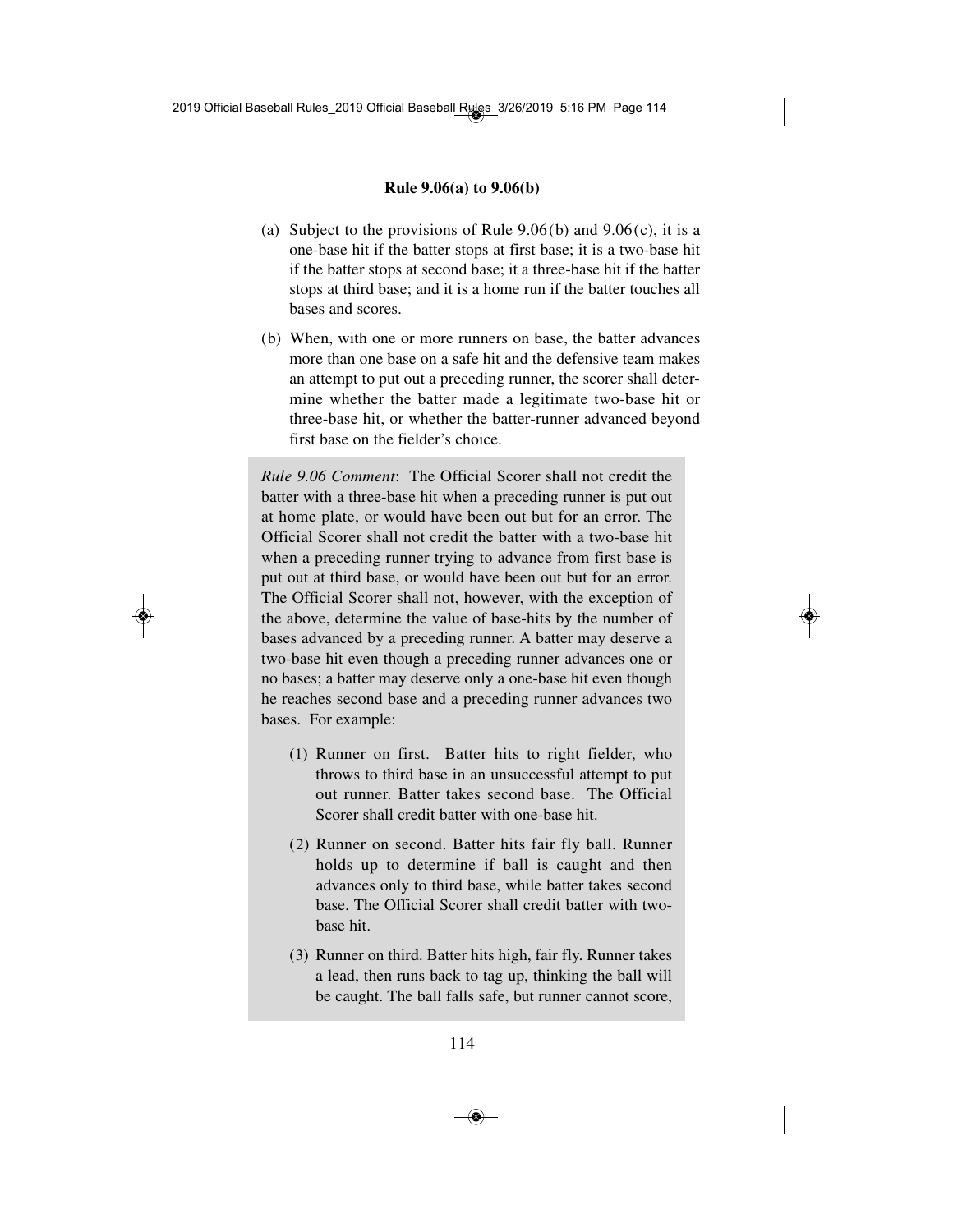**Rule 9.06(a) to 9.06(b)**

(a) Subject to the provisions of Rule 9.06(b) and 9.06(c), it is a one-base hit if the batter stops at first base; it is a two-base hit if the batter stops at second base; it a three-base hit if the batter stops at third base; and it is a home run if the batter touches all bases and scores.

(b) When, with one or more runners on base, the batter advances more than one base on a safe hit and the defensive team makes an attempt to put out a preceding runner, the scorer shall determine whether the batter made a legitimate two-base hit or three-base hit, or whether the batter-runner advanced beyond first base on the fielder's choice.

*Rule 9.06 Comment*: The Official Scorer shall not credit the batter with a three-base hit when a preceding runner is put out at home plate, or would have been out but for an error. The Official Scorer shall not credit the batter with a two-base hit when a preceding runner trying to advance from first base is put out at third base, or would have been out but for an error. The Official Scorer shall not, however, with the exception of the above, determine the value of base-hits by the number of bases advanced by a preceding runner. A batter may deserve a two-base hit even though a preceding runner advances one or no bases; a batter may deserve only a one-base hit even though he reaches second base and a preceding runner advances two bases. For example:

(1) Runner on first. Batter hits to right fielder, who throws to third base in an unsuccessful attempt to put out runner. Batter takes second base. The Official Scorer shall credit batter with one-base hit.

(2) Runner on second. Batter hits fair fly ball. Runner holds up to determine if ball is caught and then advances only to third base, while batter takes second base. The Official Scorer shall credit batter with two-base hit.

(3) Runner on third. Batter hits high, fair fly. Runner takes a lead, then runs back to tag up, thinking the ball will be caught. The ball falls safe, but runner cannot score,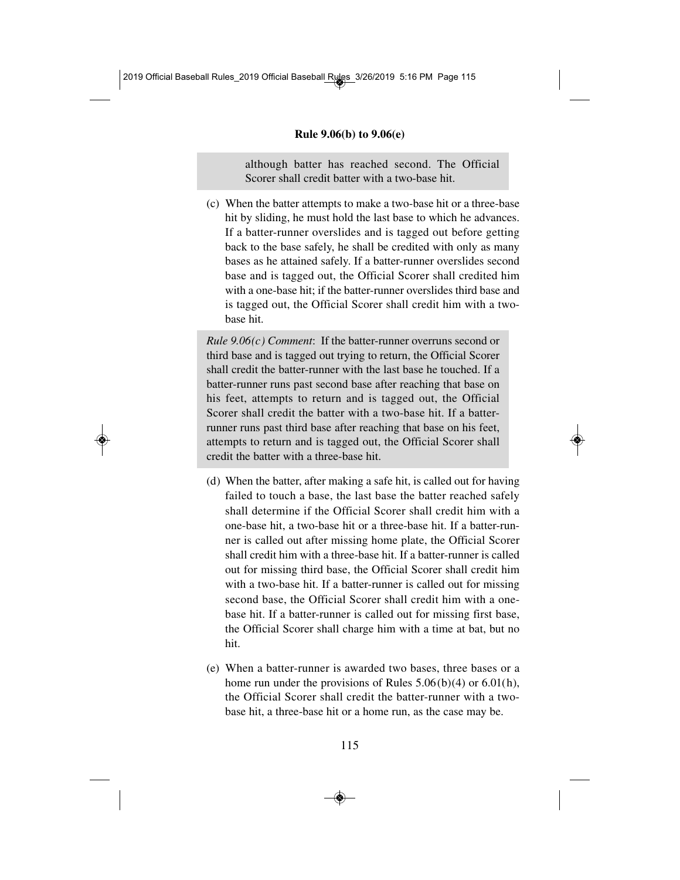although batter has reached second. The Official Scorer shall credit batter with a two-base hit.

(c) When the batter attempts to make a two-base hit or a three-base hit by sliding, he must hold the last base to which he advances. If a batter-runner overslides and is tagged out before getting back to the base safely, he shall be credited with only as many bases as he attained safely. If a batter-runner overslides second base and is tagged out, the Official Scorer shall credited him with a one-base hit; if the batter-runner overslides third base and is tagged out, the Official Scorer shall credit him with a two-base hit.

*Rule 9.06(c) Comment*: If the batter-runner overruns second or third base and is tagged out trying to return, the Official Scorer shall credit the batter-runner with the last base he touched. If a batter-runner runs past second base after reaching that base on his feet, attempts to return and is tagged out, the Official Scorer shall credit the batter with a two-base hit. If a batter-runner runs past third base after reaching that base on his feet, attempts to return and is tagged out, the Official Scorer shall credit the batter with a three-base hit.

(d) When the batter, after making a safe hit, is called out for having failed to touch a base, the last base the batter reached safely shall determine if the Official Scorer shall credit him with a one-base hit, a two-base hit or a three-base hit. If a batter-runner is called out after missing home plate, the Official Scorer shall credit him with a three-base hit. If a batter-runner is called out for missing third base, the Official Scorer shall credit him with a two-base hit. If a batter-runner is called out for missing second base, the Official Scorer shall credit him with a one-base hit. If a batter-runner is called out for missing first base, the Official Scorer shall charge him with a time at bat, but no hit.

(e) When a batter-runner is awarded two bases, three bases or a home run under the provisions of Rules 5.06(b)(4) or 6.01(h), the Official Scorer shall credit the batter-runner with a two-base hit, a three-base hit or a home run, as the case may be.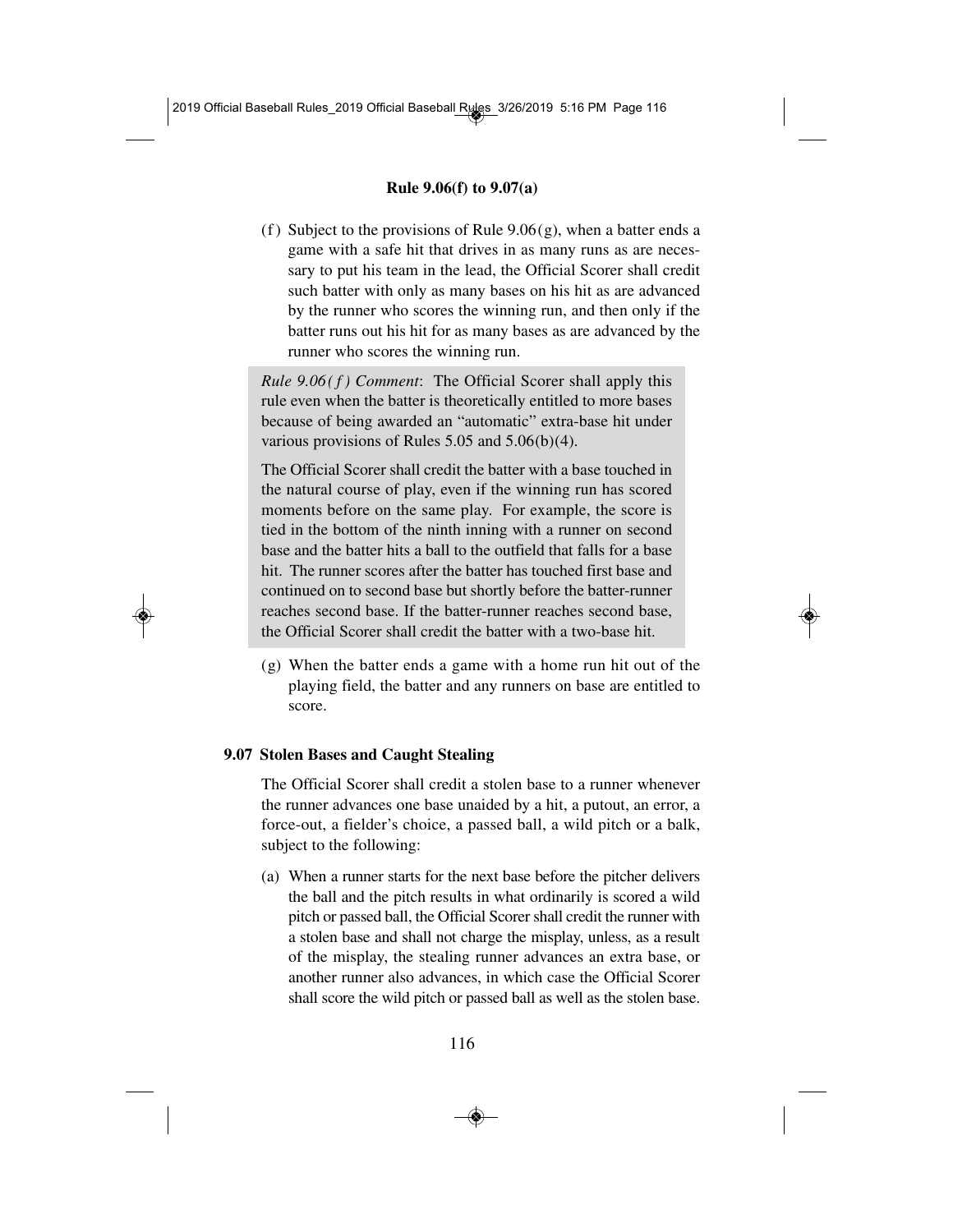(f) Subject to the provisions of Rule 9.06(g), when a batter ends a game with a safe hit that drives in as many runs as are necessary to put his team in the lead, the Official Scorer shall credit such batter with only as many bases on his hit as are advanced by the runner who scores the winning run, and then only if the batter runs out his hit for as many bases as are advanced by the runner who scores the winning run.

*Rule 9.06(f) Comment*: The Official Scorer shall apply this rule even when the batter is theoretically entitled to more bases because of being awarded an "automatic" extra-base hit under various provisions of Rules 5.05 and 5.06(b)(4).

The Official Scorer shall credit the batter with a base touched in the natural course of play, even if the winning run has scored moments before on the same play. For example, the score is tied in the bottom of the ninth inning with a runner on second base and the batter hits a ball to the outfield that falls for a base hit. The runner scores after the batter has touched first base and continued on to second base but shortly before the batter-runner reaches second base. If the batter-runner reaches second base, the Official Scorer shall credit the batter with a two-base hit.

(g) When the batter ends a game with a home run hit out of the playing field, the batter and any runners on base are entitled to score.

## 9.07 Stolen Bases and Caught Stealing

The Official Scorer shall credit a stolen base to a runner whenever the runner advances one base unaided by a hit, a putout, an error, a force-out, a fielder's choice, a passed ball, a wild pitch or a balk, subject to the following:

(a) When a runner starts for the next base before the pitcher delivers the ball and the pitch results in what ordinarily is scored a wild pitch or passed ball, the Official Scorer shall credit the runner with a stolen base and shall not charge the misplay, unless, as a result of the misplay, the stealing runner advances an extra base, or another runner also advances, in which case the Official Scorer shall score the wild pitch or passed ball as well as the stolen base.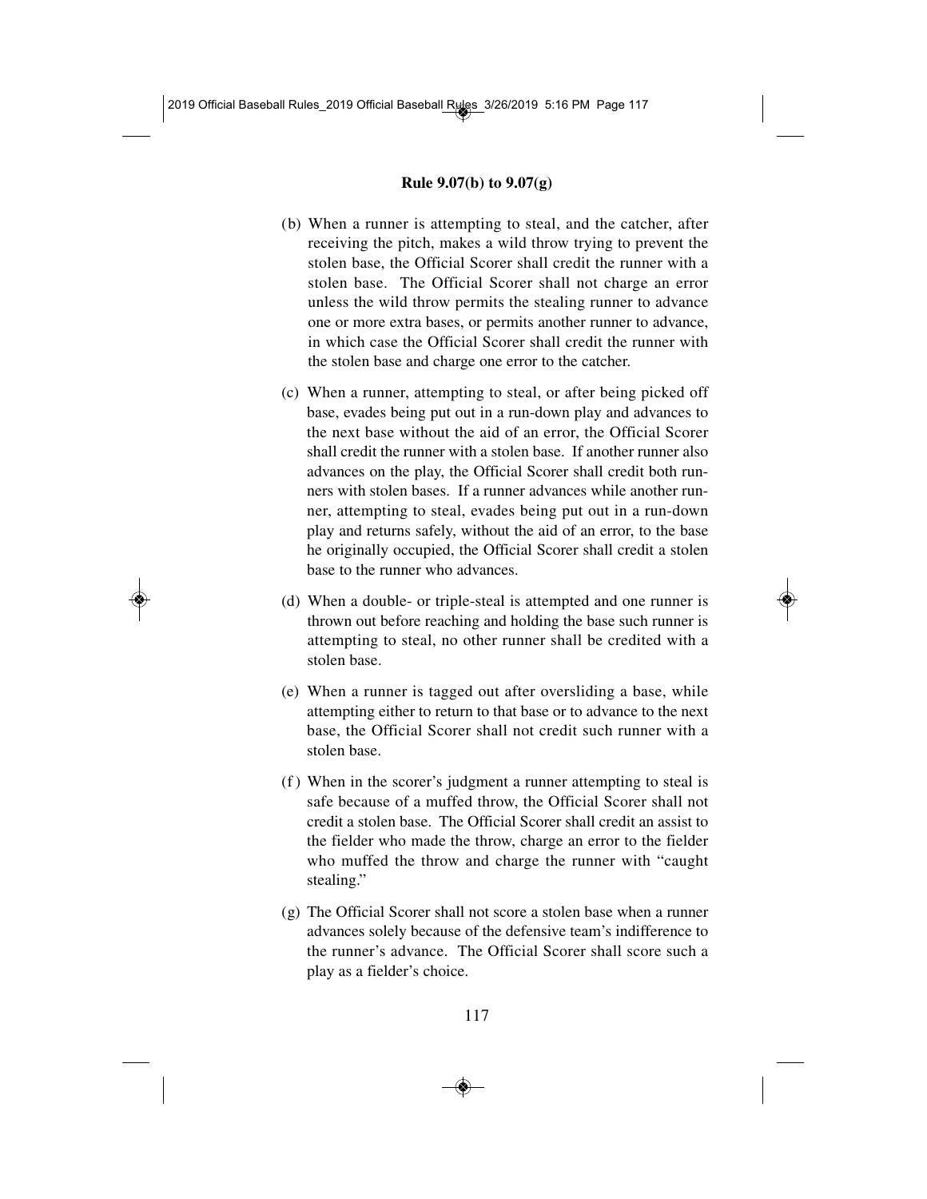**Rule 9.07(b) to 9.07(g)**

(b) When a runner is attempting to steal, and the catcher, after receiving the pitch, makes a wild throw trying to prevent the stolen base, the Official Scorer shall credit the runner with a stolen base. The Official Scorer shall not charge an error unless the wild throw permits the stealing runner to advance one or more extra bases, or permits another runner to advance, in which case the Official Scorer shall credit the runner with the stolen base and charge one error to the catcher.

(c) When a runner, attempting to steal, or after being picked off base, evades being put out in a run-down play and advances to the next base without the aid of an error, the Official Scorer shall credit the runner with a stolen base. If another runner also advances on the play, the Official Scorer shall credit both runners with stolen bases. If a runner advances while another runner, attempting to steal, evades being put out in a run-down play and returns safely, without the aid of an error, to the base he originally occupied, the Official Scorer shall credit a stolen base to the runner who advances.

(d) When a double- or triple-steal is attempted and one runner is thrown out before reaching and holding the base such runner is attempting to steal, no other runner shall be credited with a stolen base.

(e) When a runner is tagged out after oversliding a base, while attempting either to return to that base or to advance to the next base, the Official Scorer shall not credit such runner with a stolen base.

(f) When in the scorer's judgment a runner attempting to steal is safe because of a muffed throw, the Official Scorer shall not credit a stolen base. The Official Scorer shall credit an assist to the fielder who made the throw, charge an error to the fielder who muffed the throw and charge the runner with "caught stealing."

(g) The Official Scorer shall not score a stolen base when a runner advances solely because of the defensive team's indifference to the runner's advance. The Official Scorer shall score such a play as a fielder's choice.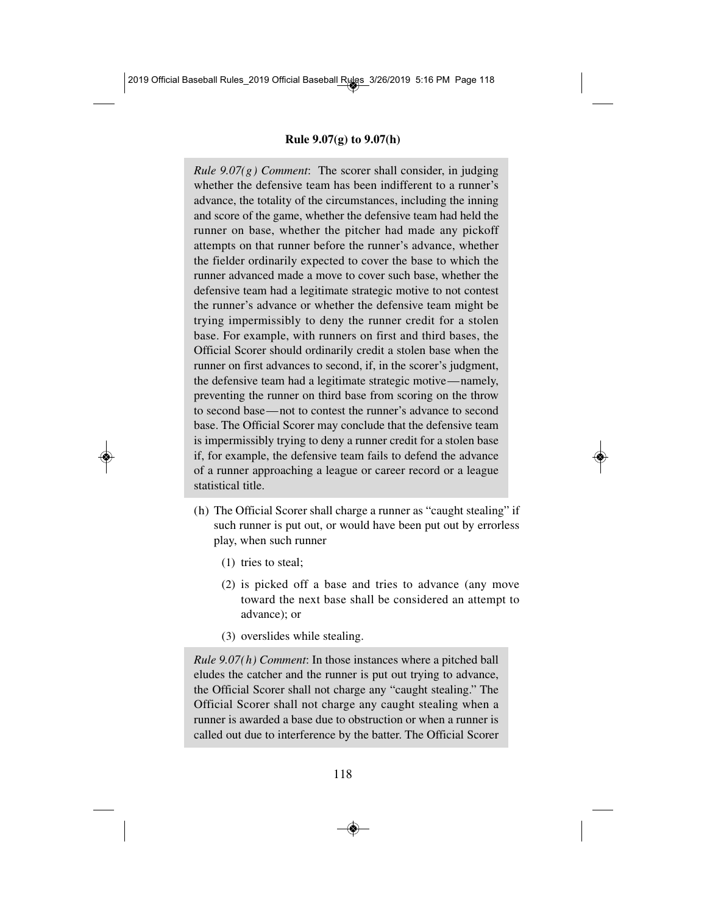*Rule 9.07(g) Comment*: The scorer shall consider, in judging whether the defensive team has been indifferent to a runner's advance, the totality of the circumstances, including the inning and score of the game, whether the defensive team had held the runner on base, whether the pitcher had made any pickoff attempts on that runner before the runner's advance, whether the fielder ordinarily expected to cover the base to which the runner advanced made a move to cover such base, whether the defensive team had a legitimate strategic motive to not contest the runner's advance or whether the defensive team might be trying impermissibly to deny the runner credit for a stolen base. For example, with runners on first and third bases, the Official Scorer should ordinarily credit a stolen base when the runner on first advances to second, if, in the scorer's judgment, the defensive team had a legitimate strategic motive—namely, preventing the runner on third base from scoring on the throw to second base—not to contest the runner's advance to second base. The Official Scorer may conclude that the defensive team is impermissibly trying to deny a runner credit for a stolen base if, for example, the defensive team fails to defend the advance of a runner approaching a league or career record or a league statistical title.

(h) The Official Scorer shall charge a runner as "caught stealing" if such runner is put out, or would have been put out by errorless play, when such runner

(1) tries to steal;

(2) is picked off a base and tries to advance (any move toward the next base shall be considered an attempt to advance); or

(3) overslides while stealing.

*Rule 9.07(h) Comment*: In those instances where a pitched ball eludes the catcher and the runner is put out trying to advance, the Official Scorer shall not charge any "caught stealing." The Official Scorer shall not charge any caught stealing when a runner is awarded a base due to obstruction or when a runner is called out due to interference by the batter. The Official Scorer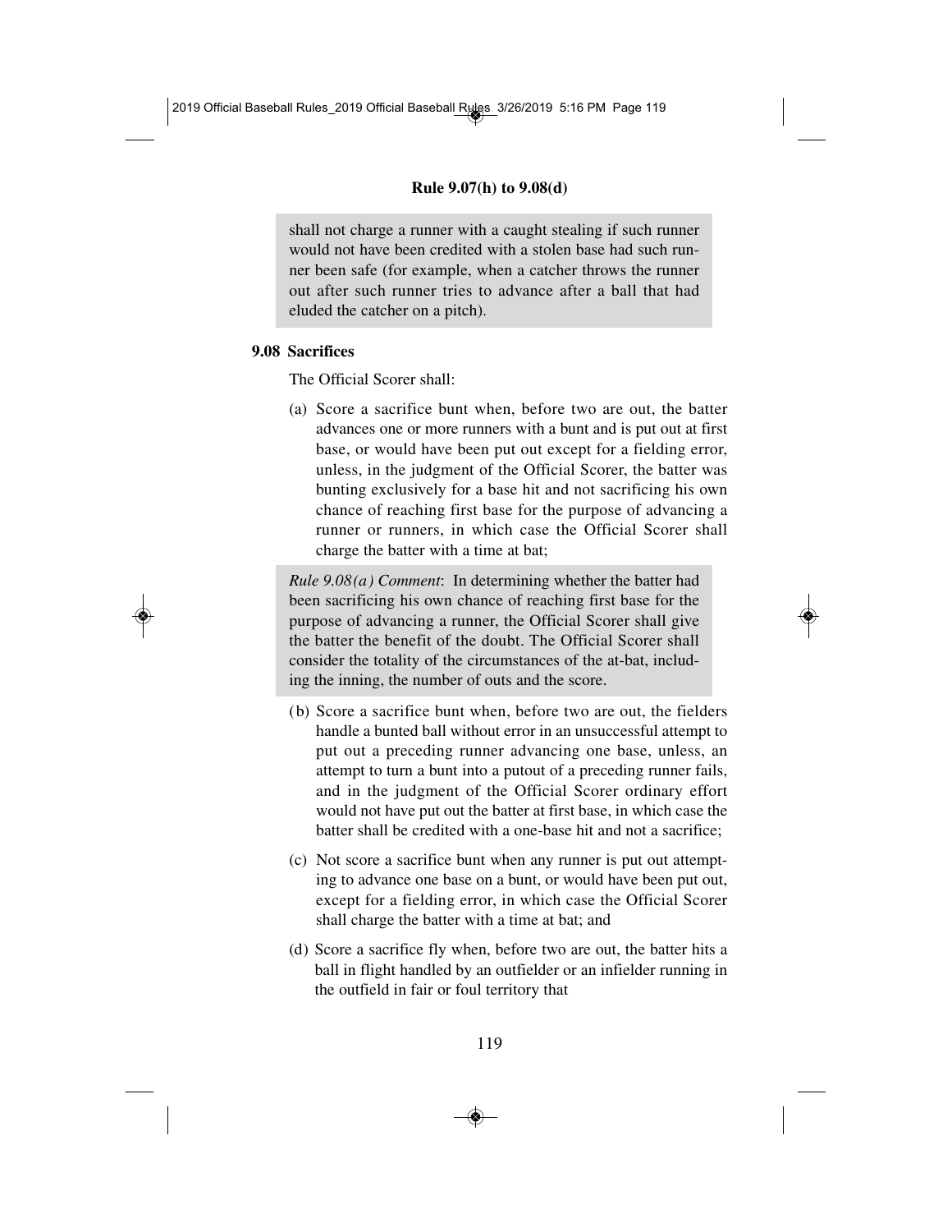shall not charge a runner with a caught stealing if such runner would not have been credited with a stolen base had such runner been safe (for example, when a catcher throws the runner out after such runner tries to advance after a ball that had eluded the catcher on a pitch).

### 9.08 Sacrifices

The Official Scorer shall:

(a) Score a sacrifice bunt when, before two are out, the batter advances one or more runners with a bunt and is put out at first base, or would have been put out except for a fielding error, unless, in the judgment of the Official Scorer, the batter was bunting exclusively for a base hit and not sacrificing his own chance of reaching first base for the purpose of advancing a runner or runners, in which case the Official Scorer shall charge the batter with a time at bat;

*Rule 9.08(a) Comment*: In determining whether the batter had been sacrificing his own chance of reaching first base for the purpose of advancing a runner, the Official Scorer shall give the batter the benefit of the doubt. The Official Scorer shall consider the totality of the circumstances of the at-bat, including the inning, the number of outs and the score.

(b) Score a sacrifice bunt when, before two are out, the fielders handle a bunted ball without error in an unsuccessful attempt to put out a preceding runner advancing one base, unless, an attempt to turn a bunt into a putout of a preceding runner fails, and in the judgment of the Official Scorer ordinary effort would not have put out the batter at first base, in which case the batter shall be credited with a one-base hit and not a sacrifice;

(c) Not score a sacrifice bunt when any runner is put out attempting to advance one base on a bunt, or would have been put out, except for a fielding error, in which case the Official Scorer shall charge the batter with a time at bat; and

(d) Score a sacrifice fly when, before two are out, the batter hits a ball in flight handled by an outfielder or an infielder running in the outfield in fair or foul territory that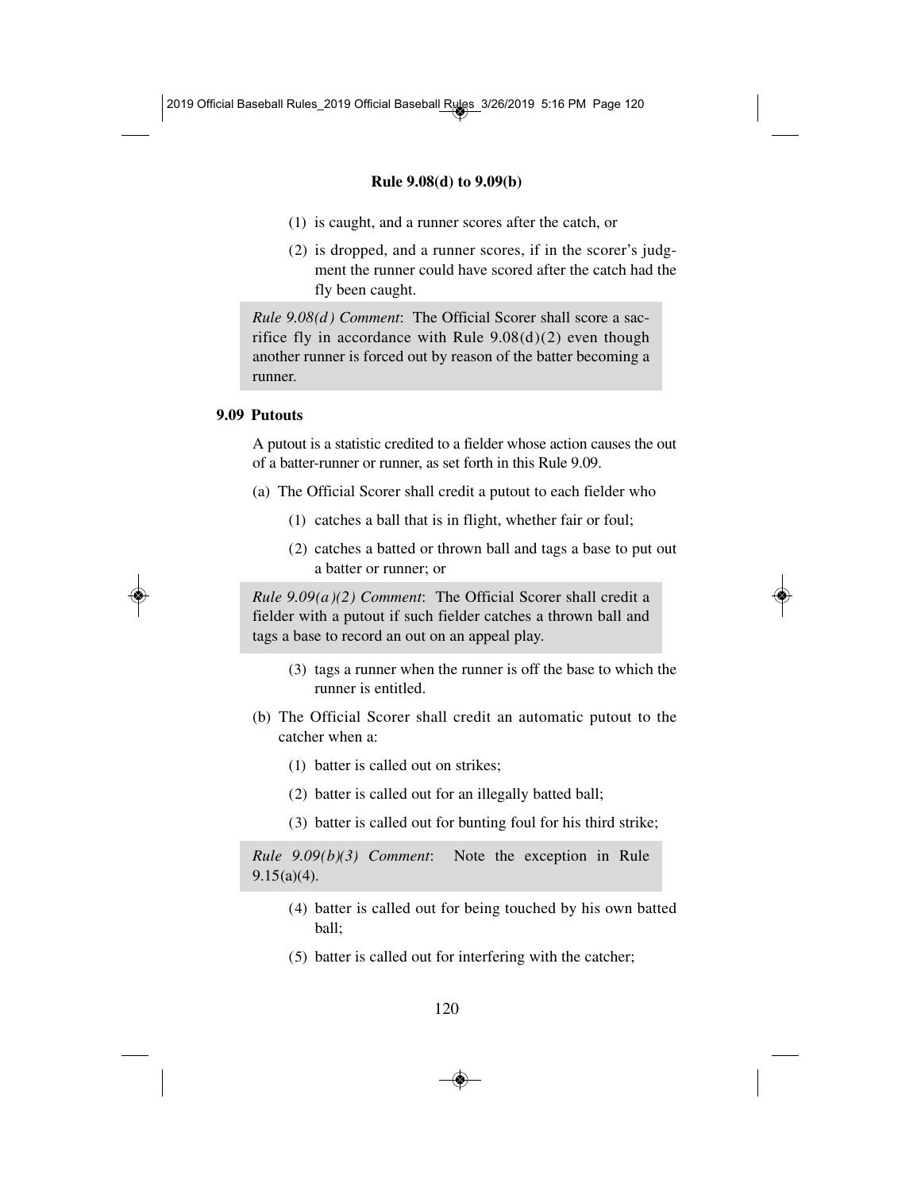(1) is caught, and a runner scores after the catch, or

(2) is dropped, and a runner scores, if in the scorer's judgment the runner could have scored after the catch had the fly been caught.

> *Rule 9.08(d) Comment*: The Official Scorer shall score a sacrifice fly in accordance with Rule 9.08(d)(2) even though another runner is forced out by reason of the batter becoming a runner.

### 9.09 Putouts

A putout is a statistic credited to a fielder whose action causes the out of a batter-runner or runner, as set forth in this Rule 9.09.

(a) The Official Scorer shall credit a putout to each fielder who

(1) catches a ball that is in flight, whether fair or foul;

(2) catches a batted or thrown ball and tags a base to put out a batter or runner; or

> *Rule 9.09(a)(2) Comment*: The Official Scorer shall credit a fielder with a putout if such fielder catches a thrown ball and tags a base to record an out on an appeal play.

(3) tags a runner when the runner is off the base to which the runner is entitled.

(b) The Official Scorer shall credit an automatic putout to the catcher when a:

(1) batter is called out on strikes;

(2) batter is called out for an illegally batted ball;

(3) batter is called out for bunting foul for his third strike;

> *Rule 9.09(b)(3) Comment*: Note the exception in Rule 9.15(a)(4).

(4) batter is called out for being touched by his own batted ball;

(5) batter is called out for interfering with the catcher;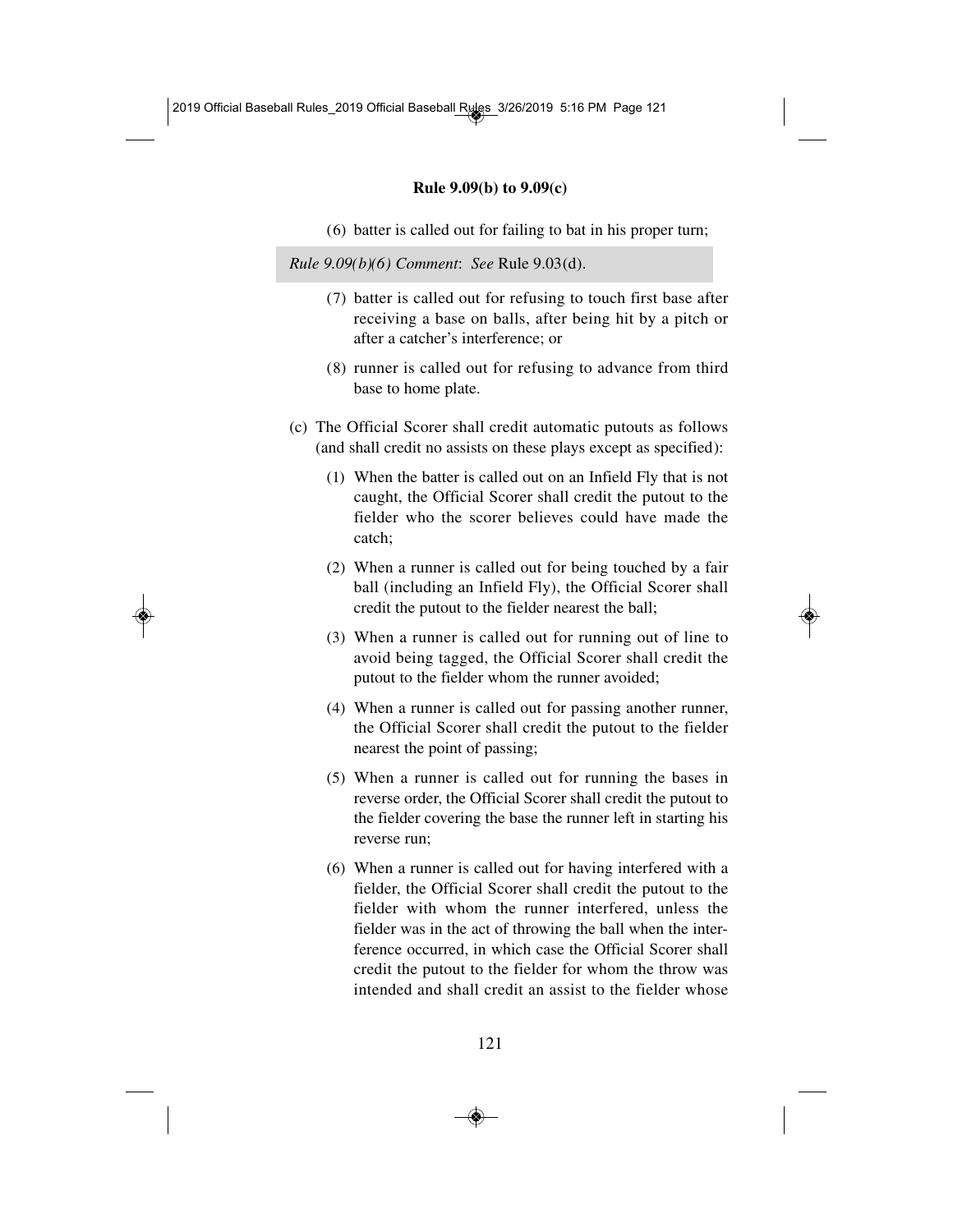### Rule 9.09(b) to 9.09(c)

(6) batter is called out for failing to bat in his proper turn;

*Rule 9.09(b)(6) Comment*: *See* Rule 9.03(d).

(7) batter is called out for refusing to touch first base after receiving a base on balls, after being hit by a pitch or after a catcher's interference; or

(8) runner is called out for refusing to advance from third base to home plate.

(c) The Official Scorer shall credit automatic putouts as follows (and shall credit no assists on these plays except as specified):

(1) When the batter is called out on an Infield Fly that is not caught, the Official Scorer shall credit the putout to the fielder who the scorer believes could have made the catch;

(2) When a runner is called out for being touched by a fair ball (including an Infield Fly), the Official Scorer shall credit the putout to the fielder nearest the ball;

(3) When a runner is called out for running out of line to avoid being tagged, the Official Scorer shall credit the putout to the fielder whom the runner avoided;

(4) When a runner is called out for passing another runner, the Official Scorer shall credit the putout to the fielder nearest the point of passing;

(5) When a runner is called out for running the bases in reverse order, the Official Scorer shall credit the putout to the fielder covering the base the runner left in starting his reverse run;

(6) When a runner is called out for having interfered with a fielder, the Official Scorer shall credit the putout to the fielder with whom the runner interfered, unless the fielder was in the act of throwing the ball when the interference occurred, in which case the Official Scorer shall credit the putout to the fielder for whom the throw was intended and shall credit an assist to the fielder whose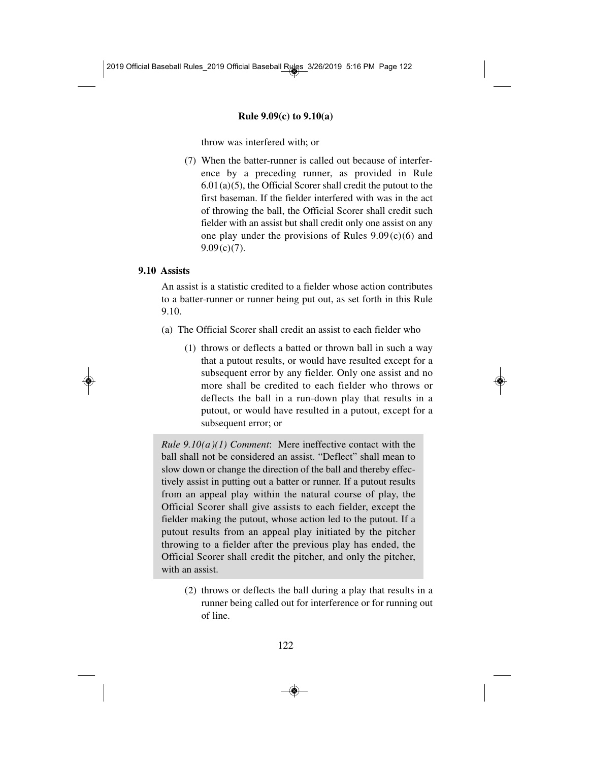throw was interfered with; or

(7) When the batter-runner is called out because of interference by a preceding runner, as provided in Rule 6.01(a)(5), the Official Scorer shall credit the putout to the first baseman. If the fielder interfered with was in the act of throwing the ball, the Official Scorer shall credit such fielder with an assist but shall credit only one assist on any one play under the provisions of Rules 9.09(c)(6) and 9.09(c)(7).

## 9.10 Assists

An assist is a statistic credited to a fielder whose action contributes to a batter-runner or runner being put out, as set forth in this Rule 9.10.

(a) The Official Scorer shall credit an assist to each fielder who

(1) throws or deflects a batted or thrown ball in such a way that a putout results, or would have resulted except for a subsequent error by any fielder. Only one assist and no more shall be credited to each fielder who throws or deflects the ball in a run-down play that results in a putout, or would have resulted in a putout, except for a subsequent error; or

*Rule 9.10(a)(1) Comment*: Mere ineffective contact with the ball shall not be considered an assist. "Deflect" shall mean to slow down or change the direction of the ball and thereby effectively assist in putting out a batter or runner. If a putout results from an appeal play within the natural course of play, the Official Scorer shall give assists to each fielder, except the fielder making the putout, whose action led to the putout. If a putout results from an appeal play initiated by the pitcher throwing to a fielder after the previous play has ended, the Official Scorer shall credit the pitcher, and only the pitcher, with an assist.

(2) throws or deflects the ball during a play that results in a runner being called out for interference or for running out of line.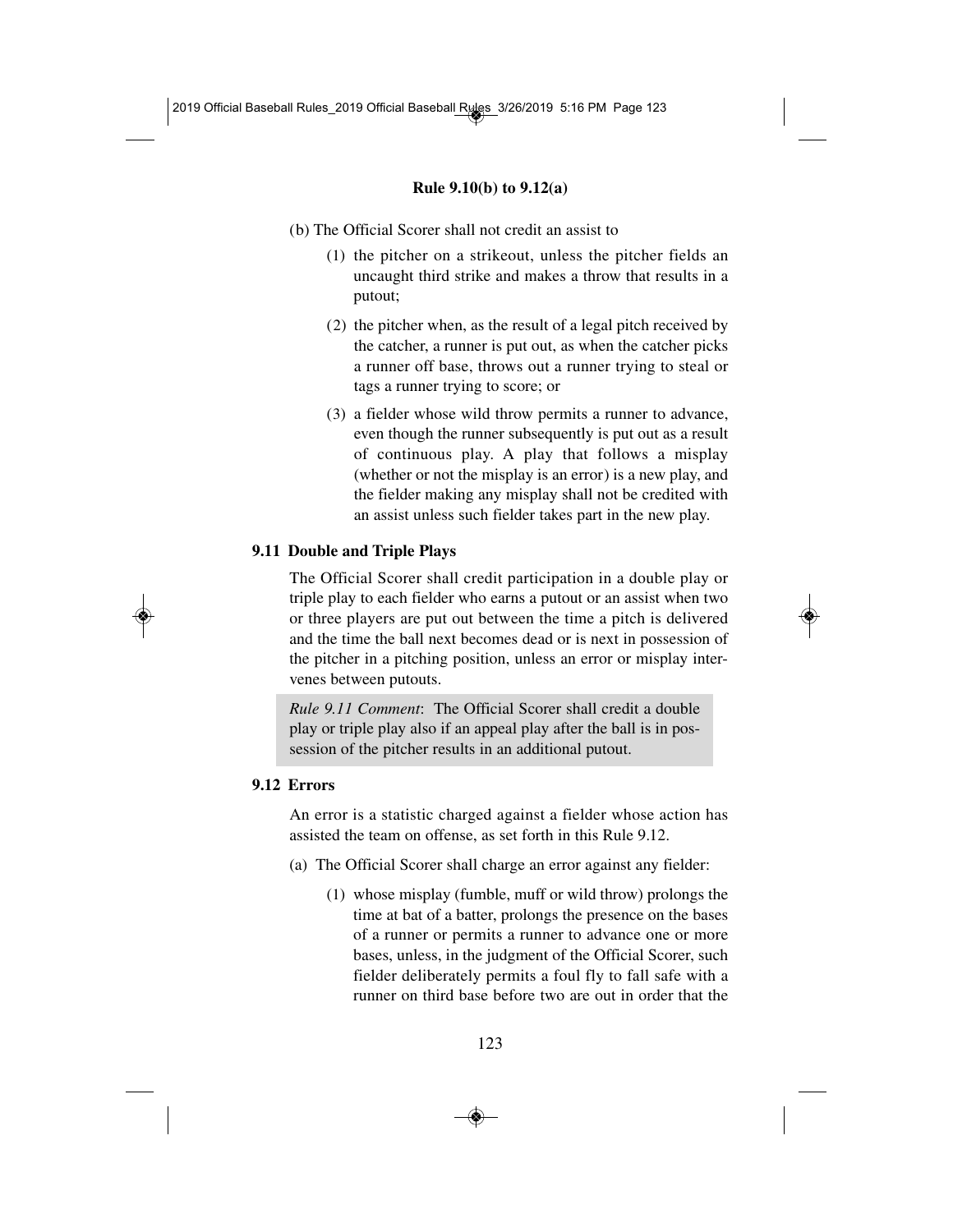(b) The Official Scorer shall not credit an assist to

(1) the pitcher on a strikeout, unless the pitcher fields an uncaught third strike and makes a throw that results in a putout;

(2) the pitcher when, as the result of a legal pitch received by the catcher, a runner is put out, as when the catcher picks a runner off base, throws out a runner trying to steal or tags a runner trying to score; or

(3) a fielder whose wild throw permits a runner to advance, even though the runner subsequently is put out as a result of continuous play. A play that follows a misplay (whether or not the misplay is an error) is a new play, and the fielder making any misplay shall not be credited with an assist unless such fielder takes part in the new play.

## 9.11 Double and Triple Plays

The Official Scorer shall credit participation in a double play or triple play to each fielder who earns a putout or an assist when two or three players are put out between the time a pitch is delivered and the time the ball next becomes dead or is next in possession of the pitcher in a pitching position, unless an error or misplay intervenes between putouts.

*Rule 9.11 Comment*: The Official Scorer shall credit a double play or triple play also if an appeal play after the ball is in possession of the pitcher results in an additional putout.

## 9.12 Errors

An error is a statistic charged against a fielder whose action has assisted the team on offense, as set forth in this Rule 9.12.

(a) The Official Scorer shall charge an error against any fielder:

(1) whose misplay (fumble, muff or wild throw) prolongs the time at bat of a batter, prolongs the presence on the bases of a runner or permits a runner to advance one or more bases, unless, in the judgment of the Official Scorer, such fielder deliberately permits a foul fly to fall safe with a runner on third base before two are out in order that the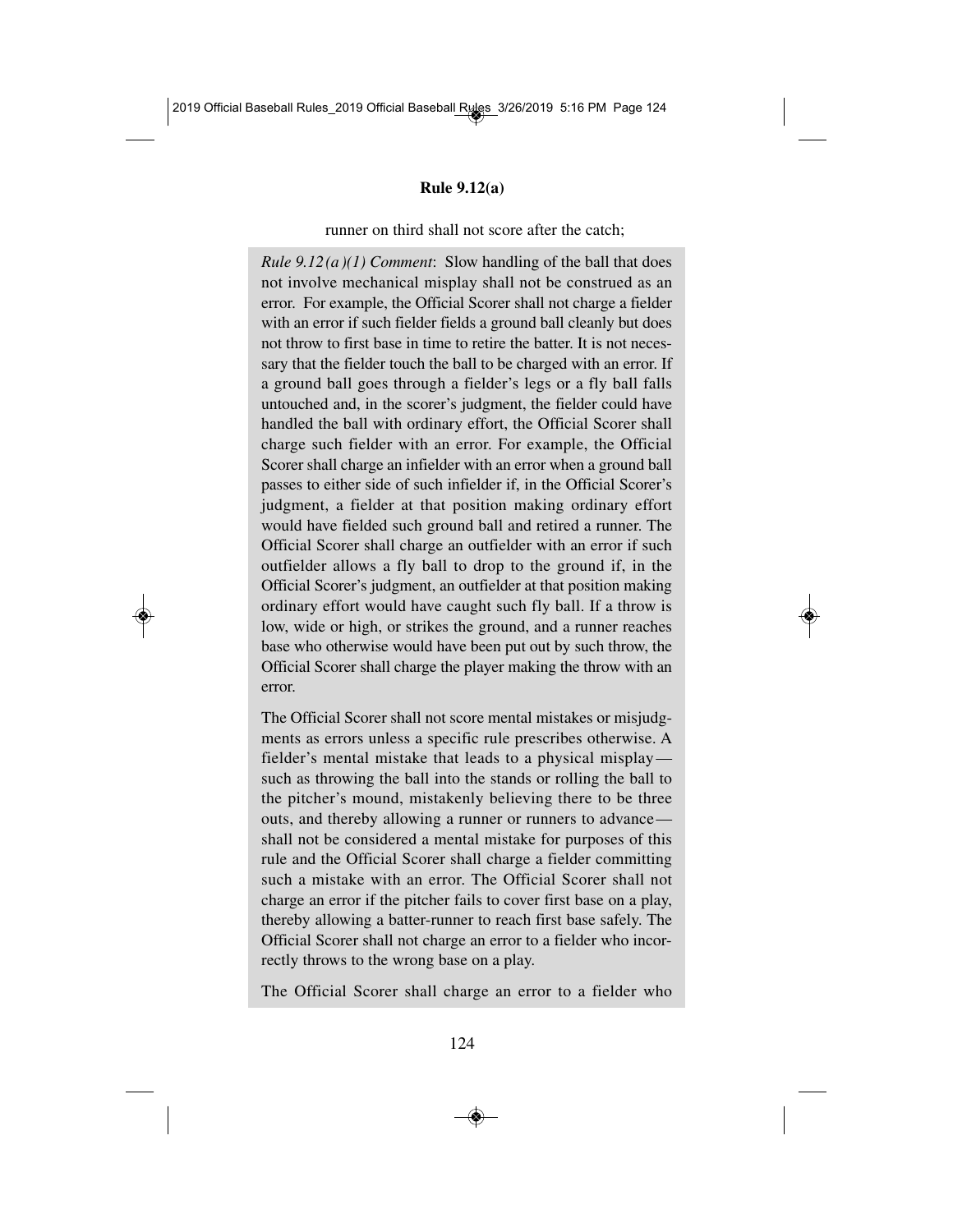runner on third shall not score after the catch;

*Rule 9.12(a)(1) Comment*: Slow handling of the ball that does not involve mechanical misplay shall not be construed as an error. For example, the Official Scorer shall not charge a fielder with an error if such fielder fields a ground ball cleanly but does not throw to first base in time to retire the batter. It is not necessary that the fielder touch the ball to be charged with an error. If a ground ball goes through a fielder's legs or a fly ball falls untouched and, in the scorer's judgment, the fielder could have handled the ball with ordinary effort, the Official Scorer shall charge such fielder with an error. For example, the Official Scorer shall charge an infielder with an error when a ground ball passes to either side of such infielder if, in the Official Scorer's judgment, a fielder at that position making ordinary effort would have fielded such ground ball and retired a runner. The Official Scorer shall charge an outfielder with an error if such outfielder allows a fly ball to drop to the ground if, in the Official Scorer's judgment, an outfielder at that position making ordinary effort would have caught such fly ball. If a throw is low, wide or high, or strikes the ground, and a runner reaches base who otherwise would have been put out by such throw, the Official Scorer shall charge the player making the throw with an error.

The Official Scorer shall not score mental mistakes or misjudgments as errors unless a specific rule prescribes otherwise. A fielder's mental mistake that leads to a physical misplay—such as throwing the ball into the stands or rolling the ball to the pitcher's mound, mistakenly believing there to be three outs, and thereby allowing a runner or runners to advance—shall not be considered a mental mistake for purposes of this rule and the Official Scorer shall charge a fielder committing such a mistake with an error. The Official Scorer shall not charge an error if the pitcher fails to cover first base on a play, thereby allowing a batter-runner to reach first base safely. The Official Scorer shall not charge an error to a fielder who incorrectly throws to the wrong base on a play.

The Official Scorer shall charge an error to a fielder who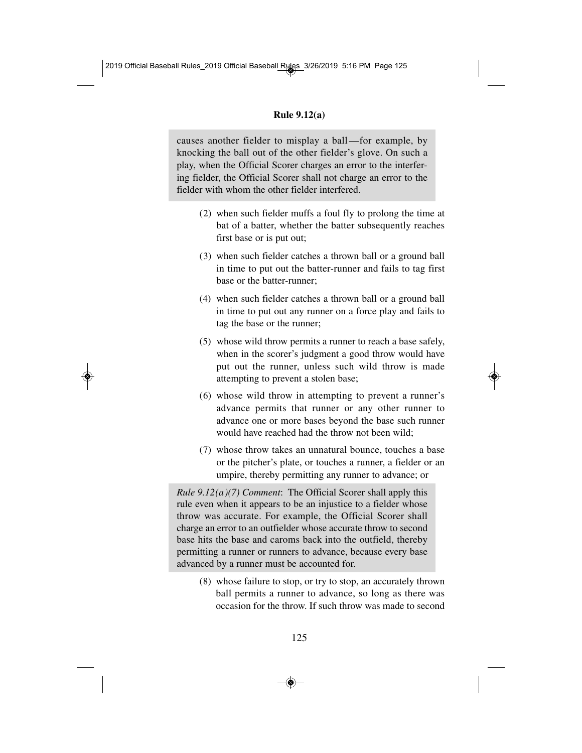causes another fielder to misplay a ball—for example, by knocking the ball out of the other fielder's glove. On such a play, when the Official Scorer charges an error to the interfering fielder, the Official Scorer shall not charge an error to the fielder with whom the other fielder interfered.

(2) when such fielder muffs a foul fly to prolong the time at bat of a batter, whether the batter subsequently reaches first base or is put out;

(3) when such fielder catches a thrown ball or a ground ball in time to put out the batter-runner and fails to tag first base or the batter-runner;

(4) when such fielder catches a thrown ball or a ground ball in time to put out any runner on a force play and fails to tag the base or the runner;

(5) whose wild throw permits a runner to reach a base safely, when in the scorer's judgment a good throw would have put out the runner, unless such wild throw is made attempting to prevent a stolen base;

(6) whose wild throw in attempting to prevent a runner's advance permits that runner or any other runner to advance one or more bases beyond the base such runner would have reached had the throw not been wild;

(7) whose throw takes an unnatural bounce, touches a base or the pitcher's plate, or touches a runner, a fielder or an umpire, thereby permitting any runner to advance; or

*Rule 9.12(a)(7) Comment*: The Official Scorer shall apply this rule even when it appears to be an injustice to a fielder whose throw was accurate. For example, the Official Scorer shall charge an error to an outfielder whose accurate throw to second base hits the base and caroms back into the outfield, thereby permitting a runner or runners to advance, because every base advanced by a runner must be accounted for.

(8) whose failure to stop, or try to stop, an accurately thrown ball permits a runner to advance, so long as there was occasion for the throw. If such throw was made to second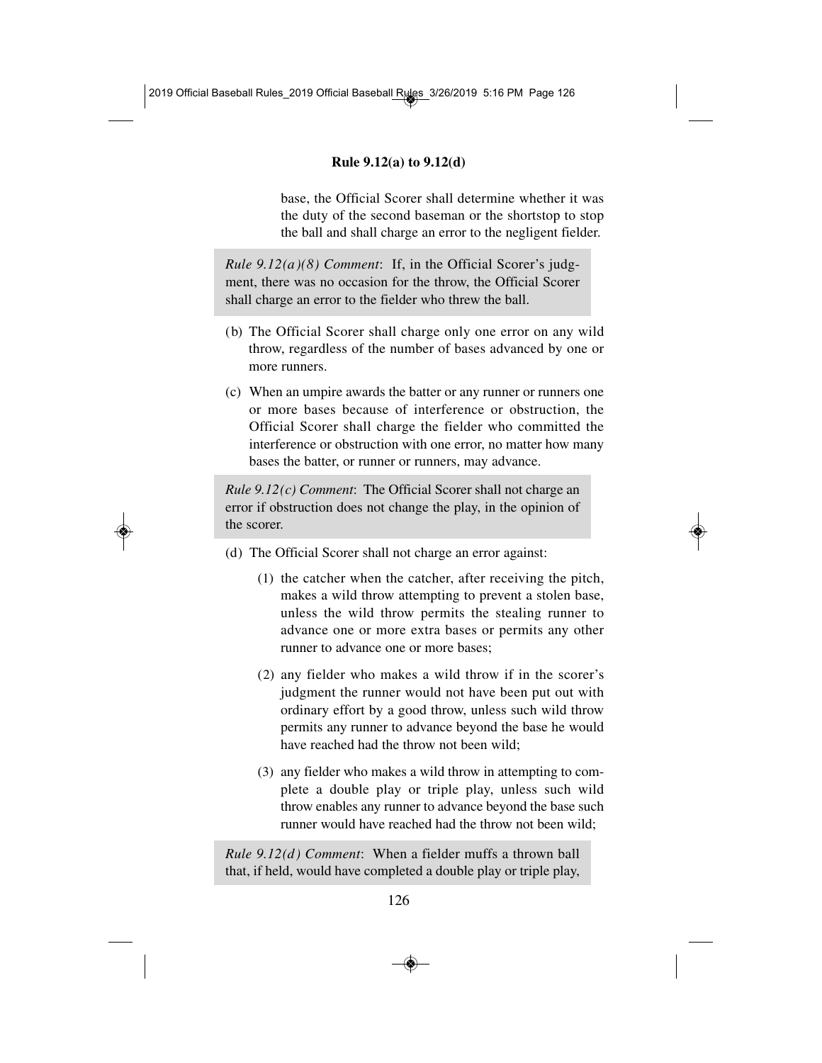base, the Official Scorer shall determine whether it was the duty of the second baseman or the shortstop to stop the ball and shall charge an error to the negligent fielder.

*Rule 9.12(a)(8) Comment*: If, in the Official Scorer's judgment, there was no occasion for the throw, the Official Scorer shall charge an error to the fielder who threw the ball.

(b) The Official Scorer shall charge only one error on any wild throw, regardless of the number of bases advanced by one or more runners.

(c) When an umpire awards the batter or any runner or runners one or more bases because of interference or obstruction, the Official Scorer shall charge the fielder who committed the interference or obstruction with one error, no matter how many bases the batter, or runner or runners, may advance.

*Rule 9.12(c) Comment*: The Official Scorer shall not charge an error if obstruction does not change the play, in the opinion of the scorer.

(d) The Official Scorer shall not charge an error against:

(1) the catcher when the catcher, after receiving the pitch, makes a wild throw attempting to prevent a stolen base, unless the wild throw permits the stealing runner to advance one or more extra bases or permits any other runner to advance one or more bases;

(2) any fielder who makes a wild throw if in the scorer's judgment the runner would not have been put out with ordinary effort by a good throw, unless such wild throw permits any runner to advance beyond the base he would have reached had the throw not been wild;

(3) any fielder who makes a wild throw in attempting to complete a double play or triple play, unless such wild throw enables any runner to advance beyond the base such runner would have reached had the throw not been wild;

*Rule 9.12(d) Comment*: When a fielder muffs a thrown ball that, if held, would have completed a double play or triple play,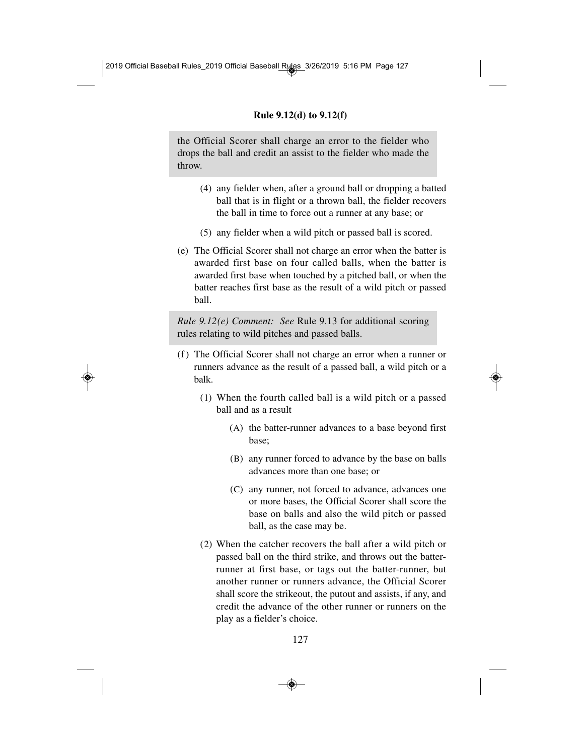the Official Scorer shall charge an error to the fielder who drops the ball and credit an assist to the fielder who made the throw.

(4) any fielder when, after a ground ball or dropping a batted ball that is in flight or a thrown ball, the fielder recovers the ball in time to force out a runner at any base; or

(5) any fielder when a wild pitch or passed ball is scored.

(e) The Official Scorer shall not charge an error when the batter is awarded first base on four called balls, when the batter is awarded first base when touched by a pitched ball, or when the batter reaches first base as the result of a wild pitch or passed ball.

*Rule 9.12(e) Comment: See* Rule 9.13 for additional scoring rules relating to wild pitches and passed balls.

(f) The Official Scorer shall not charge an error when a runner or runners advance as the result of a passed ball, a wild pitch or a balk.

(1) When the fourth called ball is a wild pitch or a passed ball and as a result

(A) the batter-runner advances to a base beyond first base;

(B) any runner forced to advance by the base on balls advances more than one base; or

(C) any runner, not forced to advance, advances one or more bases, the Official Scorer shall score the base on balls and also the wild pitch or passed ball, as the case may be.

(2) When the catcher recovers the ball after a wild pitch or passed ball on the third strike, and throws out the batter-runner at first base, or tags out the batter-runner, but another runner or runners advance, the Official Scorer shall score the strikeout, the putout and assists, if any, and credit the advance of the other runner or runners on the play as a fielder's choice.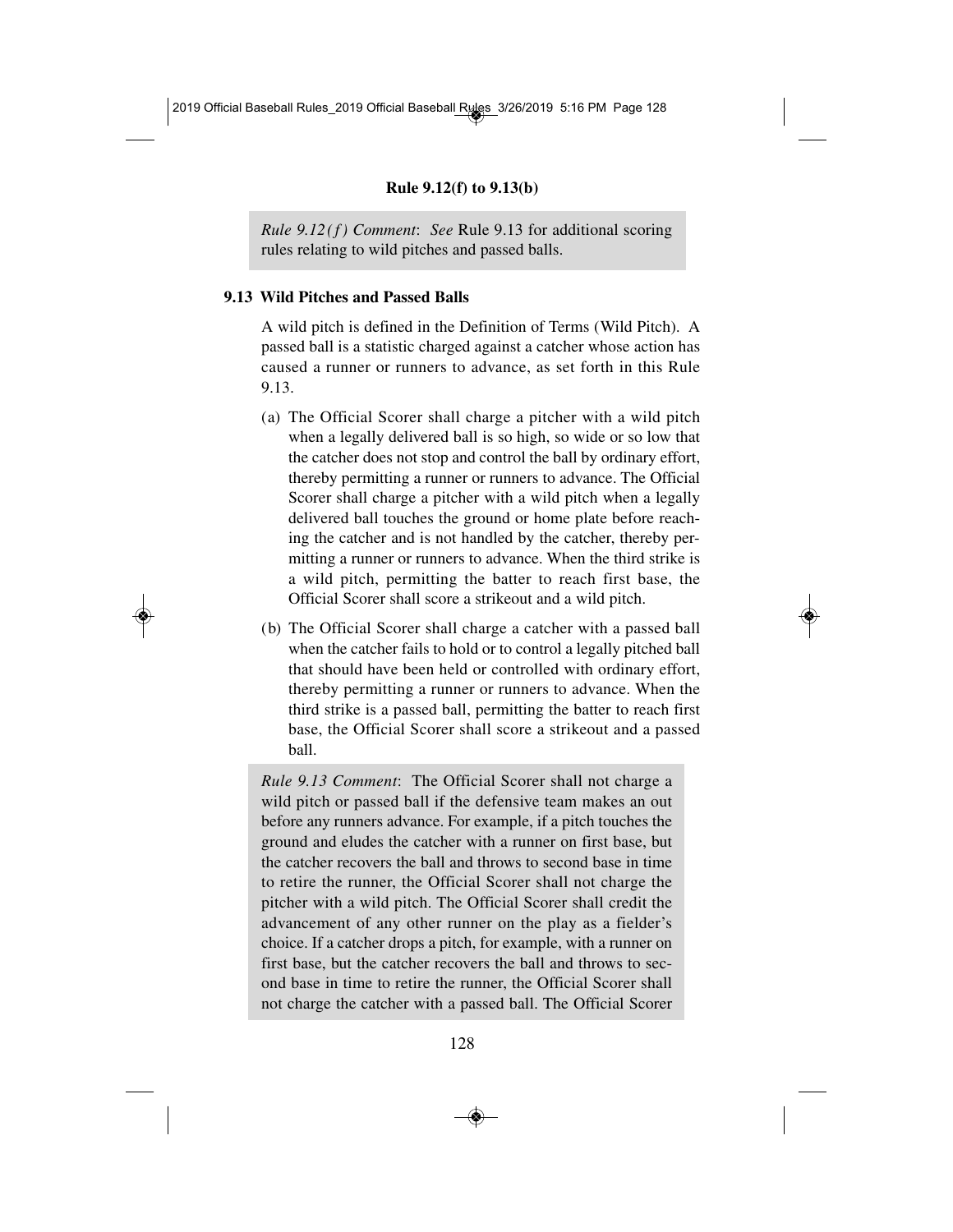*Rule 9.12(f) Comment*: *See* Rule 9.13 for additional scoring rules relating to wild pitches and passed balls.

## 9.13 Wild Pitches and Passed Balls

A wild pitch is defined in the Definition of Terms (Wild Pitch). A passed ball is a statistic charged against a catcher whose action has caused a runner or runners to advance, as set forth in this Rule 9.13.

(a) The Official Scorer shall charge a pitcher with a wild pitch when a legally delivered ball is so high, so wide or so low that the catcher does not stop and control the ball by ordinary effort, thereby permitting a runner or runners to advance. The Official Scorer shall charge a pitcher with a wild pitch when a legally delivered ball touches the ground or home plate before reaching the catcher and is not handled by the catcher, thereby permitting a runner or runners to advance. When the third strike is a wild pitch, permitting the batter to reach first base, the Official Scorer shall score a strikeout and a wild pitch.

(b) The Official Scorer shall charge a catcher with a passed ball when the catcher fails to hold or to control a legally pitched ball that should have been held or controlled with ordinary effort, thereby permitting a runner or runners to advance. When the third strike is a passed ball, permitting the batter to reach first base, the Official Scorer shall score a strikeout and a passed ball.

*Rule 9.13 Comment*: The Official Scorer shall not charge a wild pitch or passed ball if the defensive team makes an out before any runners advance. For example, if a pitch touches the ground and eludes the catcher with a runner on first base, but the catcher recovers the ball and throws to second base in time to retire the runner, the Official Scorer shall not charge the pitcher with a wild pitch. The Official Scorer shall credit the advancement of any other runner on the play as a fielder's choice. If a catcher drops a pitch, for example, with a runner on first base, but the catcher recovers the ball and throws to second base in time to retire the runner, the Official Scorer shall not charge the catcher with a passed ball. The Official Scorer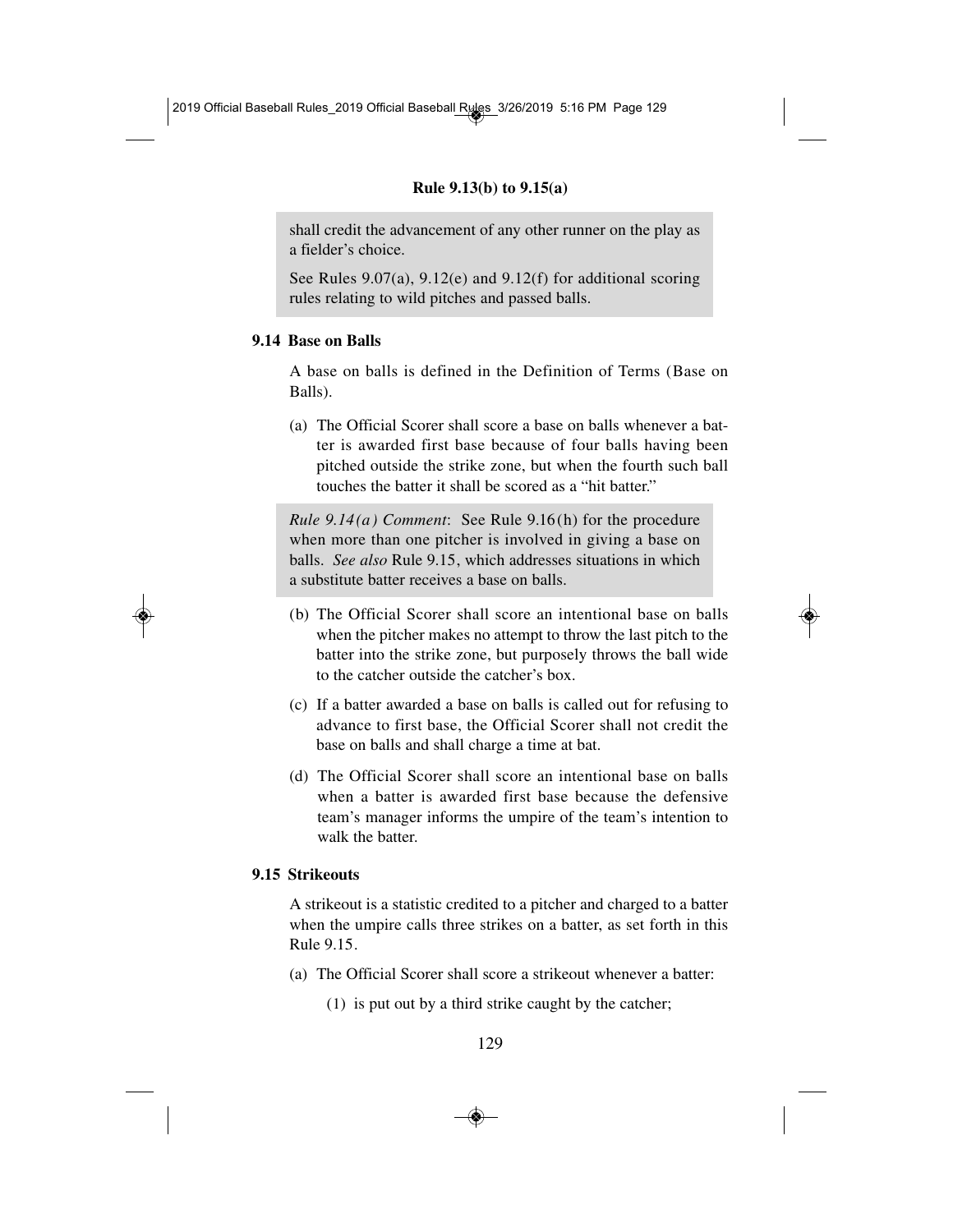shall credit the advancement of any other runner on the play as a fielder's choice.

See Rules 9.07(a), 9.12(e) and 9.12(f) for additional scoring rules relating to wild pitches and passed balls.

### 9.14 Base on Balls

A base on balls is defined in the Definition of Terms (Base on Balls).

(a) The Official Scorer shall score a base on balls whenever a batter is awarded first base because of four balls having been pitched outside the strike zone, but when the fourth such ball touches the batter it shall be scored as a "hit batter."

*Rule 9.14(a) Comment*: See Rule 9.16(h) for the procedure when more than one pitcher is involved in giving a base on balls. *See also* Rule 9.15, which addresses situations in which a substitute batter receives a base on balls.

(b) The Official Scorer shall score an intentional base on balls when the pitcher makes no attempt to throw the last pitch to the batter into the strike zone, but purposely throws the ball wide to the catcher outside the catcher's box.

(c) If a batter awarded a base on balls is called out for refusing to advance to first base, the Official Scorer shall not credit the base on balls and shall charge a time at bat.

(d) The Official Scorer shall score an intentional base on balls when a batter is awarded first base because the defensive team's manager informs the umpire of the team's intention to walk the batter.

### 9.15 Strikeouts

A strikeout is a statistic credited to a pitcher and charged to a batter when the umpire calls three strikes on a batter, as set forth in this Rule 9.15.

(a) The Official Scorer shall score a strikeout whenever a batter:

(1) is put out by a third strike caught by the catcher;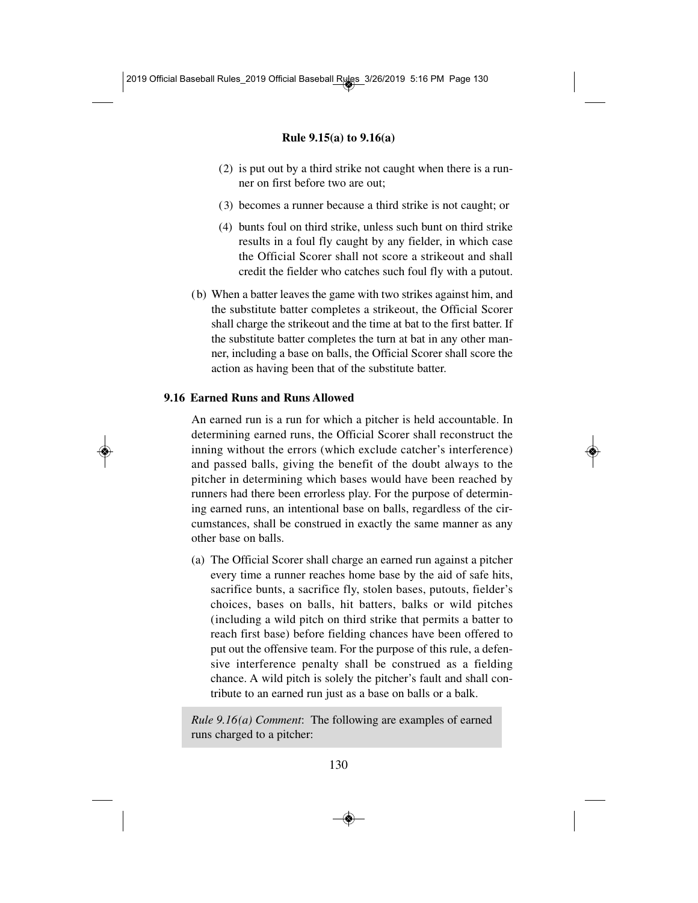(2) is put out by a third strike not caught when there is a runner on first before two are out;

(3) becomes a runner because a third strike is not caught; or

(4) bunts foul on third strike, unless such bunt on third strike results in a foul fly caught by any fielder, in which case the Official Scorer shall not score a strikeout and shall credit the fielder who catches such foul fly with a putout.

(b) When a batter leaves the game with two strikes against him, and the substitute batter completes a strikeout, the Official Scorer shall charge the strikeout and the time at bat to the first batter. If the substitute batter completes the turn at bat in any other manner, including a base on balls, the Official Scorer shall score the action as having been that of the substitute batter.

### 9.16 Earned Runs and Runs Allowed

An earned run is a run for which a pitcher is held accountable. In determining earned runs, the Official Scorer shall reconstruct the inning without the errors (which exclude catcher's interference) and passed balls, giving the benefit of the doubt always to the pitcher in determining which bases would have been reached by runners had there been errorless play. For the purpose of determining earned runs, an intentional base on balls, regardless of the circumstances, shall be construed in exactly the same manner as any other base on balls.

(a) The Official Scorer shall charge an earned run against a pitcher every time a runner reaches home base by the aid of safe hits, sacrifice bunts, a sacrifice fly, stolen bases, putouts, fielder's choices, bases on balls, hit batters, balks or wild pitches (including a wild pitch on third strike that permits a batter to reach first base) before fielding chances have been offered to put out the offensive team. For the purpose of this rule, a defensive interference penalty shall be construed as a fielding chance. A wild pitch is solely the pitcher's fault and shall contribute to an earned run just as a base on balls or a balk.

*Rule 9.16(a) Comment*: The following are examples of earned runs charged to a pitcher: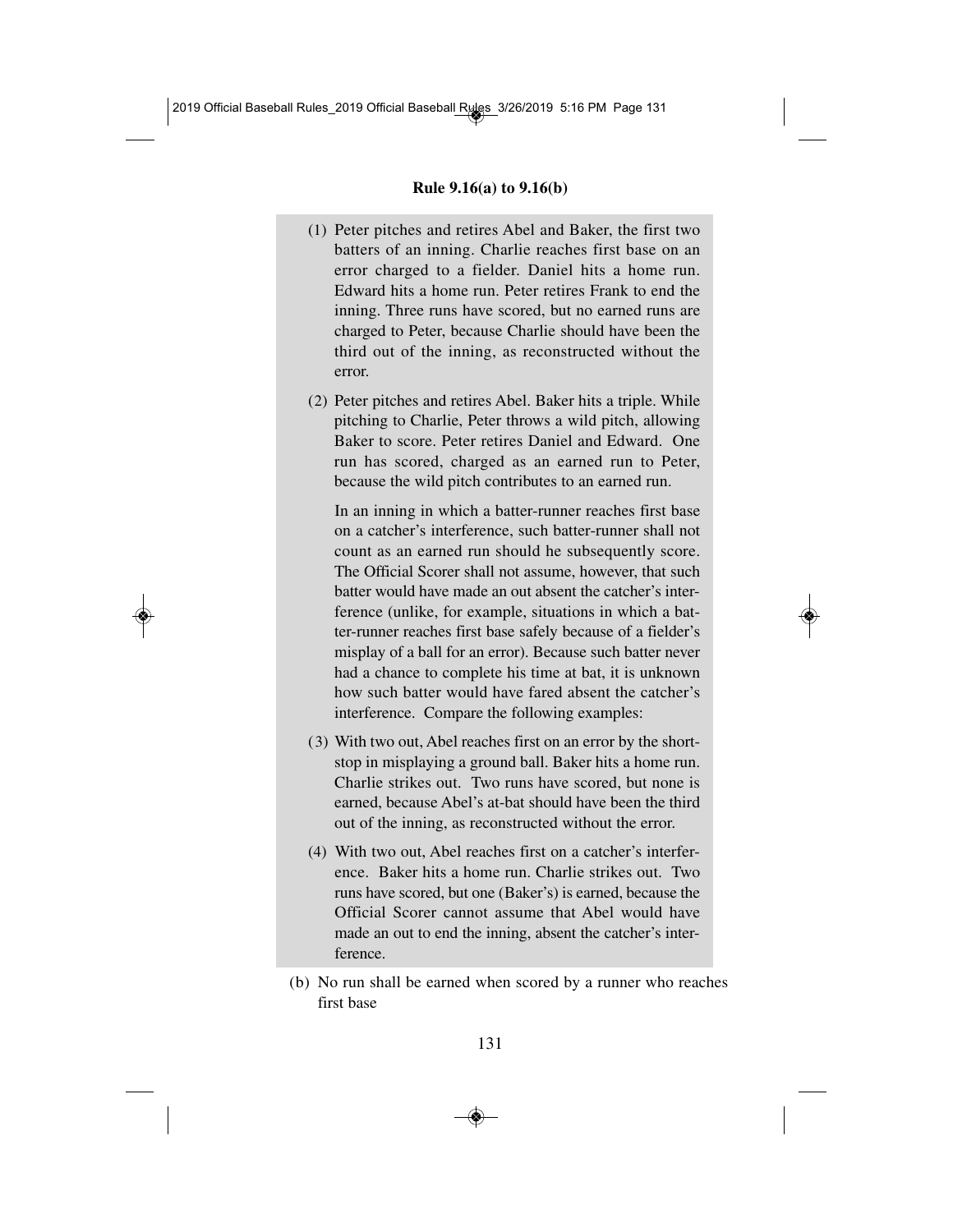**Rule 9.16(a) to 9.16(b)**

(1) Peter pitches and retires Abel and Baker, the first two batters of an inning. Charlie reaches first base on an error charged to a fielder. Daniel hits a home run. Edward hits a home run. Peter retires Frank to end the inning. Three runs have scored, but no earned runs are charged to Peter, because Charlie should have been the third out of the inning, as reconstructed without the error.

(2) Peter pitches and retires Abel. Baker hits a triple. While pitching to Charlie, Peter throws a wild pitch, allowing Baker to score. Peter retires Daniel and Edward. One run has scored, charged as an earned run to Peter, because the wild pitch contributes to an earned run.

In an inning in which a batter-runner reaches first base on a catcher's interference, such batter-runner shall not count as an earned run should he subsequently score. The Official Scorer shall not assume, however, that such batter would have made an out absent the catcher's interference (unlike, for example, situations in which a batter-runner reaches first base safely because of a fielder's misplay of a ball for an error). Because such batter never had a chance to complete his time at bat, it is unknown how such batter would have fared absent the catcher's interference. Compare the following examples:

(3) With two out, Abel reaches first on an error by the shortstop in misplaying a ground ball. Baker hits a home run. Charlie strikes out. Two runs have scored, but none is earned, because Abel's at-bat should have been the third out of the inning, as reconstructed without the error.

(4) With two out, Abel reaches first on a catcher's interference. Baker hits a home run. Charlie strikes out. Two runs have scored, but one (Baker's) is earned, because the Official Scorer cannot assume that Abel would have made an out to end the inning, absent the catcher's interference.

(b) No run shall be earned when scored by a runner who reaches first base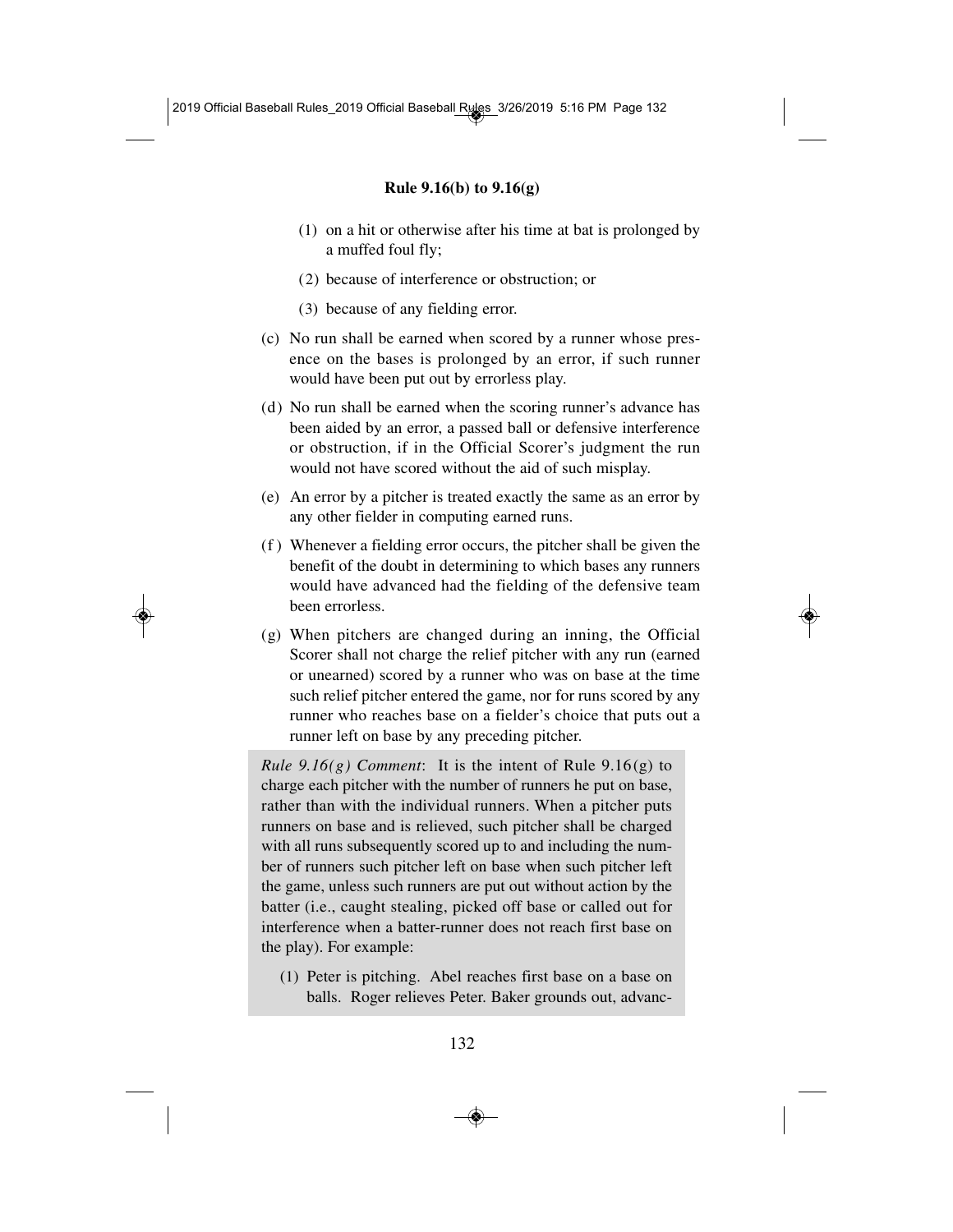**Rule 9.16(b) to 9.16(g)**

(1) on a hit or otherwise after his time at bat is prolonged by a muffed foul fly;

(2) because of interference or obstruction; or

(3) because of any fielding error.

(c) No run shall be earned when scored by a runner whose presence on the bases is prolonged by an error, if such runner would have been put out by errorless play.

(d) No run shall be earned when the scoring runner's advance has been aided by an error, a passed ball or defensive interference or obstruction, if in the Official Scorer's judgment the run would not have scored without the aid of such misplay.

(e) An error by a pitcher is treated exactly the same as an error by any other fielder in computing earned runs.

(f) Whenever a fielding error occurs, the pitcher shall be given the benefit of the doubt in determining to which bases any runners would have advanced had the fielding of the defensive team been errorless.

(g) When pitchers are changed during an inning, the Official Scorer shall not charge the relief pitcher with any run (earned or unearned) scored by a runner who was on base at the time such relief pitcher entered the game, nor for runs scored by any runner who reaches base on a fielder's choice that puts out a runner left on base by any preceding pitcher.

*Rule 9.16(g) Comment*: It is the intent of Rule 9.16(g) to charge each pitcher with the number of runners he put on base, rather than with the individual runners. When a pitcher puts runners on base and is relieved, such pitcher shall be charged with all runs subsequently scored up to and including the number of runners such pitcher left on base when such pitcher left the game, unless such runners are put out without action by the batter (i.e., caught stealing, picked off base or called out for interference when a batter-runner does not reach first base on the play). For example:

(1) Peter is pitching. Abel reaches first base on a base on balls. Roger relieves Peter. Baker grounds out, advanc-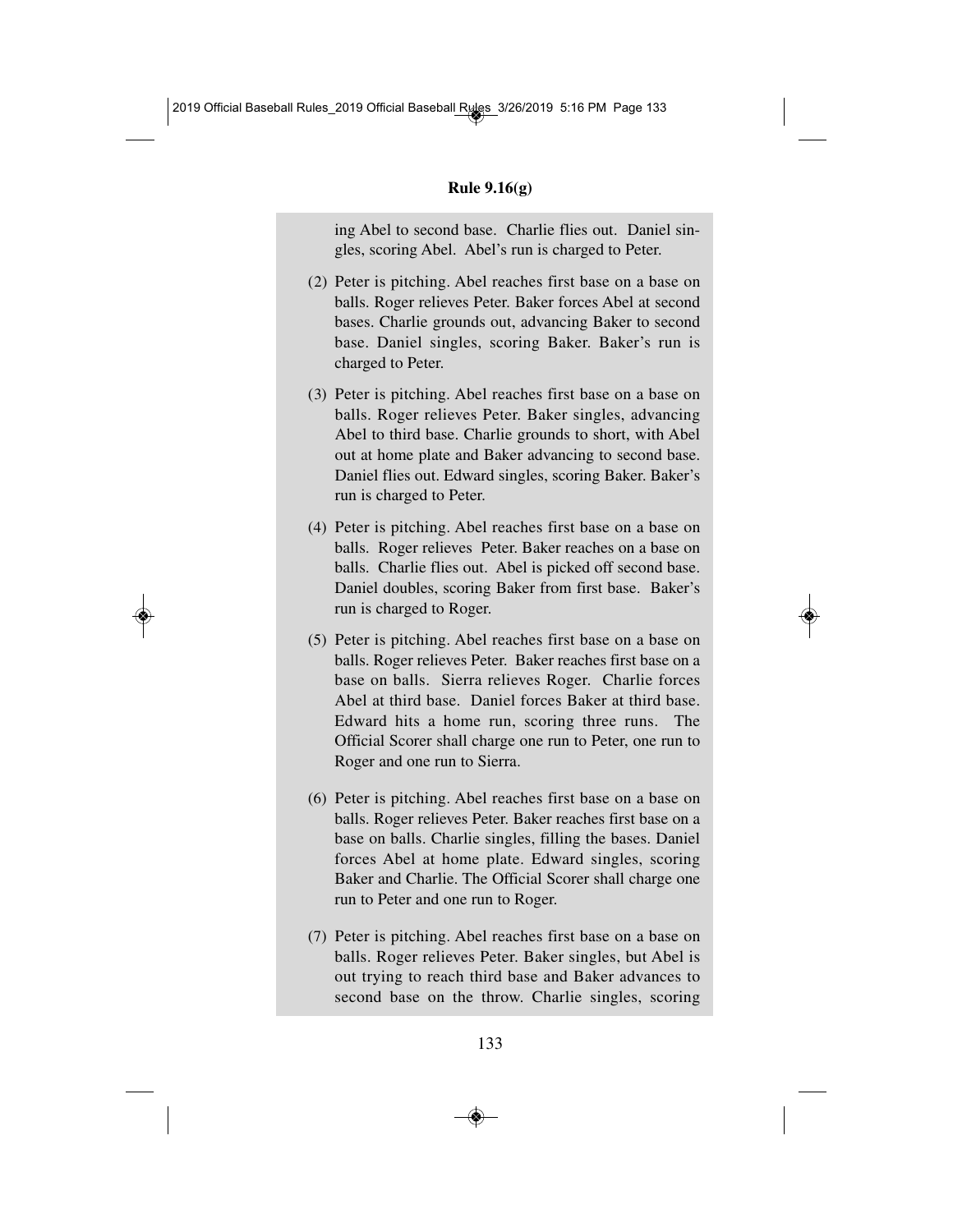ing Abel to second base. Charlie flies out. Daniel singles, scoring Abel. Abel's run is charged to Peter.

(2) Peter is pitching. Abel reaches first base on a base on balls. Roger relieves Peter. Baker forces Abel at second bases. Charlie grounds out, advancing Baker to second base. Daniel singles, scoring Baker. Baker's run is charged to Peter.

(3) Peter is pitching. Abel reaches first base on a base on balls. Roger relieves Peter. Baker singles, advancing Abel to third base. Charlie grounds to short, with Abel out at home plate and Baker advancing to second base. Daniel flies out. Edward singles, scoring Baker. Baker's run is charged to Peter.

(4) Peter is pitching. Abel reaches first base on a base on balls. Roger relieves Peter. Baker reaches on a base on balls. Charlie flies out. Abel is picked off second base. Daniel doubles, scoring Baker from first base. Baker's run is charged to Roger.

(5) Peter is pitching. Abel reaches first base on a base on balls. Roger relieves Peter. Baker reaches first base on a base on balls. Sierra relieves Roger. Charlie forces Abel at third base. Daniel forces Baker at third base. Edward hits a home run, scoring three runs. The Official Scorer shall charge one run to Peter, one run to Roger and one run to Sierra.

(6) Peter is pitching. Abel reaches first base on a base on balls. Roger relieves Peter. Baker reaches first base on a base on balls. Charlie singles, filling the bases. Daniel forces Abel at home plate. Edward singles, scoring Baker and Charlie. The Official Scorer shall charge one run to Peter and one run to Roger.

(7) Peter is pitching. Abel reaches first base on a base on balls. Roger relieves Peter. Baker singles, but Abel is out trying to reach third base and Baker advances to second base on the throw. Charlie singles, scoring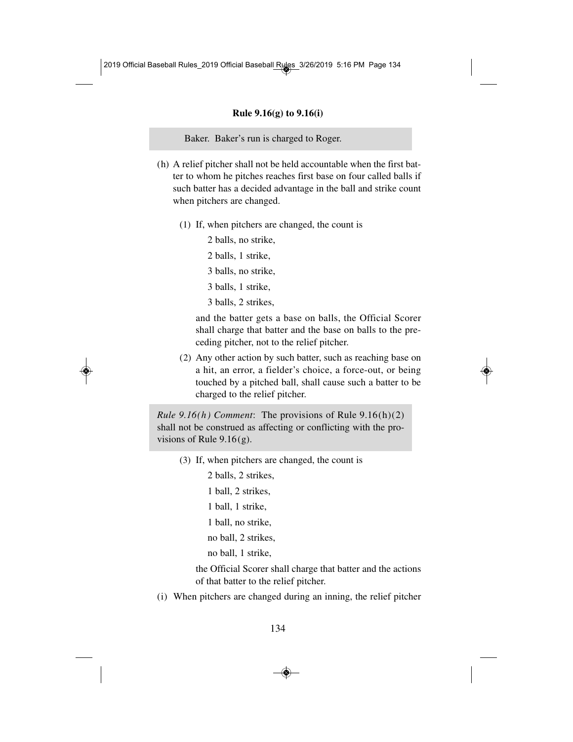Baker. Baker's run is charged to Roger.

(h) A relief pitcher shall not be held accountable when the first batter to whom he pitches reaches first base on four called balls if such batter has a decided advantage in the ball and strike count when pitchers are changed.

(1) If, when pitchers are changed, the count is

2 balls, no strike,

2 balls, 1 strike,

3 balls, no strike,

3 balls, 1 strike,

3 balls, 2 strikes,

and the batter gets a base on balls, the Official Scorer shall charge that batter and the base on balls to the preceding pitcher, not to the relief pitcher.

(2) Any other action by such batter, such as reaching base on a hit, an error, a fielder's choice, a force-out, or being touched by a pitched ball, shall cause such a batter to be charged to the relief pitcher.

*Rule 9.16(h) Comment*: The provisions of Rule 9.16(h)(2) shall not be construed as affecting or conflicting with the provisions of Rule 9.16(g).

(3) If, when pitchers are changed, the count is

2 balls, 2 strikes,

1 ball, 2 strikes,

1 ball, 1 strike,

1 ball, no strike,

no ball, 2 strikes,

no ball, 1 strike,

the Official Scorer shall charge that batter and the actions of that batter to the relief pitcher.

(i) When pitchers are changed during an inning, the relief pitcher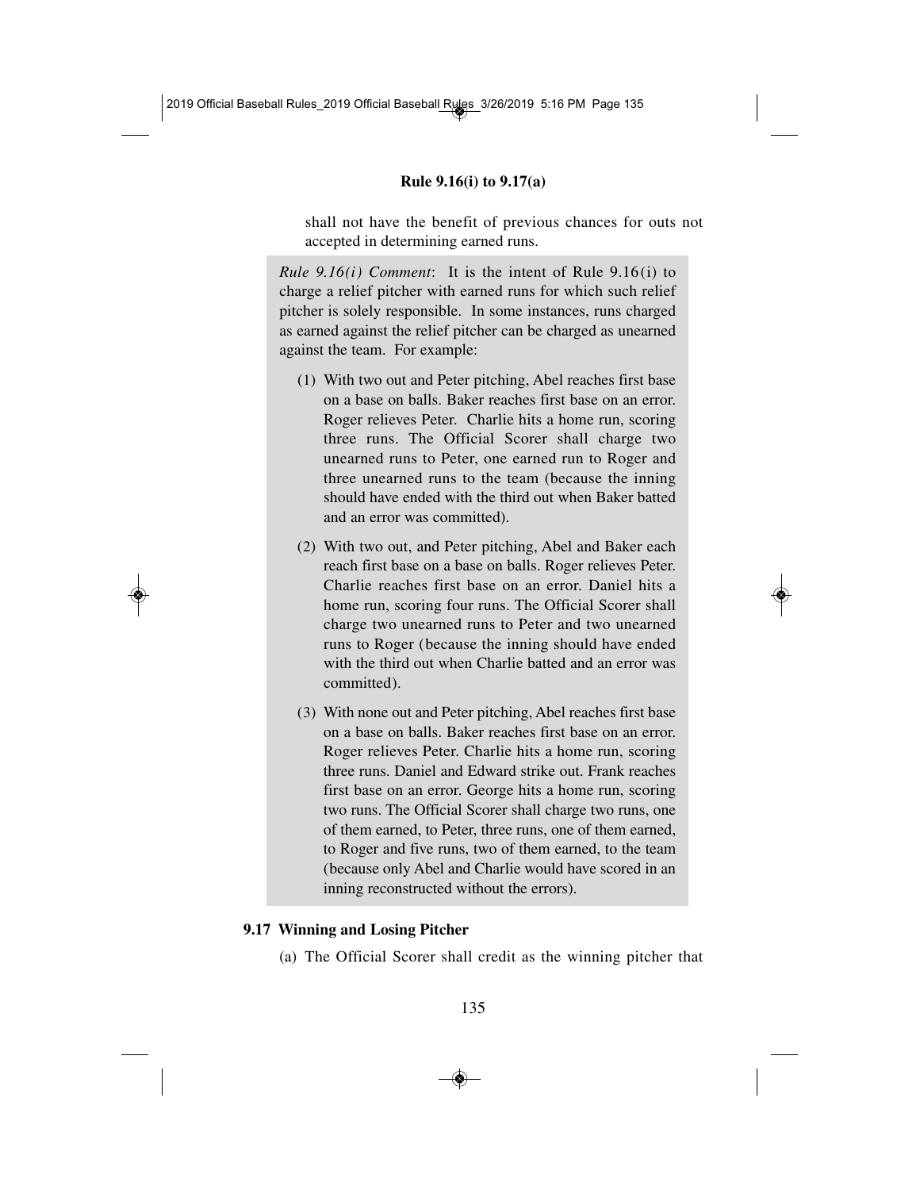shall not have the benefit of previous chances for outs not accepted in determining earned runs.

*Rule 9.16(i) Comment*: It is the intent of Rule 9.16(i) to charge a relief pitcher with earned runs for which such relief pitcher is solely responsible. In some instances, runs charged as earned against the relief pitcher can be charged as unearned against the team. For example:

(1) With two out and Peter pitching, Abel reaches first base on a base on balls. Baker reaches first base on an error. Roger relieves Peter. Charlie hits a home run, scoring three runs. The Official Scorer shall charge two unearned runs to Peter, one earned run to Roger and three unearned runs to the team (because the inning should have ended with the third out when Baker batted and an error was committed).

(2) With two out, and Peter pitching, Abel and Baker each reach first base on a base on balls. Roger relieves Peter. Charlie reaches first base on an error. Daniel hits a home run, scoring four runs. The Official Scorer shall charge two unearned runs to Peter and two unearned runs to Roger (because the inning should have ended with the third out when Charlie batted and an error was committed).

(3) With none out and Peter pitching, Abel reaches first base on a base on balls. Baker reaches first base on an error. Roger relieves Peter. Charlie hits a home run, scoring three runs. Daniel and Edward strike out. Frank reaches first base on an error. George hits a home run, scoring two runs. The Official Scorer shall charge two runs, one of them earned, to Peter, three runs, one of them earned, to Roger and five runs, two of them earned, to the team (because only Abel and Charlie would have scored in an inning reconstructed without the errors).

### 9.17 Winning and Losing Pitcher

(a) The Official Scorer shall credit as the winning pitcher that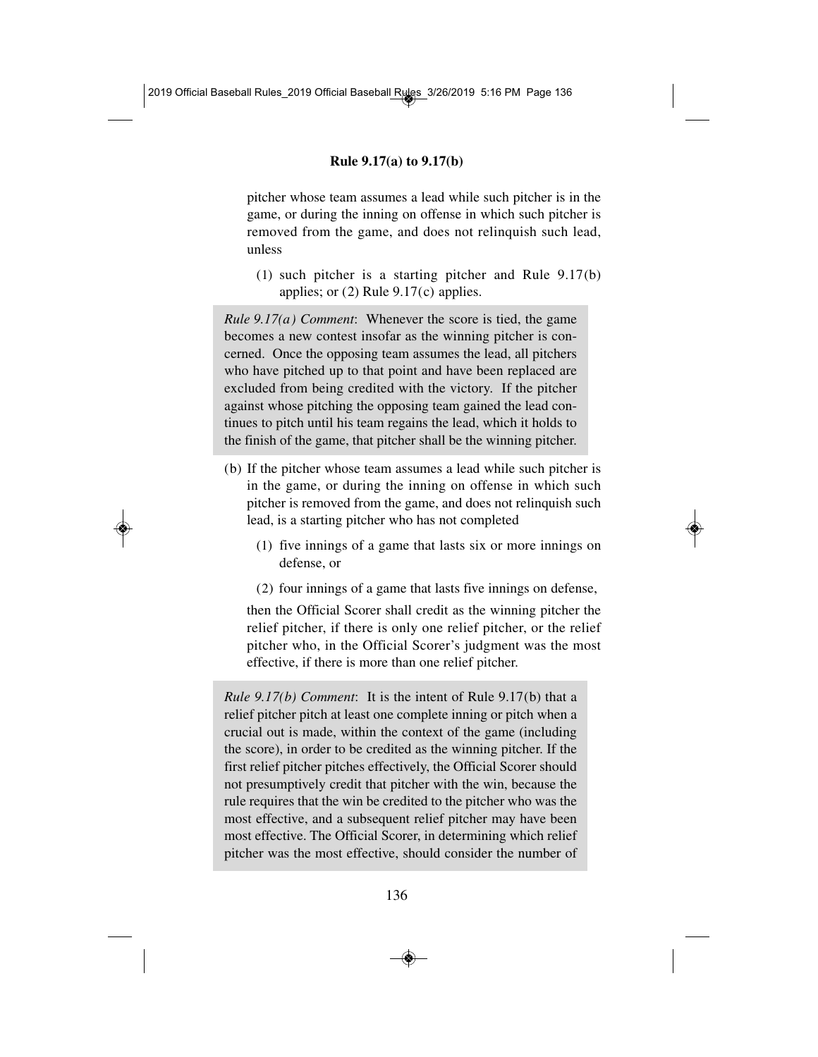pitcher whose team assumes a lead while such pitcher is in the game, or during the inning on offense in which such pitcher is removed from the game, and does not relinquish such lead, unless

(1) such pitcher is a starting pitcher and Rule 9.17(b) applies; or (2) Rule 9.17(c) applies.

> *Rule 9.17(a) Comment*: Whenever the score is tied, the game becomes a new contest insofar as the winning pitcher is concerned. Once the opposing team assumes the lead, all pitchers who have pitched up to that point and have been replaced are excluded from being credited with the victory. If the pitcher against whose pitching the opposing team gained the lead continues to pitch until his team regains the lead, which it holds to the finish of the game, that pitcher shall be the winning pitcher.

(b) If the pitcher whose team assumes a lead while such pitcher is in the game, or during the inning on offense in which such pitcher is removed from the game, and does not relinquish such lead, is a starting pitcher who has not completed

(1) five innings of a game that lasts six or more innings on defense, or

(2) four innings of a game that lasts five innings on defense,

then the Official Scorer shall credit as the winning pitcher the relief pitcher, if there is only one relief pitcher, or the relief pitcher who, in the Official Scorer's judgment was the most effective, if there is more than one relief pitcher.

> *Rule 9.17(b) Comment*: It is the intent of Rule 9.17(b) that a relief pitcher pitch at least one complete inning or pitch when a crucial out is made, within the context of the game (including the score), in order to be credited as the winning pitcher. If the first relief pitcher pitches effectively, the Official Scorer should not presumptively credit that pitcher with the win, because the rule requires that the win be credited to the pitcher who was the most effective, and a subsequent relief pitcher may have been most effective. The Official Scorer, in determining which relief pitcher was the most effective, should consider the number of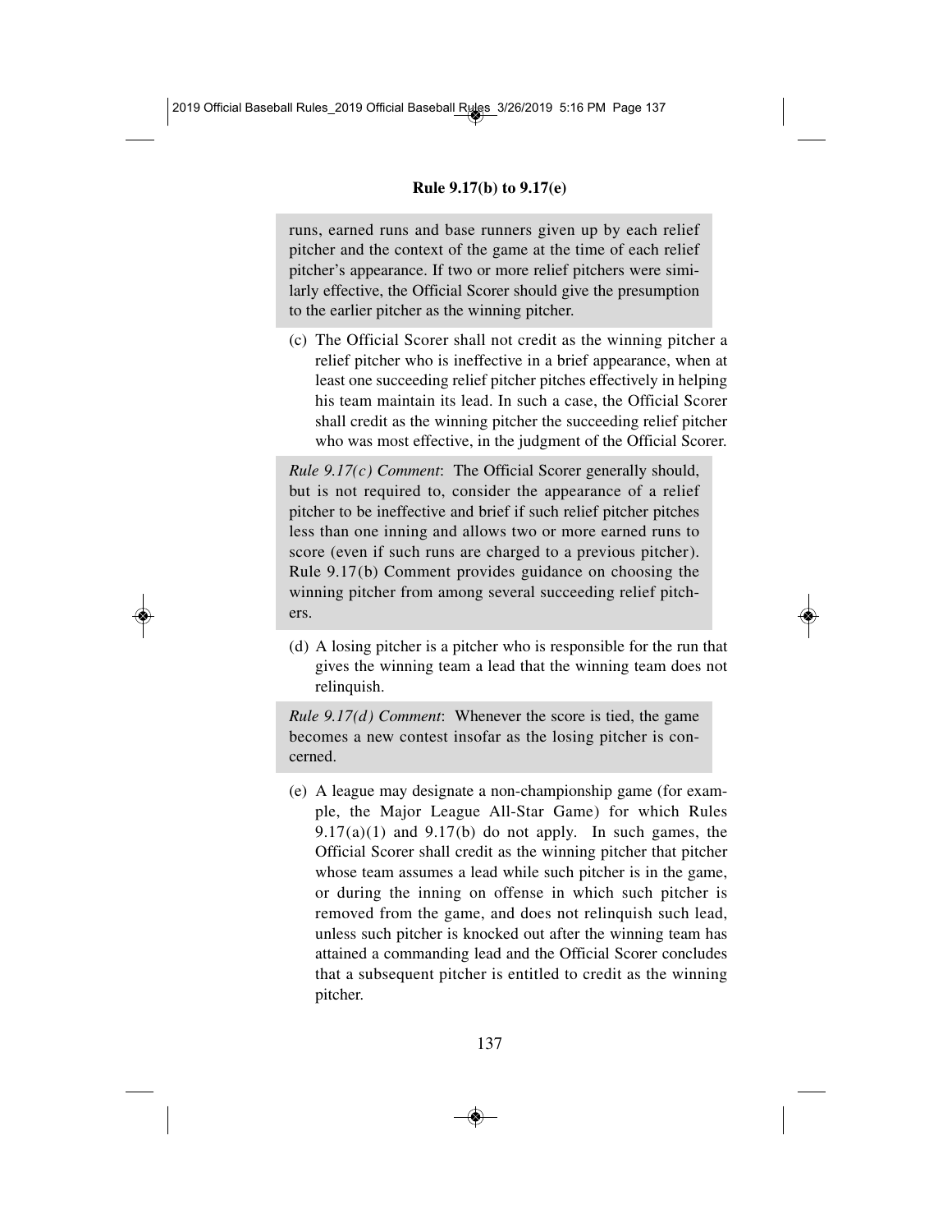runs, earned runs and base runners given up by each relief pitcher and the context of the game at the time of each relief pitcher's appearance. If two or more relief pitchers were similarly effective, the Official Scorer should give the presumption to the earlier pitcher as the winning pitcher.

(c) The Official Scorer shall not credit as the winning pitcher a relief pitcher who is ineffective in a brief appearance, when at least one succeeding relief pitcher pitches effectively in helping his team maintain its lead. In such a case, the Official Scorer shall credit as the winning pitcher the succeeding relief pitcher who was most effective, in the judgment of the Official Scorer.

*Rule 9.17(c) Comment*: The Official Scorer generally should, but is not required to, consider the appearance of a relief pitcher to be ineffective and brief if such relief pitcher pitches less than one inning and allows two or more earned runs to score (even if such runs are charged to a previous pitcher). Rule 9.17(b) Comment provides guidance on choosing the winning pitcher from among several succeeding relief pitchers.

(d) A losing pitcher is a pitcher who is responsible for the run that gives the winning team a lead that the winning team does not relinquish.

*Rule 9.17(d) Comment*: Whenever the score is tied, the game becomes a new contest insofar as the losing pitcher is concerned.

(e) A league may designate a non-championship game (for example, the Major League All-Star Game) for which Rules 9.17(a)(1) and 9.17(b) do not apply. In such games, the Official Scorer shall credit as the winning pitcher that pitcher whose team assumes a lead while such pitcher is in the game, or during the inning on offense in which such pitcher is removed from the game, and does not relinquish such lead, unless such pitcher is knocked out after the winning team has attained a commanding lead and the Official Scorer concludes that a subsequent pitcher is entitled to credit as the winning pitcher.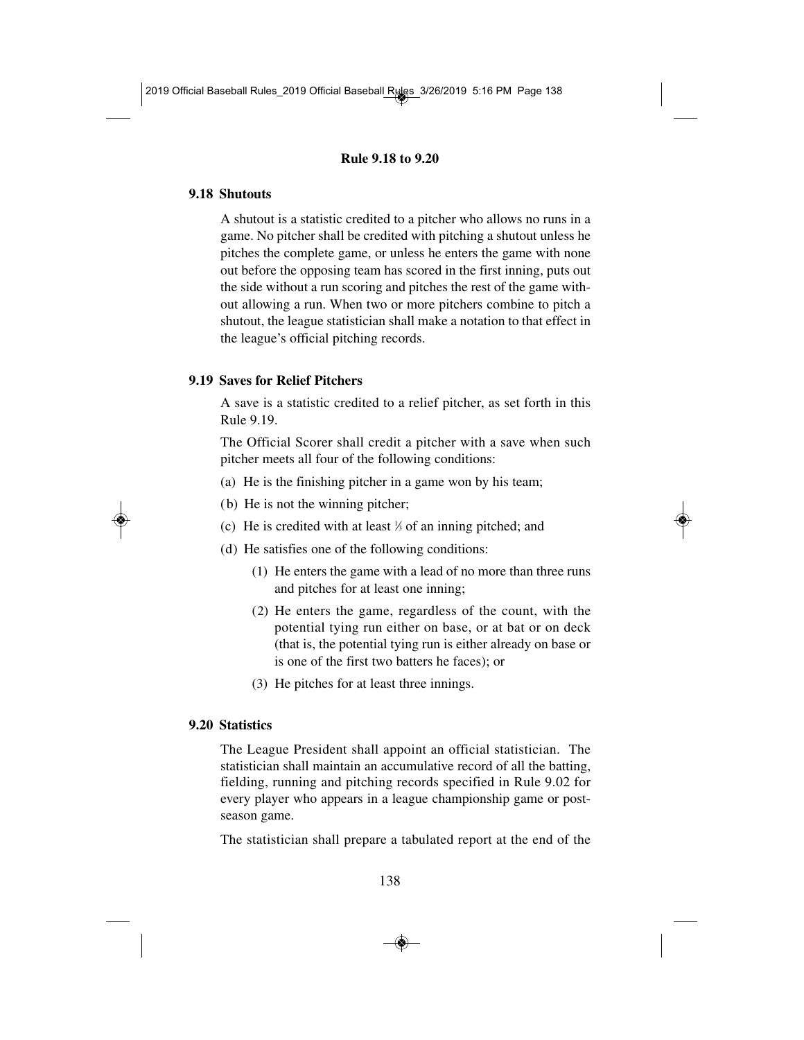### 9.18 Shutouts

A shutout is a statistic credited to a pitcher who allows no runs in a game. No pitcher shall be credited with pitching a shutout unless he pitches the complete game, or unless he enters the game with none out before the opposing team has scored in the first inning, puts out the side without a run scoring and pitches the rest of the game without allowing a run. When two or more pitchers combine to pitch a shutout, the league statistician shall make a notation to that effect in the league's official pitching records.

### 9.19 Saves for Relief Pitchers

A save is a statistic credited to a relief pitcher, as set forth in this Rule 9.19.

The Official Scorer shall credit a pitcher with a save when such pitcher meets all four of the following conditions:

(a) He is the finishing pitcher in a game won by his team;

(b) He is not the winning pitcher;

(c) He is credited with at least ⅓ of an inning pitched; and

(d) He satisfies one of the following conditions:

(1) He enters the game with a lead of no more than three runs and pitches for at least one inning;

(2) He enters the game, regardless of the count, with the potential tying run either on base, or at bat or on deck (that is, the potential tying run is either already on base or is one of the first two batters he faces); or

(3) He pitches for at least three innings.

### 9.20 Statistics

The League President shall appoint an official statistician. The statistician shall maintain an accumulative record of all the batting, fielding, running and pitching records specified in Rule 9.02 for every player who appears in a league championship game or postseason game.

The statistician shall prepare a tabulated report at the end of the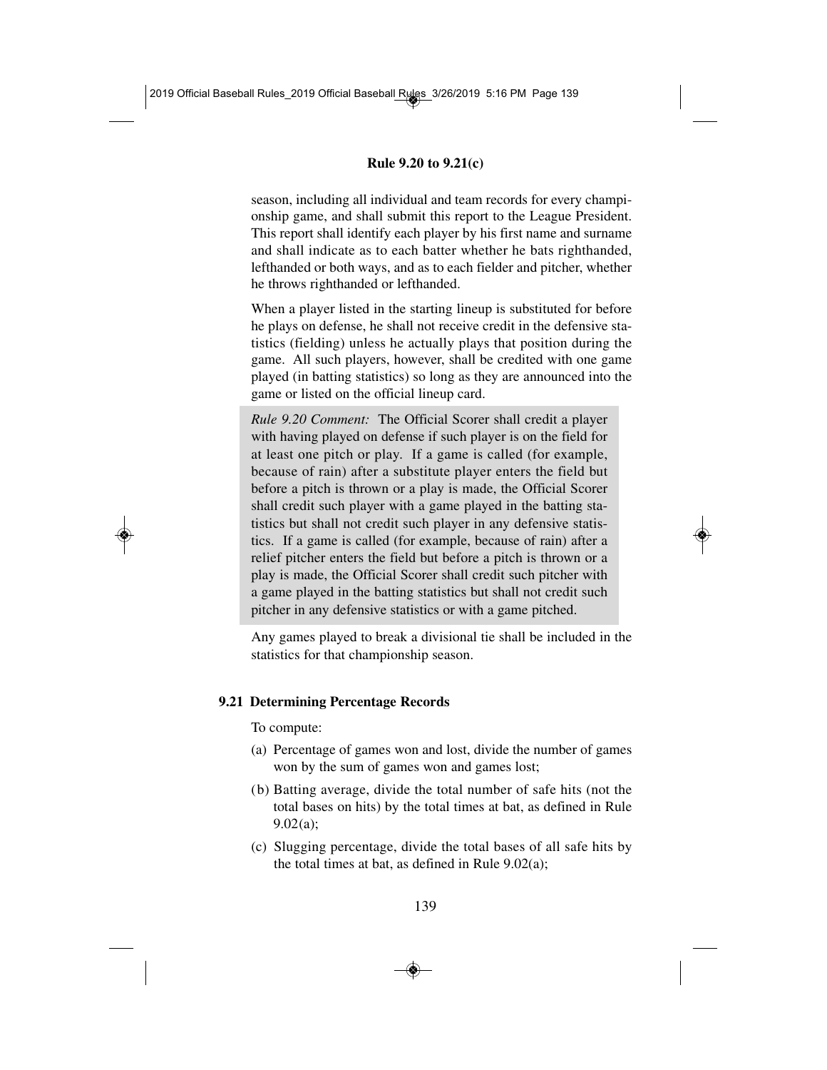season, including all individual and team records for every championship game, and shall submit this report to the League President. This report shall identify each player by his first name and surname and shall indicate as to each batter whether he bats righthanded, lefthanded or both ways, and as to each fielder and pitcher, whether he throws righthanded or lefthanded.

When a player listed in the starting lineup is substituted for before he plays on defense, he shall not receive credit in the defensive statistics (fielding) unless he actually plays that position during the game. All such players, however, shall be credited with one game played (in batting statistics) so long as they are announced into the game or listed on the official lineup card.

*Rule 9.20 Comment:* The Official Scorer shall credit a player with having played on defense if such player is on the field for at least one pitch or play. If a game is called (for example, because of rain) after a substitute player enters the field but before a pitch is thrown or a play is made, the Official Scorer shall credit such player with a game played in the batting statistics but shall not credit such player in any defensive statistics. If a game is called (for example, because of rain) after a relief pitcher enters the field but before a pitch is thrown or a play is made, the Official Scorer shall credit such pitcher with a game played in the batting statistics but shall not credit such pitcher in any defensive statistics or with a game pitched.

Any games played to break a divisional tie shall be included in the statistics for that championship season.

## 9.21 Determining Percentage Records

To compute:

(a) Percentage of games won and lost, divide the number of games won by the sum of games won and games lost;

(b) Batting average, divide the total number of safe hits (not the total bases on hits) by the total times at bat, as defined in Rule 9.02(a);

(c) Slugging percentage, divide the total bases of all safe hits by the total times at bat, as defined in Rule 9.02(a);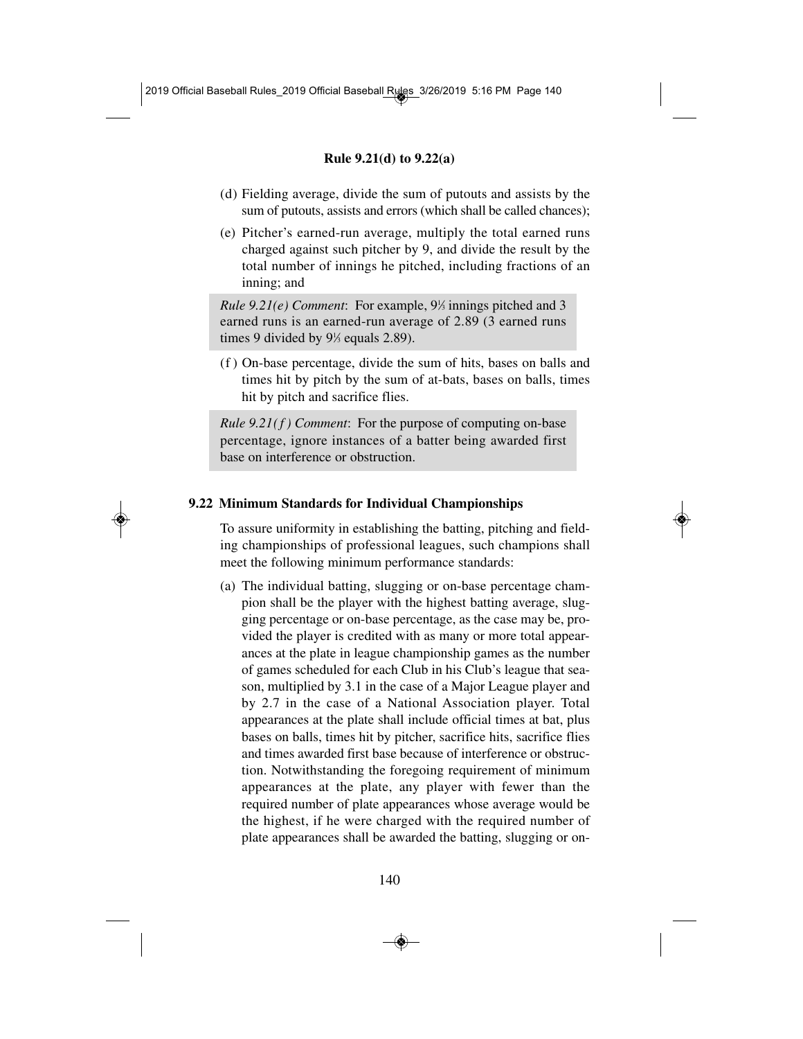(d) Fielding average, divide the sum of putouts and assists by the sum of putouts, assists and errors (which shall be called chances);

(e) Pitcher's earned-run average, multiply the total earned runs charged against such pitcher by 9, and divide the result by the total number of innings he pitched, including fractions of an inning; and

> *Rule 9.21(e) Comment*: For example, 9⅓ innings pitched and 3 earned runs is an earned-run average of 2.89 (3 earned runs times 9 divided by 9⅓ equals 2.89).

(f) On-base percentage, divide the sum of hits, bases on balls and times hit by pitch by the sum of at-bats, bases on balls, times hit by pitch and sacrifice flies.

> *Rule 9.21(f) Comment*: For the purpose of computing on-base percentage, ignore instances of a batter being awarded first base on interference or obstruction.

## 9.22 Minimum Standards for Individual Championships

To assure uniformity in establishing the batting, pitching and fielding championships of professional leagues, such champions shall meet the following minimum performance standards:

(a) The individual batting, slugging or on-base percentage champion shall be the player with the highest batting average, slugging percentage or on-base percentage, as the case may be, provided the player is credited with as many or more total appearances at the plate in league championship games as the number of games scheduled for each Club in his Club's league that season, multiplied by 3.1 in the case of a Major League player and by 2.7 in the case of a National Association player. Total appearances at the plate shall include official times at bat, plus bases on balls, times hit by pitcher, sacrifice hits, sacrifice flies and times awarded first base because of interference or obstruction. Notwithstanding the foregoing requirement of minimum appearances at the plate, any player with fewer than the required number of plate appearances whose average would be the highest, if he were charged with the required number of plate appearances shall be awarded the batting, slugging or on-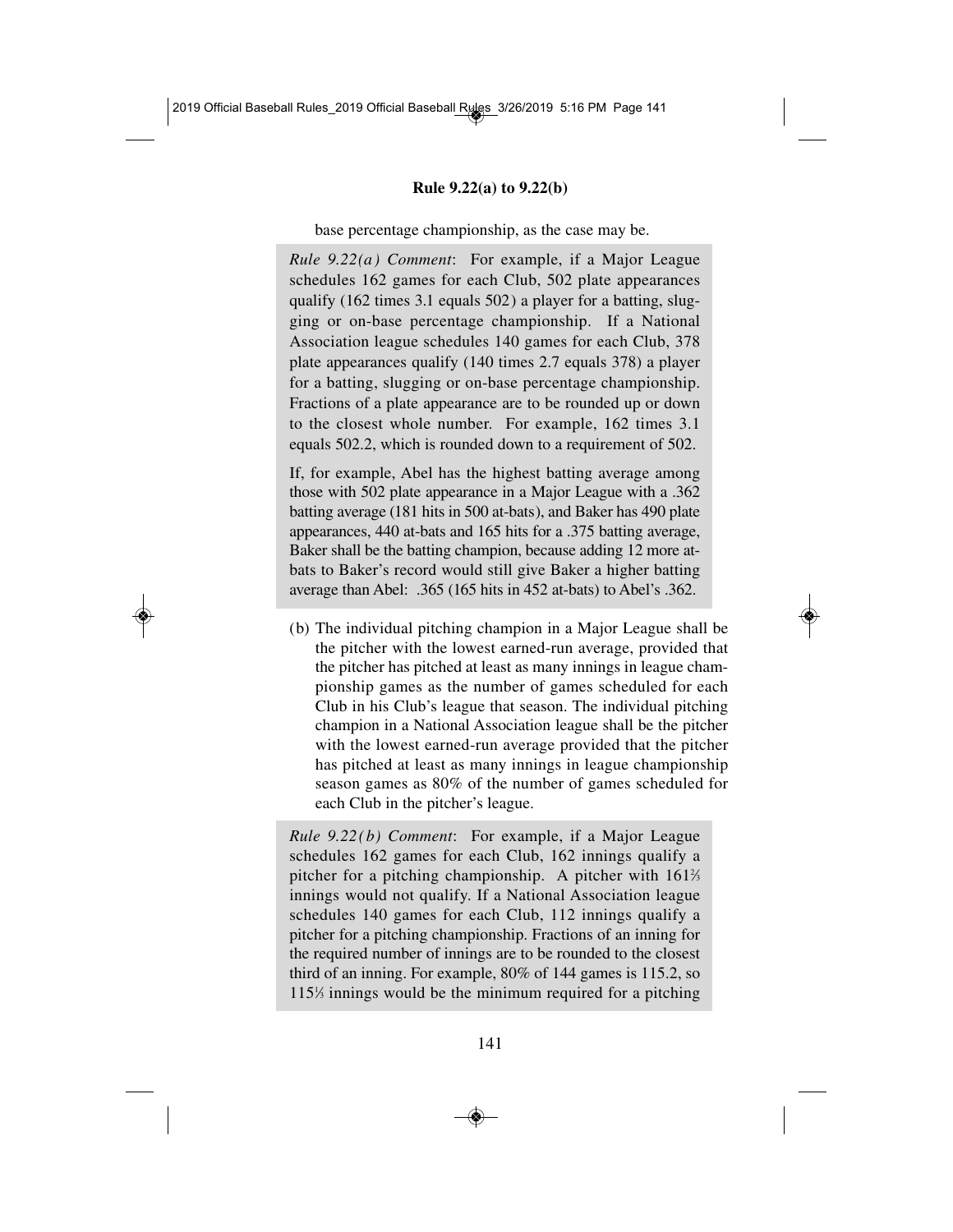base percentage championship, as the case may be.

*Rule 9.22(a) Comment*: For example, if a Major League schedules 162 games for each Club, 502 plate appearances qualify (162 times 3.1 equals 502) a player for a batting, slugging or on-base percentage championship. If a National Association league schedules 140 games for each Club, 378 plate appearances qualify (140 times 2.7 equals 378) a player for a batting, slugging or on-base percentage championship. Fractions of a plate appearance are to be rounded up or down to the closest whole number. For example, 162 times 3.1 equals 502.2, which is rounded down to a requirement of 502.

If, for example, Abel has the highest batting average among those with 502 plate appearance in a Major League with a .362 batting average (181 hits in 500 at-bats), and Baker has 490 plate appearances, 440 at-bats and 165 hits for a .375 batting average, Baker shall be the batting champion, because adding 12 more at-bats to Baker's record would still give Baker a higher batting average than Abel: .365 (165 hits in 452 at-bats) to Abel's .362.

(b) The individual pitching champion in a Major League shall be the pitcher with the lowest earned-run average, provided that the pitcher has pitched at least as many innings in league championship games as the number of games scheduled for each Club in his Club's league that season. The individual pitching champion in a National Association league shall be the pitcher with the lowest earned-run average provided that the pitcher has pitched at least as many innings in league championship season games as 80% of the number of games scheduled for each Club in the pitcher's league.

*Rule 9.22(b) Comment*: For example, if a Major League schedules 162 games for each Club, 162 innings qualify a pitcher for a pitching championship. A pitcher with 161⅔ innings would not qualify. If a National Association league schedules 140 games for each Club, 112 innings qualify a pitcher for a pitching championship. Fractions of an inning for the required number of innings are to be rounded to the closest third of an inning. For example, 80% of 144 games is 115.2, so 115⅓ innings would be the minimum required for a pitching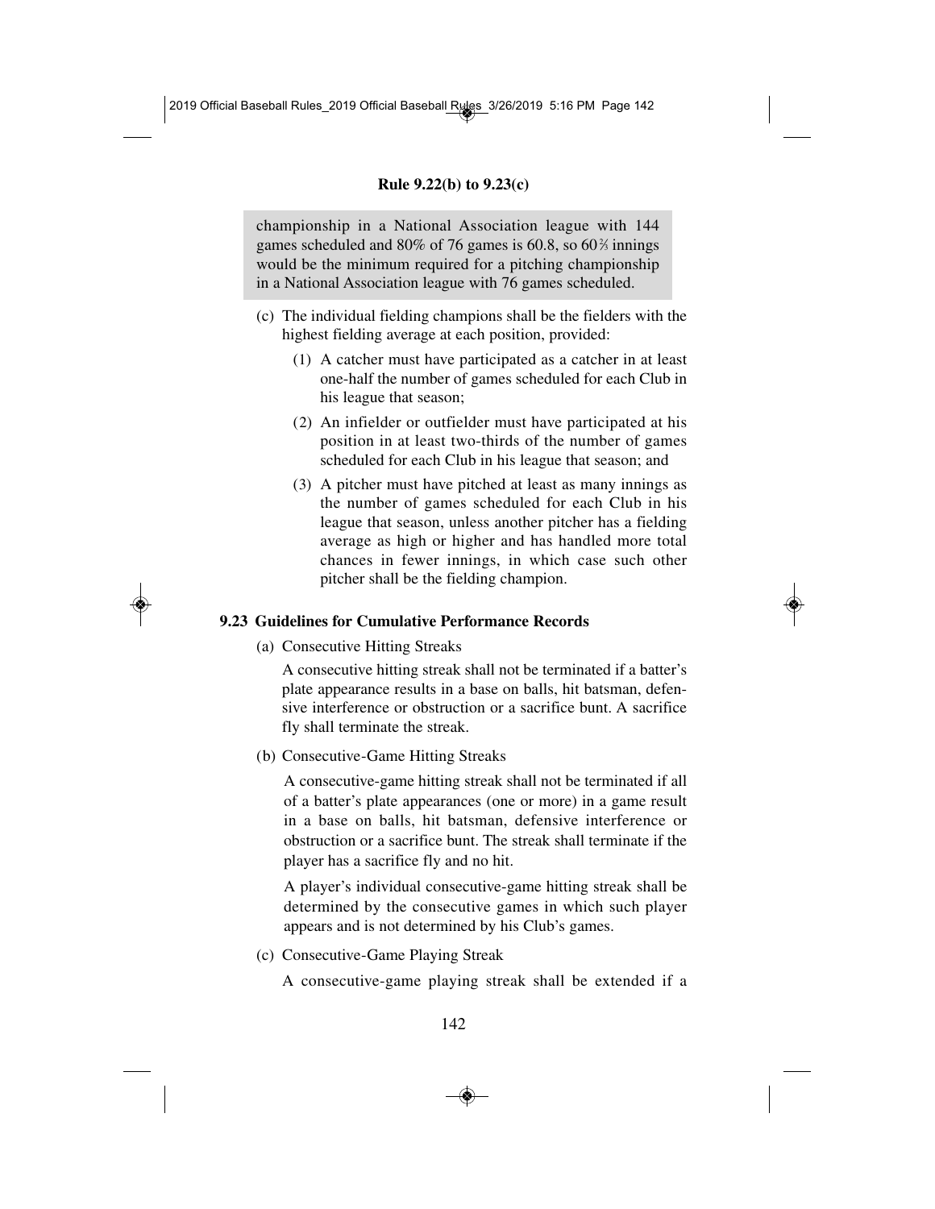championship in a National Association league with 144 games scheduled and 80% of 76 games is 60.8, so 60⅔ innings would be the minimum required for a pitching championship in a National Association league with 76 games scheduled.

(c) The individual fielding champions shall be the fielders with the highest fielding average at each position, provided:

(1) A catcher must have participated as a catcher in at least one-half the number of games scheduled for each Club in his league that season;

(2) An infielder or outfielder must have participated at his position in at least two-thirds of the number of games scheduled for each Club in his league that season; and

(3) A pitcher must have pitched at least as many innings as the number of games scheduled for each Club in his league that season, unless another pitcher has a fielding average as high or higher and has handled more total chances in fewer innings, in which case such other pitcher shall be the fielding champion.

## 9.23 Guidelines for Cumulative Performance Records

(a) Consecutive Hitting Streaks

A consecutive hitting streak shall not be terminated if a batter's plate appearance results in a base on balls, hit batsman, defensive interference or obstruction or a sacrifice bunt. A sacrifice fly shall terminate the streak.

(b) Consecutive-Game Hitting Streaks

A consecutive-game hitting streak shall not be terminated if all of a batter's plate appearances (one or more) in a game result in a base on balls, hit batsman, defensive interference or obstruction or a sacrifice bunt. The streak shall terminate if the player has a sacrifice fly and no hit.

A player's individual consecutive-game hitting streak shall be determined by the consecutive games in which such player appears and is not determined by his Club's games.

(c) Consecutive-Game Playing Streak

A consecutive-game playing streak shall be extended if a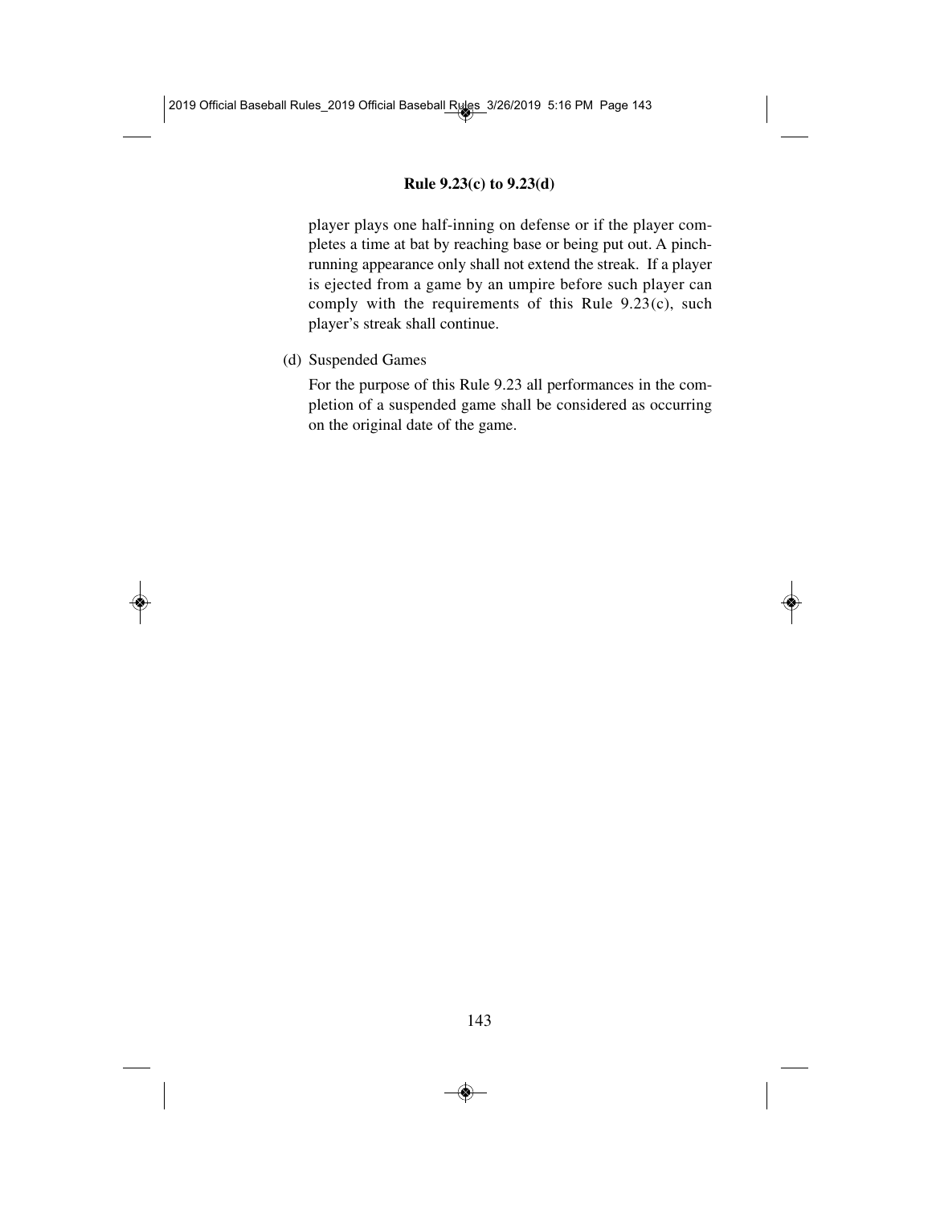player plays one half-inning on defense or if the player completes a time at bat by reaching base or being put out. A pinch-running appearance only shall not extend the streak. If a player is ejected from a game by an umpire before such player can comply with the requirements of this Rule 9.23(c), such player's streak shall continue.

(d) Suspended Games

For the purpose of this Rule 9.23 all performances in the completion of a suspended game shall be considered as occurring on the original date of the game.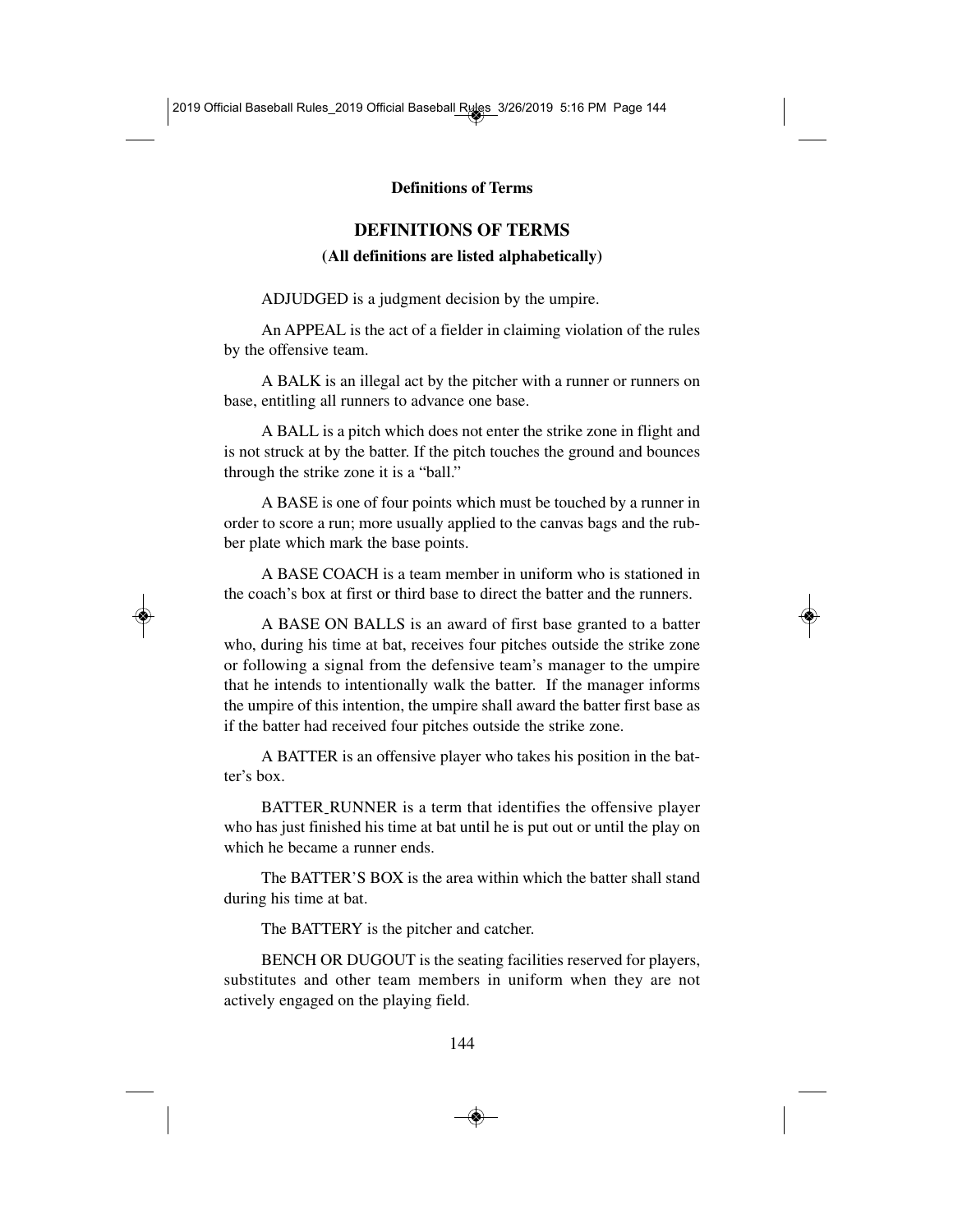# DEFINITIONS OF TERMS

**(All definitions are listed alphabetically)**

ADJUDGED is a judgment decision by the umpire.

An APPEAL is the act of a fielder in claiming violation of the rules by the offensive team.

A BALK is an illegal act by the pitcher with a runner or runners on base, entitling all runners to advance one base.

A BALL is a pitch which does not enter the strike zone in flight and is not struck at by the batter. If the pitch touches the ground and bounces through the strike zone it is a "ball."

A BASE is one of four points which must be touched by a runner in order to score a run; more usually applied to the canvas bags and the rubber plate which mark the base points.

A BASE COACH is a team member in uniform who is stationed in the coach's box at first or third base to direct the batter and the runners.

A BASE ON BALLS is an award of first base granted to a batter who, during his time at bat, receives four pitches outside the strike zone or following a signal from the defensive team's manager to the umpire that he intends to intentionally walk the batter. If the manager informs the umpire of this intention, the umpire shall award the batter first base as if the batter had received four pitches outside the strike zone.

A BATTER is an offensive player who takes his position in the batter's box.

BATTER_RUNNER is a term that identifies the offensive player who has just finished his time at bat until he is put out or until the play on which he became a runner ends.

The BATTER'S BOX is the area within which the batter shall stand during his time at bat.

The BATTERY is the pitcher and catcher.

BENCH OR DUGOUT is the seating facilities reserved for players, substitutes and other team members in uniform when they are not actively engaged on the playing field.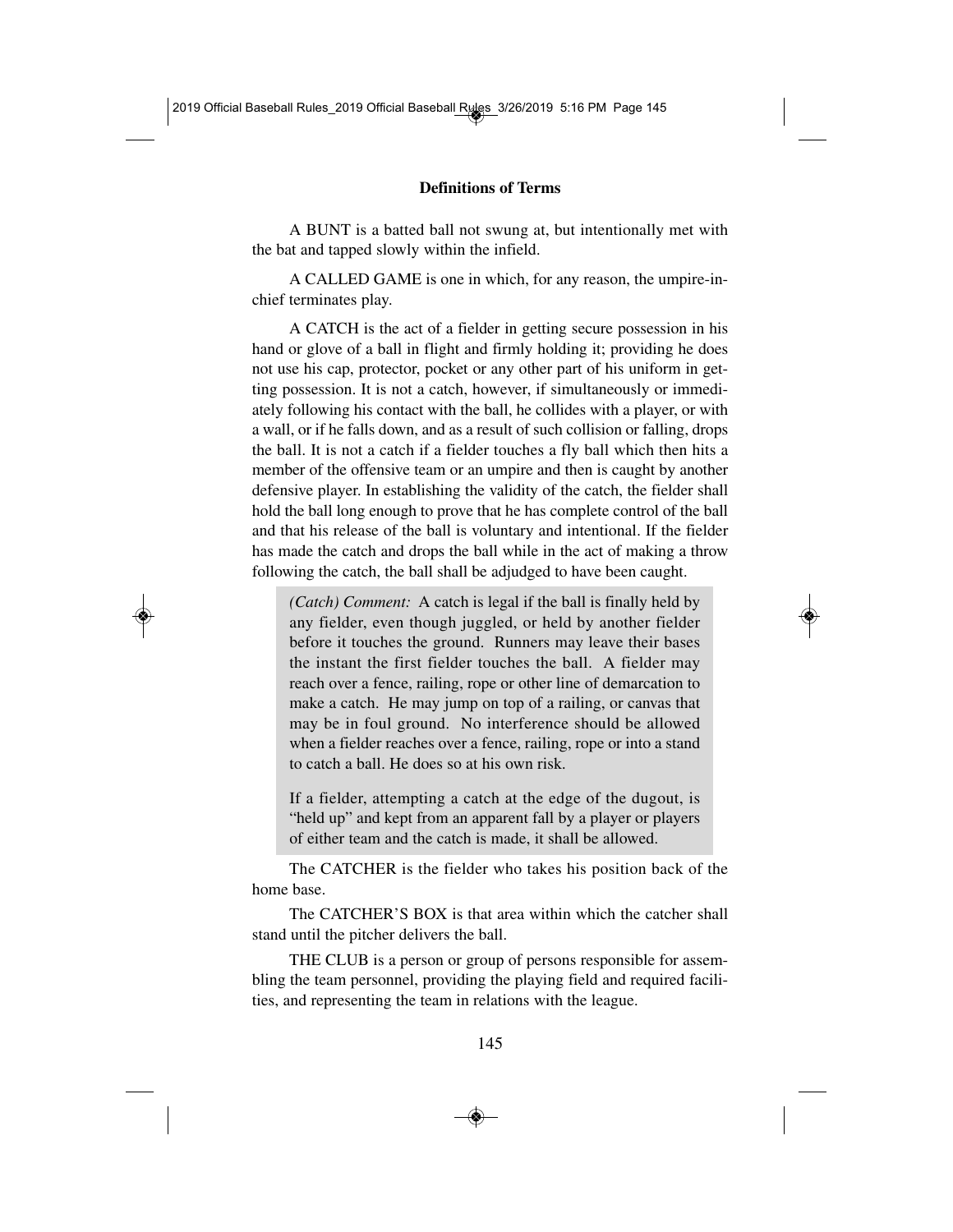## Definitions of Terms

A BUNT is a batted ball not swung at, but intentionally met with the bat and tapped slowly within the infield.

A CALLED GAME is one in which, for any reason, the umpire-in-chief terminates play.

A CATCH is the act of a fielder in getting secure possession in his hand or glove of a ball in flight and firmly holding it; providing he does not use his cap, protector, pocket or any other part of his uniform in getting possession. It is not a catch, however, if simultaneously or immediately following his contact with the ball, he collides with a player, or with a wall, or if he falls down, and as a result of such collision or falling, drops the ball. It is not a catch if a fielder touches a fly ball which then hits a member of the offensive team or an umpire and then is caught by another defensive player. In establishing the validity of the catch, the fielder shall hold the ball long enough to prove that he has complete control of the ball and that his release of the ball is voluntary and intentional. If the fielder has made the catch and drops the ball while in the act of making a throw following the catch, the ball shall be adjudged to have been caught.

> *(Catch) Comment:* A catch is legal if the ball is finally held by any fielder, even though juggled, or held by another fielder before it touches the ground. Runners may leave their bases the instant the first fielder touches the ball. A fielder may reach over a fence, railing, rope or other line of demarcation to make a catch. He may jump on top of a railing, or canvas that may be in foul ground. No interference should be allowed when a fielder reaches over a fence, railing, rope or into a stand to catch a ball. He does so at his own risk.
>
> If a fielder, attempting a catch at the edge of the dugout, is "held up" and kept from an apparent fall by a player or players of either team and the catch is made, it shall be allowed.

The CATCHER is the fielder who takes his position back of the home base.

The CATCHER'S BOX is that area within which the catcher shall stand until the pitcher delivers the ball.

THE CLUB is a person or group of persons responsible for assembling the team personnel, providing the playing field and required facilities, and representing the team in relations with the league.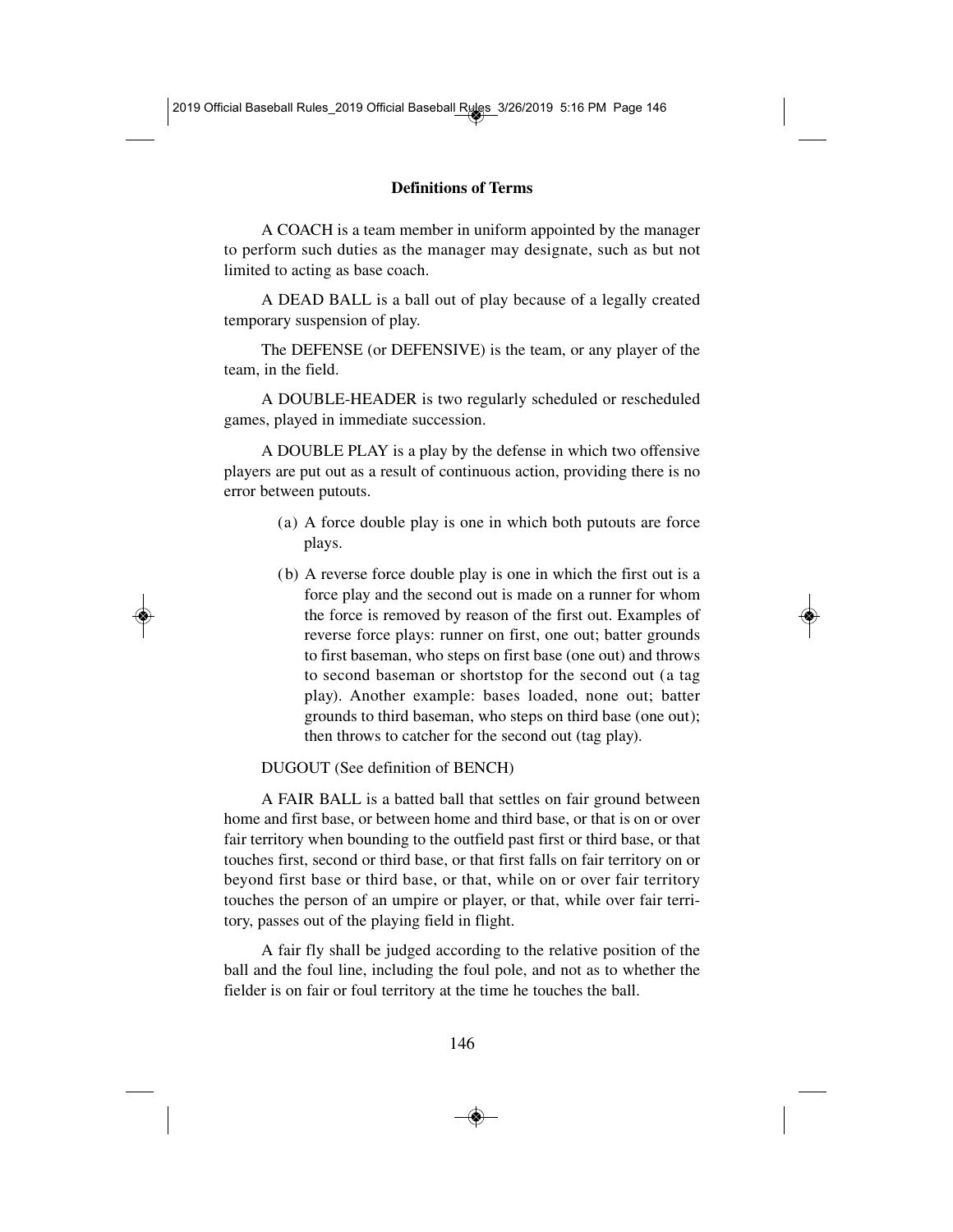## Definitions of Terms

A COACH is a team member in uniform appointed by the manager to perform such duties as the manager may designate, such as but not limited to acting as base coach.

A DEAD BALL is a ball out of play because of a legally created temporary suspension of play.

The DEFENSE (or DEFENSIVE) is the team, or any player of the team, in the field.

A DOUBLE-HEADER is two regularly scheduled or rescheduled games, played in immediate succession.

A DOUBLE PLAY is a play by the defense in which two offensive players are put out as a result of continuous action, providing there is no error between putouts.

(a) A force double play is one in which both putouts are force plays.

(b) A reverse force double play is one in which the first out is a force play and the second out is made on a runner for whom the force is removed by reason of the first out. Examples of reverse force plays: runner on first, one out; batter grounds to first baseman, who steps on first base (one out) and throws to second baseman or shortstop for the second out (a tag play). Another example: bases loaded, none out; batter grounds to third baseman, who steps on third base (one out); then throws to catcher for the second out (tag play).

DUGOUT (See definition of BENCH)

A FAIR BALL is a batted ball that settles on fair ground between home and first base, or between home and third base, or that is on or over fair territory when bounding to the outfield past first or third base, or that touches first, second or third base, or that first falls on fair territory on or beyond first base or third base, or that, while on or over fair territory touches the person of an umpire or player, or that, while over fair territory, passes out of the playing field in flight.

A fair fly shall be judged according to the relative position of the ball and the foul line, including the foul pole, and not as to whether the fielder is on fair or foul territory at the time he touches the ball.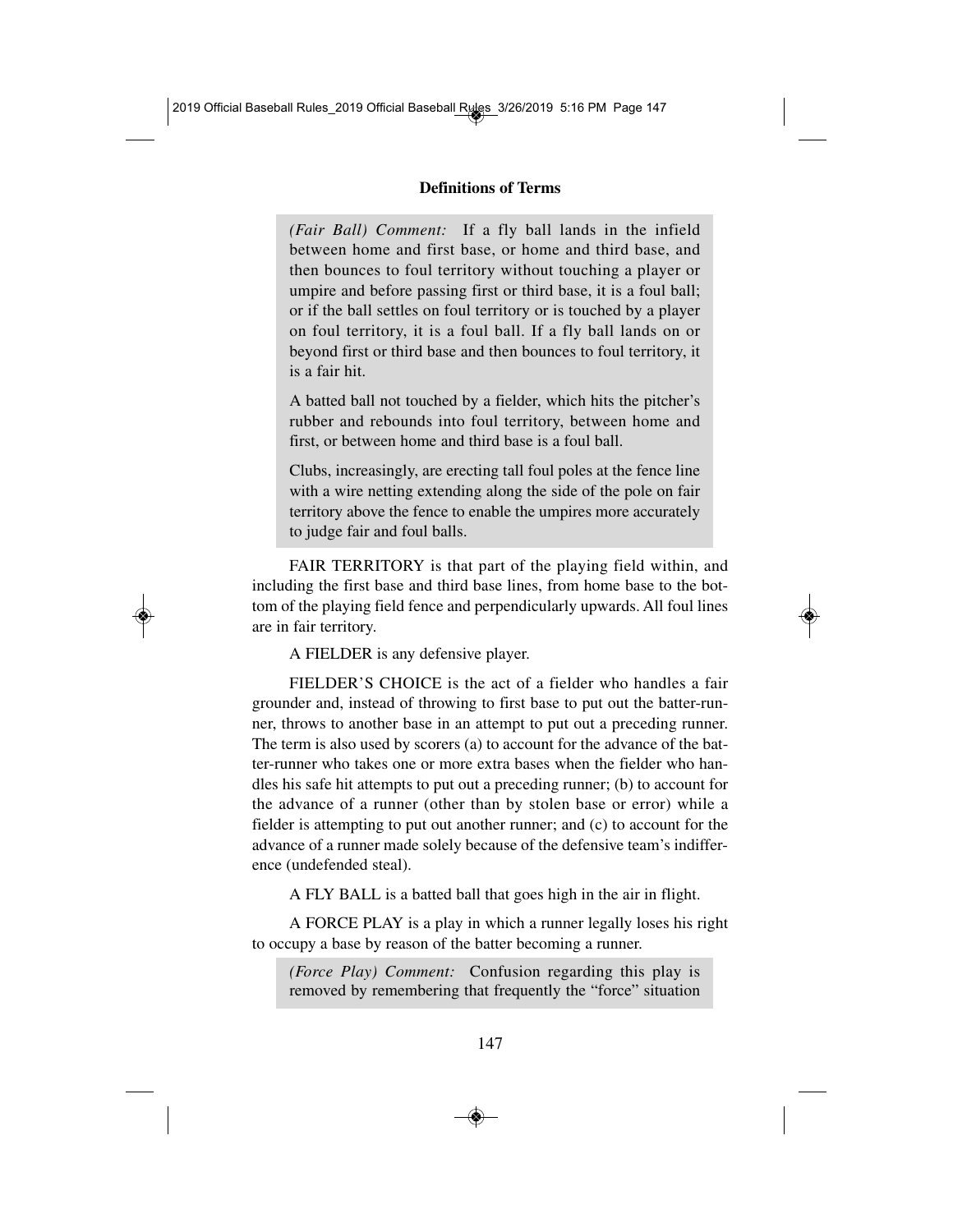*(Fair Ball) Comment:* If a fly ball lands in the infield between home and first base, or home and third base, and then bounces to foul territory without touching a player or umpire and before passing first or third base, it is a foul ball; or if the ball settles on foul territory or is touched by a player on foul territory, it is a foul ball. If a fly ball lands on or beyond first or third base and then bounces to foul territory, it is a fair hit.

A batted ball not touched by a fielder, which hits the pitcher's rubber and rebounds into foul territory, between home and first, or between home and third base is a foul ball.

Clubs, increasingly, are erecting tall foul poles at the fence line with a wire netting extending along the side of the pole on fair territory above the fence to enable the umpires more accurately to judge fair and foul balls.

FAIR TERRITORY is that part of the playing field within, and including the first base and third base lines, from home base to the bottom of the playing field fence and perpendicularly upwards. All foul lines are in fair territory.

A FIELDER is any defensive player.

FIELDER'S CHOICE is the act of a fielder who handles a fair grounder and, instead of throwing to first base to put out the batter-runner, throws to another base in an attempt to put out a preceding runner. The term is also used by scorers (a) to account for the advance of the batter-runner who takes one or more extra bases when the fielder who handles his safe hit attempts to put out a preceding runner; (b) to account for the advance of a runner (other than by stolen base or error) while a fielder is attempting to put out another runner; and (c) to account for the advance of a runner made solely because of the defensive team's indifference (undefended steal).

A FLY BALL is a batted ball that goes high in the air in flight.

A FORCE PLAY is a play in which a runner legally loses his right to occupy a base by reason of the batter becoming a runner.

*(Force Play) Comment:* Confusion regarding this play is removed by remembering that frequently the "force" situation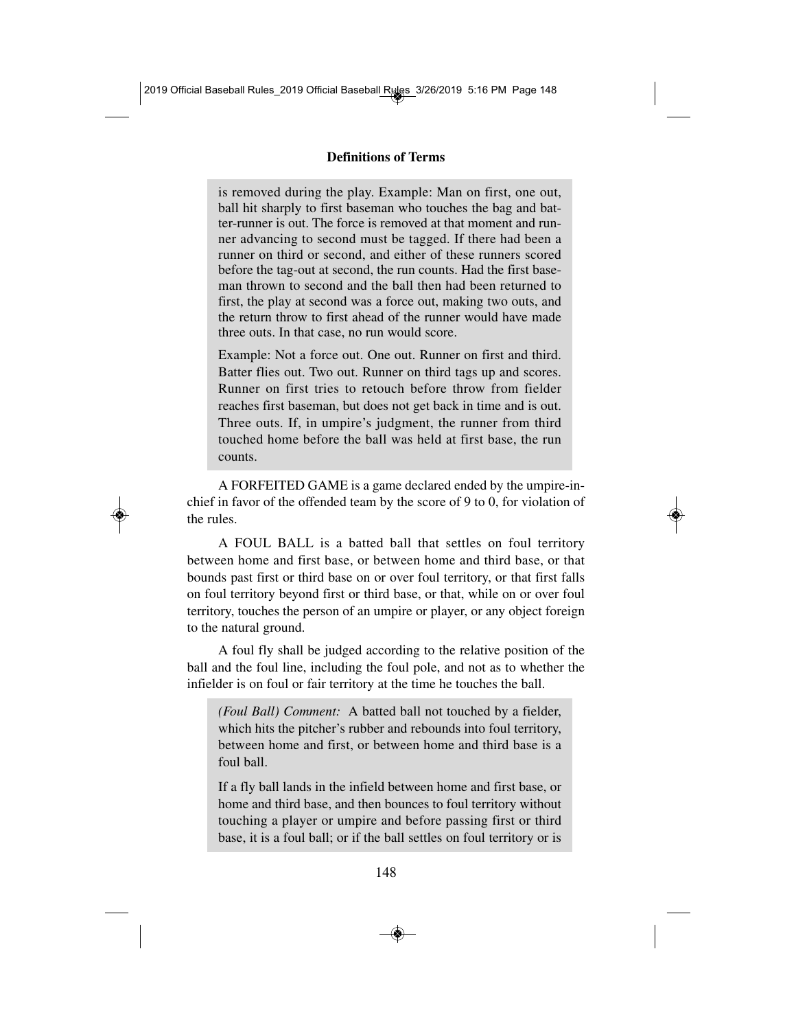is removed during the play. Example: Man on first, one out, ball hit sharply to first baseman who touches the bag and batter-runner is out. The force is removed at that moment and runner advancing to second must be tagged. If there had been a runner on third or second, and either of these runners scored before the tag-out at second, the run counts. Had the first baseman thrown to second and the ball then had been returned to first, the play at second was a force out, making two outs, and the return throw to first ahead of the runner would have made three outs. In that case, no run would score.

Example: Not a force out. One out. Runner on first and third. Batter flies out. Two out. Runner on third tags up and scores. Runner on first tries to retouch before throw from fielder reaches first baseman, but does not get back in time and is out. Three outs. If, in umpire's judgment, the runner from third touched home before the ball was held at first base, the run counts.

A FORFEITED GAME is a game declared ended by the umpire-in-chief in favor of the offended team by the score of 9 to 0, for violation of the rules.

A FOUL BALL is a batted ball that settles on foul territory between home and first base, or between home and third base, or that bounds past first or third base on or over foul territory, or that first falls on foul territory beyond first or third base, or that, while on or over foul territory, touches the person of an umpire or player, or any object foreign to the natural ground.

A foul fly shall be judged according to the relative position of the ball and the foul line, including the foul pole, and not as to whether the infielder is on foul or fair territory at the time he touches the ball.

*(Foul Ball) Comment:* A batted ball not touched by a fielder, which hits the pitcher's rubber and rebounds into foul territory, between home and first, or between home and third base is a foul ball.

If a fly ball lands in the infield between home and first base, or home and third base, and then bounces to foul territory without touching a player or umpire and before passing first or third base, it is a foul ball; or if the ball settles on foul territory or is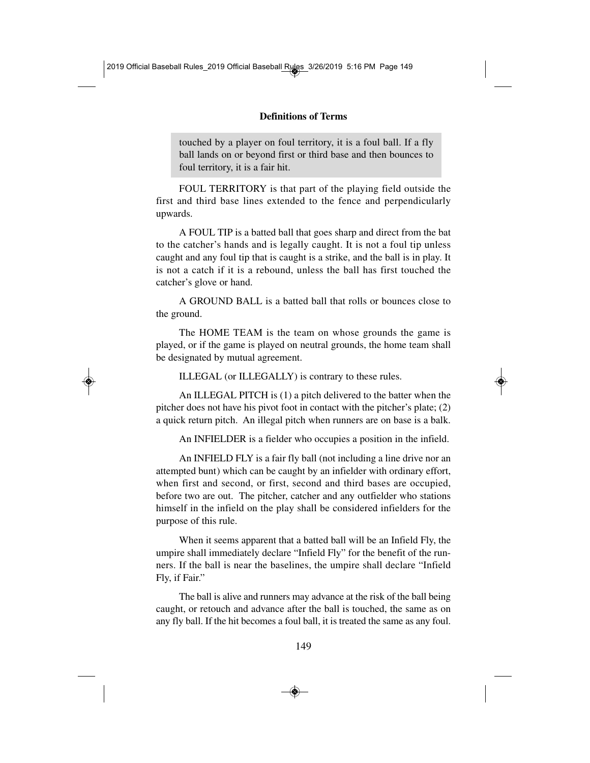touched by a player on foul territory, it is a foul ball. If a fly ball lands on or beyond first or third base and then bounces to foul territory, it is a fair hit.

FOUL TERRITORY is that part of the playing field outside the first and third base lines extended to the fence and perpendicularly upwards.

A FOUL TIP is a batted ball that goes sharp and direct from the bat to the catcher's hands and is legally caught. It is not a foul tip unless caught and any foul tip that is caught is a strike, and the ball is in play. It is not a catch if it is a rebound, unless the ball has first touched the catcher's glove or hand.

A GROUND BALL is a batted ball that rolls or bounces close to the ground.

The HOME TEAM is the team on whose grounds the game is played, or if the game is played on neutral grounds, the home team shall be designated by mutual agreement.

ILLEGAL (or ILLEGALLY) is contrary to these rules.

An ILLEGAL PITCH is (1) a pitch delivered to the batter when the pitcher does not have his pivot foot in contact with the pitcher's plate; (2) a quick return pitch. An illegal pitch when runners are on base is a balk.

An INFIELDER is a fielder who occupies a position in the infield.

An INFIELD FLY is a fair fly ball (not including a line drive nor an attempted bunt) which can be caught by an infielder with ordinary effort, when first and second, or first, second and third bases are occupied, before two are out. The pitcher, catcher and any outfielder who stations himself in the infield on the play shall be considered infielders for the purpose of this rule.

When it seems apparent that a batted ball will be an Infield Fly, the umpire shall immediately declare "Infield Fly" for the benefit of the runners. If the ball is near the baselines, the umpire shall declare "Infield Fly, if Fair."

The ball is alive and runners may advance at the risk of the ball being caught, or retouch and advance after the ball is touched, the same as on any fly ball. If the hit becomes a foul ball, it is treated the same as any foul.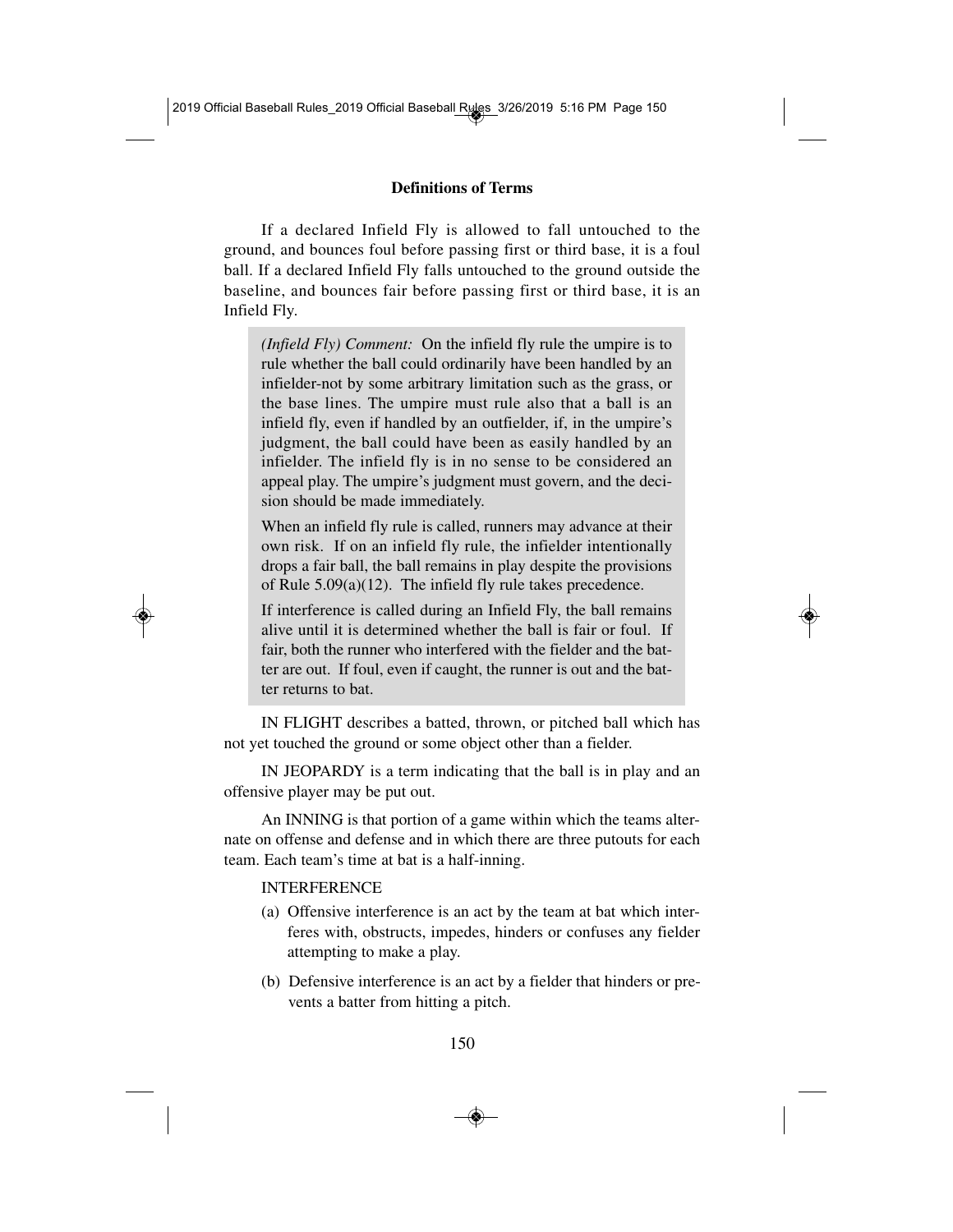If a declared Infield Fly is allowed to fall untouched to the ground, and bounces foul before passing first or third base, it is a foul ball. If a declared Infield Fly falls untouched to the ground outside the baseline, and bounces fair before passing first or third base, it is an Infield Fly.

> *(Infield Fly) Comment:* On the infield fly rule the umpire is to rule whether the ball could ordinarily have been handled by an infielder-not by some arbitrary limitation such as the grass, or the base lines. The umpire must rule also that a ball is an infield fly, even if handled by an outfielder, if, in the umpire's judgment, the ball could have been as easily handled by an infielder. The infield fly is in no sense to be considered an appeal play. The umpire's judgment must govern, and the decision should be made immediately.
>
> When an infield fly rule is called, runners may advance at their own risk. If on an infield fly rule, the infielder intentionally drops a fair ball, the ball remains in play despite the provisions of Rule 5.09(a)(12). The infield fly rule takes precedence.
>
> If interference is called during an Infield Fly, the ball remains alive until it is determined whether the ball is fair or foul. If fair, both the runner who interfered with the fielder and the batter are out. If foul, even if caught, the runner is out and the batter returns to bat.

IN FLIGHT describes a batted, thrown, or pitched ball which has not yet touched the ground or some object other than a fielder.

IN JEOPARDY is a term indicating that the ball is in play and an offensive player may be put out.

An INNING is that portion of a game within which the teams alternate on offense and defense and in which there are three putouts for each team. Each team's time at bat is a half-inning.

INTERFERENCE

(a) Offensive interference is an act by the team at bat which interferes with, obstructs, impedes, hinders or confuses any fielder attempting to make a play.

(b) Defensive interference is an act by a fielder that hinders or prevents a batter from hitting a pitch.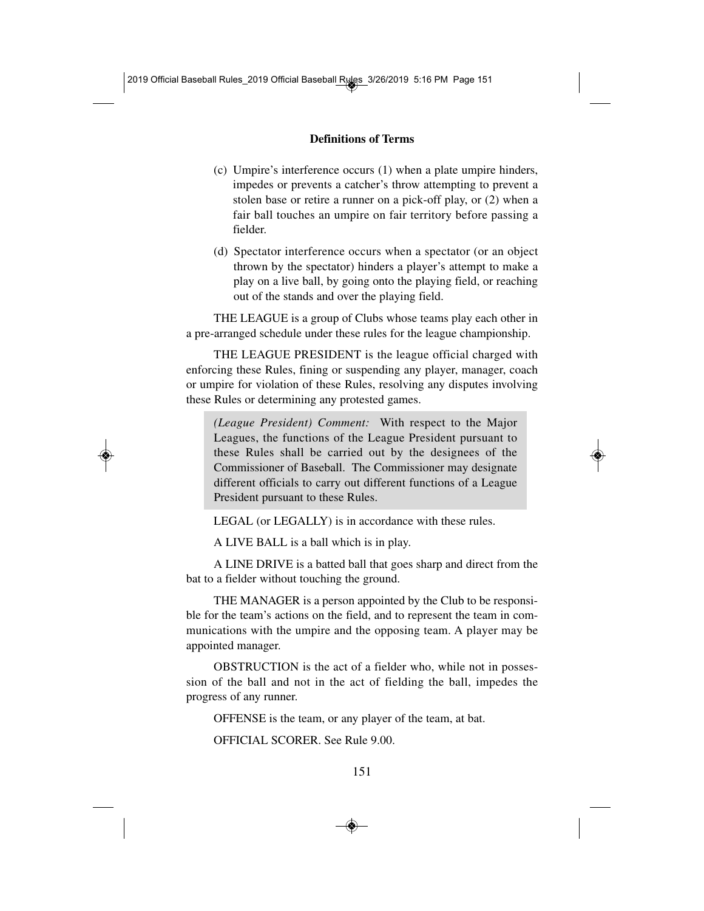(c) Umpire's interference occurs (1) when a plate umpire hinders, impedes or prevents a catcher's throw attempting to prevent a stolen base or retire a runner on a pick-off play, or (2) when a fair ball touches an umpire on fair territory before passing a fielder.

(d) Spectator interference occurs when a spectator (or an object thrown by the spectator) hinders a player's attempt to make a play on a live ball, by going onto the playing field, or reaching out of the stands and over the playing field.

THE LEAGUE is a group of Clubs whose teams play each other in a pre-arranged schedule under these rules for the league championship.

THE LEAGUE PRESIDENT is the league official charged with enforcing these Rules, fining or suspending any player, manager, coach or umpire for violation of these Rules, resolving any disputes involving these Rules or determining any protested games.

> *(League President) Comment:* With respect to the Major Leagues, the functions of the League President pursuant to these Rules shall be carried out by the designees of the Commissioner of Baseball. The Commissioner may designate different officials to carry out different functions of a League President pursuant to these Rules.

LEGAL (or LEGALLY) is in accordance with these rules.

A LIVE BALL is a ball which is in play.

A LINE DRIVE is a batted ball that goes sharp and direct from the bat to a fielder without touching the ground.

THE MANAGER is a person appointed by the Club to be responsible for the team's actions on the field, and to represent the team in communications with the umpire and the opposing team. A player may be appointed manager.

OBSTRUCTION is the act of a fielder who, while not in possession of the ball and not in the act of fielding the ball, impedes the progress of any runner.

OFFENSE is the team, or any player of the team, at bat.

OFFICIAL SCORER. See Rule 9.00.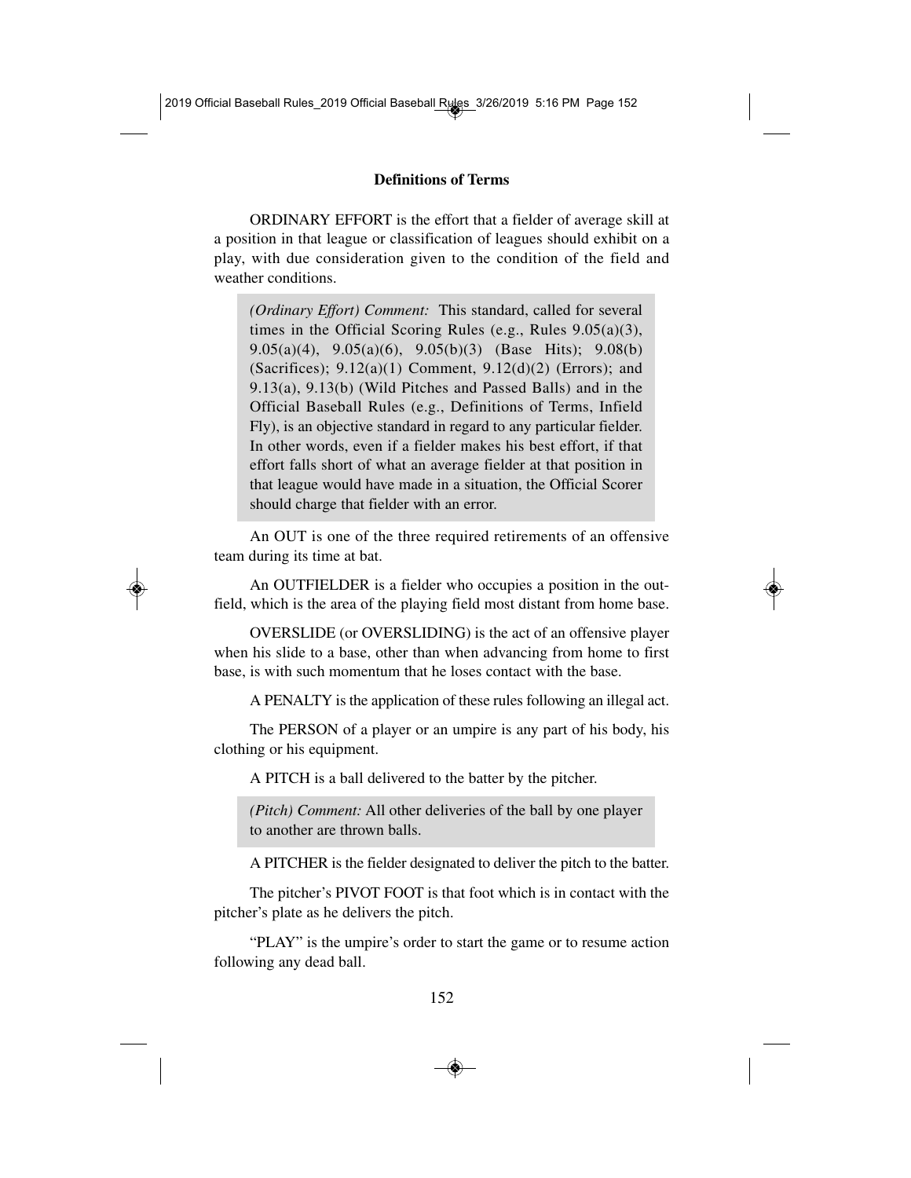## Definitions of Terms

ORDINARY EFFORT is the effort that a fielder of average skill at a position in that league or classification of leagues should exhibit on a play, with due consideration given to the condition of the field and weather conditions.

> *(Ordinary Effort) Comment:* This standard, called for several times in the Official Scoring Rules (e.g., Rules 9.05(a)(3), 9.05(a)(4), 9.05(a)(6), 9.05(b)(3) (Base Hits); 9.08(b) (Sacrifices); 9.12(a)(1) Comment, 9.12(d)(2) (Errors); and 9.13(a), 9.13(b) (Wild Pitches and Passed Balls) and in the Official Baseball Rules (e.g., Definitions of Terms, Infield Fly), is an objective standard in regard to any particular fielder. In other words, even if a fielder makes his best effort, if that effort falls short of what an average fielder at that position in that league would have made in a situation, the Official Scorer should charge that fielder with an error.

An OUT is one of the three required retirements of an offensive team during its time at bat.

An OUTFIELDER is a fielder who occupies a position in the outfield, which is the area of the playing field most distant from home base.

OVERSLIDE (or OVERSLIDING) is the act of an offensive player when his slide to a base, other than when advancing from home to first base, is with such momentum that he loses contact with the base.

A PENALTY is the application of these rules following an illegal act.

The PERSON of a player or an umpire is any part of his body, his clothing or his equipment.

A PITCH is a ball delivered to the batter by the pitcher.

> *(Pitch) Comment:* All other deliveries of the ball by one player to another are thrown balls.

A PITCHER is the fielder designated to deliver the pitch to the batter.

The pitcher's PIVOT FOOT is that foot which is in contact with the pitcher's plate as he delivers the pitch.

"PLAY" is the umpire's order to start the game or to resume action following any dead ball.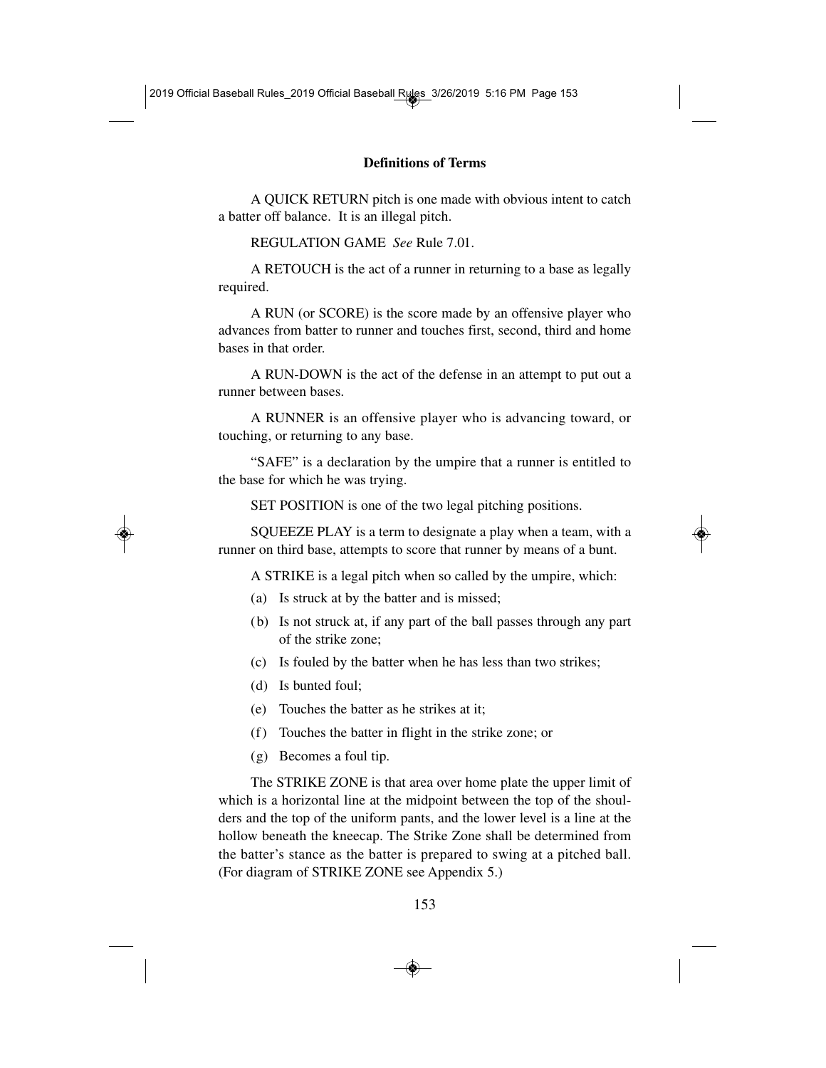## Definitions of Terms

A QUICK RETURN pitch is one made with obvious intent to catch a batter off balance. It is an illegal pitch.

REGULATION GAME *See* Rule 7.01.

A RETOUCH is the act of a runner in returning to a base as legally required.

A RUN (or SCORE) is the score made by an offensive player who advances from batter to runner and touches first, second, third and home bases in that order.

A RUN-DOWN is the act of the defense in an attempt to put out a runner between bases.

A RUNNER is an offensive player who is advancing toward, or touching, or returning to any base.

"SAFE" is a declaration by the umpire that a runner is entitled to the base for which he was trying.

SET POSITION is one of the two legal pitching positions.

SQUEEZE PLAY is a term to designate a play when a team, with a runner on third base, attempts to score that runner by means of a bunt.

A STRIKE is a legal pitch when so called by the umpire, which:

(a) Is struck at by the batter and is missed;

(b) Is not struck at, if any part of the ball passes through any part of the strike zone;

(c) Is fouled by the batter when he has less than two strikes;

(d) Is bunted foul;

(e) Touches the batter as he strikes at it;

(f) Touches the batter in flight in the strike zone; or

(g) Becomes a foul tip.

The STRIKE ZONE is that area over home plate the upper limit of which is a horizontal line at the midpoint between the top of the shoulders and the top of the uniform pants, and the lower level is a line at the hollow beneath the kneecap. The Strike Zone shall be determined from the batter's stance as the batter is prepared to swing at a pitched ball. (For diagram of STRIKE ZONE see Appendix 5.)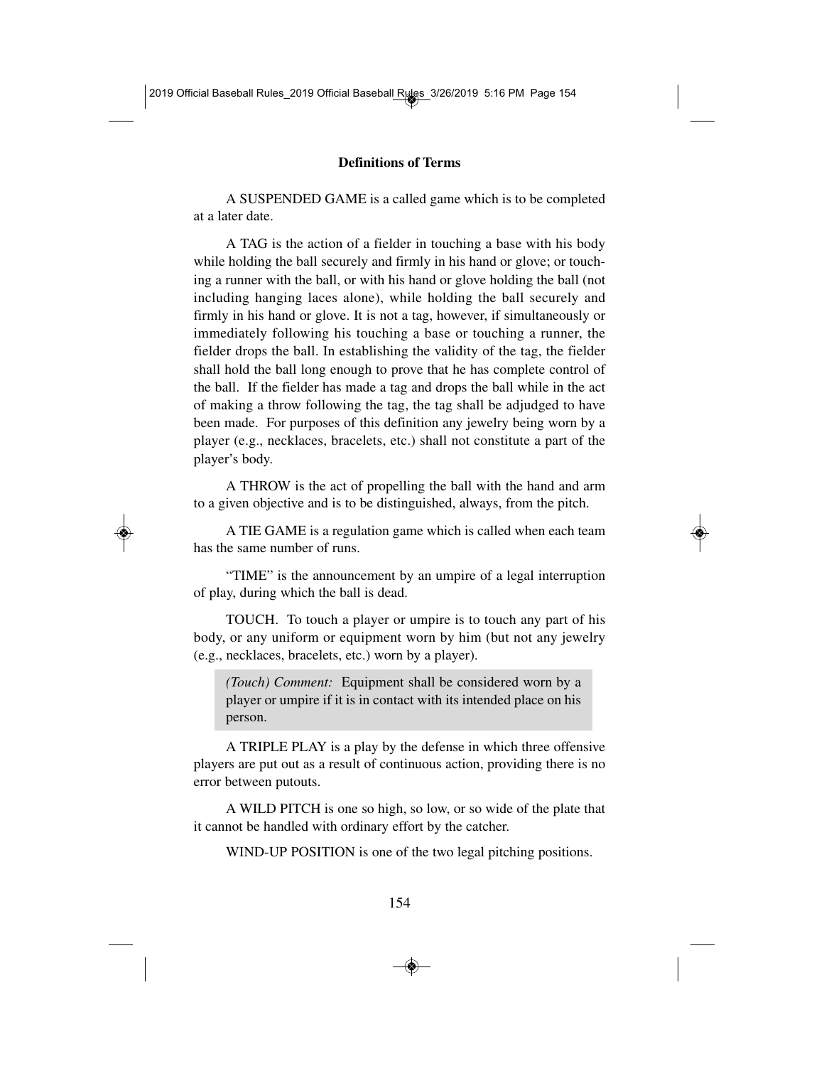## Definitions of Terms

A SUSPENDED GAME is a called game which is to be completed at a later date.

A TAG is the action of a fielder in touching a base with his body while holding the ball securely and firmly in his hand or glove; or touching a runner with the ball, or with his hand or glove holding the ball (not including hanging laces alone), while holding the ball securely and firmly in his hand or glove. It is not a tag, however, if simultaneously or immediately following his touching a base or touching a runner, the fielder drops the ball. In establishing the validity of the tag, the fielder shall hold the ball long enough to prove that he has complete control of the ball. If the fielder has made a tag and drops the ball while in the act of making a throw following the tag, the tag shall be adjudged to have been made. For purposes of this definition any jewelry being worn by a player (e.g., necklaces, bracelets, etc.) shall not constitute a part of the player's body.

A THROW is the act of propelling the ball with the hand and arm to a given objective and is to be distinguished, always, from the pitch.

A TIE GAME is a regulation game which is called when each team has the same number of runs.

"TIME" is the announcement by an umpire of a legal interruption of play, during which the ball is dead.

TOUCH. To touch a player or umpire is to touch any part of his body, or any uniform or equipment worn by him (but not any jewelry (e.g., necklaces, bracelets, etc.) worn by a player).

> *(Touch) Comment:* Equipment shall be considered worn by a player or umpire if it is in contact with its intended place on his person.

A TRIPLE PLAY is a play by the defense in which three offensive players are put out as a result of continuous action, providing there is no error between putouts.

A WILD PITCH is one so high, so low, or so wide of the plate that it cannot be handled with ordinary effort by the catcher.

WIND-UP POSITION is one of the two legal pitching positions.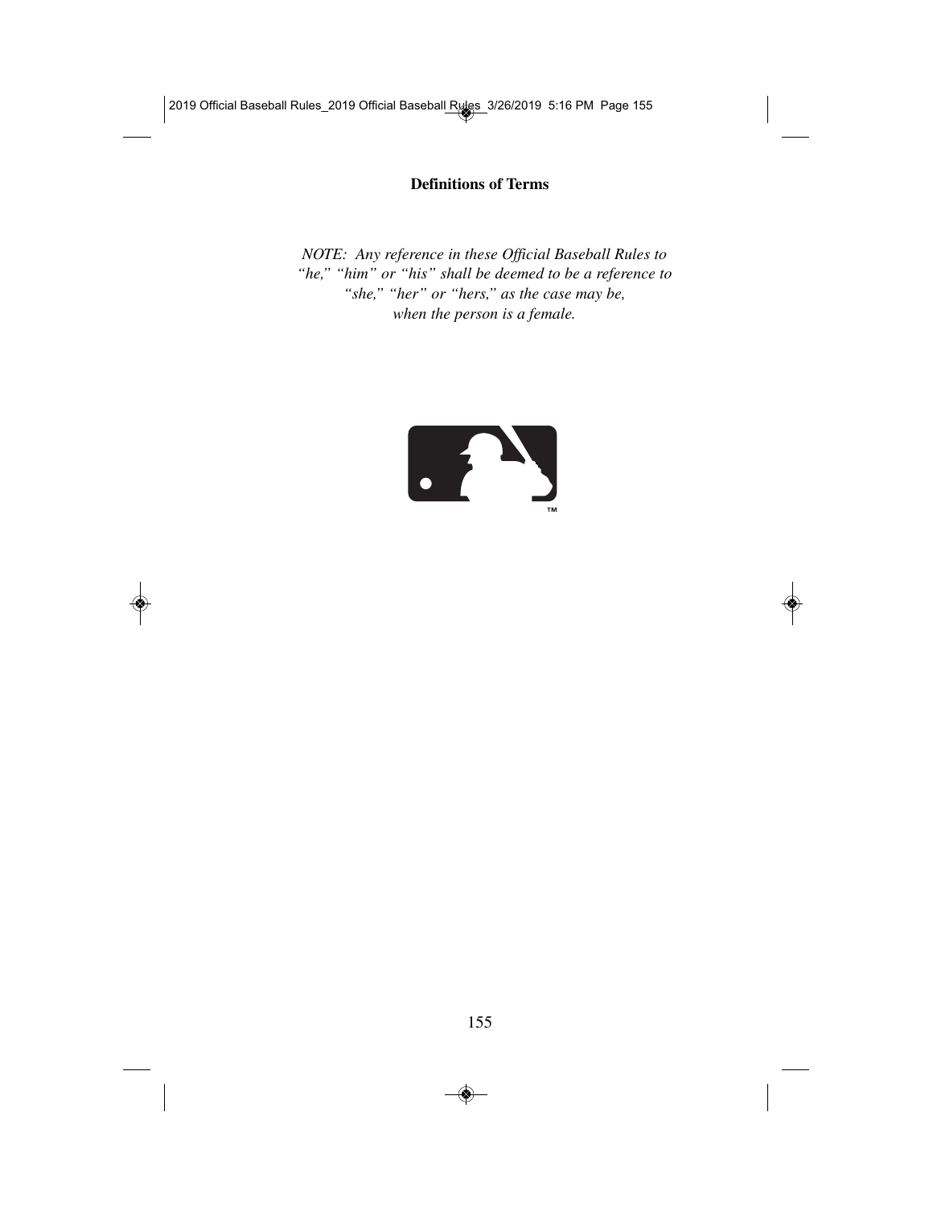# Definitions of Terms

*NOTE: Any reference in these Official Baseball Rules to "he," "him" or "his" shall be deemed to be a reference to "she," "her" or "hers," as the case may be, when the person is a female.*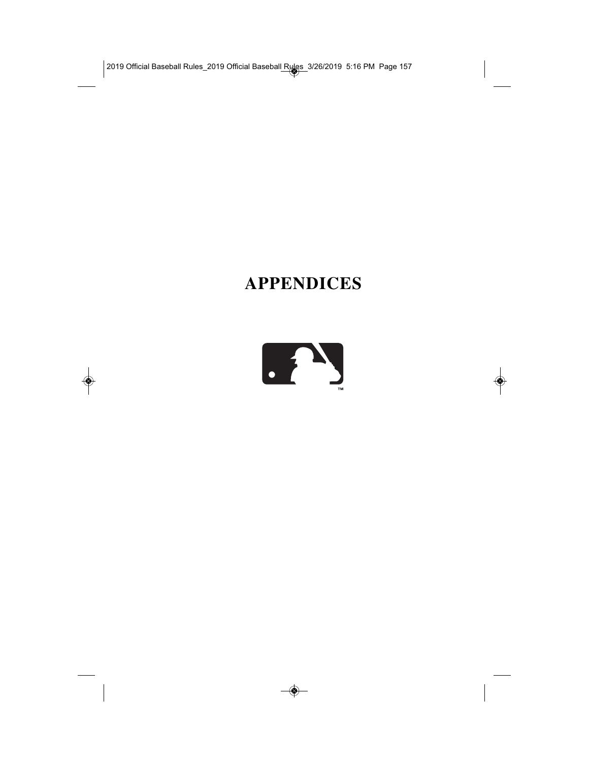# APPENDICES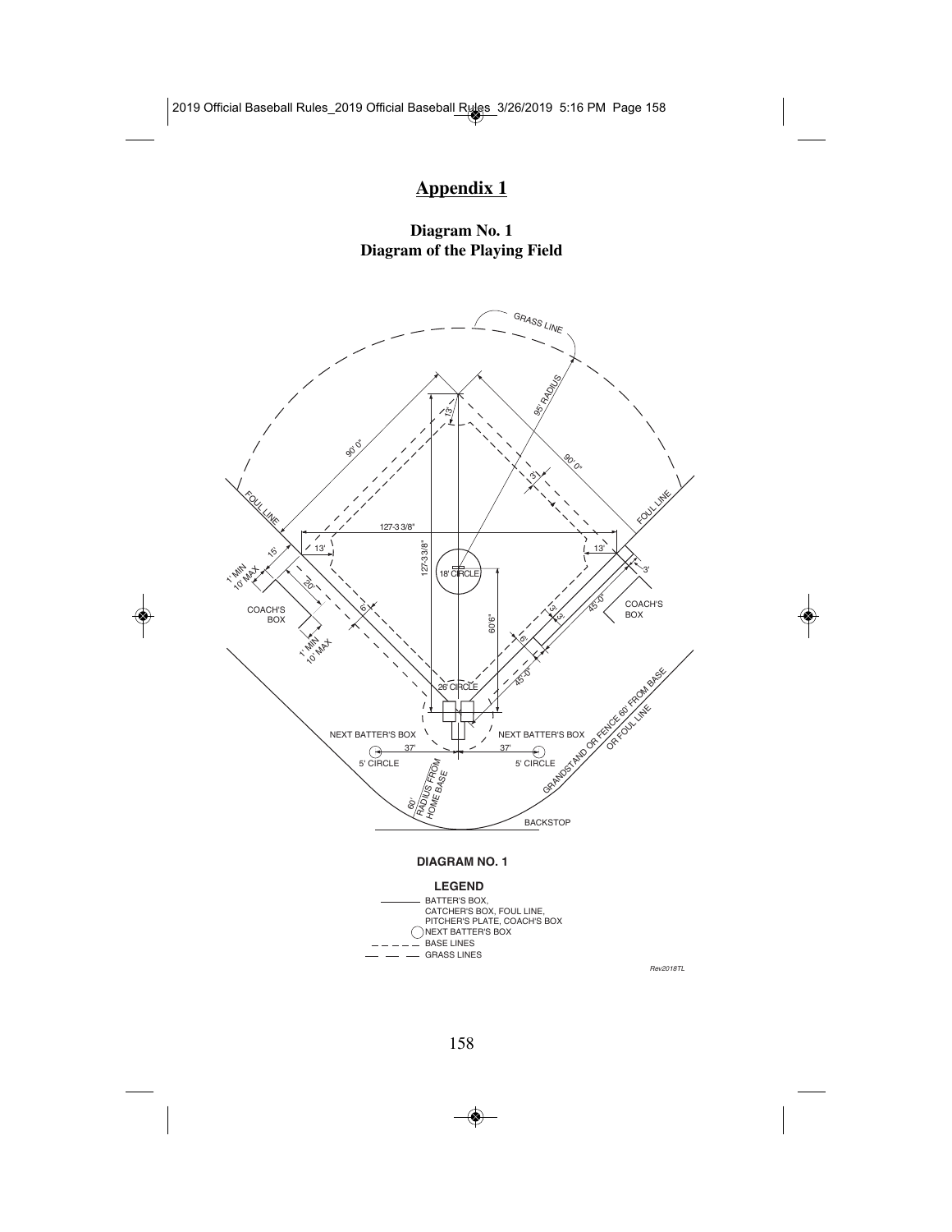# Appendix 1

## Diagram No. 1
## Diagram of the Playing Field

GRASS LINE

95' RADIUS

90' 0"

90' 0"

13'

3'

FOUL LINE

FOUL LINE

127-3 3/8"

127-3 3/8"

13'

13'

15'

1' MIN 10' MAX

20'

COACH'S BOX

6'

18' CIRCLE

60'6"

3'

3'

45'-0"

3'

COACH'S BOX

6'

1' MIN 10' MAX

45'-0"

26' CIRCLE

NEXT BATTER'S BOX

NEXT BATTER'S BOX

37'

37'

5' CIRCLE

5' CIRCLE

60' RADIUS FROM HOME BASE

GRANDSTAND OR FENCE 60' FROM BASE OR FOUL LINE

BACKSTOP

**DIAGRAM NO. 1**

**LEGEND**

- BATTER'S BOX, CATCHER'S BOX, FOUL LINE, PITCHER'S PLATE, COACH'S BOX
- NEXT BATTER'S BOX
- BASE LINES
- GRASS LINES

*Rev2018TL*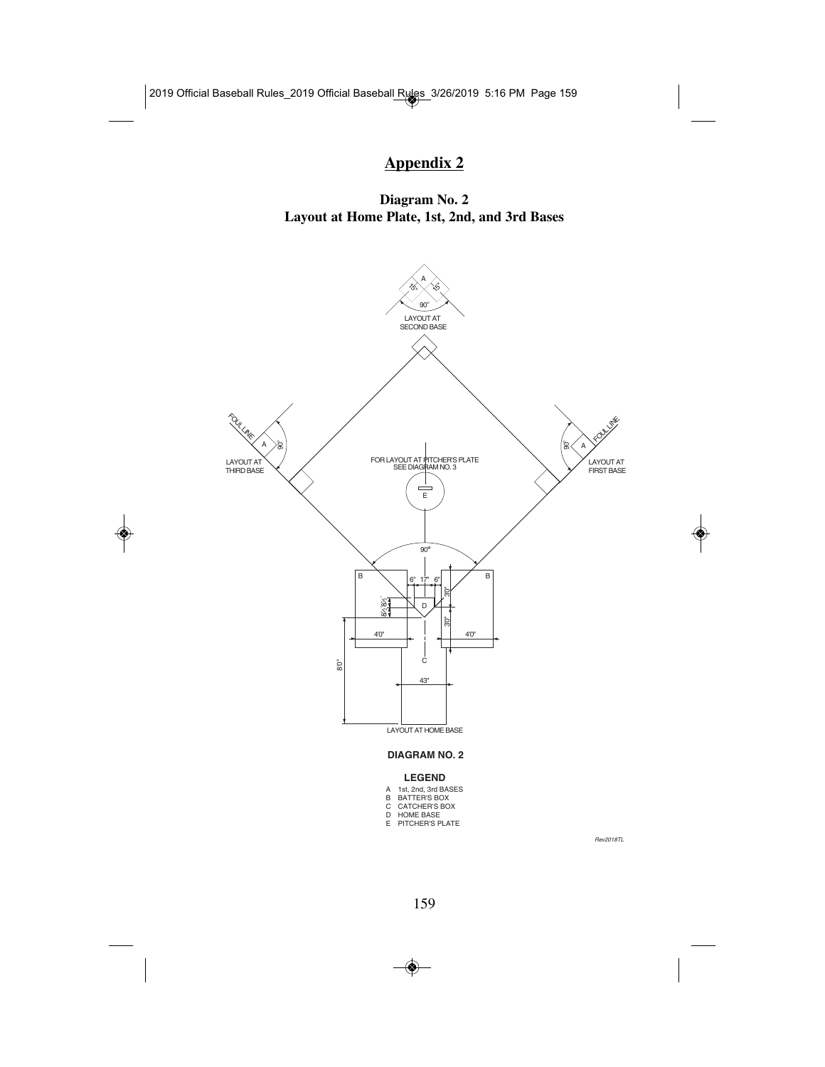# Appendix 2

## Diagram No. 2
## Layout at Home Plate, 1st, 2nd, and 3rd Bases

**DIAGRAM NO. 2**

**LEGEND**

A 1st, 2nd, 3rd BASES
B BATTER'S BOX
C CATCHER'S BOX
D HOME BASE
E PITCHER'S PLATE

*Rev2018TL*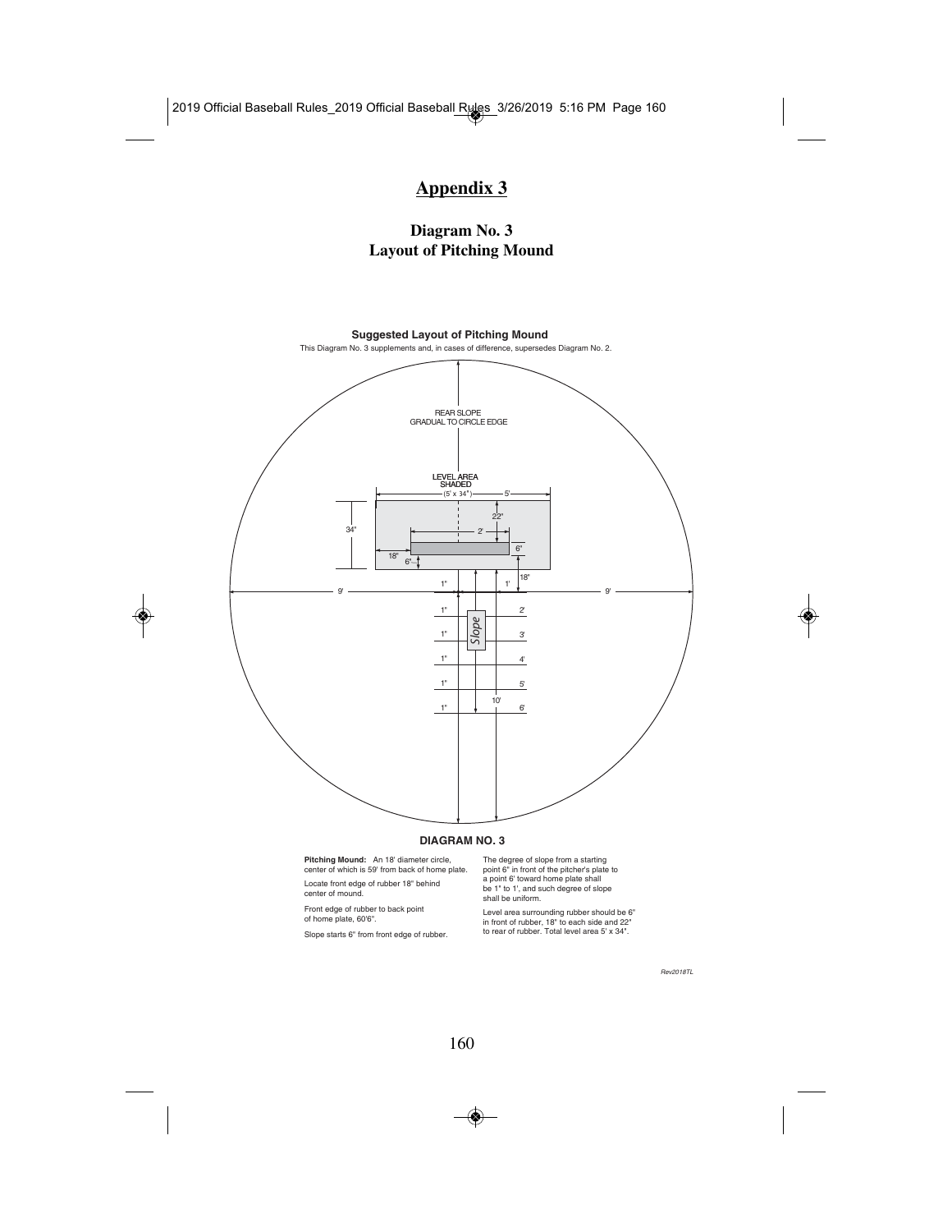# Appendix 3

## Diagram No. 3
## Layout of Pitching Mound

**Suggested Layout of Pitching Mound**

This Diagram No. 3 supplements and, in cases of difference, supersedes Diagram No. 2.

**DIAGRAM NO. 3**

**Pitching Mound:** An 18' diameter circle, center of which is 59' from back of home plate.

Locate front edge of rubber 18" behind center of mound.

Front edge of rubber to back point of home plate, 60'6".

Slope starts 6" from front edge of rubber.

The degree of slope from a starting point 6" in front of the pitcher's plate to a point 6' toward home plate shall be 1" to 1', and such degree of slope shall be uniform.

Level area surrounding rubber should be 6" in front of rubber, 18" to each side and 22" to rear of rubber. Total level area 5' x 34".

Rev2018TL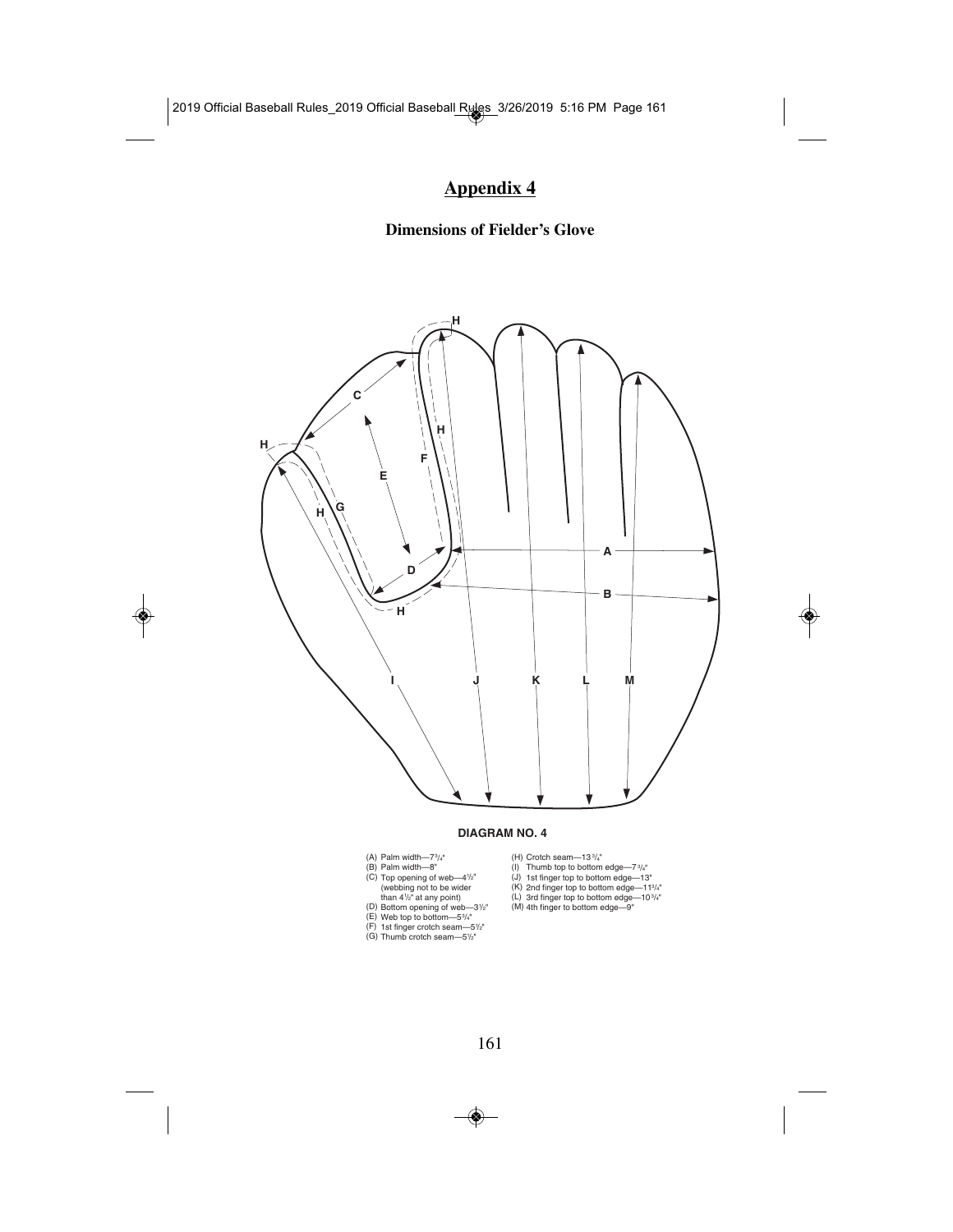# Appendix 4

## Dimensions of Fielder's Glove

**DIAGRAM NO. 4**

(A) Palm width—7¾"
(B) Palm width—8"
(C) Top opening of web—4½" (webbing not to be wider than 4½" at any point)
(D) Bottom opening of web—3½"
(E) Web top to bottom—5¾"
(F) 1st finger crotch seam—5½"
(G) Thumb crotch seam—5½"
(H) Crotch seam—13¾"
(I) Thumb top to bottom edge—7¾"
(J) 1st finger top to bottom edge—13"
(K) 2nd finger top to bottom edge—11¾"
(L) 3rd finger top to bottom edge—10¾"
(M) 4th finger to bottom edge—9"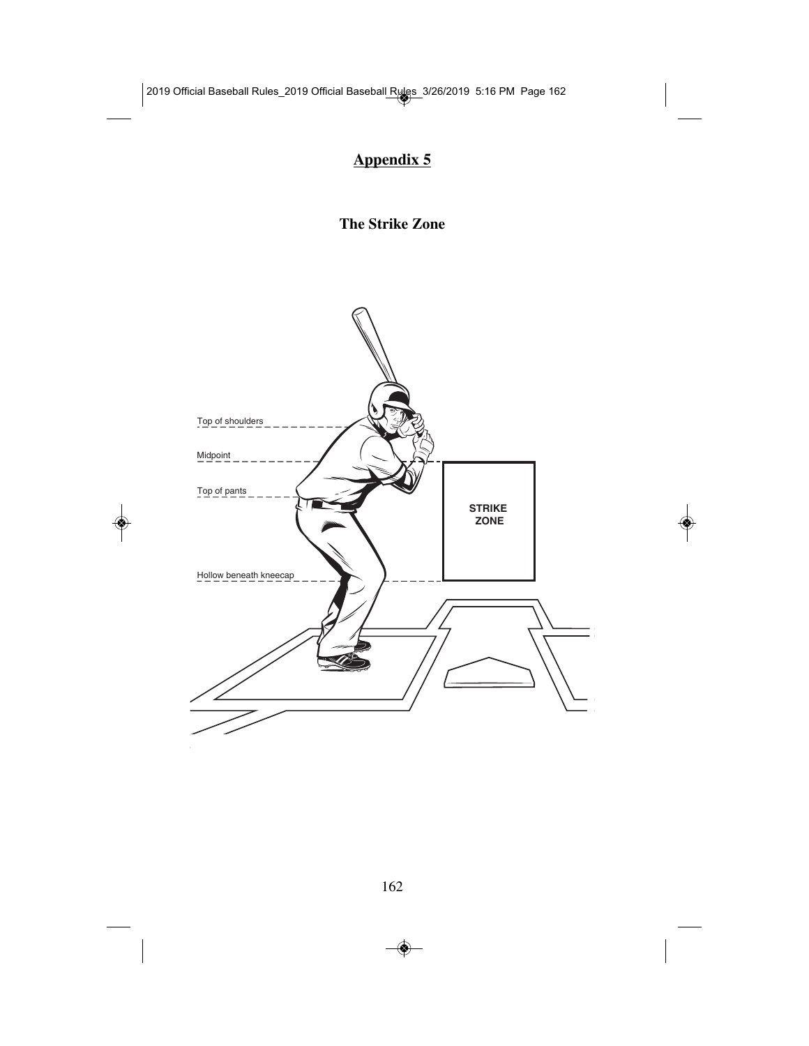## Appendix 5

### The Strike Zone

Top of shoulders

Midpoint

Top of pants

STRIKE ZONE

Hollow beneath kneecap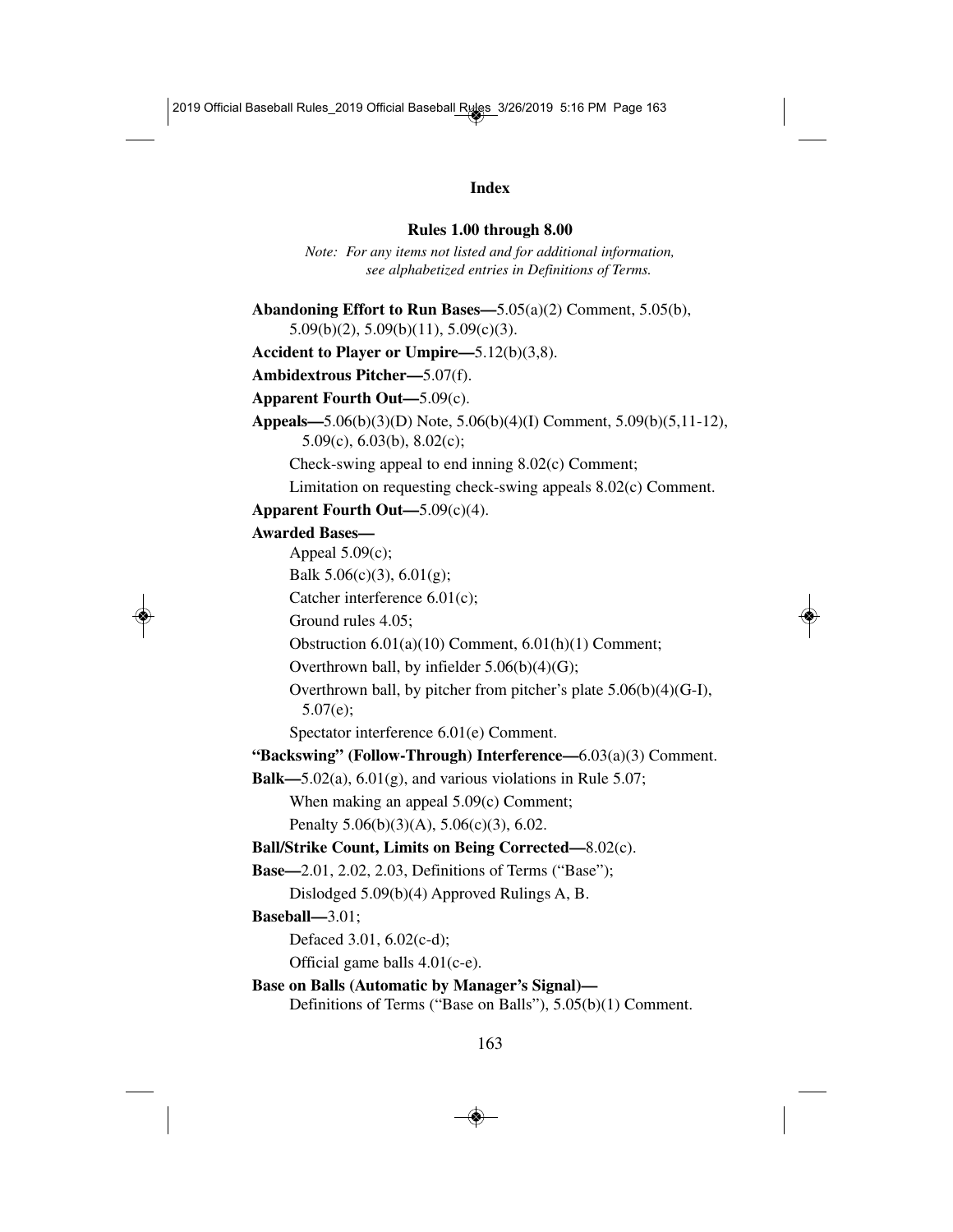# Index

## Rules 1.00 through 8.00

*Note: For any items not listed and for additional information, see alphabetized entries in Definitions of Terms.*

**Abandoning Effort to Run Bases—**5.05(a)(2) Comment, 5.05(b), 5.09(b)(2), 5.09(b)(11), 5.09(c)(3).

**Accident to Player or Umpire—**5.12(b)(3,8).

**Ambidextrous Pitcher—**5.07(f).

**Apparent Fourth Out—**5.09(c).

**Appeals—**5.06(b)(3)(D) Note, 5.06(b)(4)(I) Comment, 5.09(b)(5,11-12), 5.09(c), 6.03(b), 8.02(c);

Check-swing appeal to end inning 8.02(c) Comment;

Limitation on requesting check-swing appeals 8.02(c) Comment.

**Apparent Fourth Out—**5.09(c)(4).

**Awarded Bases—**

Appeal 5.09(c);

Balk 5.06(c)(3), 6.01(g);

Catcher interference 6.01(c);

Ground rules 4.05;

Obstruction 6.01(a)(10) Comment, 6.01(h)(1) Comment;

Overthrown ball, by infielder 5.06(b)(4)(G);

Overthrown ball, by pitcher from pitcher's plate 5.06(b)(4)(G-I), 5.07(e);

Spectator interference 6.01(e) Comment.

**"Backswing" (Follow-Through) Interference—**6.03(a)(3) Comment.

**Balk—**5.02(a), 6.01(g), and various violations in Rule 5.07;

When making an appeal 5.09(c) Comment;

Penalty 5.06(b)(3)(A), 5.06(c)(3), 6.02.

**Ball/Strike Count, Limits on Being Corrected—**8.02(c).

**Base—**2.01, 2.02, 2.03, Definitions of Terms ("Base");

Dislodged 5.09(b)(4) Approved Rulings A, B.

**Baseball—**3.01;

Defaced 3.01, 6.02(c-d);

Official game balls 4.01(c-e).

**Base on Balls (Automatic by Manager's Signal)—**

Definitions of Terms ("Base on Balls"), 5.05(b)(1) Comment.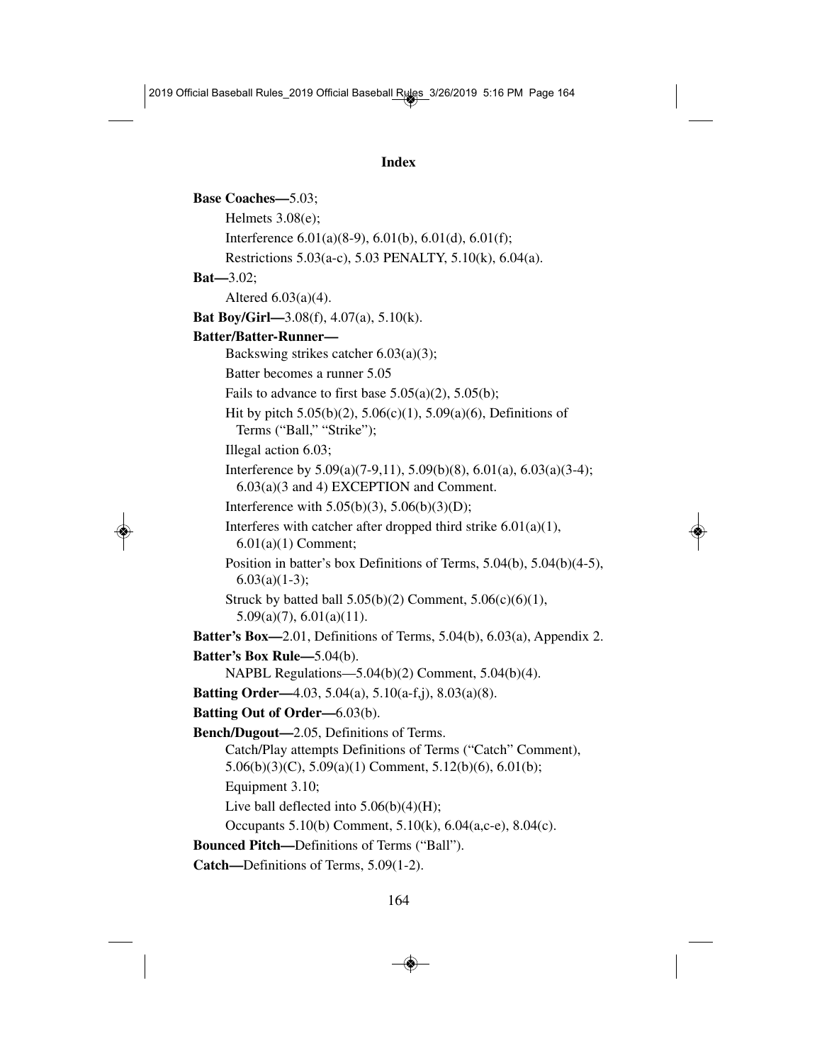## Index

**Base Coaches—**5.03;

Helmets 3.08(e);

Interference 6.01(a)(8-9), 6.01(b), 6.01(d), 6.01(f);

Restrictions 5.03(a-c), 5.03 PENALTY, 5.10(k), 6.04(a).

**Bat—**3.02;

Altered 6.03(a)(4).

**Bat Boy/Girl—**3.08(f), 4.07(a), 5.10(k).

**Batter/Batter-Runner—**

Backswing strikes catcher 6.03(a)(3);

Batter becomes a runner 5.05

Fails to advance to first base 5.05(a)(2), 5.05(b);

Hit by pitch 5.05(b)(2), 5.06(c)(1), 5.09(a)(6), Definitions of Terms ("Ball," "Strike");

Illegal action 6.03;

Interference by 5.09(a)(7-9,11), 5.09(b)(8), 6.01(a), 6.03(a)(3-4); 6.03(a)(3 and 4) EXCEPTION and Comment.

Interference with 5.05(b)(3), 5.06(b)(3)(D);

Interferes with catcher after dropped third strike 6.01(a)(1), 6.01(a)(1) Comment;

Position in batter's box Definitions of Terms, 5.04(b), 5.04(b)(4-5), 6.03(a)(1-3);

Struck by batted ball 5.05(b)(2) Comment, 5.06(c)(6)(1), 5.09(a)(7), 6.01(a)(11).

**Batter's Box—**2.01, Definitions of Terms, 5.04(b), 6.03(a), Appendix 2.

**Batter's Box Rule—**5.04(b).

NAPBL Regulations—5.04(b)(2) Comment, 5.04(b)(4).

**Batting Order—**4.03, 5.04(a), 5.10(a-f,j), 8.03(a)(8).

**Batting Out of Order—**6.03(b).

**Bench/Dugout—**2.05, Definitions of Terms.

Catch/Play attempts Definitions of Terms ("Catch" Comment), 5.06(b)(3)(C), 5.09(a)(1) Comment, 5.12(b)(6), 6.01(b);

Equipment 3.10;

Live ball deflected into 5.06(b)(4)(H);

Occupants 5.10(b) Comment, 5.10(k), 6.04(a,c-e), 8.04(c).

**Bounced Pitch—**Definitions of Terms ("Ball").

**Catch—**Definitions of Terms, 5.09(1-2).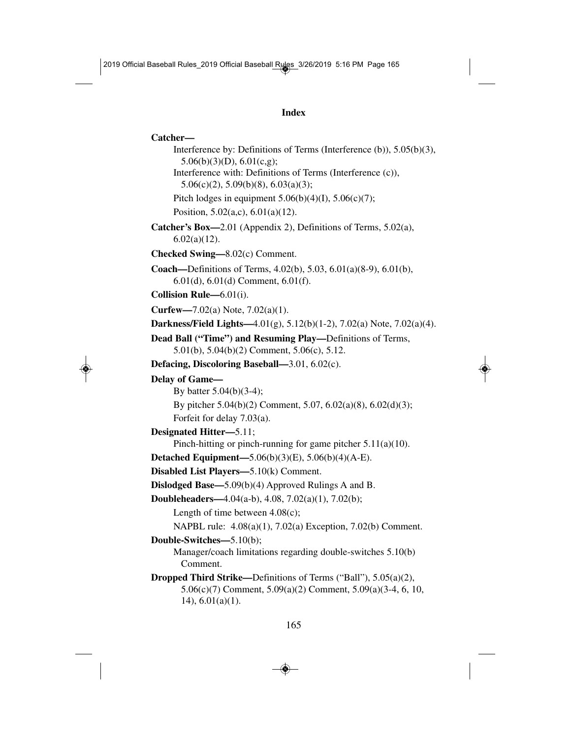## Index

**Catcher—**

Interference by: Definitions of Terms (Interference (b)), 5.05(b)(3), 5.06(b)(3)(D), 6.01(c,g);

Interference with: Definitions of Terms (Interference (c)), 5.06(c)(2), 5.09(b)(8), 6.03(a)(3);

Pitch lodges in equipment 5.06(b)(4)(I), 5.06(c)(7);

Position, 5.02(a,c), 6.01(a)(12).

**Catcher's Box—**2.01 (Appendix 2), Definitions of Terms, 5.02(a), 6.02(a)(12).

**Checked Swing—**8.02(c) Comment.

**Coach—**Definitions of Terms, 4.02(b), 5.03, 6.01(a)(8-9), 6.01(b), 6.01(d), 6.01(d) Comment, 6.01(f).

**Collision Rule—**6.01(i).

**Curfew—**7.02(a) Note, 7.02(a)(1).

**Darkness/Field Lights—**4.01(g), 5.12(b)(1-2), 7.02(a) Note, 7.02(a)(4).

**Dead Ball ("Time") and Resuming Play—**Definitions of Terms, 5.01(b), 5.04(b)(2) Comment, 5.06(c), 5.12.

**Defacing, Discoloring Baseball—**3.01, 6.02(c).

**Delay of Game—**

By batter 5.04(b)(3-4);

By pitcher 5.04(b)(2) Comment, 5.07, 6.02(a)(8), 6.02(d)(3);

Forfeit for delay 7.03(a).

**Designated Hitter—**5.11;

Pinch-hitting or pinch-running for game pitcher 5.11(a)(10).

**Detached Equipment—**5.06(b)(3)(E), 5.06(b)(4)(A-E).

**Disabled List Players—**5.10(k) Comment.

**Dislodged Base—**5.09(b)(4) Approved Rulings A and B.

**Doubleheaders—**4.04(a-b), 4.08, 7.02(a)(1), 7.02(b);

Length of time between 4.08(c);

NAPBL rule: 4.08(a)(1), 7.02(a) Exception, 7.02(b) Comment.

**Double-Switches—**5.10(b);

Manager/coach limitations regarding double-switches 5.10(b) Comment.

**Dropped Third Strike—**Definitions of Terms ("Ball"), 5.05(a)(2), 5.06(c)(7) Comment, 5.09(a)(2) Comment, 5.09(a)(3-4, 6, 10, 14), 6.01(a)(1).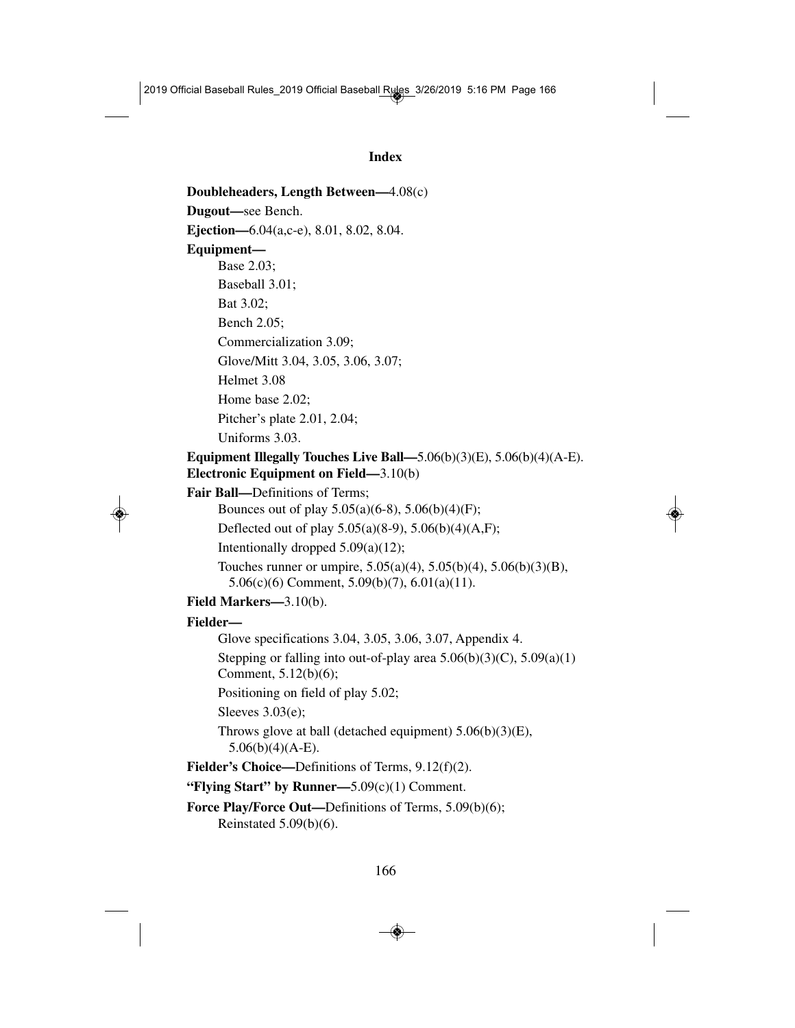## Index

**Doubleheaders, Length Between—**4.08(c)

**Dugout—**see Bench.

**Ejection—**6.04(a,c-e), 8.01, 8.02, 8.04.

**Equipment—**

Base 2.03;

Baseball 3.01;

Bat 3.02;

Bench 2.05;

Commercialization 3.09;

Glove/Mitt 3.04, 3.05, 3.06, 3.07;

Helmet 3.08

Home base 2.02;

Pitcher's plate 2.01, 2.04;

Uniforms 3.03.

**Equipment Illegally Touches Live Ball—**5.06(b)(3)(E), 5.06(b)(4)(A-E).

**Electronic Equipment on Field—**3.10(b)

**Fair Ball—**Definitions of Terms;

Bounces out of play 5.05(a)(6-8), 5.06(b)(4)(F);

Deflected out of play 5.05(a)(8-9), 5.06(b)(4)(A,F);

Intentionally dropped 5.09(a)(12);

Touches runner or umpire, 5.05(a)(4), 5.05(b)(4), 5.06(b)(3)(B), 5.06(c)(6) Comment, 5.09(b)(7), 6.01(a)(11).

**Field Markers—**3.10(b).

**Fielder—**

Glove specifications 3.04, 3.05, 3.06, 3.07, Appendix 4.

Stepping or falling into out-of-play area 5.06(b)(3)(C), 5.09(a)(1) Comment, 5.12(b)(6);

Positioning on field of play 5.02;

Sleeves 3.03(e);

Throws glove at ball (detached equipment) 5.06(b)(3)(E), 5.06(b)(4)(A-E).

**Fielder's Choice—**Definitions of Terms, 9.12(f)(2).

**"Flying Start" by Runner—**5.09(c)(1) Comment.

**Force Play/Force Out—**Definitions of Terms, 5.09(b)(6);

Reinstated 5.09(b)(6).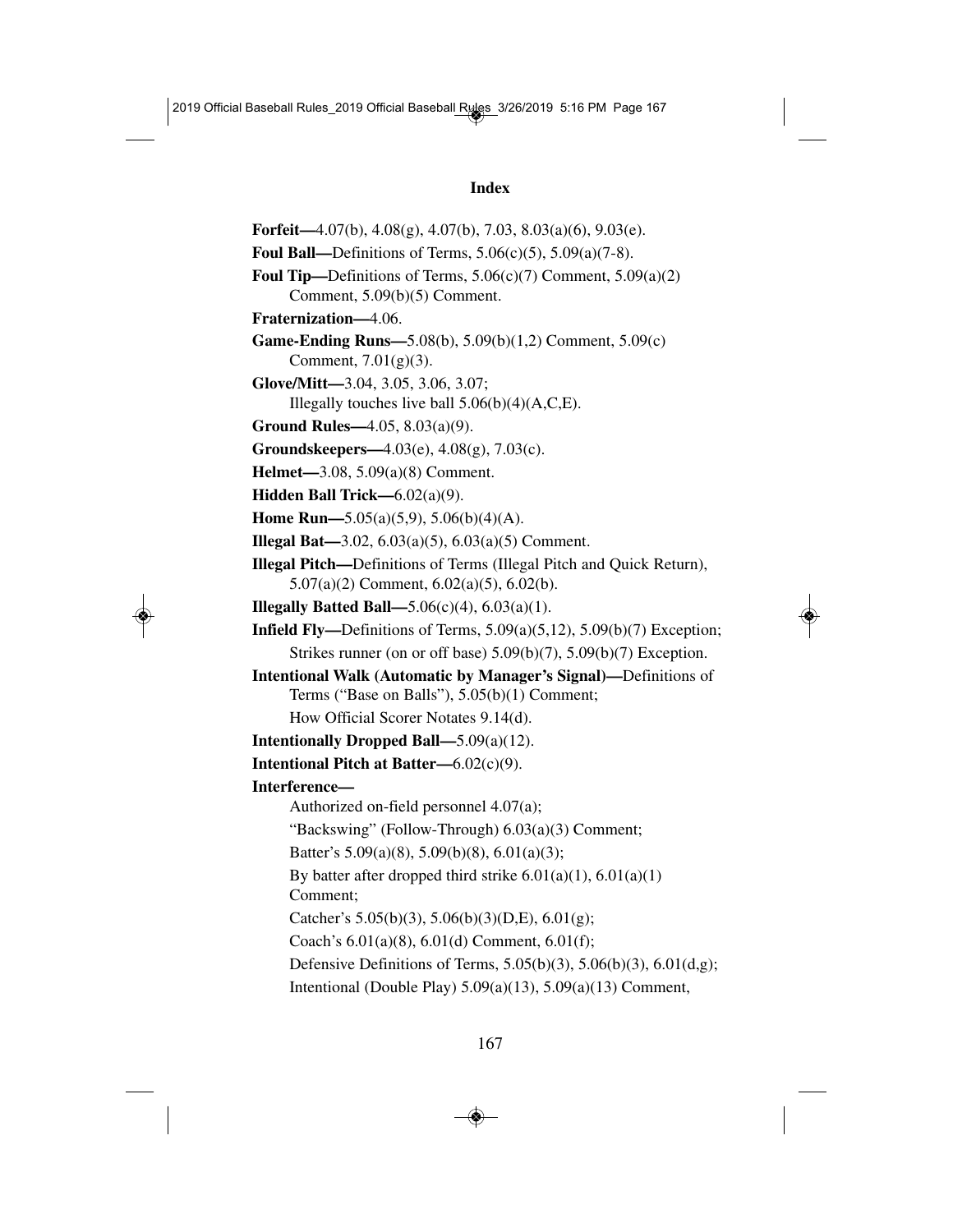## Index

**Forfeit—**4.07(b), 4.08(g), 4.07(b), 7.03, 8.03(a)(6), 9.03(e).

**Foul Ball—**Definitions of Terms, 5.06(c)(5), 5.09(a)(7-8).

**Foul Tip—**Definitions of Terms, 5.06(c)(7) Comment, 5.09(a)(2) Comment, 5.09(b)(5) Comment.

**Fraternization—**4.06.

**Game-Ending Runs—**5.08(b), 5.09(b)(1,2) Comment, 5.09(c) Comment, 7.01(g)(3).

**Glove/Mitt—**3.04, 3.05, 3.06, 3.07;
Illegally touches live ball 5.06(b)(4)(A,C,E).

**Ground Rules—**4.05, 8.03(a)(9).

**Groundskeepers—**4.03(e), 4.08(g), 7.03(c).

**Helmet—**3.08, 5.09(a)(8) Comment.

**Hidden Ball Trick—**6.02(a)(9).

**Home Run—**5.05(a)(5,9), 5.06(b)(4)(A).

**Illegal Bat—**3.02, 6.03(a)(5), 6.03(a)(5) Comment.

**Illegal Pitch—**Definitions of Terms (Illegal Pitch and Quick Return), 5.07(a)(2) Comment, 6.02(a)(5), 6.02(b).

**Illegally Batted Ball—**5.06(c)(4), 6.03(a)(1).

**Infield Fly—**Definitions of Terms, 5.09(a)(5,12), 5.09(b)(7) Exception;
Strikes runner (on or off base) 5.09(b)(7), 5.09(b)(7) Exception.

**Intentional Walk (Automatic by Manager's Signal)—**Definitions of Terms ("Base on Balls"), 5.05(b)(1) Comment;
How Official Scorer Notates 9.14(d).

**Intentionally Dropped Ball—**5.09(a)(12).

**Intentional Pitch at Batter—**6.02(c)(9).

**Interference—**
Authorized on-field personnel 4.07(a);
"Backswing" (Follow-Through) 6.03(a)(3) Comment;
Batter's 5.09(a)(8), 5.09(b)(8), 6.01(a)(3);
By batter after dropped third strike 6.01(a)(1), 6.01(a)(1) Comment;
Catcher's 5.05(b)(3), 5.06(b)(3)(D,E), 6.01(g);
Coach's 6.01(a)(8), 6.01(d) Comment, 6.01(f);
Defensive Definitions of Terms, 5.05(b)(3), 5.06(b)(3), 6.01(d,g);
Intentional (Double Play) 5.09(a)(13), 5.09(a)(13) Comment,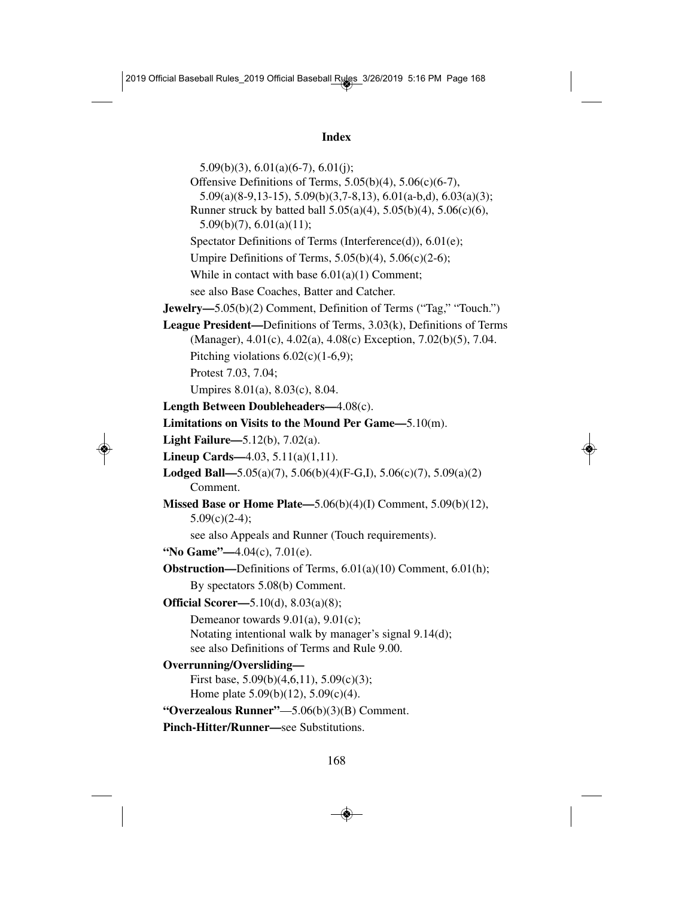## Index

5.09(b)(3), 6.01(a)(6-7), 6.01(j);

Offensive Definitions of Terms, 5.05(b)(4), 5.06(c)(6-7), 5.09(a)(8-9,13-15), 5.09(b)(3,7-8,13), 6.01(a-b,d), 6.03(a)(3);

Runner struck by batted ball 5.05(a)(4), 5.05(b)(4), 5.06(c)(6), 5.09(b)(7), 6.01(a)(11);

Spectator Definitions of Terms (Interference(d)), 6.01(e);

Umpire Definitions of Terms, 5.05(b)(4), 5.06(c)(2-6);

While in contact with base 6.01(a)(1) Comment;

see also Base Coaches, Batter and Catcher.

**Jewelry—**5.05(b)(2) Comment, Definition of Terms ("Tag," "Touch.")

**League President—**Definitions of Terms, 3.03(k), Definitions of Terms (Manager), 4.01(c), 4.02(a), 4.08(c) Exception, 7.02(b)(5), 7.04.

Pitching violations 6.02(c)(1-6,9);

Protest 7.03, 7.04;

Umpires 8.01(a), 8.03(c), 8.04.

**Length Between Doubleheaders—**4.08(c).

**Limitations on Visits to the Mound Per Game—**5.10(m).

**Light Failure—**5.12(b), 7.02(a).

**Lineup Cards—**4.03, 5.11(a)(1,11).

**Lodged Ball—**5.05(a)(7), 5.06(b)(4)(F-G,I), 5.06(c)(7), 5.09(a)(2) Comment.

**Missed Base or Home Plate—**5.06(b)(4)(I) Comment, 5.09(b)(12), 5.09(c)(2-4);

see also Appeals and Runner (Touch requirements).

**"No Game"—**4.04(c), 7.01(e).

**Obstruction—**Definitions of Terms, 6.01(a)(10) Comment, 6.01(h);

By spectators 5.08(b) Comment.

**Official Scorer—**5.10(d), 8.03(a)(8);

Demeanor towards 9.01(a), 9.01(c);

Notating intentional walk by manager's signal 9.14(d);

see also Definitions of Terms and Rule 9.00.

**Overrunning/Oversliding—**

First base, 5.09(b)(4,6,11), 5.09(c)(3);

Home plate 5.09(b)(12), 5.09(c)(4).

**"Overzealous Runner"**—5.06(b)(3)(B) Comment.

**Pinch-Hitter/Runner—**see Substitutions.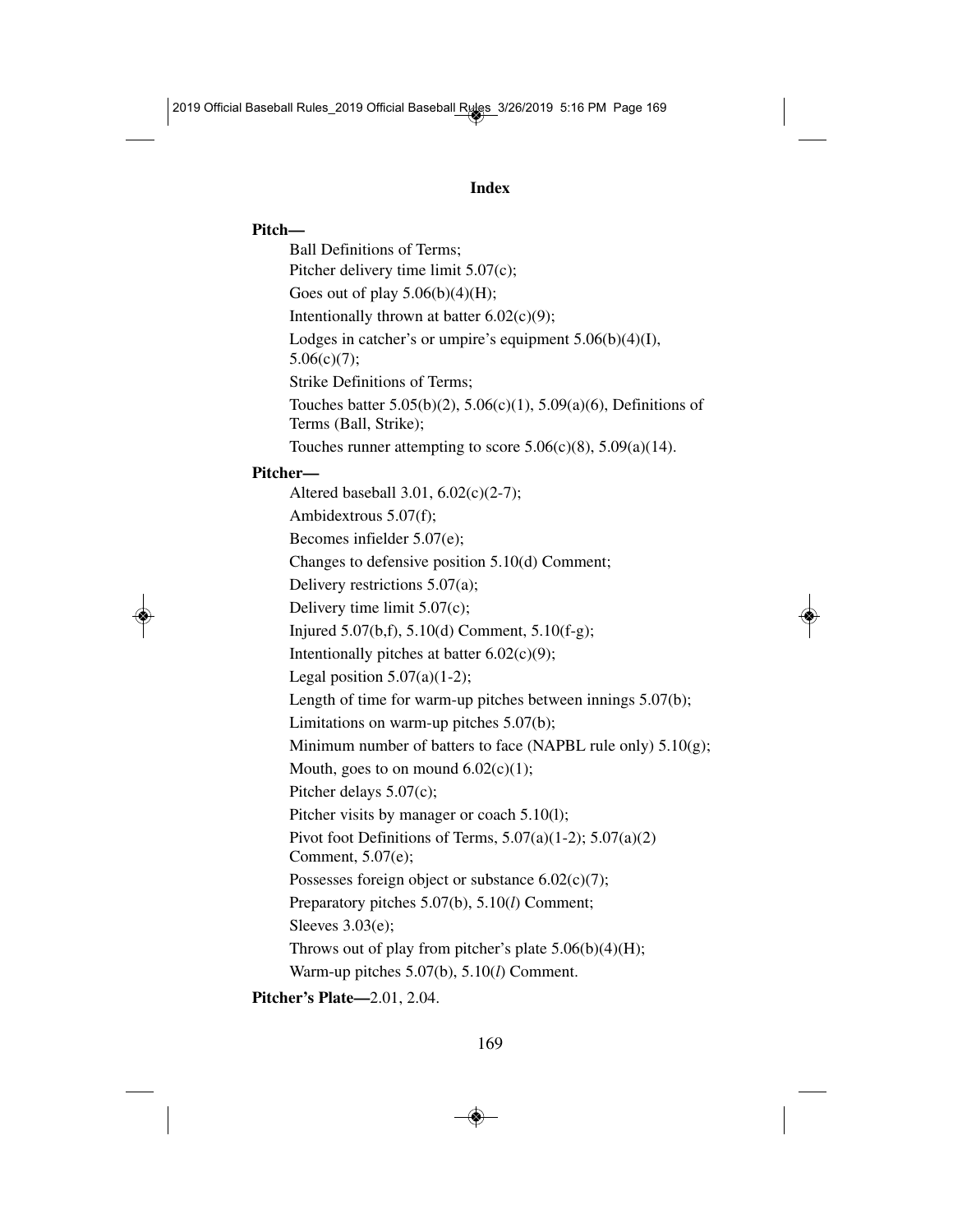## Index

**Pitch—**

- Ball Definitions of Terms;
- Pitcher delivery time limit 5.07(c);
- Goes out of play 5.06(b)(4)(H);
- Intentionally thrown at batter 6.02(c)(9);
- Lodges in catcher's or umpire's equipment 5.06(b)(4)(I), 5.06(c)(7);
- Strike Definitions of Terms;
- Touches batter 5.05(b)(2), 5.06(c)(1), 5.09(a)(6), Definitions of Terms (Ball, Strike);
- Touches runner attempting to score 5.06(c)(8), 5.09(a)(14).

**Pitcher—**

- Altered baseball 3.01, 6.02(c)(2-7);
- Ambidextrous 5.07(f);
- Becomes infielder 5.07(e);
- Changes to defensive position 5.10(d) Comment;
- Delivery restrictions 5.07(a);
- Delivery time limit 5.07(c);
- Injured 5.07(b,f), 5.10(d) Comment, 5.10(f-g);
- Intentionally pitches at batter 6.02(c)(9);
- Legal position 5.07(a)(1-2);
- Length of time for warm-up pitches between innings 5.07(b);
- Limitations on warm-up pitches 5.07(b);
- Minimum number of batters to face (NAPBL rule only) 5.10(g);
- Mouth, goes to on mound 6.02(c)(1);
- Pitcher delays 5.07(c);
- Pitcher visits by manager or coach 5.10(l);
- Pivot foot Definitions of Terms, 5.07(a)(1-2); 5.07(a)(2) Comment, 5.07(e);
- Possesses foreign object or substance 6.02(c)(7);
- Preparatory pitches 5.07(b), 5.10(*l*) Comment;
- Sleeves 3.03(e);
- Throws out of play from pitcher's plate 5.06(b)(4)(H);
- Warm-up pitches 5.07(b), 5.10(*l*) Comment.

**Pitcher's Plate—**2.01, 2.04.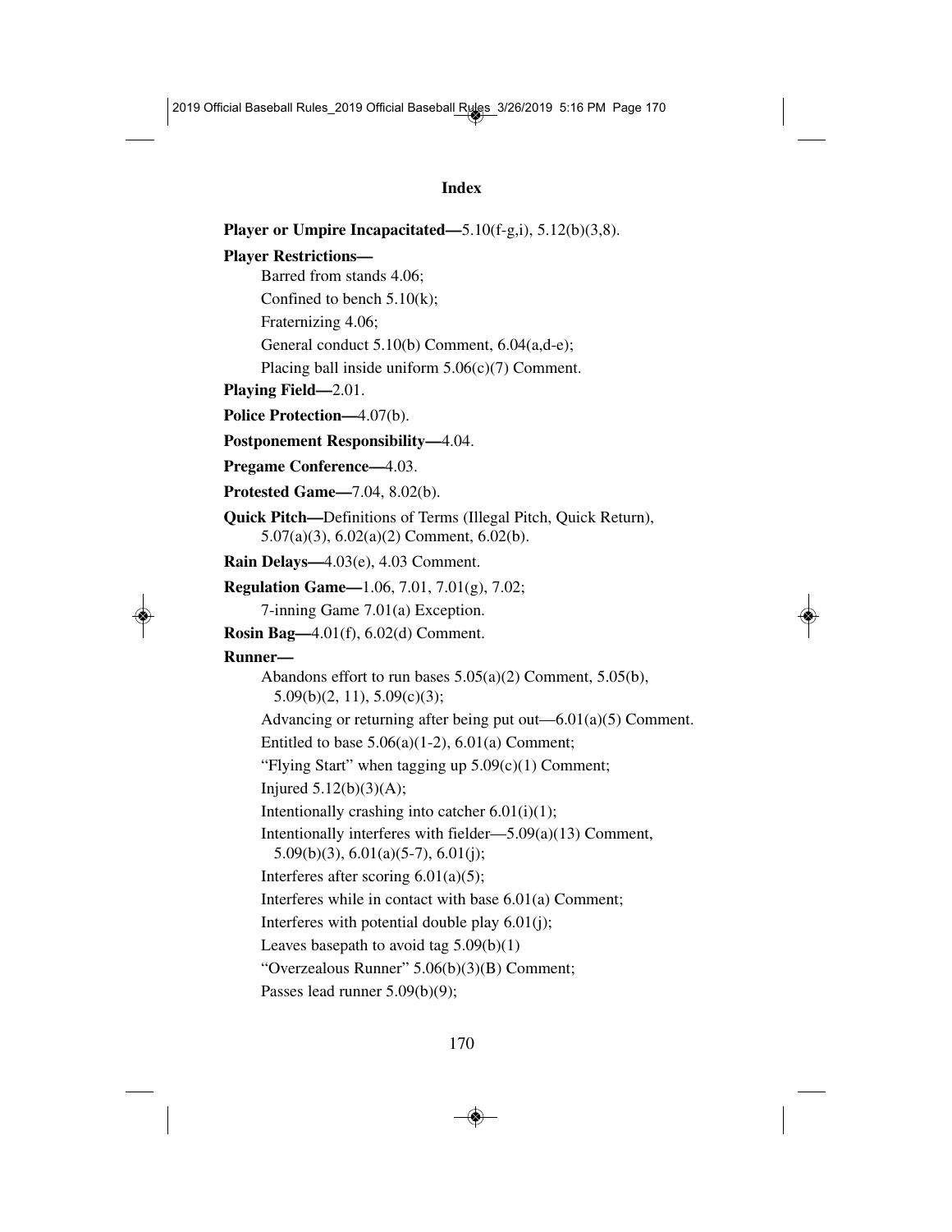## Index

**Player or Umpire Incapacitated—**5.10(f-g,i), 5.12(b)(3,8).

**Player Restrictions—**

Barred from stands 4.06;

Confined to bench 5.10(k);

Fraternizing 4.06;

General conduct 5.10(b) Comment, 6.04(a,d-e);

Placing ball inside uniform 5.06(c)(7) Comment.

**Playing Field—**2.01.

**Police Protection—**4.07(b).

**Postponement Responsibility—**4.04.

**Pregame Conference—**4.03.

**Protested Game—**7.04, 8.02(b).

**Quick Pitch—**Definitions of Terms (Illegal Pitch, Quick Return), 5.07(a)(3), 6.02(a)(2) Comment, 6.02(b).

**Rain Delays—**4.03(e), 4.03 Comment.

**Regulation Game—**1.06, 7.01, 7.01(g), 7.02;

7-inning Game 7.01(a) Exception.

**Rosin Bag—**4.01(f), 6.02(d) Comment.

**Runner—**

Abandons effort to run bases 5.05(a)(2) Comment, 5.05(b), 5.09(b)(2, 11), 5.09(c)(3);

Advancing or returning after being put out—6.01(a)(5) Comment.

Entitled to base 5.06(a)(1-2), 6.01(a) Comment;

"Flying Start" when tagging up 5.09(c)(1) Comment;

Injured 5.12(b)(3)(A);

Intentionally crashing into catcher 6.01(i)(1);

Intentionally interferes with fielder—5.09(a)(13) Comment, 5.09(b)(3), 6.01(a)(5-7), 6.01(j);

Interferes after scoring 6.01(a)(5);

Interferes while in contact with base 6.01(a) Comment;

Interferes with potential double play 6.01(j);

Leaves basepath to avoid tag 5.09(b)(1)

"Overzealous Runner" 5.06(b)(3)(B) Comment;

Passes lead runner 5.09(b)(9);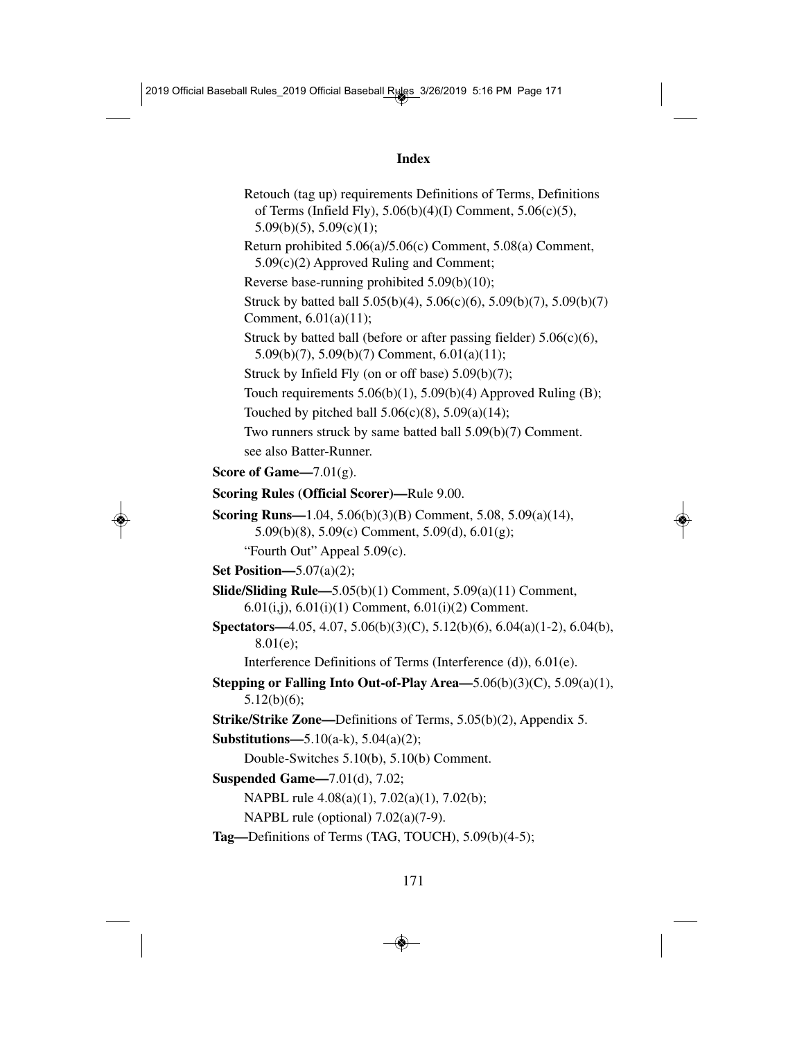## Index

Retouch (tag up) requirements Definitions of Terms, Definitions of Terms (Infield Fly), 5.06(b)(4)(I) Comment, 5.06(c)(5), 5.09(b)(5), 5.09(c)(1);

Return prohibited 5.06(a)/5.06(c) Comment, 5.08(a) Comment, 5.09(c)(2) Approved Ruling and Comment;

Reverse base-running prohibited 5.09(b)(10);

Struck by batted ball 5.05(b)(4), 5.06(c)(6), 5.09(b)(7), 5.09(b)(7) Comment, 6.01(a)(11);

Struck by batted ball (before or after passing fielder) 5.06(c)(6), 5.09(b)(7), 5.09(b)(7) Comment, 6.01(a)(11);

Struck by Infield Fly (on or off base) 5.09(b)(7);

Touch requirements 5.06(b)(1), 5.09(b)(4) Approved Ruling (B);

Touched by pitched ball 5.06(c)(8), 5.09(a)(14);

Two runners struck by same batted ball 5.09(b)(7) Comment.

see also Batter-Runner.

**Score of Game—**7.01(g).

**Scoring Rules (Official Scorer)—**Rule 9.00.

**Scoring Runs—**1.04, 5.06(b)(3)(B) Comment, 5.08, 5.09(a)(14), 5.09(b)(8), 5.09(c) Comment, 5.09(d), 6.01(g);

"Fourth Out" Appeal 5.09(c).

**Set Position—**5.07(a)(2);

**Slide/Sliding Rule—**5.05(b)(1) Comment, 5.09(a)(11) Comment, 6.01(i,j), 6.01(i)(1) Comment, 6.01(i)(2) Comment.

**Spectators—**4.05, 4.07, 5.06(b)(3)(C), 5.12(b)(6), 6.04(a)(1-2), 6.04(b), 8.01(e);

Interference Definitions of Terms (Interference (d)), 6.01(e).

**Stepping or Falling Into Out-of-Play Area—**5.06(b)(3)(C), 5.09(a)(1), 5.12(b)(6);

**Strike/Strike Zone—**Definitions of Terms, 5.05(b)(2), Appendix 5.

**Substitutions—**5.10(a-k), 5.04(a)(2);

Double-Switches 5.10(b), 5.10(b) Comment.

**Suspended Game—**7.01(d), 7.02;

NAPBL rule 4.08(a)(1), 7.02(a)(1), 7.02(b);

NAPBL rule (optional) 7.02(a)(7-9).

**Tag—**Definitions of Terms (TAG, TOUCH), 5.09(b)(4-5);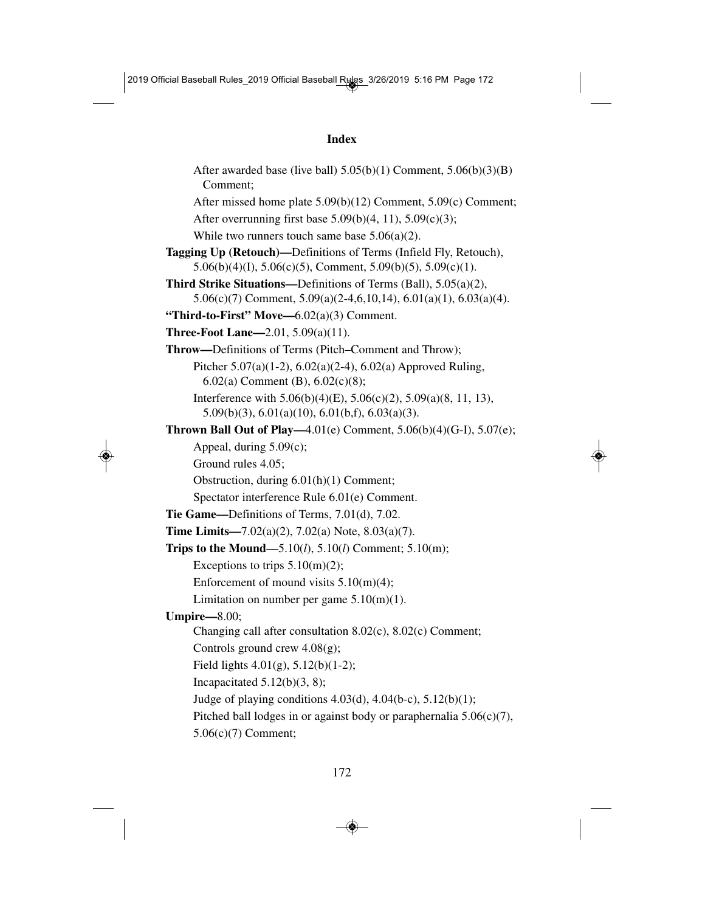## Index

After awarded base (live ball) 5.05(b)(1) Comment, 5.06(b)(3)(B) Comment;

After missed home plate 5.09(b)(12) Comment, 5.09(c) Comment;

After overrunning first base 5.09(b)(4, 11), 5.09(c)(3);

While two runners touch same base 5.06(a)(2).

**Tagging Up (Retouch)—**Definitions of Terms (Infield Fly, Retouch), 5.06(b)(4)(I), 5.06(c)(5), Comment, 5.09(b)(5), 5.09(c)(1).

**Third Strike Situations—**Definitions of Terms (Ball), 5.05(a)(2), 5.06(c)(7) Comment, 5.09(a)(2-4,6,10,14), 6.01(a)(1), 6.03(a)(4).

**"Third-to-First" Move—**6.02(a)(3) Comment.

**Three-Foot Lane—**2.01, 5.09(a)(11).

**Throw—**Definitions of Terms (Pitch–Comment and Throw);

Pitcher 5.07(a)(1-2), 6.02(a)(2-4), 6.02(a) Approved Ruling, 6.02(a) Comment (B), 6.02(c)(8);

Interference with 5.06(b)(4)(E), 5.06(c)(2), 5.09(a)(8, 11, 13), 5.09(b)(3), 6.01(a)(10), 6.01(b,f), 6.03(a)(3).

**Thrown Ball Out of Play—**4.01(e) Comment, 5.06(b)(4)(G-I), 5.07(e);

Appeal, during 5.09(c);

Ground rules 4.05;

Obstruction, during 6.01(h)(1) Comment;

Spectator interference Rule 6.01(e) Comment.

**Tie Game—**Definitions of Terms, 7.01(d), 7.02.

**Time Limits—**7.02(a)(2), 7.02(a) Note, 8.03(a)(7).

**Trips to the Mound**—5.10(*l*), 5.10(*l*) Comment; 5.10(m);

Exceptions to trips 5.10(m)(2);

Enforcement of mound visits 5.10(m)(4);

Limitation on number per game 5.10(m)(1).

**Umpire—**8.00;

Changing call after consultation 8.02(c), 8.02(c) Comment;

Controls ground crew 4.08(g);

Field lights 4.01(g), 5.12(b)(1-2);

Incapacitated 5.12(b)(3, 8);

Judge of playing conditions 4.03(d), 4.04(b-c), 5.12(b)(1);

Pitched ball lodges in or against body or paraphernalia 5.06(c)(7), 5.06(c)(7) Comment;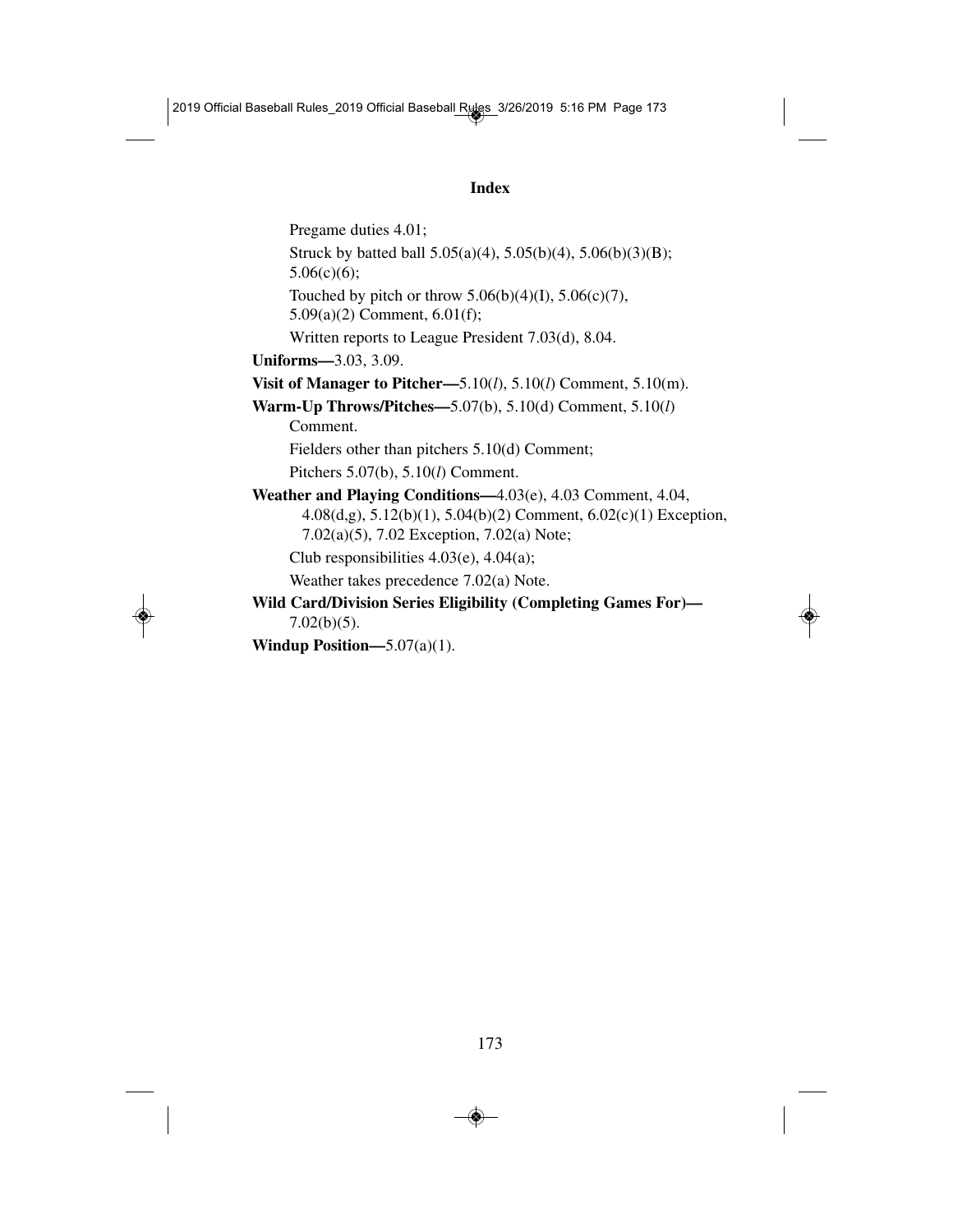Pregame duties 4.01;

Struck by batted ball 5.05(a)(4), 5.05(b)(4), 5.06(b)(3)(B); 5.06(c)(6);

Touched by pitch or throw 5.06(b)(4)(I), 5.06(c)(7), 5.09(a)(2) Comment, 6.01(f);

Written reports to League President 7.03(d), 8.04.

**Uniforms—**3.03, 3.09.

**Visit of Manager to Pitcher—**5.10(*l*), 5.10(*l*) Comment, 5.10(m).

**Warm-Up Throws/Pitches—**5.07(b), 5.10(d) Comment, 5.10(*l*) Comment.

Fielders other than pitchers 5.10(d) Comment;

Pitchers 5.07(b), 5.10(*l*) Comment.

**Weather and Playing Conditions—**4.03(e), 4.03 Comment, 4.04, 4.08(d,g), 5.12(b)(1), 5.04(b)(2) Comment, 6.02(c)(1) Exception, 7.02(a)(5), 7.02 Exception, 7.02(a) Note;

Club responsibilities 4.03(e), 4.04(a);

Weather takes precedence 7.02(a) Note.

**Wild Card/Division Series Eligibility (Completing Games For)—** 7.02(b)(5).

**Windup Position—**5.07(a)(1).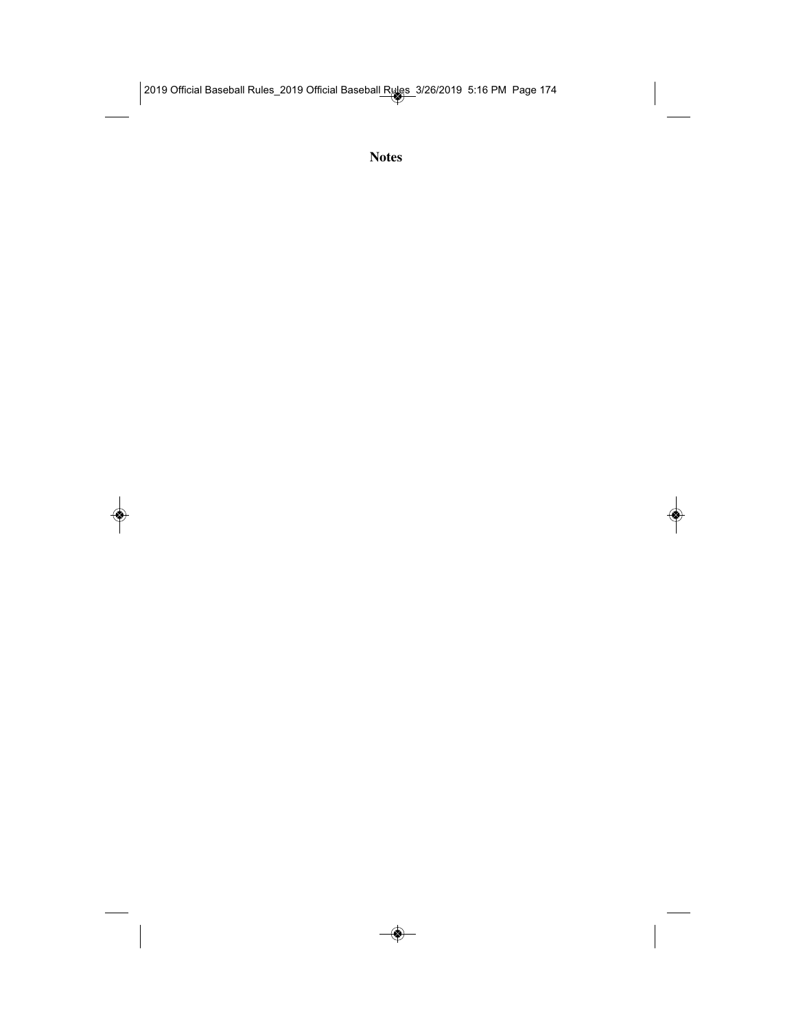# Notes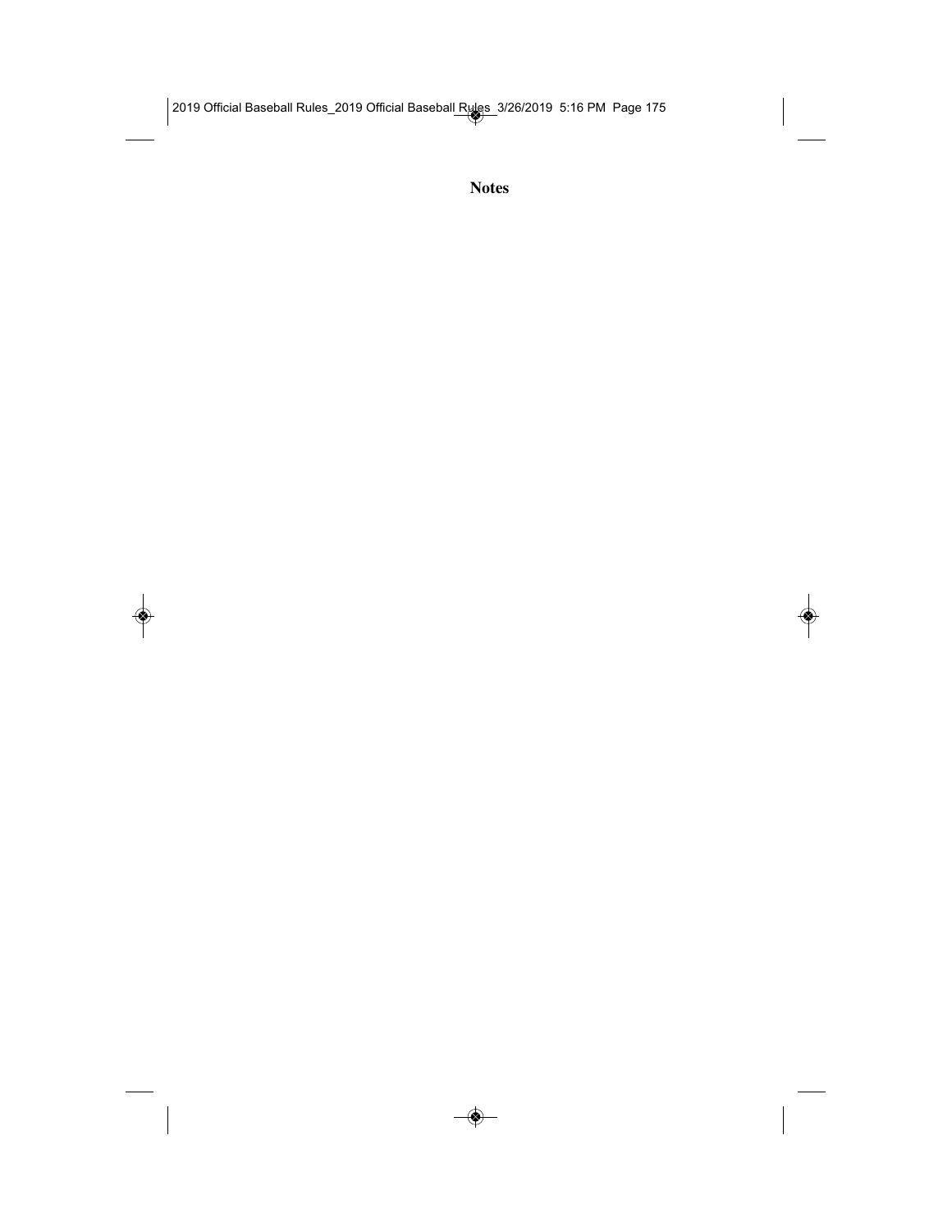# Notes